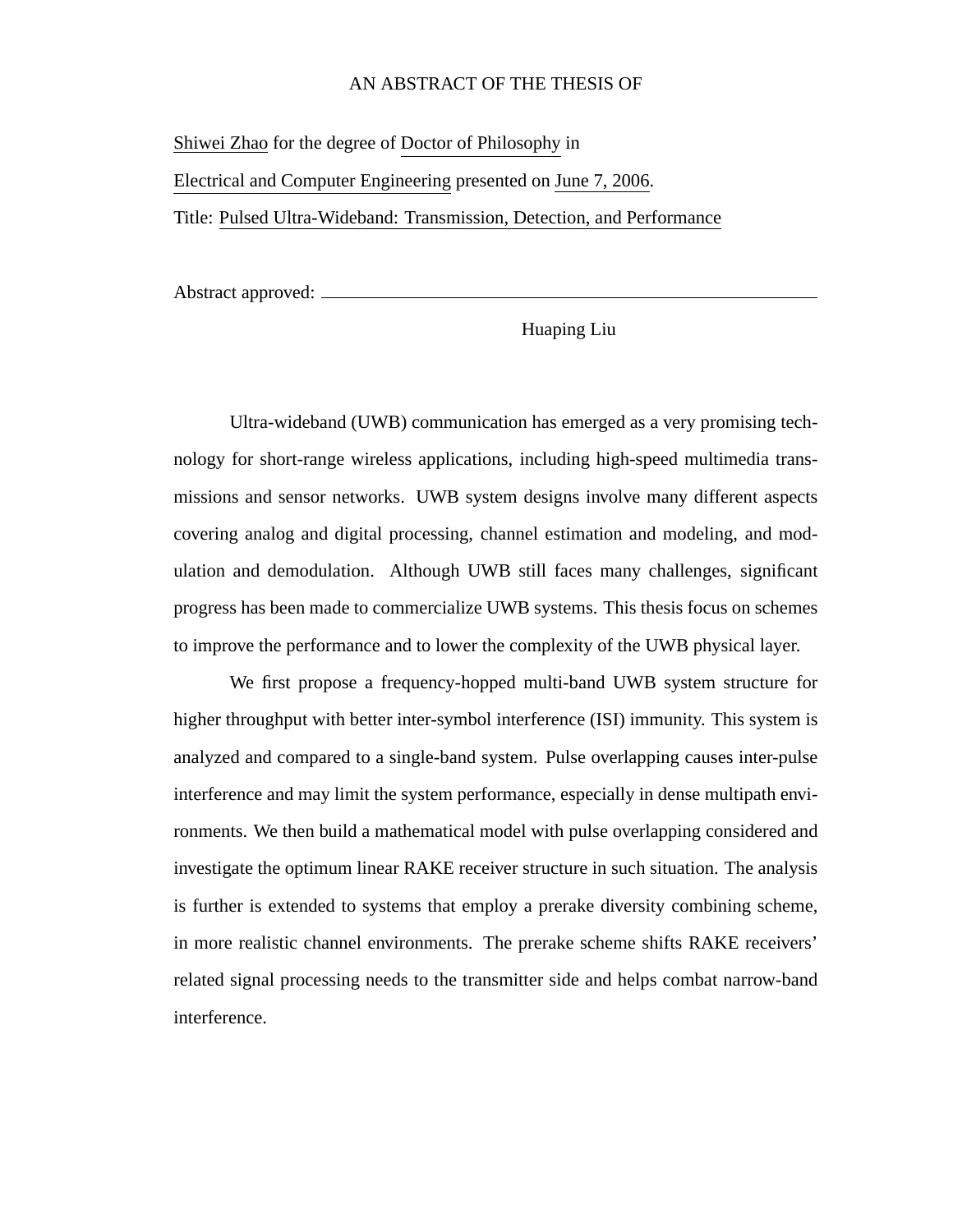AN ABSTRACT OF THE THESIS OF

Shiwei Zhao for the degree of Doctor of Philosophy in

Electrical and Computer Engineering presented on June 7, 2006.

Title: Pulsed Ultra-Wideband: Transmission, Detection, and Performance

Abstract approved: ______________________________________________

Huaping Liu

Ultra-wideband (UWB) communication has emerged as a very promising technology for short-range wireless applications, including high-speed multimedia transmissions and sensor networks. UWB system designs involve many different aspects covering analog and digital processing, channel estimation and modeling, and modulation and demodulation. Although UWB still faces many challenges, significant progress has been made to commercialize UWB systems. This thesis focus on schemes to improve the performance and to lower the complexity of the UWB physical layer.

We first propose a frequency-hopped multi-band UWB system structure for higher throughput with better inter-symbol interference (ISI) immunity. This system is analyzed and compared to a single-band system. Pulse overlapping causes inter-pulse interference and may limit the system performance, especially in dense multipath environments. We then build a mathematical model with pulse overlapping considered and investigate the optimum linear RAKE receiver structure in such situation. The analysis is further is extended to systems that employ a prerake diversity combining scheme, in more realistic channel environments. The prerake scheme shifts RAKE receivers' related signal processing needs to the transmitter side and helps combat narrow-band interference.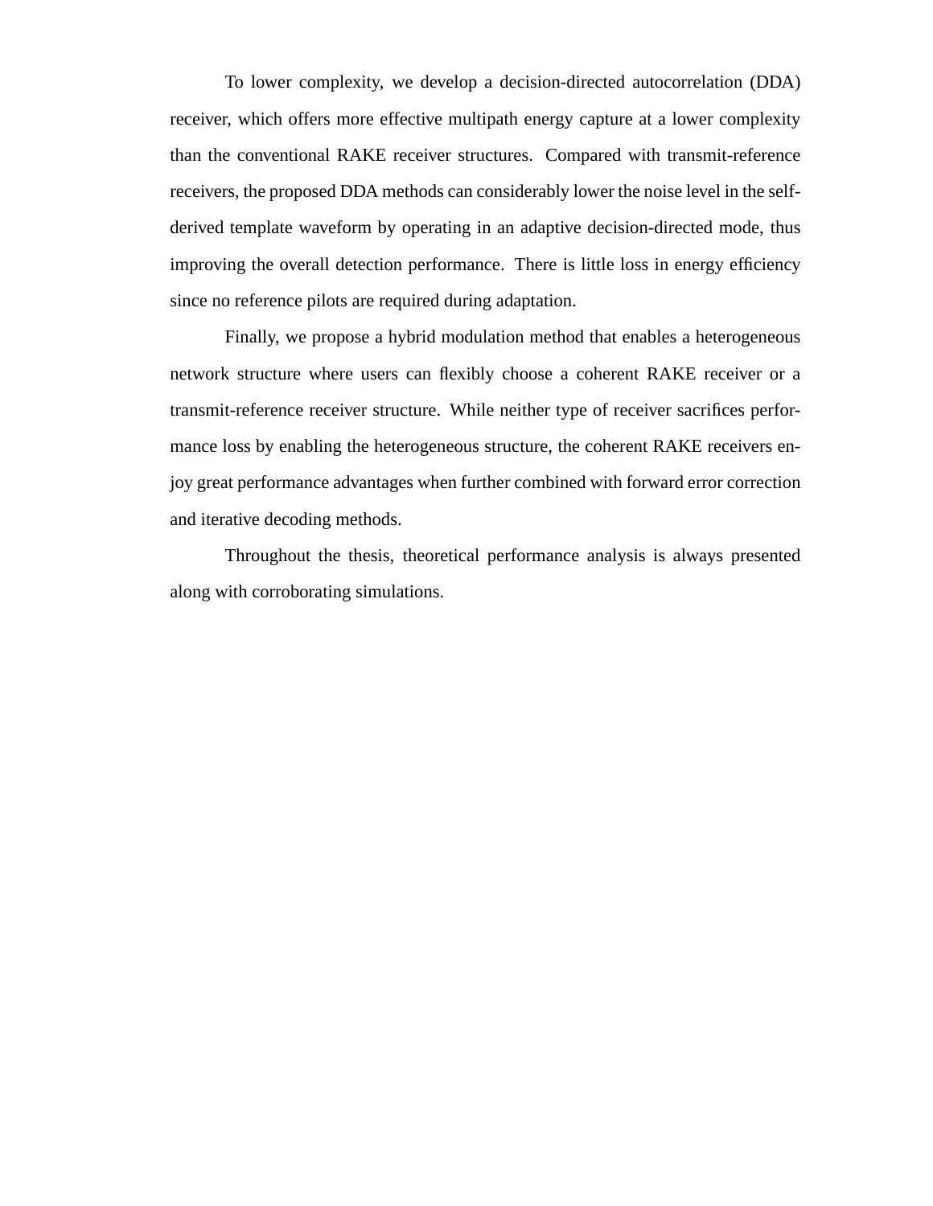To lower complexity, we develop a decision-directed autocorrelation (DDA) receiver, which offers more effective multipath energy capture at a lower complexity than the conventional RAKE receiver structures. Compared with transmit-reference receivers, the proposed DDA methods can considerably lower the noise level in the self-derived template waveform by operating in an adaptive decision-directed mode, thus improving the overall detection performance. There is little loss in energy efficiency since no reference pilots are required during adaptation.

Finally, we propose a hybrid modulation method that enables a heterogeneous network structure where users can flexibly choose a coherent RAKE receiver or a transmit-reference receiver structure. While neither type of receiver sacrifices performance loss by enabling the heterogeneous structure, the coherent RAKE receivers enjoy great performance advantages when further combined with forward error correction and iterative decoding methods.

Throughout the thesis, theoretical performance analysis is always presented along with corroborating simulations.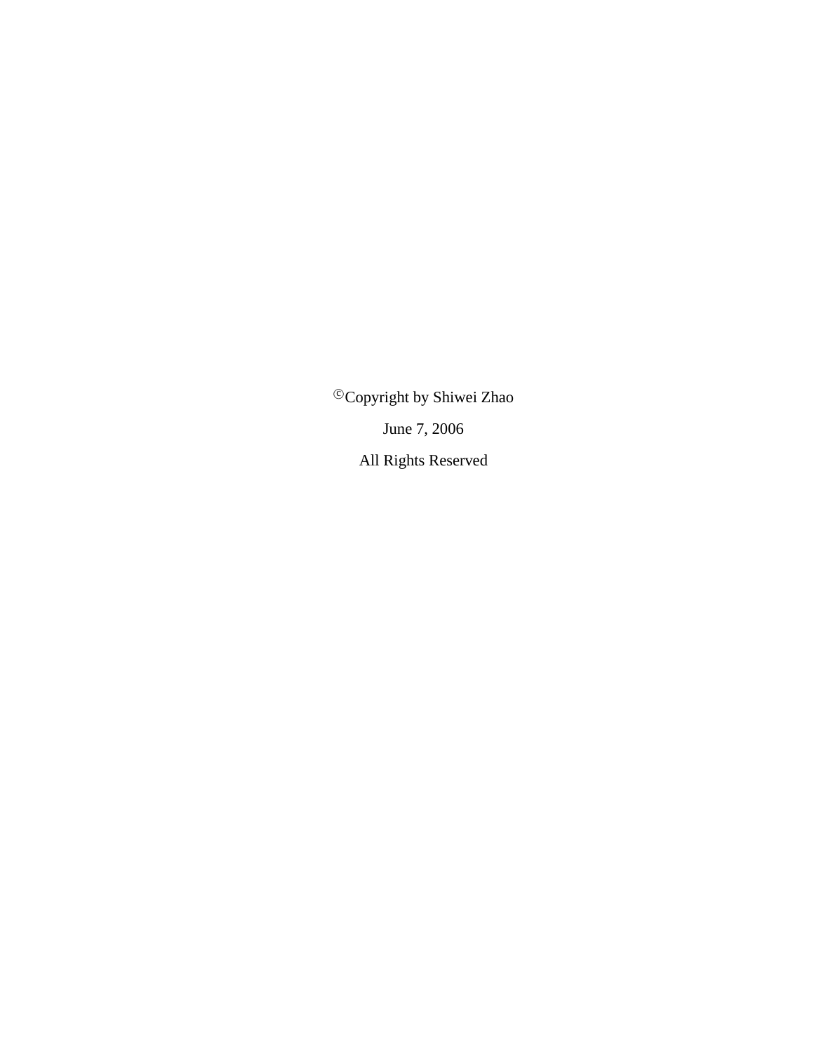©Copyright by Shiwei Zhao

June 7, 2006

All Rights Reserved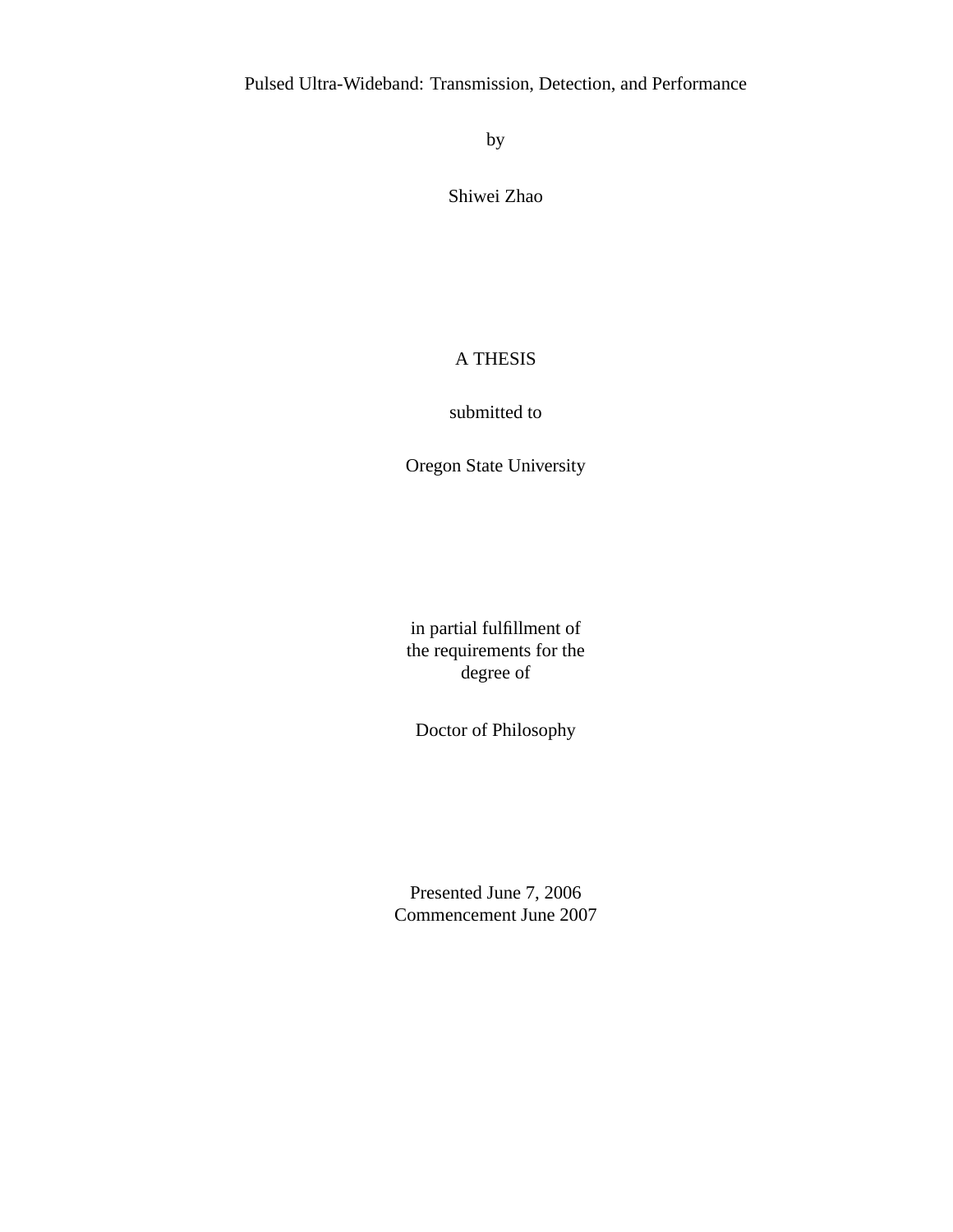Pulsed Ultra-Wideband: Transmission, Detection, and Performance

by

Shiwei Zhao

A THESIS

submitted to

Oregon State University

in partial fulfillment of
the requirements for the
degree of

Doctor of Philosophy

Presented June 7, 2006
Commencement June 2007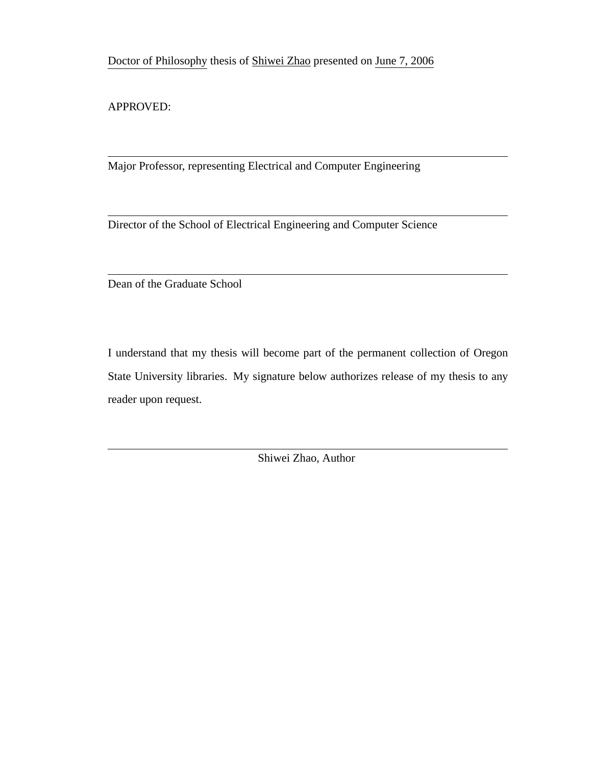Doctor of Philosophy thesis of Shiwei Zhao presented on June 7, 2006

APPROVED:

---

Major Professor, representing Electrical and Computer Engineering

---

Director of the School of Electrical Engineering and Computer Science

---

Dean of the Graduate School

I understand that my thesis will become part of the permanent collection of Oregon State University libraries. My signature below authorizes release of my thesis to any reader upon request.

---

Shiwei Zhao, Author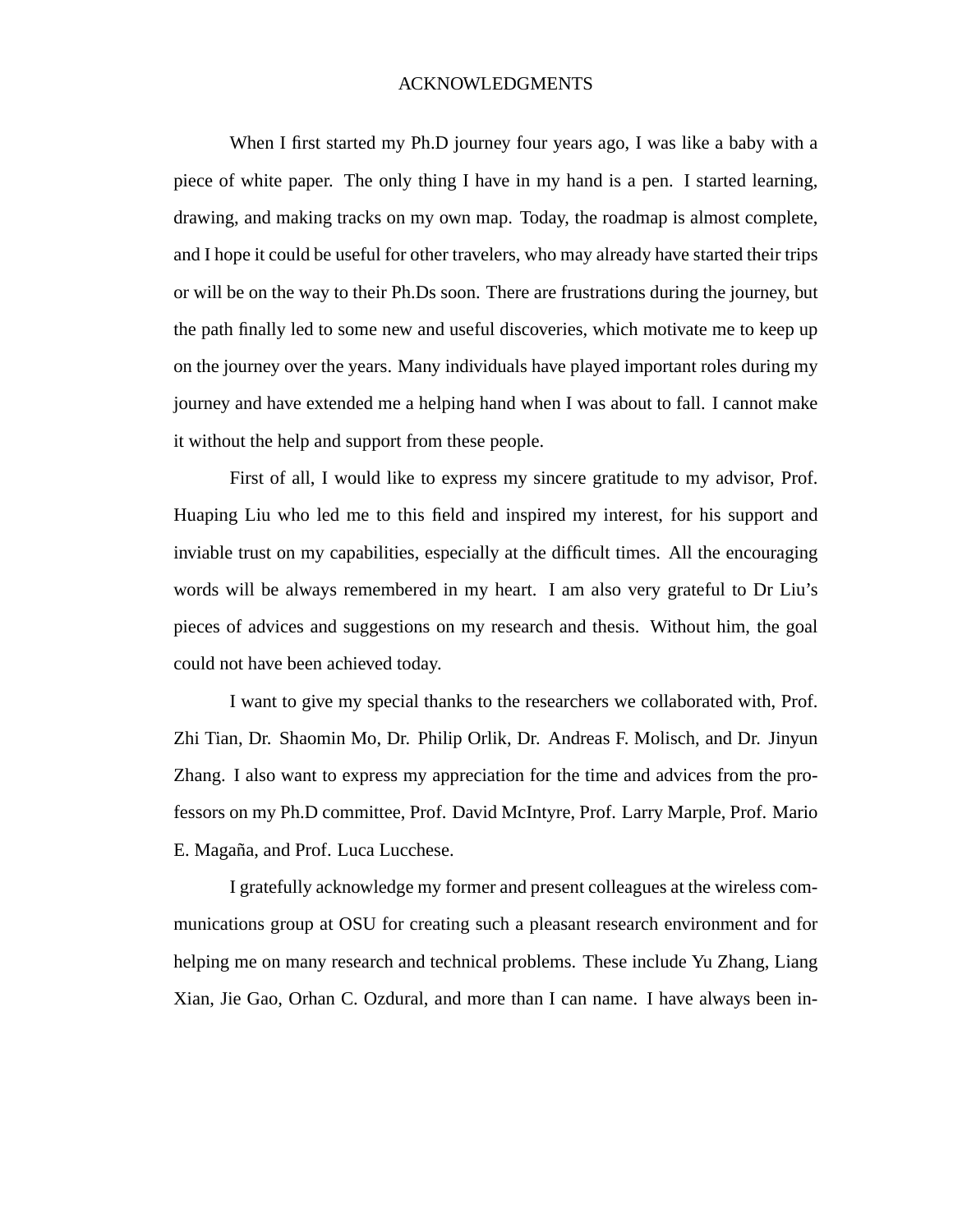# ACKNOWLEDGMENTS

When I first started my Ph.D journey four years ago, I was like a baby with a piece of white paper. The only thing I have in my hand is a pen. I started learning, drawing, and making tracks on my own map. Today, the roadmap is almost complete, and I hope it could be useful for other travelers, who may already have started their trips or will be on the way to their Ph.Ds soon. There are frustrations during the journey, but the path finally led to some new and useful discoveries, which motivate me to keep up on the journey over the years. Many individuals have played important roles during my journey and have extended me a helping hand when I was about to fall. I cannot make it without the help and support from these people.

First of all, I would like to express my sincere gratitude to my advisor, Prof. Huaping Liu who led me to this field and inspired my interest, for his support and inviable trust on my capabilities, especially at the difficult times. All the encouraging words will be always remembered in my heart. I am also very grateful to Dr Liu's pieces of advices and suggestions on my research and thesis. Without him, the goal could not have been achieved today.

I want to give my special thanks to the researchers we collaborated with, Prof. Zhi Tian, Dr. Shaomin Mo, Dr. Philip Orlik, Dr. Andreas F. Molisch, and Dr. Jinyun Zhang. I also want to express my appreciation for the time and advices from the professors on my Ph.D committee, Prof. David McIntyre, Prof. Larry Marple, Prof. Mario E. Magaña, and Prof. Luca Lucchese.

I gratefully acknowledge my former and present colleagues at the wireless communications group at OSU for creating such a pleasant research environment and for helping me on many research and technical problems. These include Yu Zhang, Liang Xian, Jie Gao, Orhan C. Ozdural, and more than I can name. I have always been in-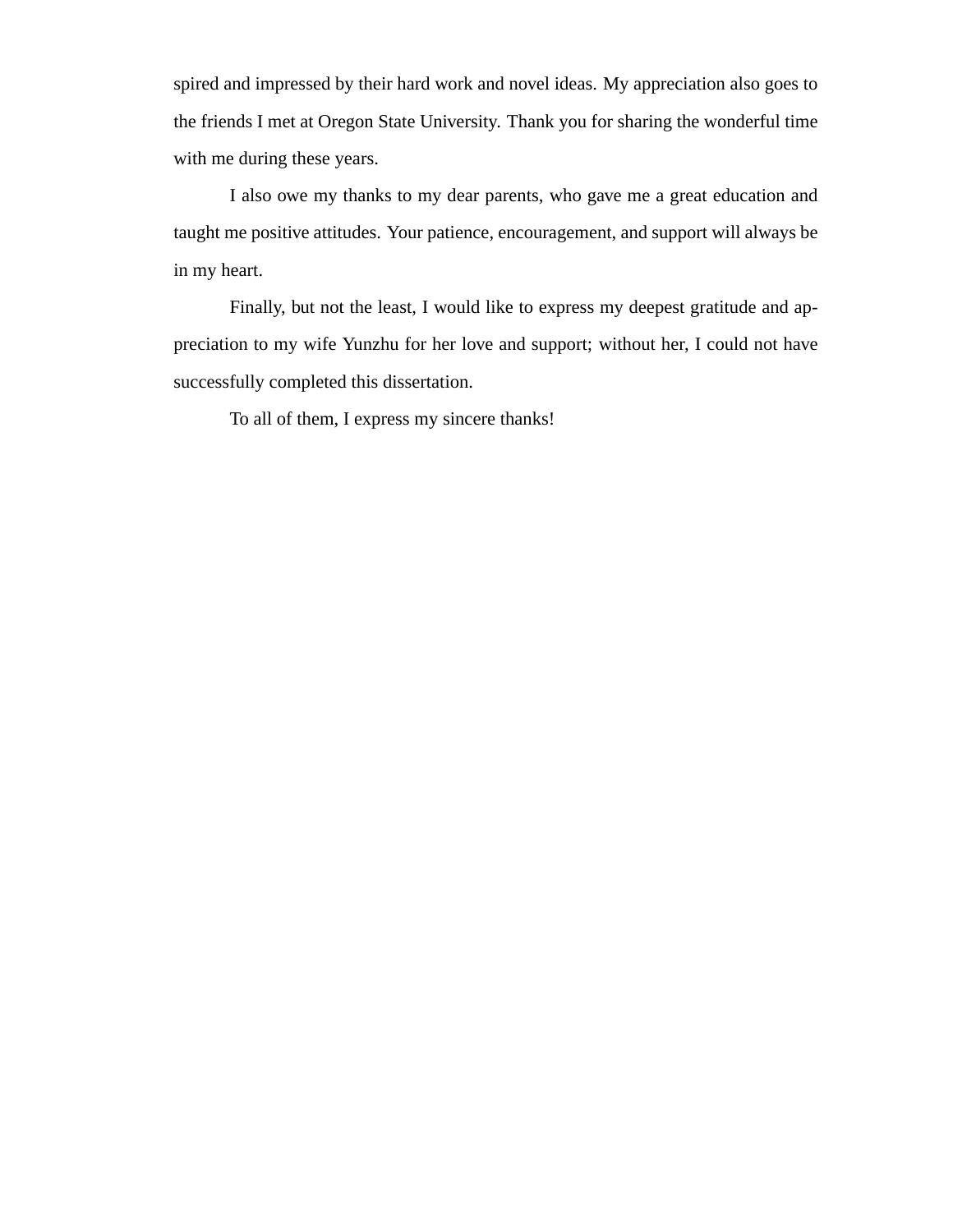spired and impressed by their hard work and novel ideas. My appreciation also goes to the friends I met at Oregon State University. Thank you for sharing the wonderful time with me during these years.

I also owe my thanks to my dear parents, who gave me a great education and taught me positive attitudes. Your patience, encouragement, and support will always be in my heart.

Finally, but not the least, I would like to express my deepest gratitude and appreciation to my wife Yunzhu for her love and support; without her, I could not have successfully completed this dissertation.

To all of them, I express my sincere thanks!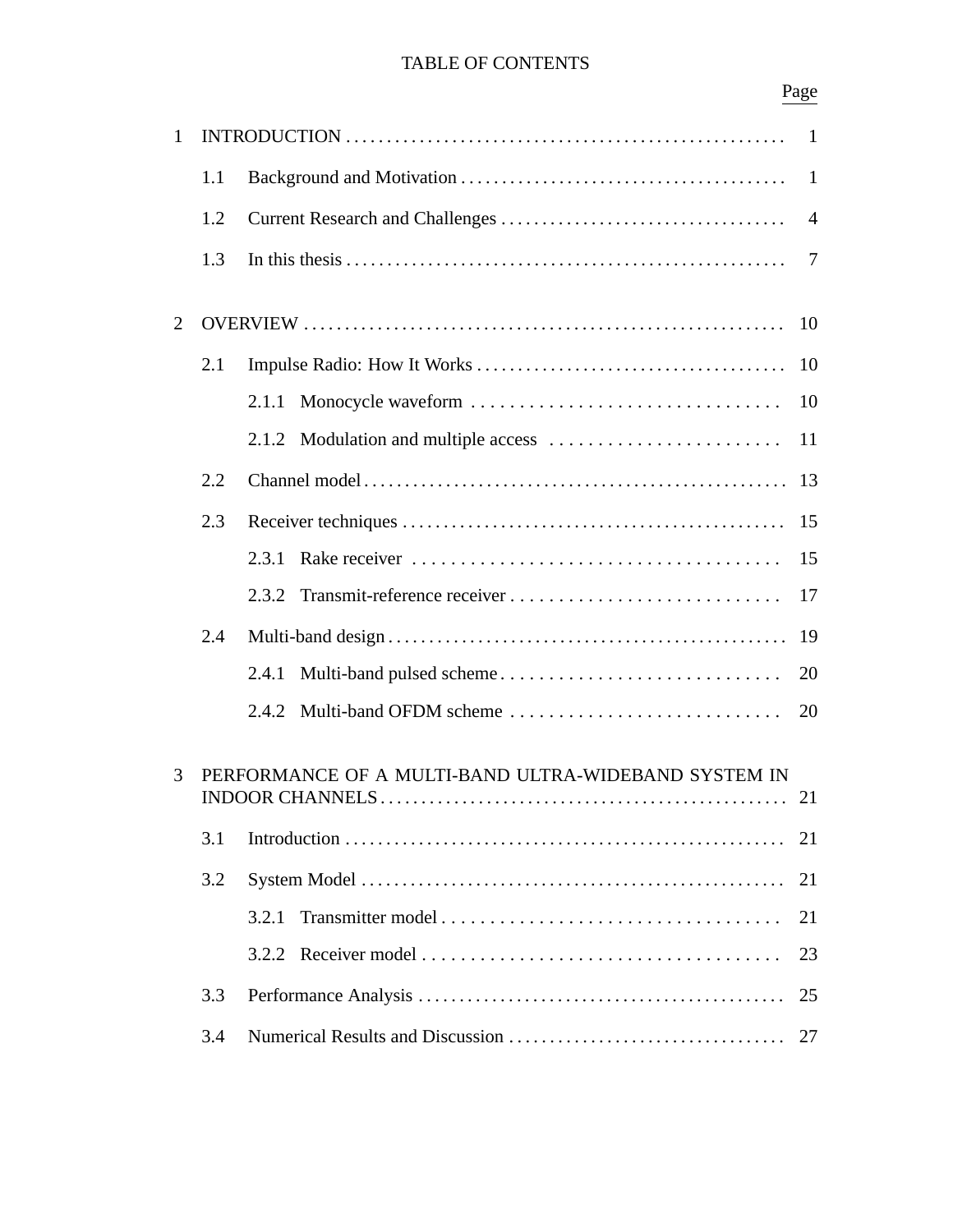# TABLE OF CONTENTS

| | Page |
|---|---|
| 1 INTRODUCTION | 1 |
| 1.1 Background and Motivation | 1 |
| 1.2 Current Research and Challenges | 4 |
| 1.3 In this thesis | 7 |
| 2 OVERVIEW | 10 |
| 2.1 Impulse Radio: How It Works | 10 |
| 2.1.1 Monocycle waveform | 10 |
| 2.1.2 Modulation and multiple access | 11 |
| 2.2 Channel model | 13 |
| 2.3 Receiver techniques | 15 |
| 2.3.1 Rake receiver | 15 |
| 2.3.2 Transmit-reference receiver | 17 |
| 2.4 Multi-band design | 19 |
| 2.4.1 Multi-band pulsed scheme | 20 |
| 2.4.2 Multi-band OFDM scheme | 20 |
| 3 PERFORMANCE OF A MULTI-BAND ULTRA-WIDEBAND SYSTEM IN INDOOR CHANNELS | 21 |
| 3.1 Introduction | 21 |
| 3.2 System Model | 21 |
| 3.2.1 Transmitter model | 21 |
| 3.2.2 Receiver model | 23 |
| 3.3 Performance Analysis | 25 |
| 3.4 Numerical Results and Discussion | 27 |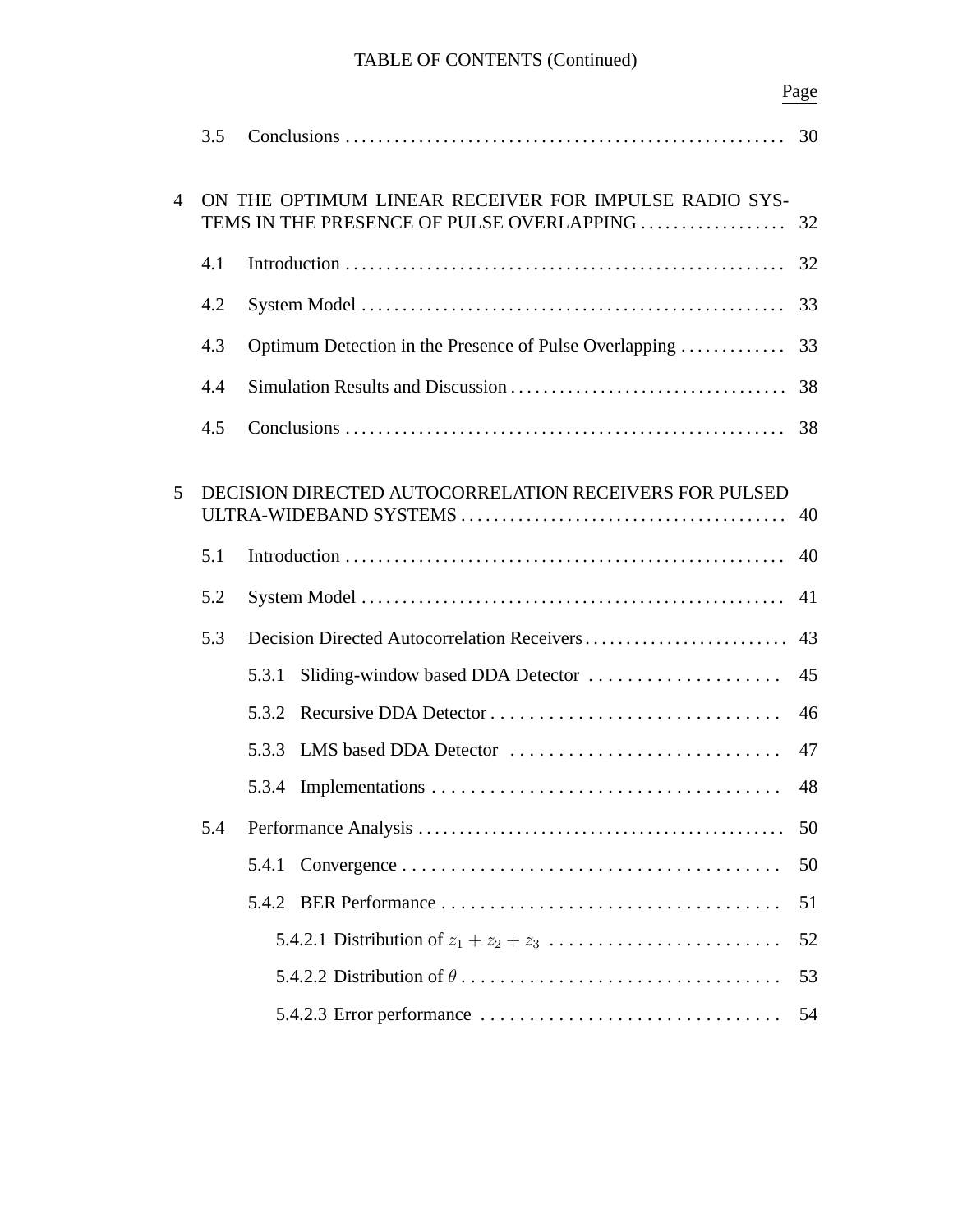TABLE OF CONTENTS (Continued)

| | Page |
|---|---|
| 3.5 Conclusions | 30 |
| 4 ON THE OPTIMUM LINEAR RECEIVER FOR IMPULSE RADIO SYSTEMS IN THE PRESENCE OF PULSE OVERLAPPING | 32 |
| 4.1 Introduction | 32 |
| 4.2 System Model | 33 |
| 4.3 Optimum Detection in the Presence of Pulse Overlapping | 33 |
| 4.4 Simulation Results and Discussion | 38 |
| 4.5 Conclusions | 38 |
| 5 DECISION DIRECTED AUTOCORRELATION RECEIVERS FOR PULSED ULTRA-WIDEBAND SYSTEMS | 40 |
| 5.1 Introduction | 40 |
| 5.2 System Model | 41 |
| 5.3 Decision Directed Autocorrelation Receivers | 43 |
| 5.3.1 Sliding-window based DDA Detector | 45 |
| 5.3.2 Recursive DDA Detector | 46 |
| 5.3.3 LMS based DDA Detector | 47 |
| 5.3.4 Implementations | 48 |
| 5.4 Performance Analysis | 50 |
| 5.4.1 Convergence | 50 |
| 5.4.2 BER Performance | 51 |
| 5.4.2.1 Distribution of $z_1 + z_2 + z_3$ | 52 |
| 5.4.2.2 Distribution of $\theta$ | 53 |
| 5.4.2.3 Error performance | 54 |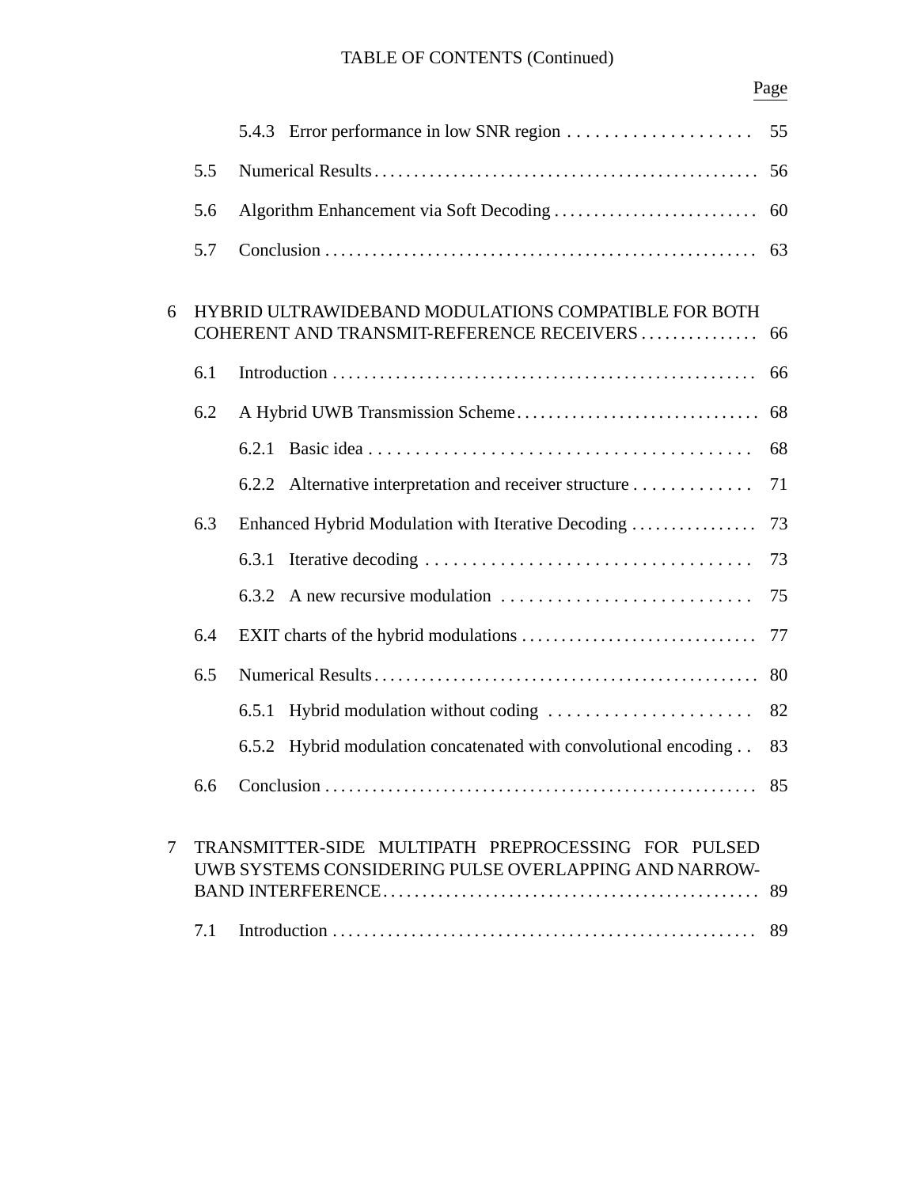TABLE OF CONTENTS (Continued)

Page

5.4.3 Error performance in low SNR region . . . . . . . . . . . . . . . . . . . . 55

5.5 Numerical Results . . . . . . . . . . . . . . . . . . . . . . . . . . . . . . . . . . . . . . . . . . . . . . . 56

5.6 Algorithm Enhancement via Soft Decoding . . . . . . . . . . . . . . . . . . . . . . . . . . 60

5.7 Conclusion . . . . . . . . . . . . . . . . . . . . . . . . . . . . . . . . . . . . . . . . . . . . . . . . . . . . . 63

6 HYBRID ULTRAWIDEBAND MODULATIONS COMPATIBLE FOR BOTH COHERENT AND TRANSMIT-REFERENCE RECEIVERS . . . . . . . . . . . . . . 66

6.1 Introduction . . . . . . . . . . . . . . . . . . . . . . . . . . . . . . . . . . . . . . . . . . . . . . . . . . . . . 66

6.2 A Hybrid UWB Transmission Scheme . . . . . . . . . . . . . . . . . . . . . . . . . . . . . . . 68

6.2.1 Basic idea . . . . . . . . . . . . . . . . . . . . . . . . . . . . . . . . . . . . . . . . . . . . 68

6.2.2 Alternative interpretation and receiver structure . . . . . . . . . . . . . 71

6.3 Enhanced Hybrid Modulation with Iterative Decoding . . . . . . . . . . . . . . . . 73

6.3.1 Iterative decoding . . . . . . . . . . . . . . . . . . . . . . . . . . . . . . . . . . . . . 73

6.3.2 A new recursive modulation . . . . . . . . . . . . . . . . . . . . . . . . . . . . 75

6.4 EXIT charts of the hybrid modulations . . . . . . . . . . . . . . . . . . . . . . . . . . . . . 77

6.5 Numerical Results . . . . . . . . . . . . . . . . . . . . . . . . . . . . . . . . . . . . . . . . . . . . . . . 80

6.5.1 Hybrid modulation without coding . . . . . . . . . . . . . . . . . . . . . . . 82

6.5.2 Hybrid modulation concatenated with convolutional encoding . . 83

6.6 Conclusion . . . . . . . . . . . . . . . . . . . . . . . . . . . . . . . . . . . . . . . . . . . . . . . . . . . . . 85

7 TRANSMITTER-SIDE MULTIPATH PREPROCESSING FOR PULSED UWB SYSTEMS CONSIDERING PULSE OVERLAPPING AND NARROW-BAND INTERFERENCE . . . . . . . . . . . . . . . . . . . . . . . . . . . . . . . . . . . . . . . . . . . . . . 89

7.1 Introduction . . . . . . . . . . . . . . . . . . . . . . . . . . . . . . . . . . . . . . . . . . . . . . . . . . . . . 89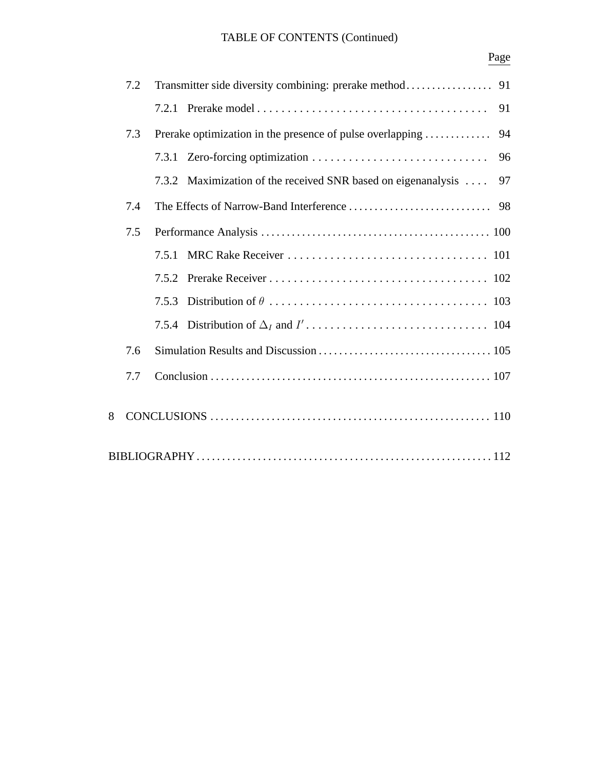TABLE OF CONTENTS (Continued)

| | Page |
|---|---|
| 7.2 Transmitter side diversity combining: prerake method | 91 |
| 7.2.1 Prerake model | 91 |
| 7.3 Prerake optimization in the presence of pulse overlapping | 94 |
| 7.3.1 Zero-forcing optimization | 96 |
| 7.3.2 Maximization of the received SNR based on eigenanalysis | 97 |
| 7.4 The Effects of Narrow-Band Interference | 98 |
| 7.5 Performance Analysis | 100 |
| 7.5.1 MRC Rake Receiver | 101 |
| 7.5.2 Prerake Receiver | 102 |
| 7.5.3 Distribution of $\theta$ | 103 |
| 7.5.4 Distribution of $\Delta_I$ and $I'$ | 104 |
| 7.6 Simulation Results and Discussion | 105 |
| 7.7 Conclusion | 107 |
| 8 CONCLUSIONS | 110 |
| BIBLIOGRAPHY | 112 |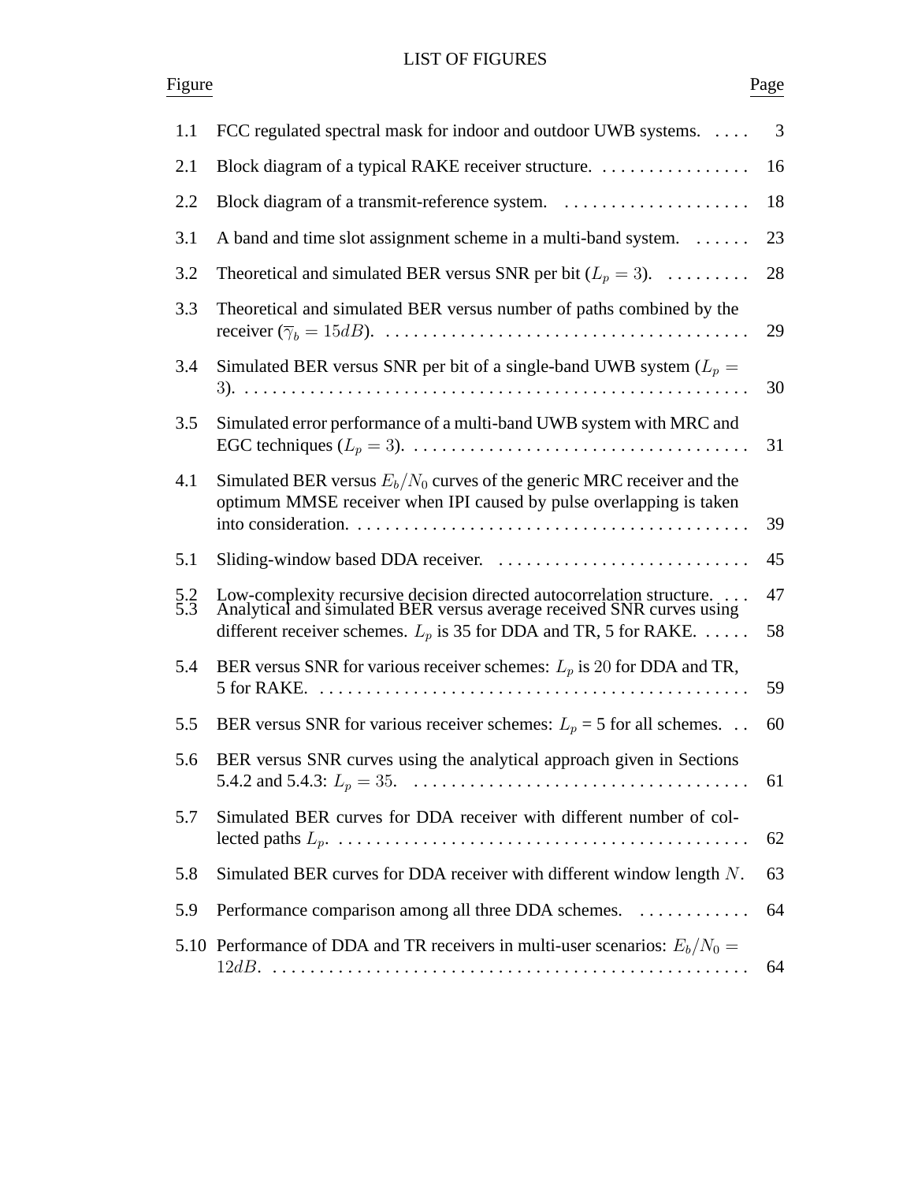# LIST OF FIGURES

| Figure | | Page |
|---|---|---|
| 1.1 | FCC regulated spectral mask for indoor and outdoor UWB systems. | 3 |
| 2.1 | Block diagram of a typical RAKE receiver structure. | 16 |
| 2.2 | Block diagram of a transmit-reference system. | 18 |
| 3.1 | A band and time slot assignment scheme in a multi-band system. | 23 |
| 3.2 | Theoretical and simulated BER versus SNR per bit ($L_p = 3$). | 28 |
| 3.3 | Theoretical and simulated BER versus number of paths combined by the receiver ($\overline{\gamma}_b = 15dB$). | 29 |
| 3.4 | Simulated BER versus SNR per bit of a single-band UWB system ($L_p = 3$). | 30 |
| 3.5 | Simulated error performance of a multi-band UWB system with MRC and EGC techniques ($L_p = 3$). | 31 |
| 4.1 | Simulated BER versus $E_b/N_0$ curves of the generic MRC receiver and the optimum MMSE receiver when IPI caused by pulse overlapping is taken into consideration. | 39 |
| 5.1 | Sliding-window based DDA receiver. | 45 |
| 5.2 | Low-complexity recursive decision directed autocorrelation structure. | 47 |
| 5.3 | Analytical and simulated BER versus average received SNR curves using different receiver schemes. $L_p$ is 35 for DDA and TR, 5 for RAKE. | 58 |
| 5.4 | BER versus SNR for various receiver schemes: $L_p$ is $20$ for DDA and TR, 5 for RAKE. | 59 |
| 5.5 | BER versus SNR for various receiver schemes: $L_p$ = 5 for all schemes. | 60 |
| 5.6 | BER versus SNR curves using the analytical approach given in Sections 5.4.2 and 5.4.3: $L_p = 35$. | 61 |
| 5.7 | Simulated BER curves for DDA receiver with different number of collected paths $L_p$. | 62 |
| 5.8 | Simulated BER curves for DDA receiver with different window length $N$. | 63 |
| 5.9 | Performance comparison among all three DDA schemes. | 64 |
| 5.10 | Performance of DDA and TR receivers in multi-user scenarios: $E_b/N_0 = 12dB$. | 64 |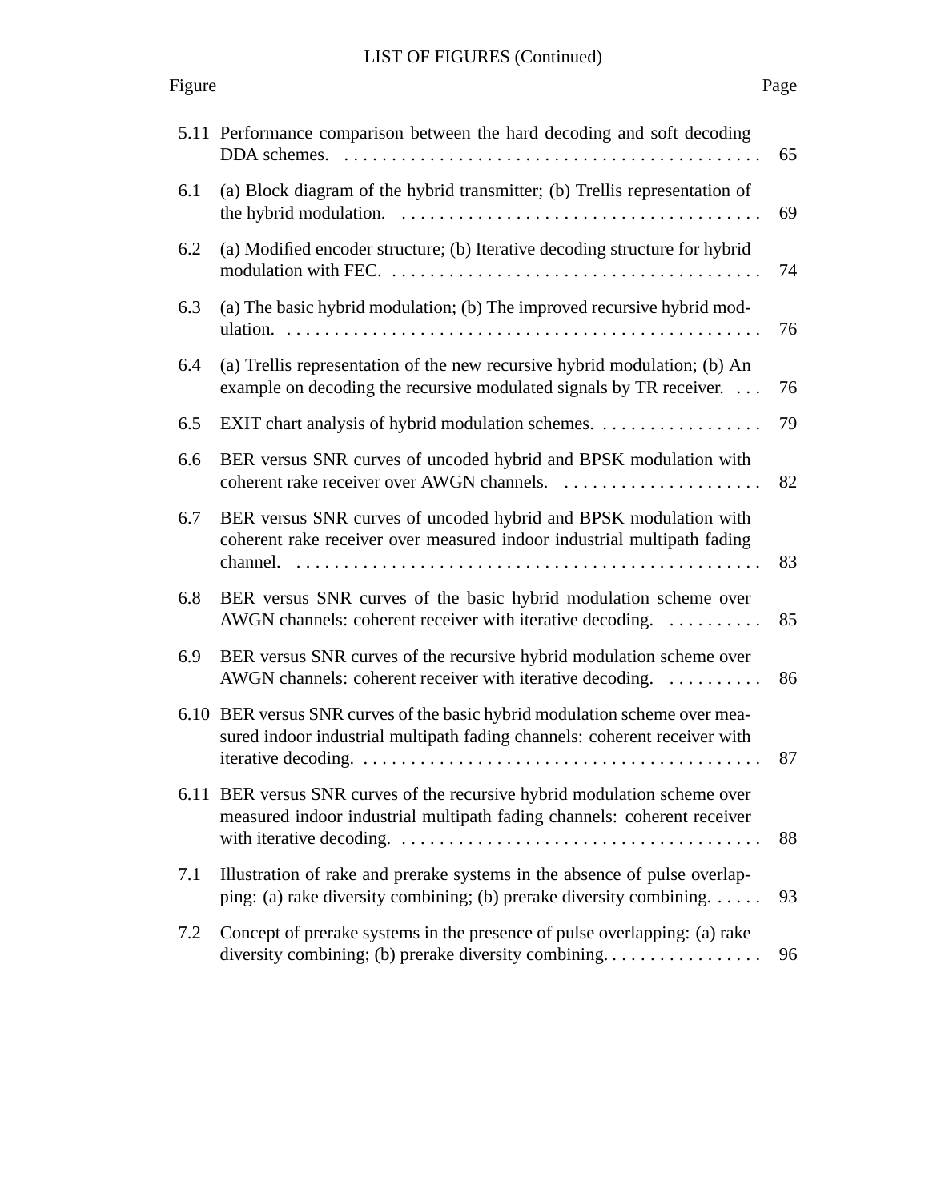LIST OF FIGURES (Continued)

| Figure | | Page |
|---|---|---|
| 5.11 | Performance comparison between the hard decoding and soft decoding DDA schemes. | 65 |
| 6.1 | (a) Block diagram of the hybrid transmitter; (b) Trellis representation of the hybrid modulation. | 69 |
| 6.2 | (a) Modified encoder structure; (b) Iterative decoding structure for hybrid modulation with FEC. | 74 |
| 6.3 | (a) The basic hybrid modulation; (b) The improved recursive hybrid modulation. | 76 |
| 6.4 | (a) Trellis representation of the new recursive hybrid modulation; (b) An example on decoding the recursive modulated signals by TR receiver. | 76 |
| 6.5 | EXIT chart analysis of hybrid modulation schemes. | 79 |
| 6.6 | BER versus SNR curves of uncoded hybrid and BPSK modulation with coherent rake receiver over AWGN channels. | 82 |
| 6.7 | BER versus SNR curves of uncoded hybrid and BPSK modulation with coherent rake receiver over measured indoor industrial multipath fading channel. | 83 |
| 6.8 | BER versus SNR curves of the basic hybrid modulation scheme over AWGN channels: coherent receiver with iterative decoding. | 85 |
| 6.9 | BER versus SNR curves of the recursive hybrid modulation scheme over AWGN channels: coherent receiver with iterative decoding. | 86 |
| 6.10 | BER versus SNR curves of the basic hybrid modulation scheme over measured indoor industrial multipath fading channels: coherent receiver with iterative decoding. | 87 |
| 6.11 | BER versus SNR curves of the recursive hybrid modulation scheme over measured indoor industrial multipath fading channels: coherent receiver with iterative decoding. | 88 |
| 7.1 | Illustration of rake and prerake systems in the absence of pulse overlapping: (a) rake diversity combining; (b) prerake diversity combining. | 93 |
| 7.2 | Concept of prerake systems in the presence of pulse overlapping: (a) rake diversity combining; (b) prerake diversity combining. | 96 |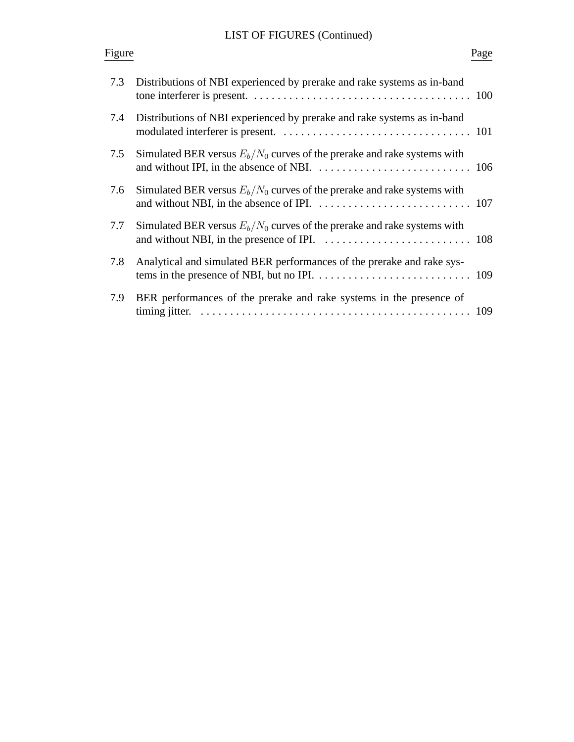LIST OF FIGURES (Continued)

| Figure | | Page |
|---|---|---|
| 7.3 | Distributions of NBI experienced by prerake and rake systems as in-band tone interferer is present. | 100 |
| 7.4 | Distributions of NBI experienced by prerake and rake systems as in-band modulated interferer is present. | 101 |
| 7.5 | Simulated BER versus $E_b/N_0$ curves of the prerake and rake systems with and without IPI, in the absence of NBI. | 106 |
| 7.6 | Simulated BER versus $E_b/N_0$ curves of the prerake and rake systems with and without NBI, in the absence of IPI. | 107 |
| 7.7 | Simulated BER versus $E_b/N_0$ curves of the prerake and rake systems with and without NBI, in the presence of IPI. | 108 |
| 7.8 | Analytical and simulated BER performances of the prerake and rake systems in the presence of NBI, but no IPI. | 109 |
| 7.9 | BER performances of the prerake and rake systems in the presence of timing jitter. | 109 |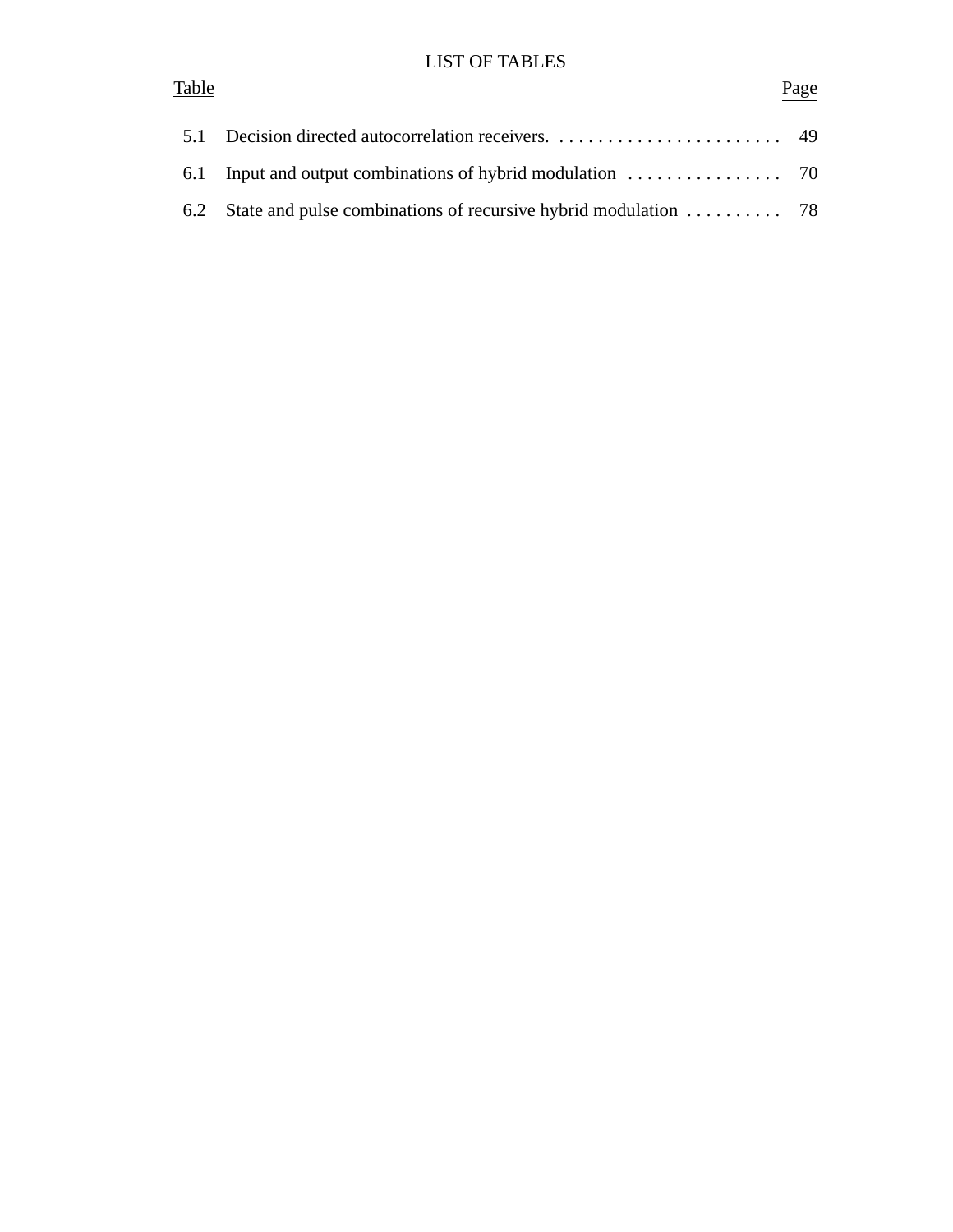# LIST OF TABLES

| Table | | Page |
| --- | --- | --- |
| 5.1 | Decision directed autocorrelation receivers. | 49 |
| 6.1 | Input and output combinations of hybrid modulation | 70 |
| 6.2 | State and pulse combinations of recursive hybrid modulation | 78 |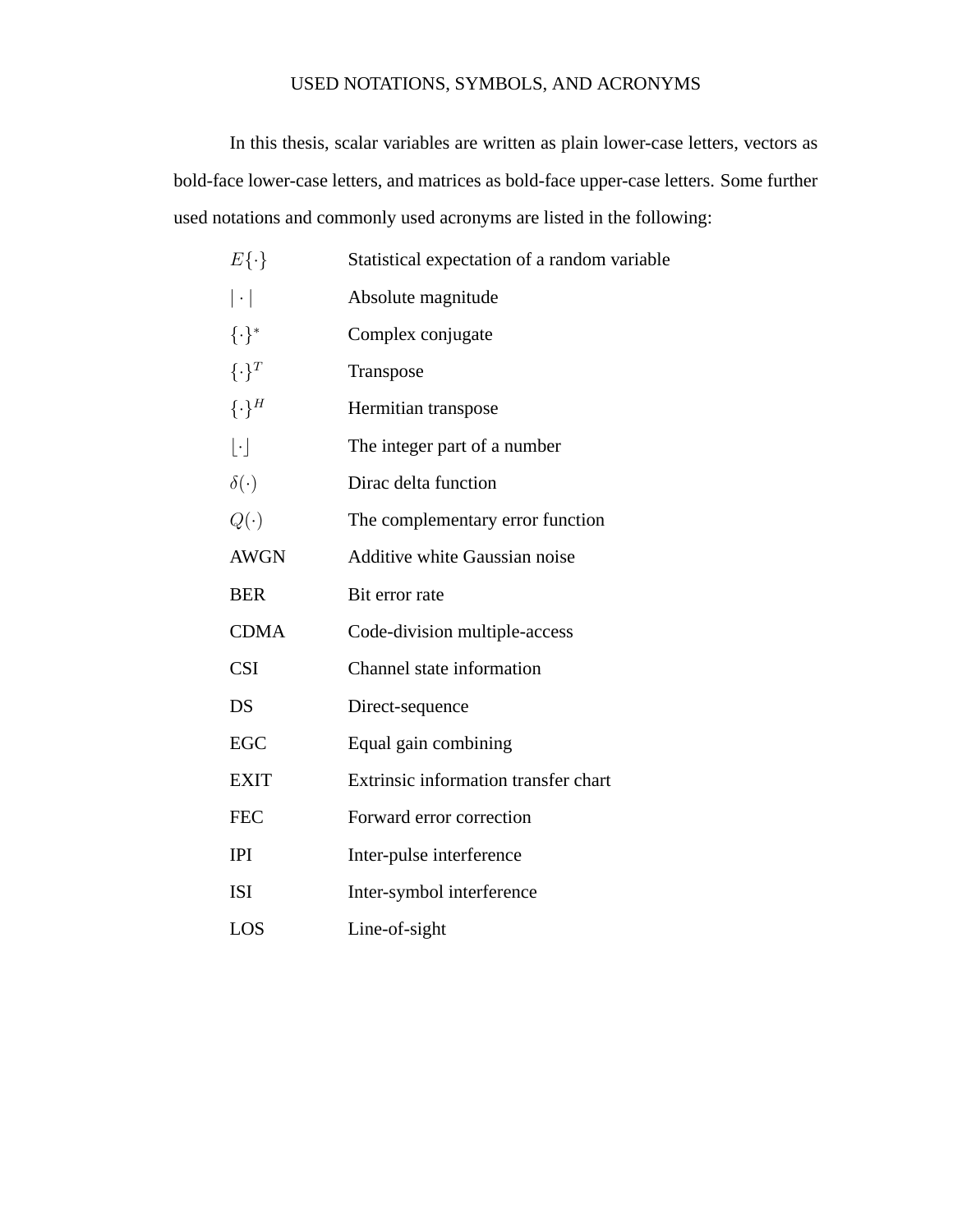# USED NOTATIONS, SYMBOLS, AND ACRONYMS

In this thesis, scalar variables are written as plain lower-case letters, vectors as bold-face lower-case letters, and matrices as bold-face upper-case letters. Some further used notations and commonly used acronyms are listed in the following:

| | |
|---|---|
| $E\{\cdot\}$ | Statistical expectation of a random variable |
| $\lvert\cdot\rvert$ | Absolute magnitude |
| $\{\cdot\}^*$ | Complex conjugate |
| $\{\cdot\}^T$ | Transpose |
| $\{\cdot\}^H$ | Hermitian transpose |
| $\lfloor\cdot\rfloor$ | The integer part of a number |
| $\delta(\cdot)$ | Dirac delta function |
| $Q(\cdot)$ | The complementary error function |
| AWGN | Additive white Gaussian noise |
| BER | Bit error rate |
| CDMA | Code-division multiple-access |
| CSI | Channel state information |
| DS | Direct-sequence |
| EGC | Equal gain combining |
| EXIT | Extrinsic information transfer chart |
| FEC | Forward error correction |
| IPI | Inter-pulse interference |
| ISI | Inter-symbol interference |
| LOS | Line-of-sight |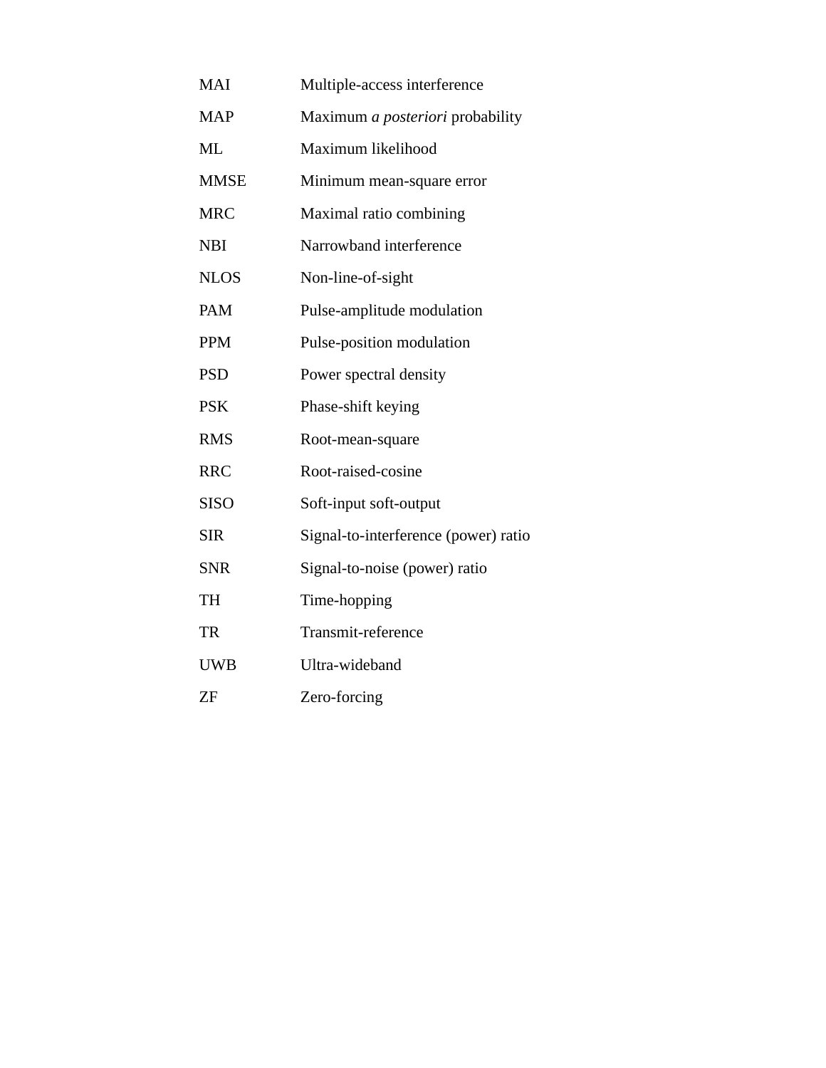| | |
|---|---|
| MAI | Multiple-access interference |
| MAP | Maximum *a posteriori* probability |
| ML | Maximum likelihood |
| MMSE | Minimum mean-square error |
| MRC | Maximal ratio combining |
| NBI | Narrowband interference |
| NLOS | Non-line-of-sight |
| PAM | Pulse-amplitude modulation |
| PPM | Pulse-position modulation |
| PSD | Power spectral density |
| PSK | Phase-shift keying |
| RMS | Root-mean-square |
| RRC | Root-raised-cosine |
| SISO | Soft-input soft-output |
| SIR | Signal-to-interference (power) ratio |
| SNR | Signal-to-noise (power) ratio |
| TH | Time-hopping |
| TR | Transmit-reference |
| UWB | Ultra-wideband |
| ZF | Zero-forcing |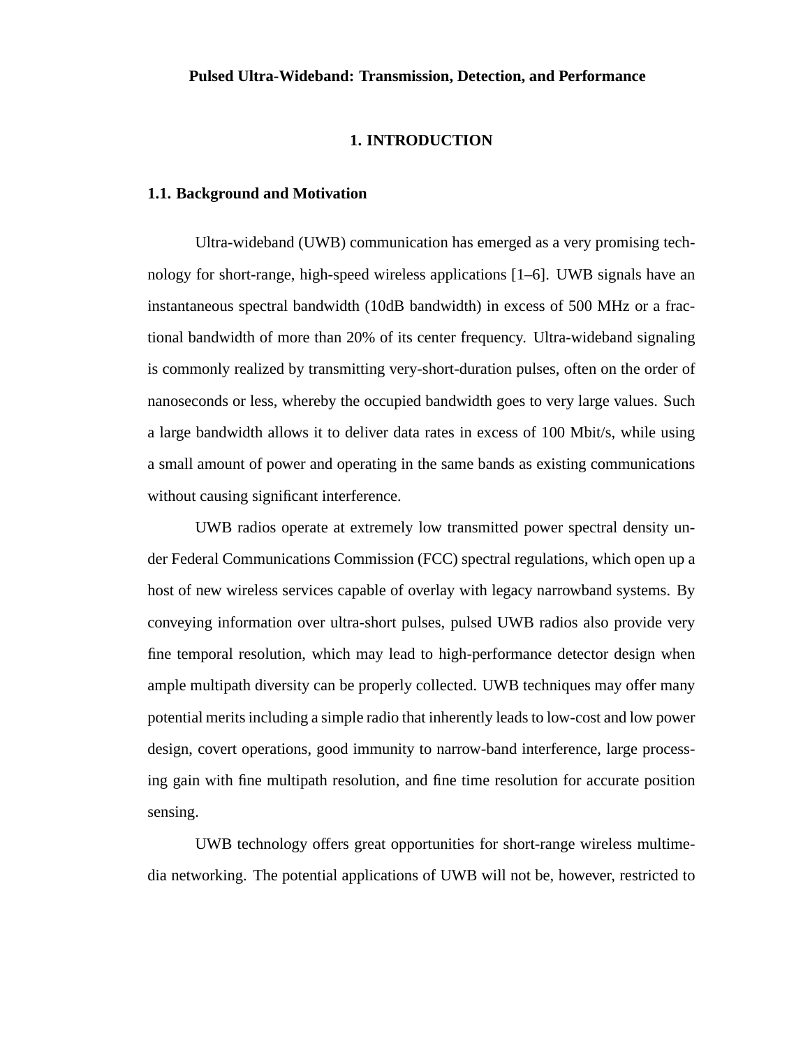**Pulsed Ultra-Wideband: Transmission, Detection, and Performance**

# 1. INTRODUCTION

## 1.1. Background and Motivation

Ultra-wideband (UWB) communication has emerged as a very promising technology for short-range, high-speed wireless applications [1–6]. UWB signals have an instantaneous spectral bandwidth (10dB bandwidth) in excess of 500 MHz or a fractional bandwidth of more than 20% of its center frequency. Ultra-wideband signaling is commonly realized by transmitting very-short-duration pulses, often on the order of nanoseconds or less, whereby the occupied bandwidth goes to very large values. Such a large bandwidth allows it to deliver data rates in excess of 100 Mbit/s, while using a small amount of power and operating in the same bands as existing communications without causing significant interference.

UWB radios operate at extremely low transmitted power spectral density under Federal Communications Commission (FCC) spectral regulations, which open up a host of new wireless services capable of overlay with legacy narrowband systems. By conveying information over ultra-short pulses, pulsed UWB radios also provide very fine temporal resolution, which may lead to high-performance detector design when ample multipath diversity can be properly collected. UWB techniques may offer many potential merits including a simple radio that inherently leads to low-cost and low power design, covert operations, good immunity to narrow-band interference, large processing gain with fine multipath resolution, and fine time resolution for accurate position sensing.

UWB technology offers great opportunities for short-range wireless multimedia networking. The potential applications of UWB will not be, however, restricted to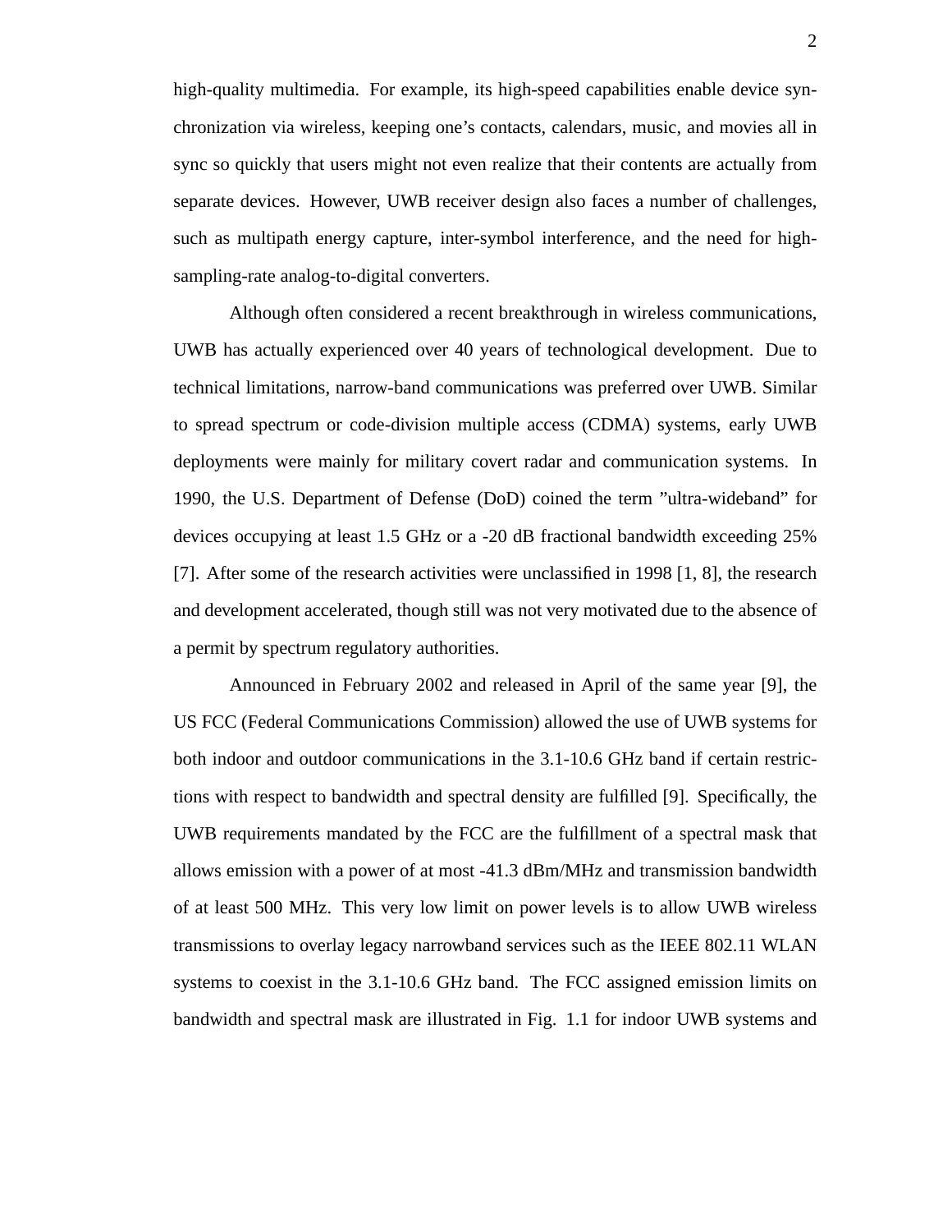high-quality multimedia. For example, its high-speed capabilities enable device synchronization via wireless, keeping one's contacts, calendars, music, and movies all in sync so quickly that users might not even realize that their contents are actually from separate devices. However, UWB receiver design also faces a number of challenges, such as multipath energy capture, inter-symbol interference, and the need for high-sampling-rate analog-to-digital converters.

Although often considered a recent breakthrough in wireless communications, UWB has actually experienced over 40 years of technological development. Due to technical limitations, narrow-band communications was preferred over UWB. Similar to spread spectrum or code-division multiple access (CDMA) systems, early UWB deployments were mainly for military covert radar and communication systems. In 1990, the U.S. Department of Defense (DoD) coined the term "ultra-wideband" for devices occupying at least 1.5 GHz or a -20 dB fractional bandwidth exceeding 25% [7]. After some of the research activities were unclassified in 1998 [1, 8], the research and development accelerated, though still was not very motivated due to the absence of a permit by spectrum regulatory authorities.

Announced in February 2002 and released in April of the same year [9], the US FCC (Federal Communications Commission) allowed the use of UWB systems for both indoor and outdoor communications in the 3.1-10.6 GHz band if certain restrictions with respect to bandwidth and spectral density are fulfilled [9]. Specifically, the UWB requirements mandated by the FCC are the fulfillment of a spectral mask that allows emission with a power of at most -41.3 dBm/MHz and transmission bandwidth of at least 500 MHz. This very low limit on power levels is to allow UWB wireless transmissions to overlay legacy narrowband services such as the IEEE 802.11 WLAN systems to coexist in the 3.1-10.6 GHz band. The FCC assigned emission limits on bandwidth and spectral mask are illustrated in Fig. 1.1 for indoor UWB systems and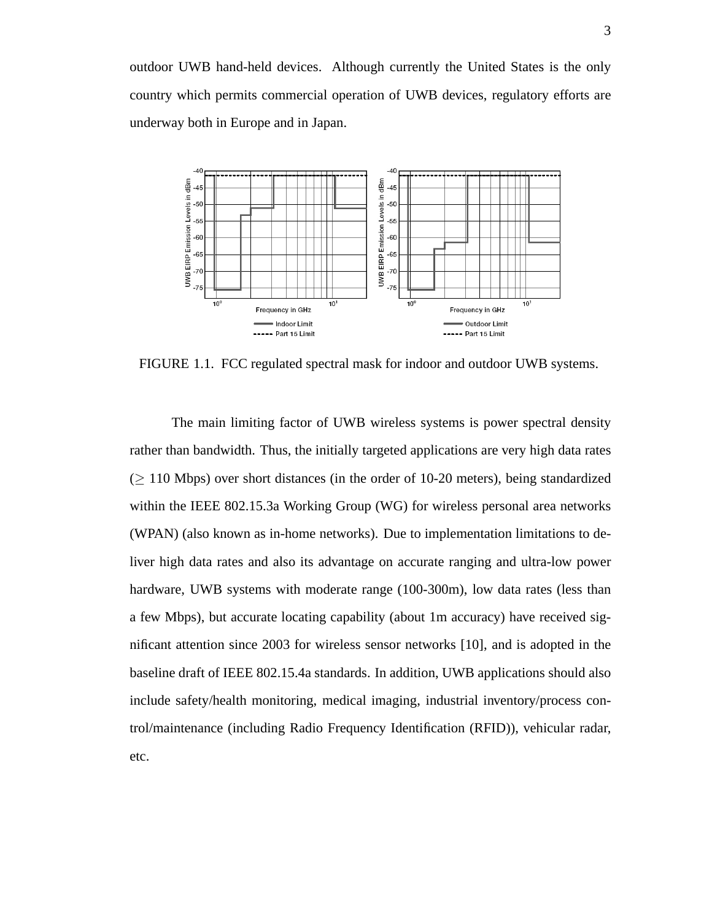outdoor UWB hand-held devices. Although currently the United States is the only country which permits commercial operation of UWB devices, regulatory efforts are underway both in Europe and in Japan.

FIGURE 1.1. FCC regulated spectral mask for indoor and outdoor UWB systems.

The main limiting factor of UWB wireless systems is power spectral density rather than bandwidth. Thus, the initially targeted applications are very high data rates ($\geq$ 110 Mbps) over short distances (in the order of 10-20 meters), being standardized within the IEEE 802.15.3a Working Group (WG) for wireless personal area networks (WPAN) (also known as in-home networks). Due to implementation limitations to deliver high data rates and also its advantage on accurate ranging and ultra-low power hardware, UWB systems with moderate range (100-300m), low data rates (less than a few Mbps), but accurate locating capability (about 1m accuracy) have received significant attention since 2003 for wireless sensor networks [10], and is adopted in the baseline draft of IEEE 802.15.4a standards. In addition, UWB applications should also include safety/health monitoring, medical imaging, industrial inventory/process control/maintenance (including Radio Frequency Identification (RFID)), vehicular radar, etc.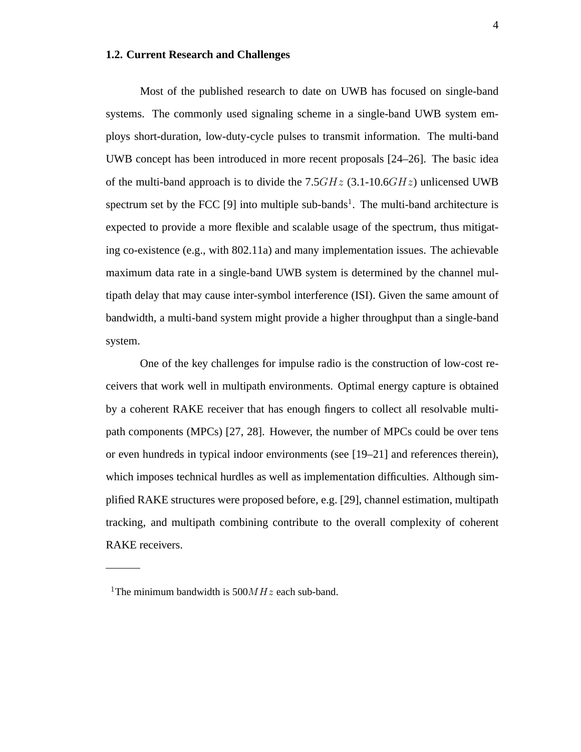## 1.2. Current Research and Challenges

Most of the published research to date on UWB has focused on single-band systems. The commonly used signaling scheme in a single-band UWB system employs short-duration, low-duty-cycle pulses to transmit information. The multi-band UWB concept has been introduced in more recent proposals [24–26]. The basic idea of the multi-band approach is to divide the $7.5GHz$ (3.1-10.6$GHz$) unlicensed UWB spectrum set by the FCC [9] into multiple sub-bands[1]. The multi-band architecture is expected to provide a more flexible and scalable usage of the spectrum, thus mitigating co-existence (e.g., with 802.11a) and many implementation issues. The achievable maximum data rate in a single-band UWB system is determined by the channel multipath delay that may cause inter-symbol interference (ISI). Given the same amount of bandwidth, a multi-band system might provide a higher throughput than a single-band system.

One of the key challenges for impulse radio is the construction of low-cost receivers that work well in multipath environments. Optimal energy capture is obtained by a coherent RAKE receiver that has enough fingers to collect all resolvable multipath components (MPCs) [27, 28]. However, the number of MPCs could be over tens or even hundreds in typical indoor environments (see [19–21] and references therein), which imposes technical hurdles as well as implementation difficulties. Although simplified RAKE structures were proposed before, e.g. [29], channel estimation, multipath tracking, and multipath combining contribute to the overall complexity of coherent RAKE receivers.

---

[1] The minimum bandwidth is $500MHz$ each sub-band.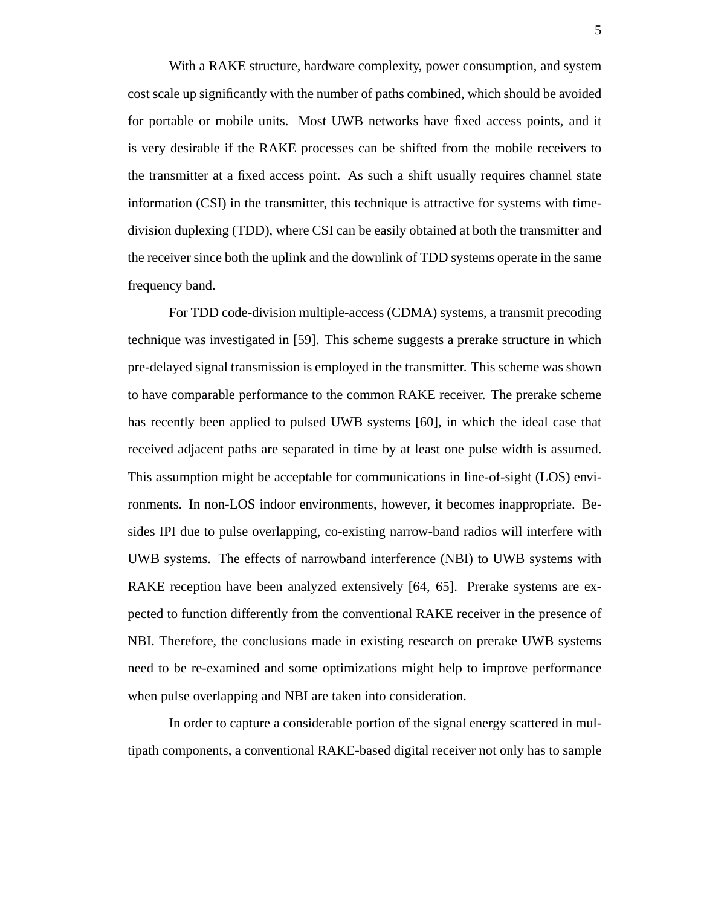With a RAKE structure, hardware complexity, power consumption, and system cost scale up significantly with the number of paths combined, which should be avoided for portable or mobile units. Most UWB networks have fixed access points, and it is very desirable if the RAKE processes can be shifted from the mobile receivers to the transmitter at a fixed access point. As such a shift usually requires channel state information (CSI) in the transmitter, this technique is attractive for systems with time-division duplexing (TDD), where CSI can be easily obtained at both the transmitter and the receiver since both the uplink and the downlink of TDD systems operate in the same frequency band.

For TDD code-division multiple-access (CDMA) systems, a transmit precoding technique was investigated in [59]. This scheme suggests a prerake structure in which pre-delayed signal transmission is employed in the transmitter. This scheme was shown to have comparable performance to the common RAKE receiver. The prerake scheme has recently been applied to pulsed UWB systems [60], in which the ideal case that received adjacent paths are separated in time by at least one pulse width is assumed. This assumption might be acceptable for communications in line-of-sight (LOS) environments. In non-LOS indoor environments, however, it becomes inappropriate. Besides IPI due to pulse overlapping, co-existing narrow-band radios will interfere with UWB systems. The effects of narrowband interference (NBI) to UWB systems with RAKE reception have been analyzed extensively [64, 65]. Prerake systems are expected to function differently from the conventional RAKE receiver in the presence of NBI. Therefore, the conclusions made in existing research on prerake UWB systems need to be re-examined and some optimizations might help to improve performance when pulse overlapping and NBI are taken into consideration.

In order to capture a considerable portion of the signal energy scattered in multipath components, a conventional RAKE-based digital receiver not only has to sample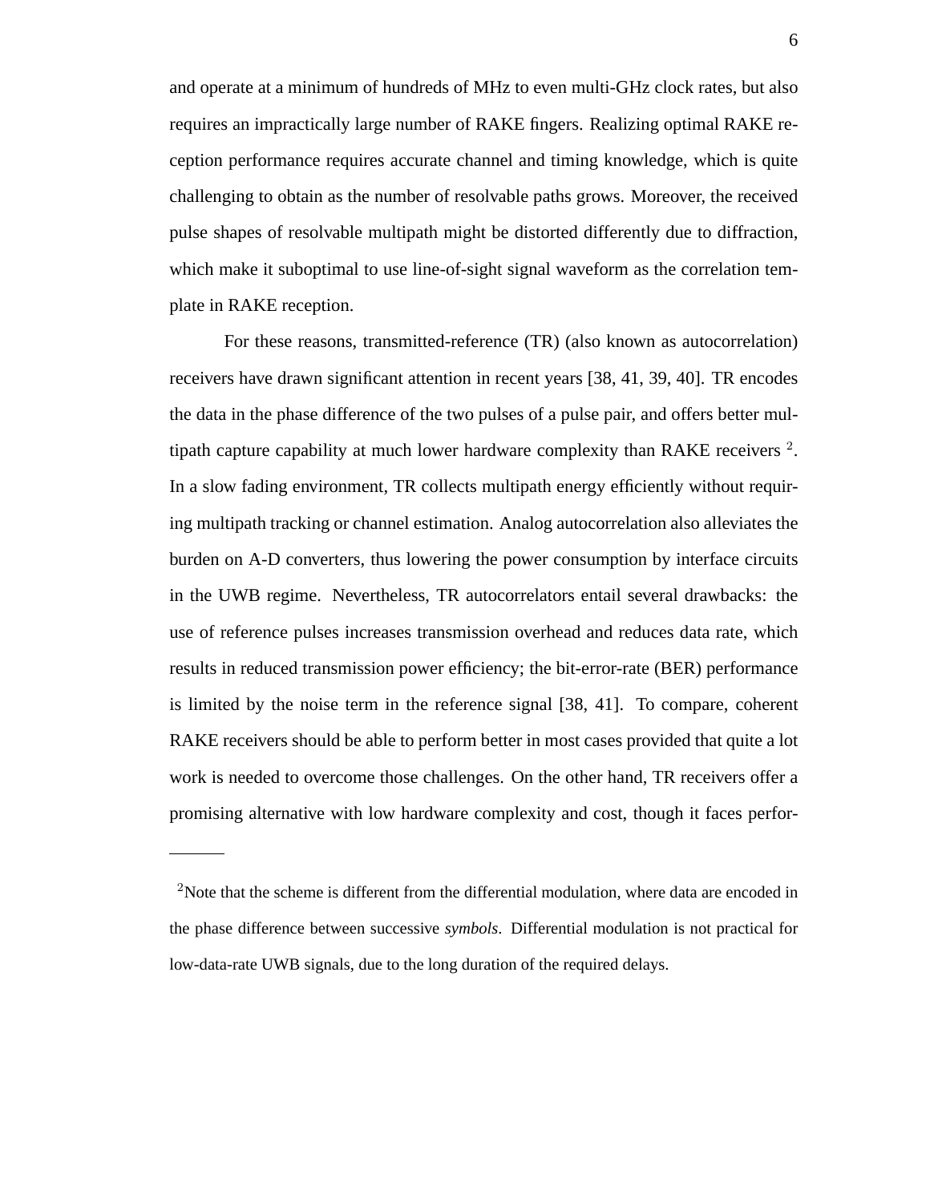and operate at a minimum of hundreds of MHz to even multi-GHz clock rates, but also requires an impractically large number of RAKE fingers. Realizing optimal RAKE reception performance requires accurate channel and timing knowledge, which is quite challenging to obtain as the number of resolvable paths grows. Moreover, the received pulse shapes of resolvable multipath might be distorted differently due to diffraction, which make it suboptimal to use line-of-sight signal waveform as the correlation template in RAKE reception.

For these reasons, transmitted-reference (TR) (also known as autocorrelation) receivers have drawn significant attention in recent years [38, 41, 39, 40]. TR encodes the data in the phase difference of the two pulses of a pulse pair, and offers better multipath capture capability at much lower hardware complexity than RAKE receivers [2]. In a slow fading environment, TR collects multipath energy efficiently without requiring multipath tracking or channel estimation. Analog autocorrelation also alleviates the burden on A-D converters, thus lowering the power consumption by interface circuits in the UWB regime. Nevertheless, TR autocorrelators entail several drawbacks: the use of reference pulses increases transmission overhead and reduces data rate, which results in reduced transmission power efficiency; the bit-error-rate (BER) performance is limited by the noise term in the reference signal [38, 41]. To compare, coherent RAKE receivers should be able to perform better in most cases provided that quite a lot work is needed to overcome those challenges. On the other hand, TR receivers offer a promising alternative with low hardware complexity and cost, though it faces perfor-

---

[2]Note that the scheme is different from the differential modulation, where data are encoded in the phase difference between successive *symbols*. Differential modulation is not practical for low-data-rate UWB signals, due to the long duration of the required delays.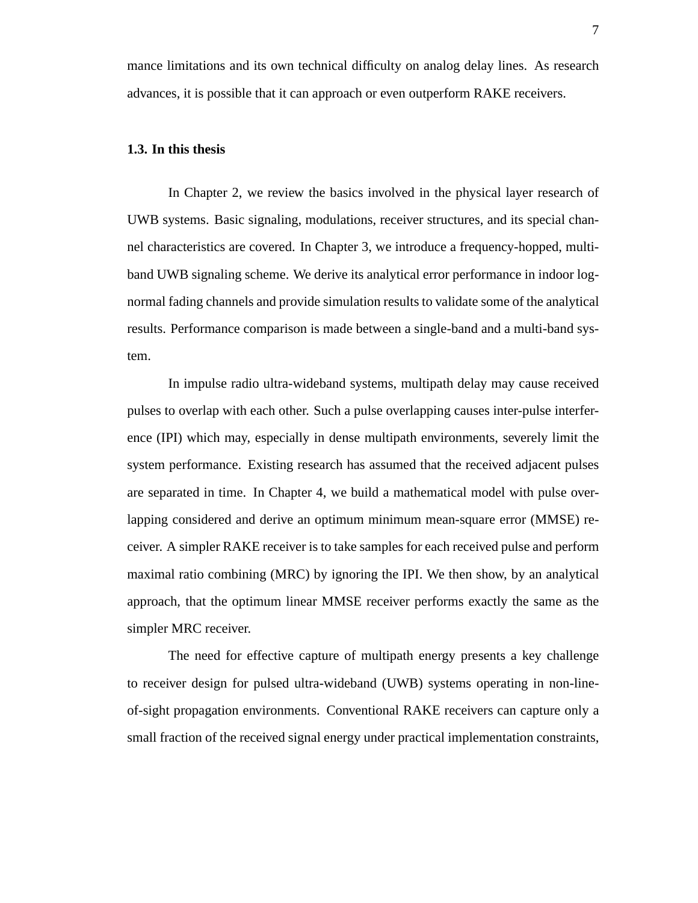mance limitations and its own technical difficulty on analog delay lines. As research advances, it is possible that it can approach or even outperform RAKE receivers.

### 1.3. In this thesis

In Chapter 2, we review the basics involved in the physical layer research of UWB systems. Basic signaling, modulations, receiver structures, and its special channel characteristics are covered. In Chapter 3, we introduce a frequency-hopped, multi-band UWB signaling scheme. We derive its analytical error performance in indoor log-normal fading channels and provide simulation results to validate some of the analytical results. Performance comparison is made between a single-band and a multi-band system.

In impulse radio ultra-wideband systems, multipath delay may cause received pulses to overlap with each other. Such a pulse overlapping causes inter-pulse interference (IPI) which may, especially in dense multipath environments, severely limit the system performance. Existing research has assumed that the received adjacent pulses are separated in time. In Chapter 4, we build a mathematical model with pulse overlapping considered and derive an optimum minimum mean-square error (MMSE) receiver. A simpler RAKE receiver is to take samples for each received pulse and perform maximal ratio combining (MRC) by ignoring the IPI. We then show, by an analytical approach, that the optimum linear MMSE receiver performs exactly the same as the simpler MRC receiver.

The need for effective capture of multipath energy presents a key challenge to receiver design for pulsed ultra-wideband (UWB) systems operating in non-line-of-sight propagation environments. Conventional RAKE receivers can capture only a small fraction of the received signal energy under practical implementation constraints,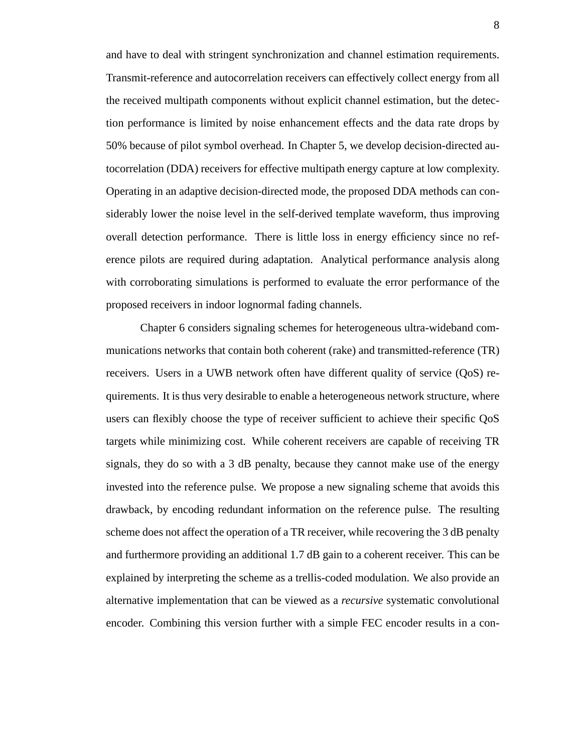and have to deal with stringent synchronization and channel estimation requirements. Transmit-reference and autocorrelation receivers can effectively collect energy from all the received multipath components without explicit channel estimation, but the detection performance is limited by noise enhancement effects and the data rate drops by 50% because of pilot symbol overhead. In Chapter 5, we develop decision-directed autocorrelation (DDA) receivers for effective multipath energy capture at low complexity. Operating in an adaptive decision-directed mode, the proposed DDA methods can considerably lower the noise level in the self-derived template waveform, thus improving overall detection performance. There is little loss in energy efficiency since no reference pilots are required during adaptation. Analytical performance analysis along with corroborating simulations is performed to evaluate the error performance of the proposed receivers in indoor lognormal fading channels.

Chapter 6 considers signaling schemes for heterogeneous ultra-wideband communications networks that contain both coherent (rake) and transmitted-reference (TR) receivers. Users in a UWB network often have different quality of service (QoS) requirements. It is thus very desirable to enable a heterogeneous network structure, where users can flexibly choose the type of receiver sufficient to achieve their specific QoS targets while minimizing cost. While coherent receivers are capable of receiving TR signals, they do so with a 3 dB penalty, because they cannot make use of the energy invested into the reference pulse. We propose a new signaling scheme that avoids this drawback, by encoding redundant information on the reference pulse. The resulting scheme does not affect the operation of a TR receiver, while recovering the 3 dB penalty and furthermore providing an additional 1.7 dB gain to a coherent receiver. This can be explained by interpreting the scheme as a trellis-coded modulation. We also provide an alternative implementation that can be viewed as a *recursive* systematic convolutional encoder. Combining this version further with a simple FEC encoder results in a con-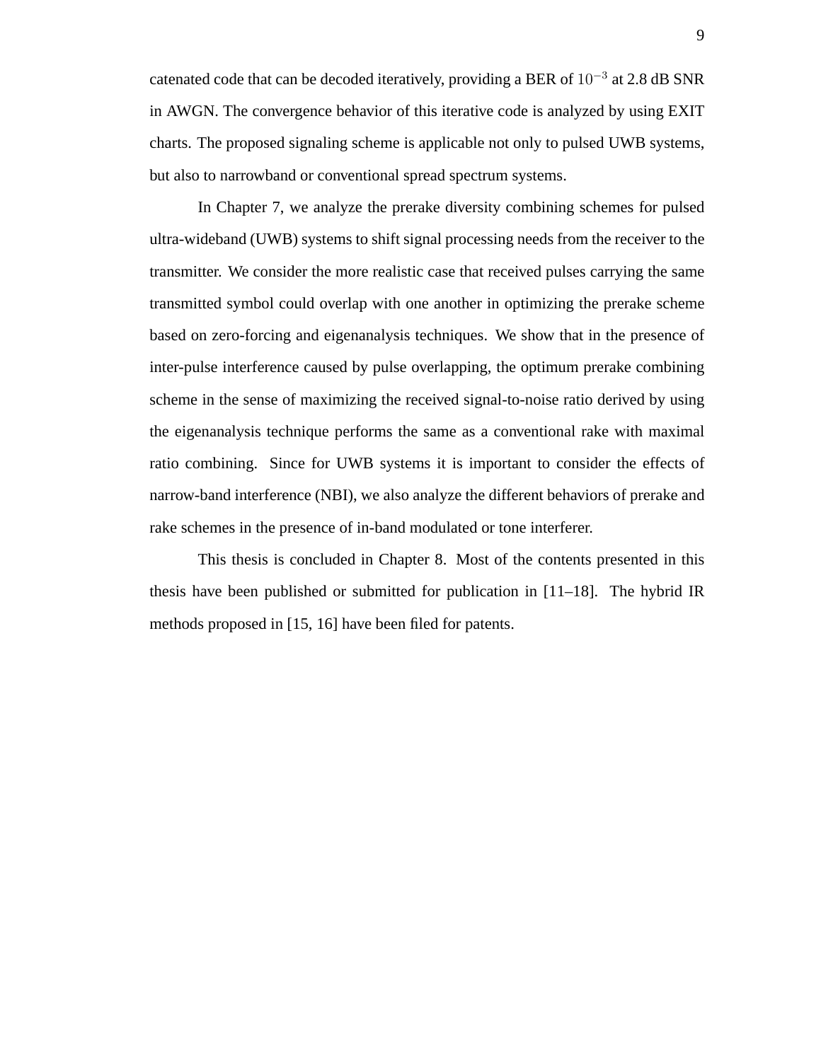catenated code that can be decoded iteratively, providing a BER of $10^{-3}$ at 2.8 dB SNR in AWGN. The convergence behavior of this iterative code is analyzed by using EXIT charts. The proposed signaling scheme is applicable not only to pulsed UWB systems, but also to narrowband or conventional spread spectrum systems.

In Chapter 7, we analyze the prerake diversity combining schemes for pulsed ultra-wideband (UWB) systems to shift signal processing needs from the receiver to the transmitter. We consider the more realistic case that received pulses carrying the same transmitted symbol could overlap with one another in optimizing the prerake scheme based on zero-forcing and eigenanalysis techniques. We show that in the presence of inter-pulse interference caused by pulse overlapping, the optimum prerake combining scheme in the sense of maximizing the received signal-to-noise ratio derived by using the eigenanalysis technique performs the same as a conventional rake with maximal ratio combining. Since for UWB systems it is important to consider the effects of narrow-band interference (NBI), we also analyze the different behaviors of prerake and rake schemes in the presence of in-band modulated or tone interferer.

This thesis is concluded in Chapter 8. Most of the contents presented in this thesis have been published or submitted for publication in [11–18]. The hybrid IR methods proposed in [15, 16] have been filed for patents.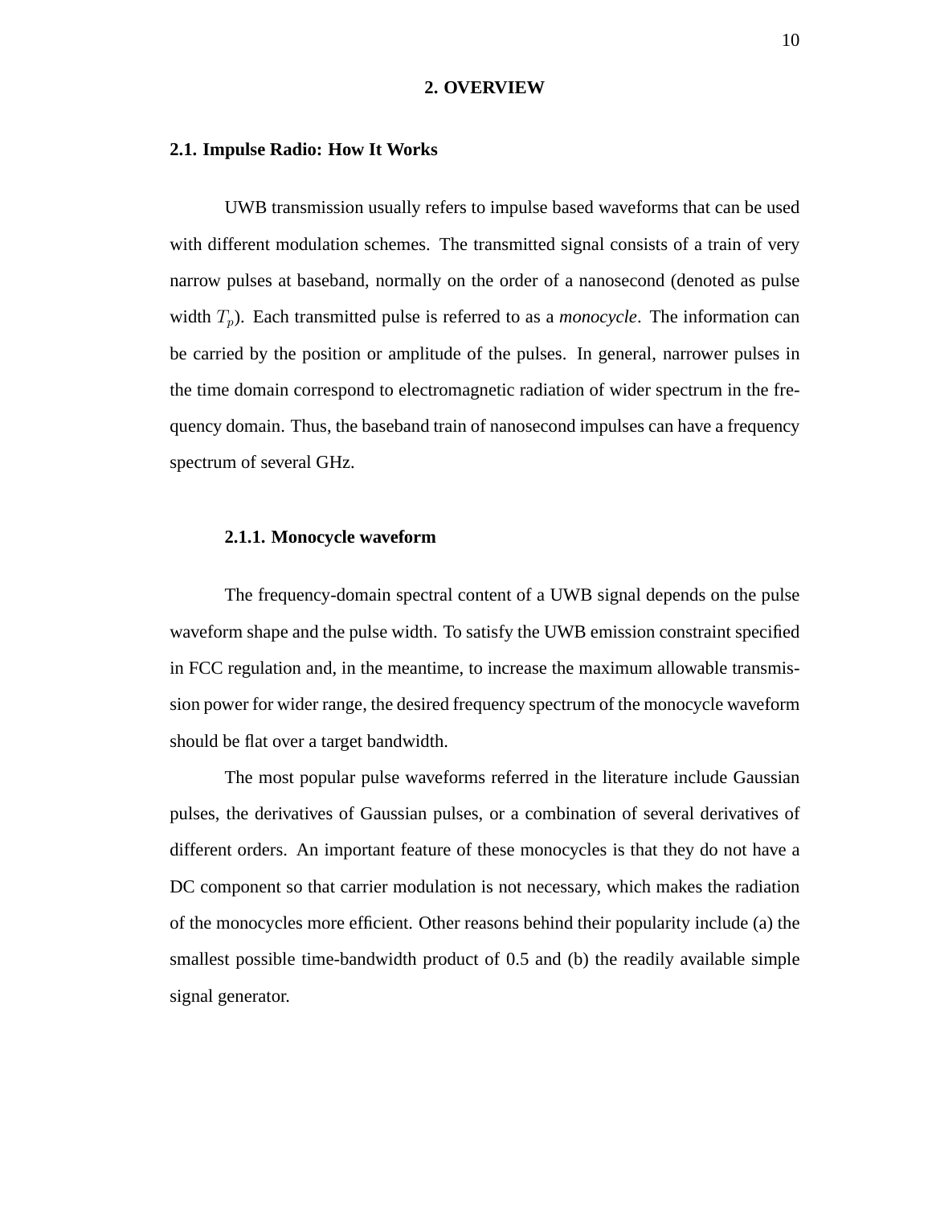# 2. OVERVIEW

## 2.1. Impulse Radio: How It Works

UWB transmission usually refers to impulse based waveforms that can be used with different modulation schemes. The transmitted signal consists of a train of very narrow pulses at baseband, normally on the order of a nanosecond (denoted as pulse width $T_p$). Each transmitted pulse is referred to as a *monocycle*. The information can be carried by the position or amplitude of the pulses. In general, narrower pulses in the time domain correspond to electromagnetic radiation of wider spectrum in the frequency domain. Thus, the baseband train of nanosecond impulses can have a frequency spectrum of several GHz.

### 2.1.1. Monocycle waveform

The frequency-domain spectral content of a UWB signal depends on the pulse waveform shape and the pulse width. To satisfy the UWB emission constraint specified in FCC regulation and, in the meantime, to increase the maximum allowable transmission power for wider range, the desired frequency spectrum of the monocycle waveform should be flat over a target bandwidth.

The most popular pulse waveforms referred in the literature include Gaussian pulses, the derivatives of Gaussian pulses, or a combination of several derivatives of different orders. An important feature of these monocycles is that they do not have a DC component so that carrier modulation is not necessary, which makes the radiation of the monocycles more efficient. Other reasons behind their popularity include (a) the smallest possible time-bandwidth product of 0.5 and (b) the readily available simple signal generator.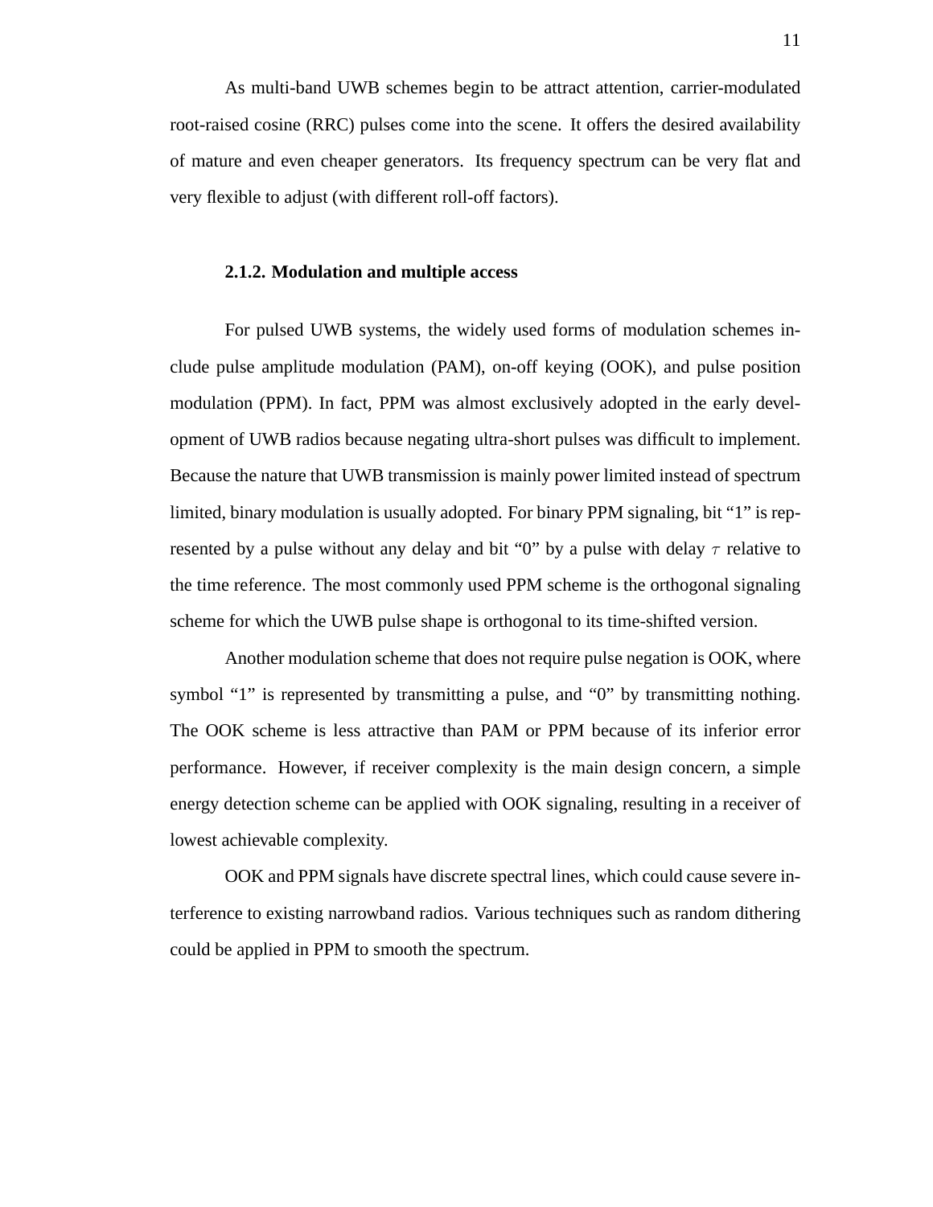As multi-band UWB schemes begin to be attract attention, carrier-modulated root-raised cosine (RRC) pulses come into the scene. It offers the desired availability of mature and even cheaper generators. Its frequency spectrum can be very flat and very flexible to adjust (with different roll-off factors).

### 2.1.2. Modulation and multiple access

For pulsed UWB systems, the widely used forms of modulation schemes include pulse amplitude modulation (PAM), on-off keying (OOK), and pulse position modulation (PPM). In fact, PPM was almost exclusively adopted in the early development of UWB radios because negating ultra-short pulses was difficult to implement. Because the nature that UWB transmission is mainly power limited instead of spectrum limited, binary modulation is usually adopted. For binary PPM signaling, bit "1" is represented by a pulse without any delay and bit "0" by a pulse with delay $\tau$ relative to the time reference. The most commonly used PPM scheme is the orthogonal signaling scheme for which the UWB pulse shape is orthogonal to its time-shifted version.

Another modulation scheme that does not require pulse negation is OOK, where symbol "1" is represented by transmitting a pulse, and "0" by transmitting nothing. The OOK scheme is less attractive than PAM or PPM because of its inferior error performance. However, if receiver complexity is the main design concern, a simple energy detection scheme can be applied with OOK signaling, resulting in a receiver of lowest achievable complexity.

OOK and PPM signals have discrete spectral lines, which could cause severe interference to existing narrowband radios. Various techniques such as random dithering could be applied in PPM to smooth the spectrum.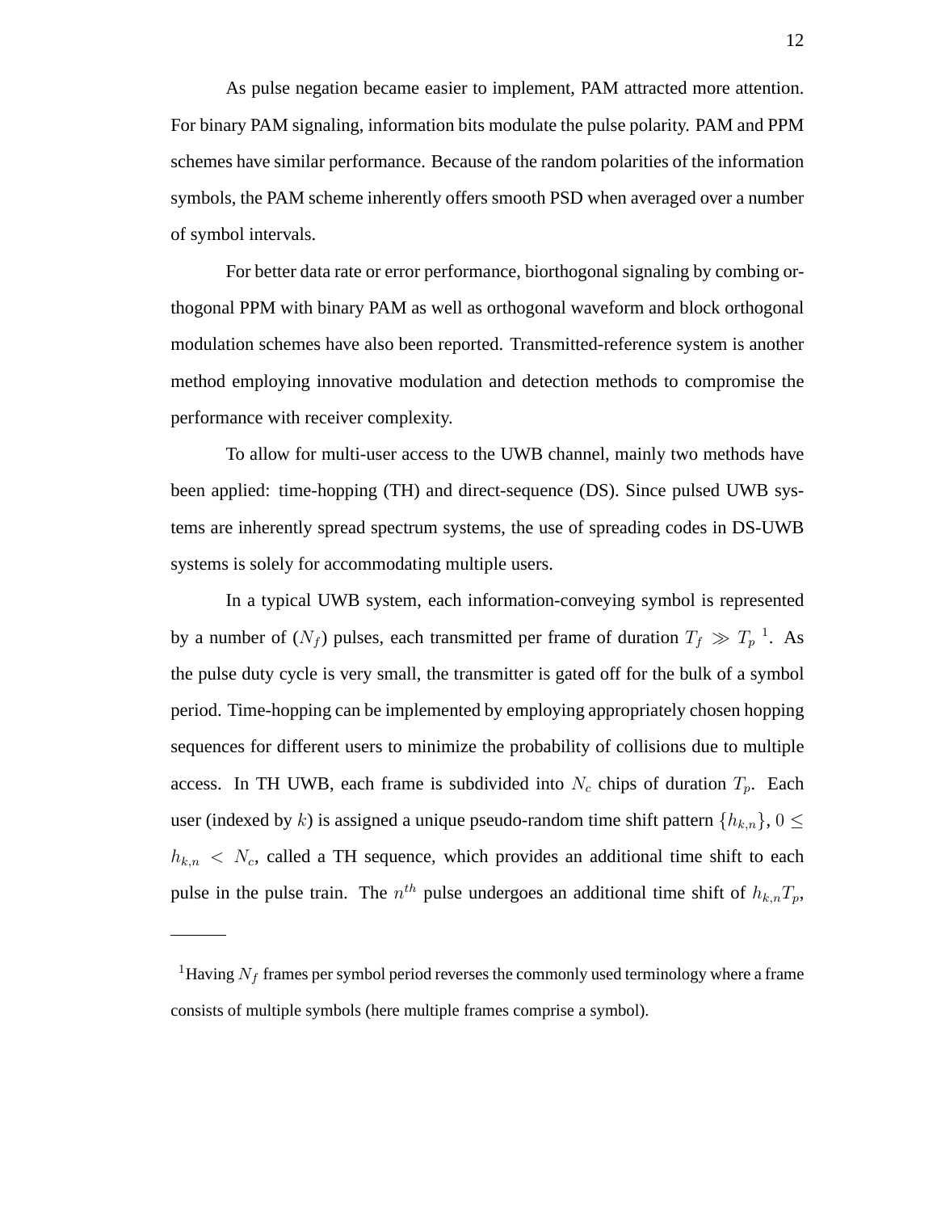As pulse negation became easier to implement, PAM attracted more attention. For binary PAM signaling, information bits modulate the pulse polarity. PAM and PPM schemes have similar performance. Because of the random polarities of the information symbols, the PAM scheme inherently offers smooth PSD when averaged over a number of symbol intervals.

For better data rate or error performance, biorthogonal signaling by combing orthogonal PPM with binary PAM as well as orthogonal waveform and block orthogonal modulation schemes have also been reported. Transmitted-reference system is another method employing innovative modulation and detection methods to compromise the performance with receiver complexity.

To allow for multi-user access to the UWB channel, mainly two methods have been applied: time-hopping (TH) and direct-sequence (DS). Since pulsed UWB systems are inherently spread spectrum systems, the use of spreading codes in DS-UWB systems is solely for accommodating multiple users.

In a typical UWB system, each information-conveying symbol is represented by a number of ($N_f$) pulses, each transmitted per frame of duration $T_f \gg T_p$ [1]. As the pulse duty cycle is very small, the transmitter is gated off for the bulk of a symbol period. Time-hopping can be implemented by employing appropriately chosen hopping sequences for different users to minimize the probability of collisions due to multiple access. In TH UWB, each frame is subdivided into $N_c$ chips of duration $T_p$. Each user (indexed by $k$) is assigned a unique pseudo-random time shift pattern $\{h_{k,n}\}$, $0 \leq h_{k,n} < N_c$, called a TH sequence, which provides an additional time shift to each pulse in the pulse train. The $n^{th}$ pulse undergoes an additional time shift of $h_{k,n}T_p$,

---

[1] Having $N_f$ frames per symbol period reverses the commonly used terminology where a frame consists of multiple symbols (here multiple frames comprise a symbol).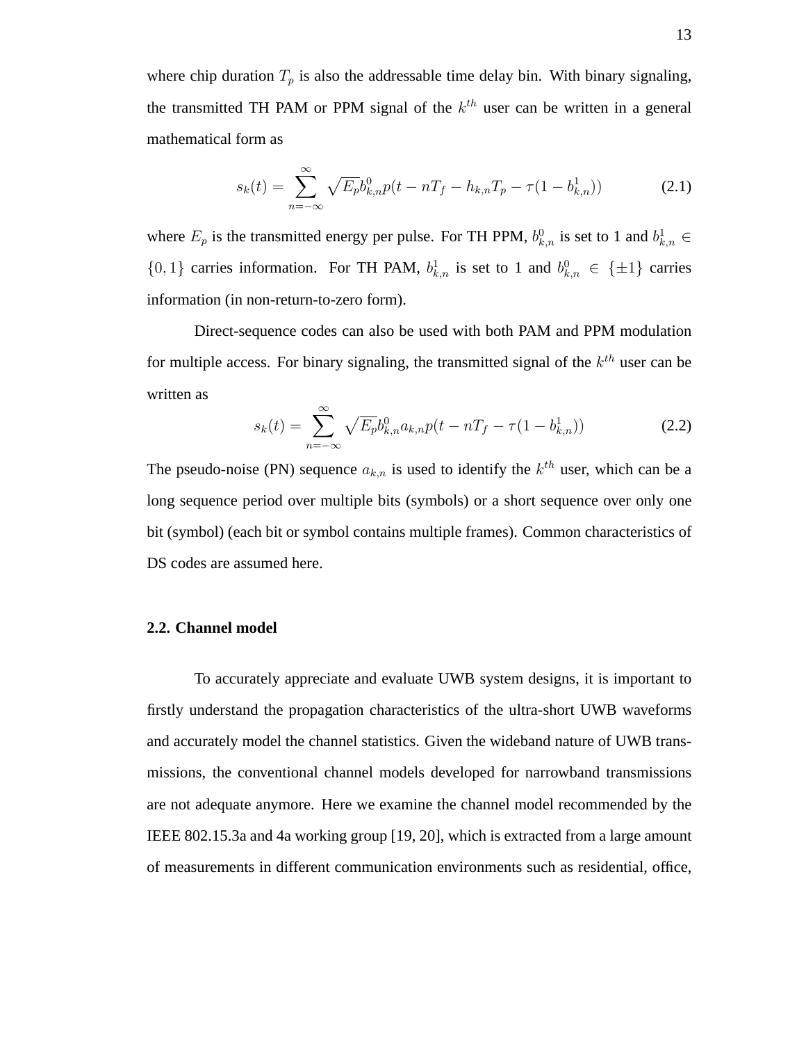where chip duration $T_p$ is also the addressable time delay bin. With binary signaling, the transmitted TH PAM or PPM signal of the $k^{th}$ user can be written in a general mathematical form as

$$s_k(t) = \sum_{n=-\infty}^{\infty} \sqrt{E_p} b_{k,n}^0 p(t - nT_f - h_{k,n}T_p - \tau(1 - b_{k,n}^1)) \tag{2.1}$$

where $E_p$ is the transmitted energy per pulse. For TH PPM, $b_{k,n}^0$ is set to 1 and $b_{k,n}^1 \in \{0, 1\}$ carries information. For TH PAM, $b_{k,n}^1$ is set to 1 and $b_{k,n}^0 \in \{\pm 1\}$ carries information (in non-return-to-zero form).

Direct-sequence codes can also be used with both PAM and PPM modulation for multiple access. For binary signaling, the transmitted signal of the $k^{th}$ user can be written as

$$s_k(t) = \sum_{n=-\infty}^{\infty} \sqrt{E_p} b_{k,n}^0 a_{k,n} p(t - nT_f - \tau(1 - b_{k,n}^1)) \tag{2.2}$$

The pseudo-noise (PN) sequence $a_{k,n}$ is used to identify the $k^{th}$ user, which can be a long sequence period over multiple bits (symbols) or a short sequence over only one bit (symbol) (each bit or symbol contains multiple frames). Common characteristics of DS codes are assumed here.

### 2.2. Channel model

To accurately appreciate and evaluate UWB system designs, it is important to firstly understand the propagation characteristics of the ultra-short UWB waveforms and accurately model the channel statistics. Given the wideband nature of UWB transmissions, the conventional channel models developed for narrowband transmissions are not adequate anymore. Here we examine the channel model recommended by the IEEE 802.15.3a and 4a working group [19, 20], which is extracted from a large amount of measurements in different communication environments such as residential, office,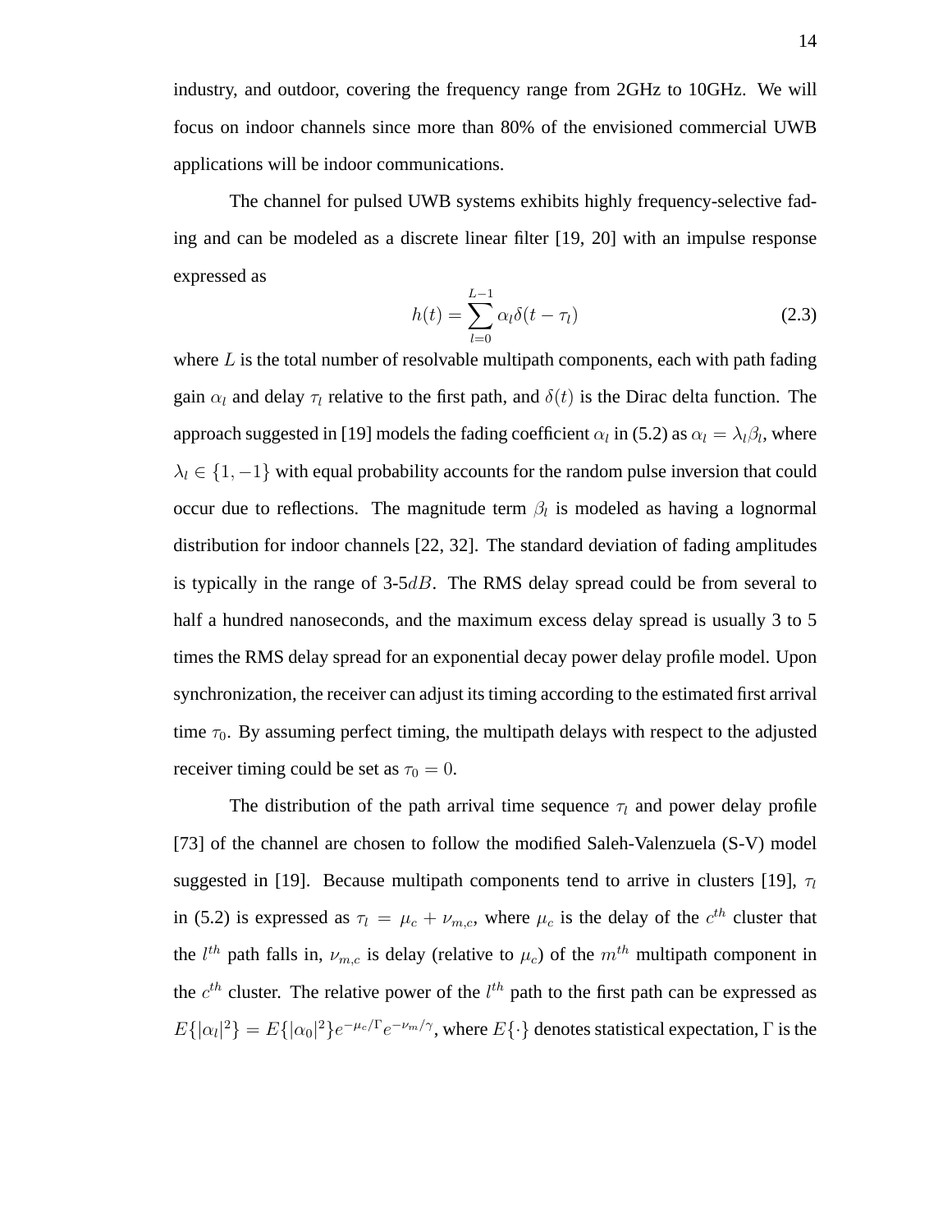industry, and outdoor, covering the frequency range from 2GHz to 10GHz. We will focus on indoor channels since more than 80% of the envisioned commercial UWB applications will be indoor communications.

The channel for pulsed UWB systems exhibits highly frequency-selective fading and can be modeled as a discrete linear filter [19, 20] with an impulse response expressed as

$$h(t) = \sum_{l=0}^{L-1} \alpha_l \delta(t - \tau_l) \tag{2.3}$$

where $L$ is the total number of resolvable multipath components, each with path fading gain $\alpha_l$ and delay $\tau_l$ relative to the first path, and $\delta(t)$ is the Dirac delta function. The approach suggested in [19] models the fading coefficient $\alpha_l$ in (5.2) as $\alpha_l = \lambda_l \beta_l$, where $\lambda_l \in \{1, -1\}$ with equal probability accounts for the random pulse inversion that could occur due to reflections. The magnitude term $\beta_l$ is modeled as having a lognormal distribution for indoor channels [22, 32]. The standard deviation of fading amplitudes is typically in the range of 3-5$dB$. The RMS delay spread could be from several to half a hundred nanoseconds, and the maximum excess delay spread is usually 3 to 5 times the RMS delay spread for an exponential decay power delay profile model. Upon synchronization, the receiver can adjust its timing according to the estimated first arrival time $\tau_0$. By assuming perfect timing, the multipath delays with respect to the adjusted receiver timing could be set as $\tau_0 = 0$.

The distribution of the path arrival time sequence $\tau_l$ and power delay profile [73] of the channel are chosen to follow the modified Saleh-Valenzuela (S-V) model suggested in [19]. Because multipath components tend to arrive in clusters [19], $\tau_l$ in (5.2) is expressed as $\tau_l = \mu_c + \nu_{m,c}$, where $\mu_c$ is the delay of the $c^{th}$ cluster that the $l^{th}$ path falls in, $\nu_{m,c}$ is delay (relative to $\mu_c$) of the $m^{th}$ multipath component in the $c^{th}$ cluster. The relative power of the $l^{th}$ path to the first path can be expressed as $E\{|\alpha_l|^2\} = E\{|\alpha_0|^2\} e^{-\mu_c/\Gamma} e^{-\nu_m/\gamma}$, where $E\{\cdot\}$ denotes statistical expectation, $\Gamma$ is the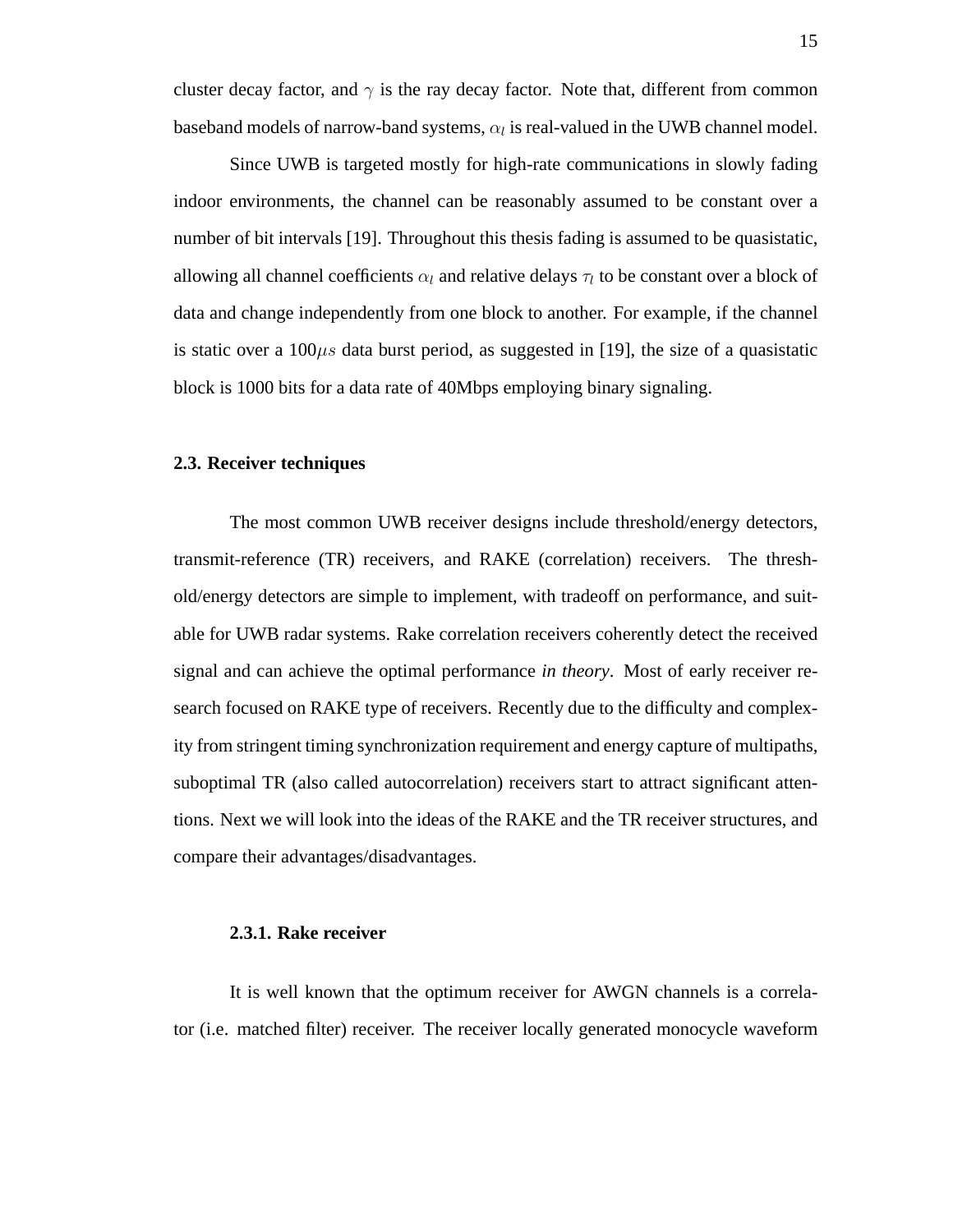cluster decay factor, and $\gamma$ is the ray decay factor. Note that, different from common baseband models of narrow-band systems, $\alpha_l$ is real-valued in the UWB channel model.

Since UWB is targeted mostly for high-rate communications in slowly fading indoor environments, the channel can be reasonably assumed to be constant over a number of bit intervals [19]. Throughout this thesis fading is assumed to be quasistatic, allowing all channel coefficients $\alpha_l$ and relative delays $\tau_l$ to be constant over a block of data and change independently from one block to another. For example, if the channel is static over a $100\mu s$ data burst period, as suggested in [19], the size of a quasistatic block is 1000 bits for a data rate of 40Mbps employing binary signaling.

## 2.3. Receiver techniques

The most common UWB receiver designs include threshold/energy detectors, transmit-reference (TR) receivers, and RAKE (correlation) receivers. The threshold/energy detectors are simple to implement, with tradeoff on performance, and suitable for UWB radar systems. Rake correlation receivers coherently detect the received signal and can achieve the optimal performance *in theory*. Most of early receiver research focused on RAKE type of receivers. Recently due to the difficulty and complexity from stringent timing synchronization requirement and energy capture of multipaths, suboptimal TR (also called autocorrelation) receivers start to attract significant attentions. Next we will look into the ideas of the RAKE and the TR receiver structures, and compare their advantages/disadvantages.

### 2.3.1. Rake receiver

It is well known that the optimum receiver for AWGN channels is a correlator (i.e. matched filter) receiver. The receiver locally generated monocycle waveform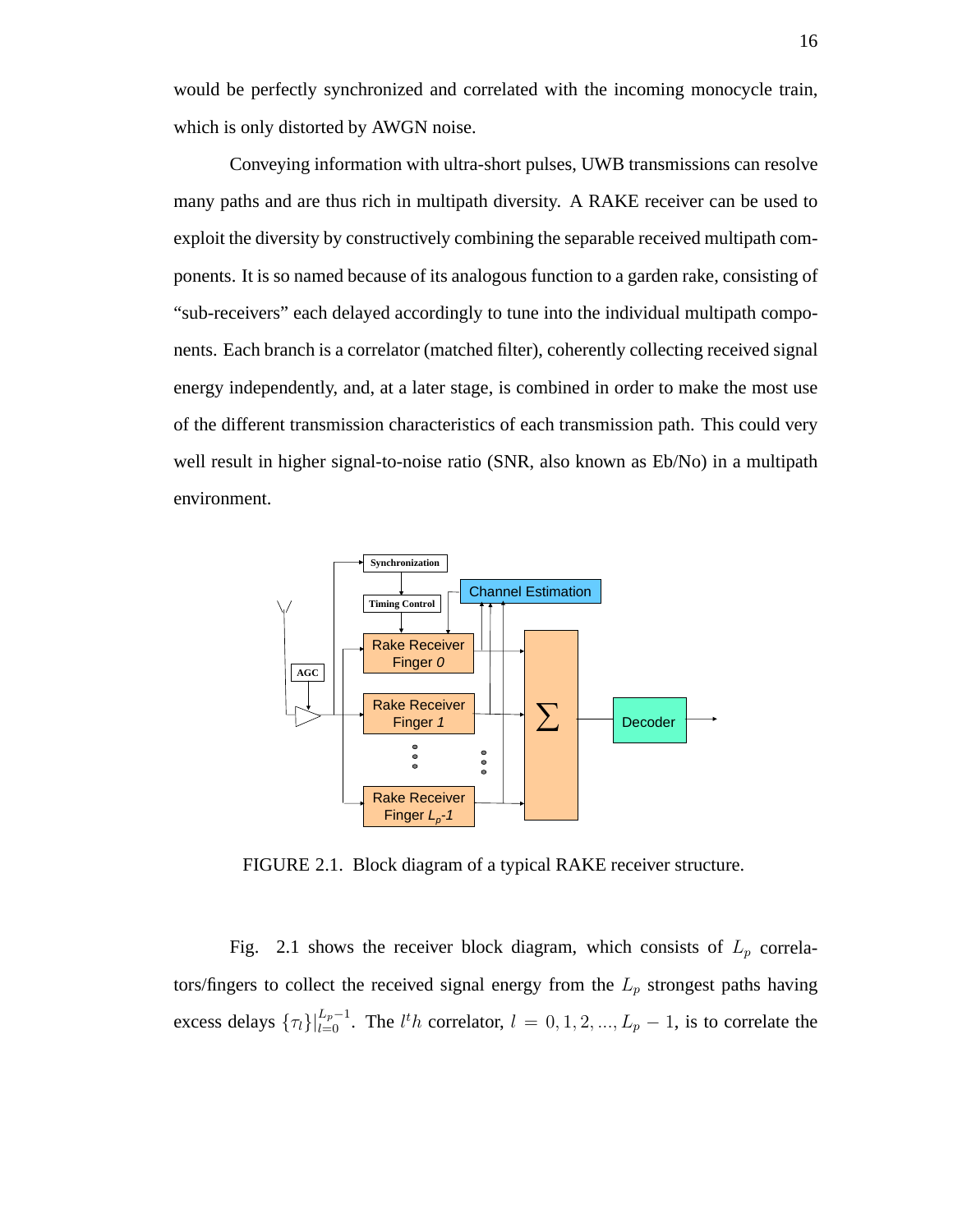would be perfectly synchronized and correlated with the incoming monocycle train, which is only distorted by AWGN noise.

Conveying information with ultra-short pulses, UWB transmissions can resolve many paths and are thus rich in multipath diversity. A RAKE receiver can be used to exploit the diversity by constructively combining the separable received multipath components. It is so named because of its analogous function to a garden rake, consisting of "sub-receivers" each delayed accordingly to tune into the individual multipath components. Each branch is a correlator (matched filter), coherently collecting received signal energy independently, and, at a later stage, is combined in order to make the most use of the different transmission characteristics of each transmission path. This could very well result in higher signal-to-noise ratio (SNR, also known as Eb/No) in a multipath environment.

FIGURE 2.1. Block diagram of a typical RAKE receiver structure.

Fig. 2.1 shows the receiver block diagram, which consists of $L_p$ correlators/fingers to collect the received signal energy from the $L_p$ strongest paths having excess delays $\{\tau_l\}|_{l=0}^{L_p-1}$. The $l^th$ correlator, $l = 0, 1, 2, ..., L_p - 1$, is to correlate the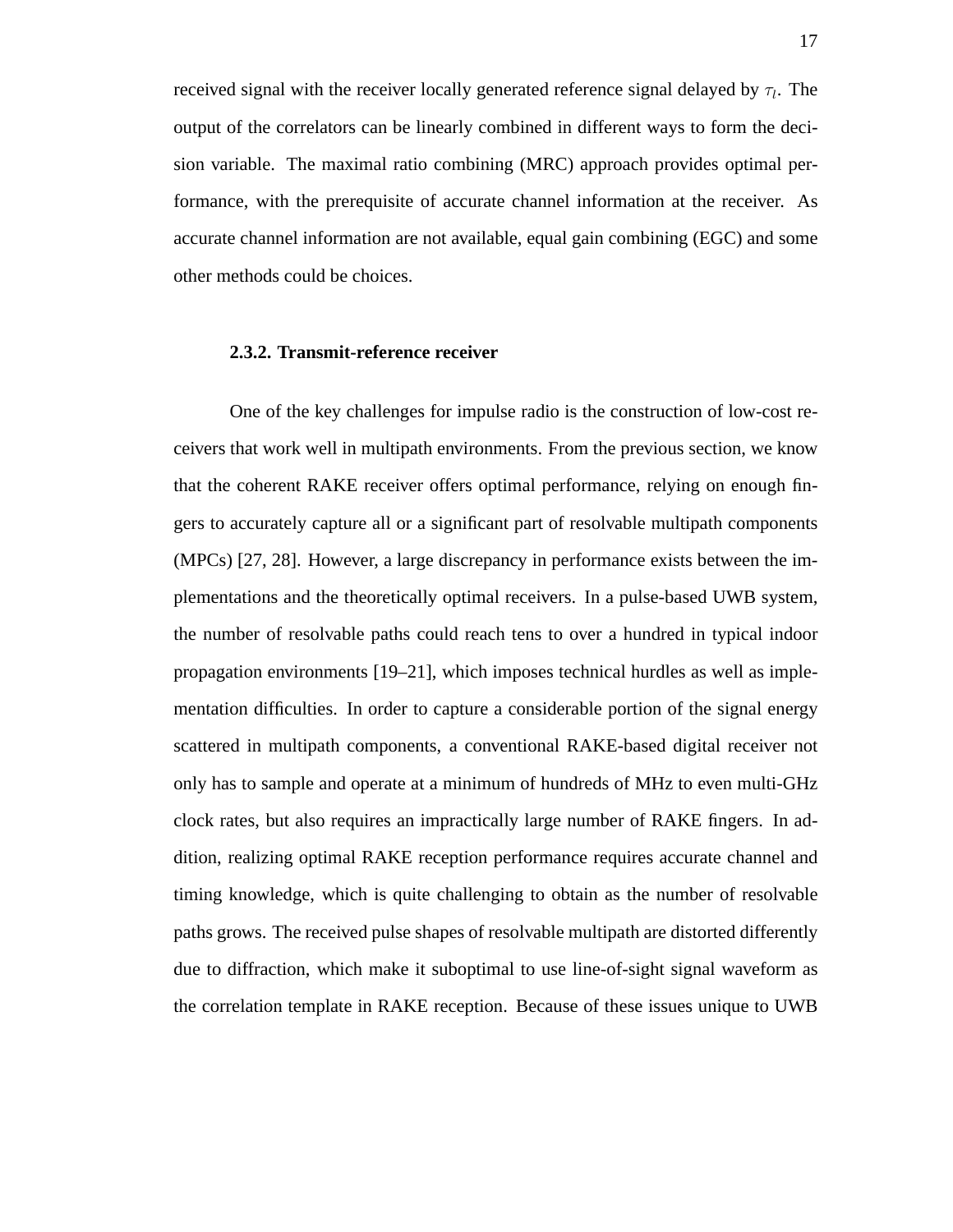received signal with the receiver locally generated reference signal delayed by $\tau_l$. The output of the correlators can be linearly combined in different ways to form the decision variable. The maximal ratio combining (MRC) approach provides optimal performance, with the prerequisite of accurate channel information at the receiver. As accurate channel information are not available, equal gain combining (EGC) and some other methods could be choices.

### 2.3.2. Transmit-reference receiver

One of the key challenges for impulse radio is the construction of low-cost receivers that work well in multipath environments. From the previous section, we know that the coherent RAKE receiver offers optimal performance, relying on enough fingers to accurately capture all or a significant part of resolvable multipath components (MPCs) [27, 28]. However, a large discrepancy in performance exists between the implementations and the theoretically optimal receivers. In a pulse-based UWB system, the number of resolvable paths could reach tens to over a hundred in typical indoor propagation environments [19–21], which imposes technical hurdles as well as implementation difficulties. In order to capture a considerable portion of the signal energy scattered in multipath components, a conventional RAKE-based digital receiver not only has to sample and operate at a minimum of hundreds of MHz to even multi-GHz clock rates, but also requires an impractically large number of RAKE fingers. In addition, realizing optimal RAKE reception performance requires accurate channel and timing knowledge, which is quite challenging to obtain as the number of resolvable paths grows. The received pulse shapes of resolvable multipath are distorted differently due to diffraction, which make it suboptimal to use line-of-sight signal waveform as the correlation template in RAKE reception. Because of these issues unique to UWB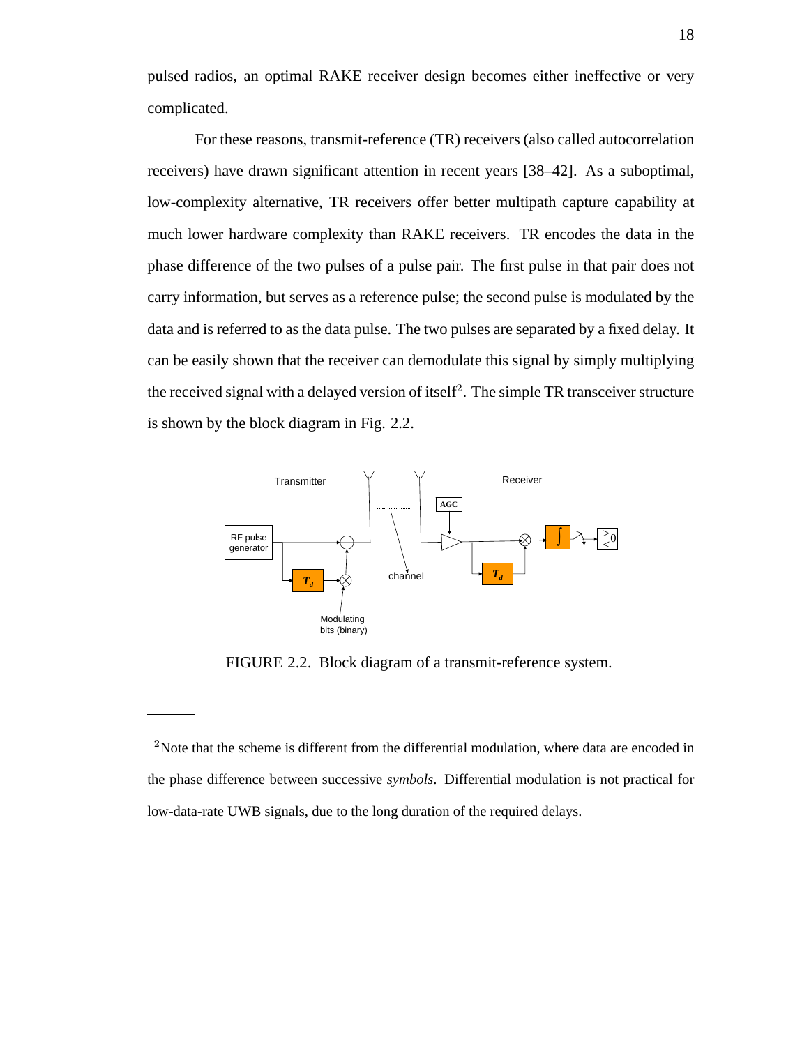pulsed radios, an optimal RAKE receiver design becomes either ineffective or very complicated.

For these reasons, transmit-reference (TR) receivers (also called autocorrelation receivers) have drawn significant attention in recent years [38–42]. As a suboptimal, low-complexity alternative, TR receivers offer better multipath capture capability at much lower hardware complexity than RAKE receivers. TR encodes the data in the phase difference of the two pulses of a pulse pair. The first pulse in that pair does not carry information, but serves as a reference pulse; the second pulse is modulated by the data and is referred to as the data pulse. The two pulses are separated by a fixed delay. It can be easily shown that the receiver can demodulate this signal by simply multiplying the received signal with a delayed version of itself[2]. The simple TR transceiver structure is shown by the block diagram in Fig. 2.2.

FIGURE 2.2. Block diagram of a transmit-reference system.

---

[2]Note that the scheme is different from the differential modulation, where data are encoded in the phase difference between successive *symbols*. Differential modulation is not practical for low-data-rate UWB signals, due to the long duration of the required delays.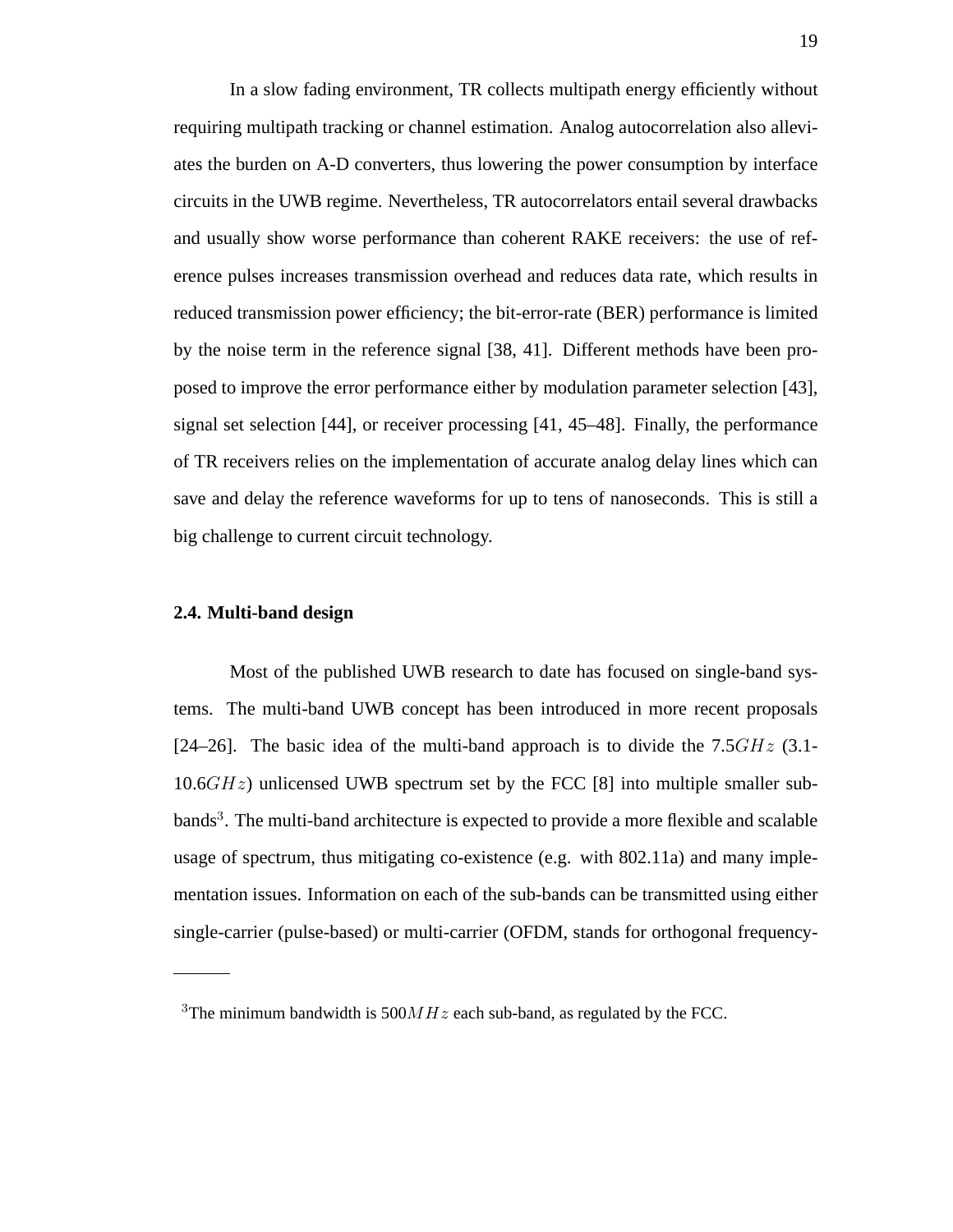In a slow fading environment, TR collects multipath energy efficiently without requiring multipath tracking or channel estimation. Analog autocorrelation also alleviates the burden on A-D converters, thus lowering the power consumption by interface circuits in the UWB regime. Nevertheless, TR autocorrelators entail several drawbacks and usually show worse performance than coherent RAKE receivers: the use of reference pulses increases transmission overhead and reduces data rate, which results in reduced transmission power efficiency; the bit-error-rate (BER) performance is limited by the noise term in the reference signal [38, 41]. Different methods have been proposed to improve the error performance either by modulation parameter selection [43], signal set selection [44], or receiver processing [41, 45–48]. Finally, the performance of TR receivers relies on the implementation of accurate analog delay lines which can save and delay the reference waveforms for up to tens of nanoseconds. This is still a big challenge to current circuit technology.

### 2.4. Multi-band design

Most of the published UWB research to date has focused on single-band systems. The multi-band UWB concept has been introduced in more recent proposals [24–26]. The basic idea of the multi-band approach is to divide the $7.5GHz$ (3.1-10.6$GHz$) unlicensed UWB spectrum set by the FCC [8] into multiple smaller sub-bands[3]. The multi-band architecture is expected to provide a more flexible and scalable usage of spectrum, thus mitigating co-existence (e.g. with 802.11a) and many implementation issues. Information on each of the sub-bands can be transmitted using either single-carrier (pulse-based) or multi-carrier (OFDM, stands for orthogonal frequency-

---

[3]The minimum bandwidth is $500MHz$ each sub-band, as regulated by the FCC.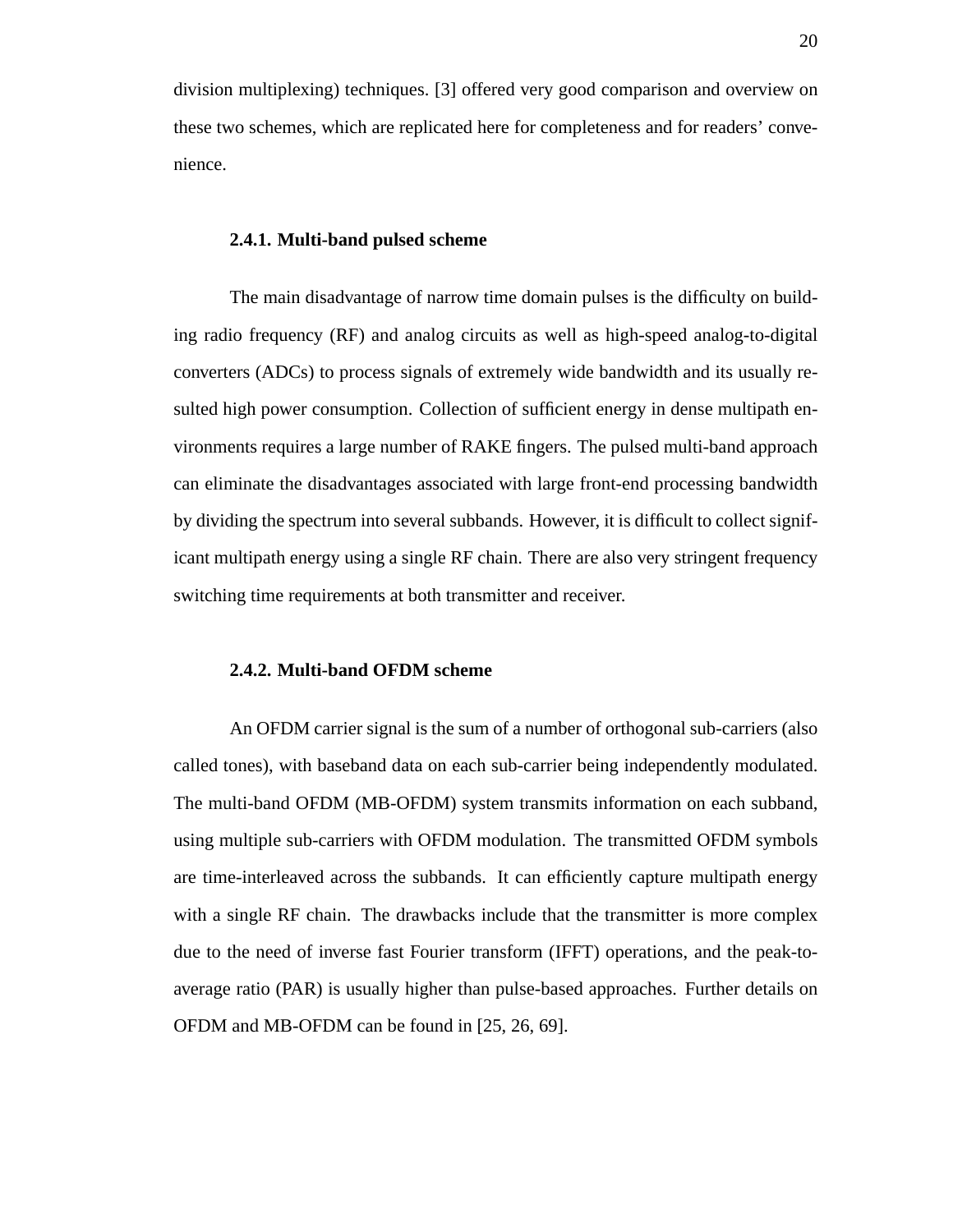division multiplexing) techniques. [3] offered very good comparison and overview on these two schemes, which are replicated here for completeness and for readers' convenience.

#### 2.4.1. Multi-band pulsed scheme

The main disadvantage of narrow time domain pulses is the difficulty on building radio frequency (RF) and analog circuits as well as high-speed analog-to-digital converters (ADCs) to process signals of extremely wide bandwidth and its usually resulted high power consumption. Collection of sufficient energy in dense multipath environments requires a large number of RAKE fingers. The pulsed multi-band approach can eliminate the disadvantages associated with large front-end processing bandwidth by dividing the spectrum into several subbands. However, it is difficult to collect significant multipath energy using a single RF chain. There are also very stringent frequency switching time requirements at both transmitter and receiver.

#### 2.4.2. Multi-band OFDM scheme

An OFDM carrier signal is the sum of a number of orthogonal sub-carriers (also called tones), with baseband data on each sub-carrier being independently modulated. The multi-band OFDM (MB-OFDM) system transmits information on each subband, using multiple sub-carriers with OFDM modulation. The transmitted OFDM symbols are time-interleaved across the subbands. It can efficiently capture multipath energy with a single RF chain. The drawbacks include that the transmitter is more complex due to the need of inverse fast Fourier transform (IFFT) operations, and the peak-to-average ratio (PAR) is usually higher than pulse-based approaches. Further details on OFDM and MB-OFDM can be found in [25, 26, 69].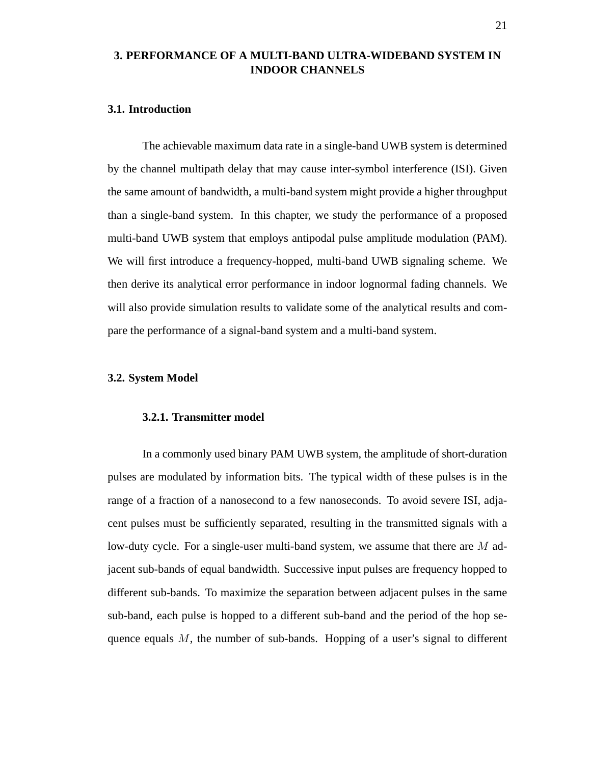# 3. PERFORMANCE OF A MULTI-BAND ULTRA-WIDEBAND SYSTEM IN INDOOR CHANNELS

## 3.1. Introduction

The achievable maximum data rate in a single-band UWB system is determined by the channel multipath delay that may cause inter-symbol interference (ISI). Given the same amount of bandwidth, a multi-band system might provide a higher throughput than a single-band system. In this chapter, we study the performance of a proposed multi-band UWB system that employs antipodal pulse amplitude modulation (PAM). We will first introduce a frequency-hopped, multi-band UWB signaling scheme. We then derive its analytical error performance in indoor lognormal fading channels. We will also provide simulation results to validate some of the analytical results and compare the performance of a signal-band system and a multi-band system.

## 3.2. System Model

### 3.2.1. Transmitter model

In a commonly used binary PAM UWB system, the amplitude of short-duration pulses are modulated by information bits. The typical width of these pulses is in the range of a fraction of a nanosecond to a few nanoseconds. To avoid severe ISI, adjacent pulses must be sufficiently separated, resulting in the transmitted signals with a low-duty cycle. For a single-user multi-band system, we assume that there are $M$ adjacent sub-bands of equal bandwidth. Successive input pulses are frequency hopped to different sub-bands. To maximize the separation between adjacent pulses in the same sub-band, each pulse is hopped to a different sub-band and the period of the hop sequence equals $M$, the number of sub-bands. Hopping of a user's signal to different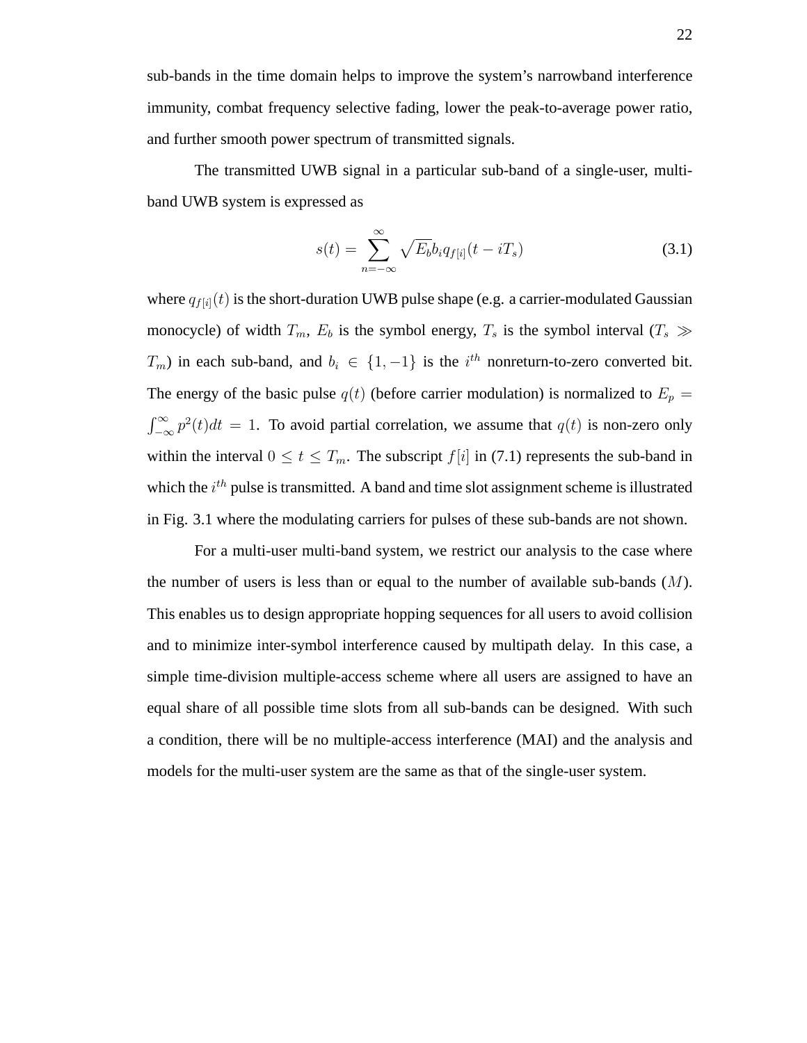sub-bands in the time domain helps to improve the system's narrowband interference immunity, combat frequency selective fading, lower the peak-to-average power ratio, and further smooth power spectrum of transmitted signals.

The transmitted UWB signal in a particular sub-band of a single-user, multi-band UWB system is expressed as

$$s(t) = \sum_{n=-\infty}^{\infty} \sqrt{E_b} b_i q_{f[i]}(t - iT_s) \tag{3.1}$$

where $q_{f[i]}(t)$ is the short-duration UWB pulse shape (e.g. a carrier-modulated Gaussian monocycle) of width $T_m$, $E_b$ is the symbol energy, $T_s$ is the symbol interval ($T_s \gg T_m$) in each sub-band, and $b_i \in \{1, -1\}$ is the $i^{th}$ nonreturn-to-zero converted bit. The energy of the basic pulse $q(t)$ (before carrier modulation) is normalized to $E_p = \int_{-\infty}^{\infty} p^2(t)dt = 1$. To avoid partial correlation, we assume that $q(t)$ is non-zero only within the interval $0 \leq t \leq T_m$. The subscript $f[i]$ in (7.1) represents the sub-band in which the $i^{th}$ pulse is transmitted. A band and time slot assignment scheme is illustrated in Fig. 3.1 where the modulating carriers for pulses of these sub-bands are not shown.

For a multi-user multi-band system, we restrict our analysis to the case where the number of users is less than or equal to the number of available sub-bands ($M$). This enables us to design appropriate hopping sequences for all users to avoid collision and to minimize inter-symbol interference caused by multipath delay. In this case, a simple time-division multiple-access scheme where all users are assigned to have an equal share of all possible time slots from all sub-bands can be designed. With such a condition, there will be no multiple-access interference (MAI) and the analysis and models for the multi-user system are the same as that of the single-user system.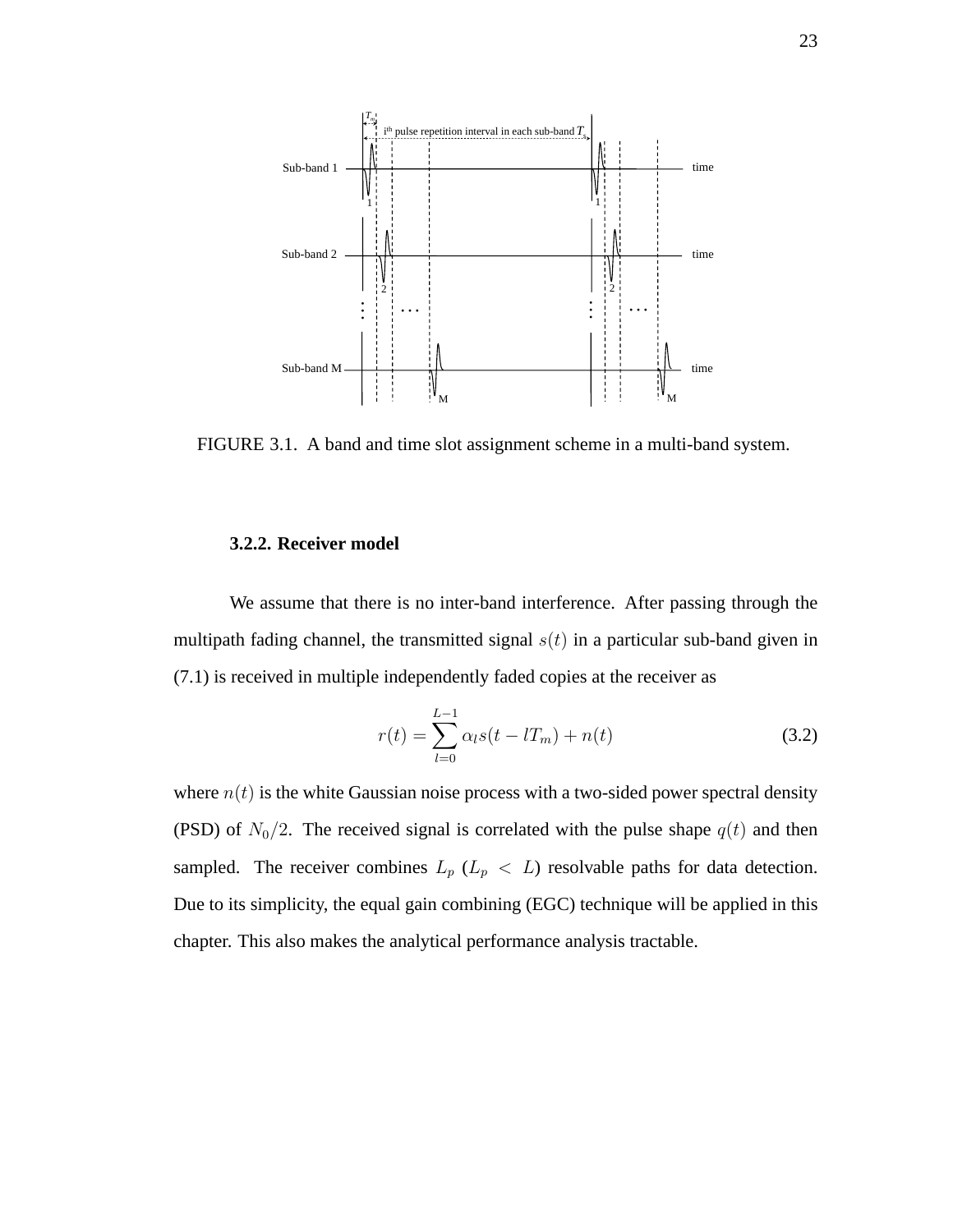FIGURE 3.1. A band and time slot assignment scheme in a multi-band system.

### 3.2.2. Receiver model

We assume that there is no inter-band interference. After passing through the multipath fading channel, the transmitted signal $s(t)$ in a particular sub-band given in (7.1) is received in multiple independently faded copies at the receiver as

$$r(t) = \sum_{l=0}^{L-1} \alpha_l s(t - lT_m) + n(t) \tag{3.2}$$

where $n(t)$ is the white Gaussian noise process with a two-sided power spectral density (PSD) of $N_0/2$. The received signal is correlated with the pulse shape $q(t)$ and then sampled. The receiver combines $L_p$ ($L_p < L$) resolvable paths for data detection. Due to its simplicity, the equal gain combining (EGC) technique will be applied in this chapter. This also makes the analytical performance analysis tractable.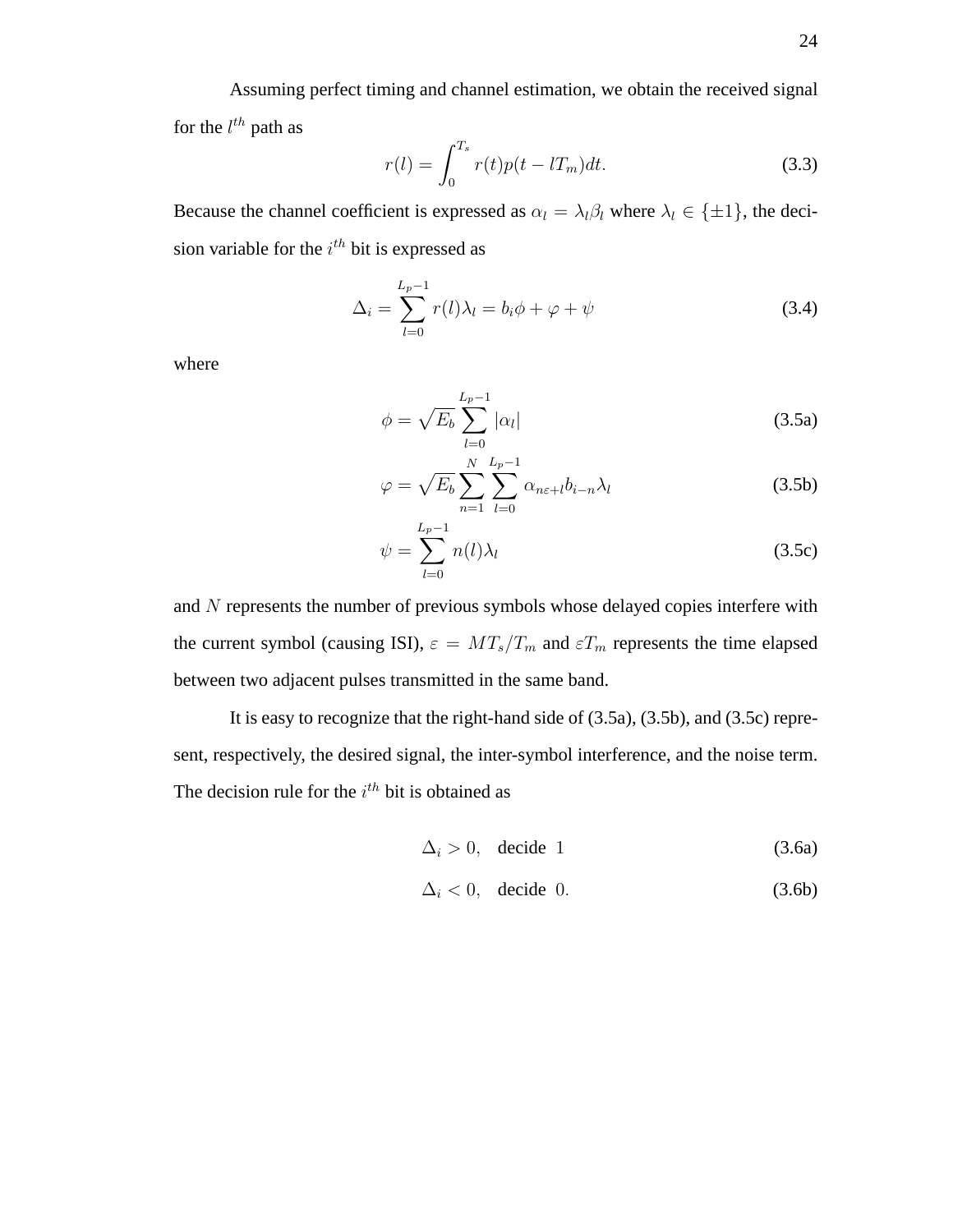Assuming perfect timing and channel estimation, we obtain the received signal for the $l^{th}$ path as

$$r(l) = \int_0^{T_s} r(t)p(t - lT_m)dt. \tag{3.3}$$

Because the channel coefficient is expressed as $\alpha_l = \lambda_l \beta_l$ where $\lambda_l \in \{\pm 1\}$, the decision variable for the $i^{th}$ bit is expressed as

$$\Delta_i = \sum_{l=0}^{L_p-1} r(l)\lambda_l = b_i\phi + \varphi + \psi \tag{3.4}$$

where

$$\phi = \sqrt{E_b} \sum_{l=0}^{L_p-1} |\alpha_l| \tag{3.5a}$$

$$\varphi = \sqrt{E_b} \sum_{n=1}^{N} \sum_{l=0}^{L_p-1} \alpha_{n\varepsilon+l} b_{i-n} \lambda_l \tag{3.5b}$$

$$\psi = \sum_{l=0}^{L_p-1} n(l)\lambda_l \tag{3.5c}$$

and $N$ represents the number of previous symbols whose delayed copies interfere with the current symbol (causing ISI), $\varepsilon = MT_s/T_m$ and $\varepsilon T_m$ represents the time elapsed between two adjacent pulses transmitted in the same band.

It is easy to recognize that the right-hand side of (3.5a), (3.5b), and (3.5c) represent, respectively, the desired signal, the inter-symbol interference, and the noise term. The decision rule for the $i^{th}$ bit is obtained as

$$\Delta_i > 0, \quad \text{decide } 1 \tag{3.6a}$$

$$\Delta_i < 0, \quad \text{decide } 0. \tag{3.6b}$$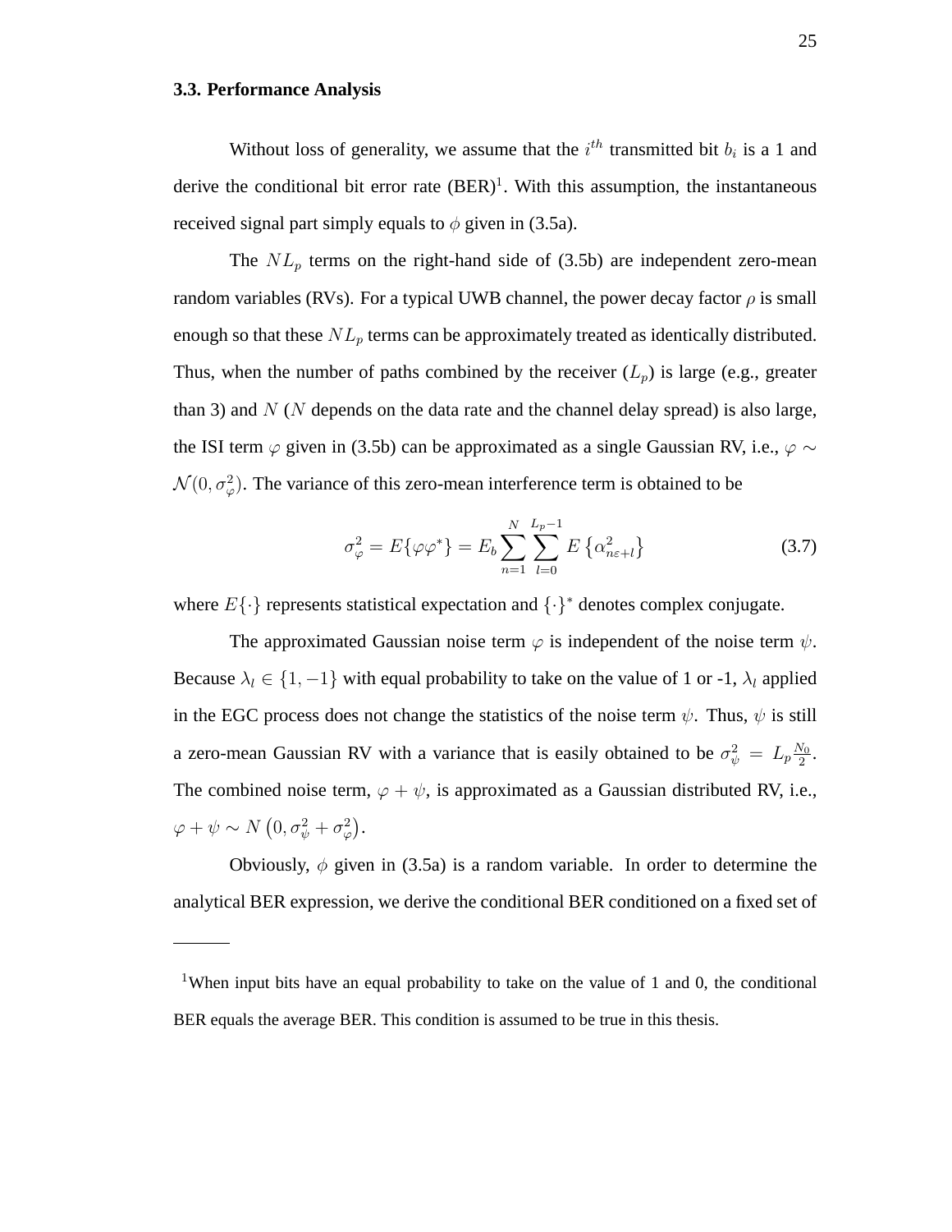### 3.3. Performance Analysis

Without loss of generality, we assume that the $i^{th}$ transmitted bit $b_i$ is a 1 and derive the conditional bit error rate (BER)[1]. With this assumption, the instantaneous received signal part simply equals to $\phi$ given in (3.5a).

The $NL_p$ terms on the right-hand side of (3.5b) are independent zero-mean random variables (RVs). For a typical UWB channel, the power decay factor $\rho$ is small enough so that these $NL_p$ terms can be approximately treated as identically distributed. Thus, when the number of paths combined by the receiver ($L_p$) is large (e.g., greater than 3) and $N$ ($N$ depends on the data rate and the channel delay spread) is also large, the ISI term $\varphi$ given in (3.5b) can be approximated as a single Gaussian RV, i.e., $\varphi \sim \mathcal{N}(0, \sigma_\varphi^2)$. The variance of this zero-mean interference term is obtained to be

$$\sigma_\varphi^2 = E\{\varphi\varphi^*\} = E_b \sum_{n=1}^{N} \sum_{l=0}^{L_p-1} E\left\{\alpha_{n\varepsilon+l}^2\right\} \tag{3.7}$$

where $E\{\cdot\}$ represents statistical expectation and $\{\cdot\}^*$ denotes complex conjugate.

The approximated Gaussian noise term $\varphi$ is independent of the noise term $\psi$. Because $\lambda_l \in \{1, -1\}$ with equal probability to take on the value of 1 or -1, $\lambda_l$ applied in the EGC process does not change the statistics of the noise term $\psi$. Thus, $\psi$ is still a zero-mean Gaussian RV with a variance that is easily obtained to be $\sigma_\psi^2 = L_p \frac{N_0}{2}$. The combined noise term, $\varphi + \psi$, is approximated as a Gaussian distributed RV, i.e., $\varphi + \psi \sim N\left(0, \sigma_\psi^2 + \sigma_\varphi^2\right)$.

Obviously, $\phi$ given in (3.5a) is a random variable. In order to determine the analytical BER expression, we derive the conditional BER conditioned on a fixed set of

---

[1] When input bits have an equal probability to take on the value of 1 and 0, the conditional BER equals the average BER. This condition is assumed to be true in this thesis.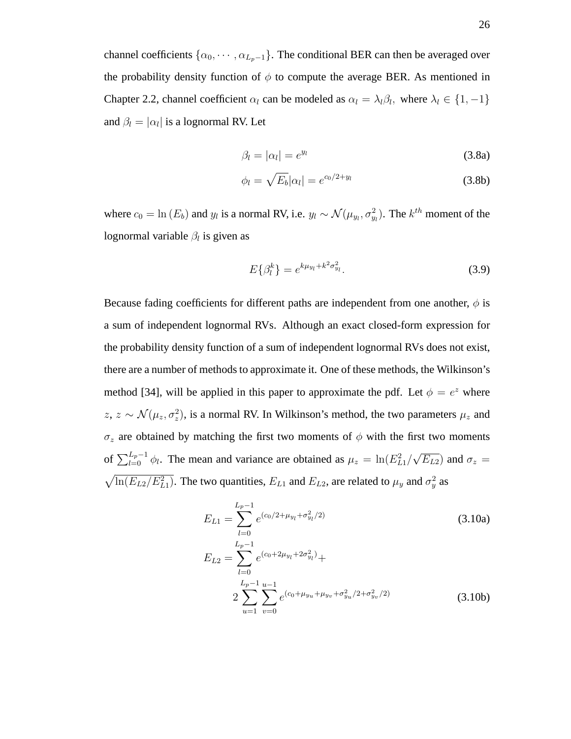channel coefficients $\{\alpha_0, \cdots, \alpha_{L_p-1}\}$. The conditional BER can then be averaged over the probability density function of $\phi$ to compute the average BER. As mentioned in Chapter 2.2, channel coefficient $\alpha_l$ can be modeled as $\alpha_l = \lambda_l \beta_l$, where $\lambda_l \in \{1, -1\}$ and $\beta_l = |\alpha_l|$ is a lognormal RV. Let

$$\beta_l = |\alpha_l| = e^{y_l} \tag{3.8a}$$

$$\phi_l = \sqrt{E_b}|\alpha_l| = e^{c_0/2+y_l} \tag{3.8b}$$

where $c_0 = \ln(E_b)$ and $y_l$ is a normal RV, i.e. $y_l \sim \mathcal{N}(\mu_{y_l}, \sigma_{y_l}^2)$. The $k^{th}$ moment of the lognormal variable $\beta_l$ is given as

$$E\{\beta_l^k\} = e^{k\mu_{y_l}+k^2\sigma_{y_l}^2}. \tag{3.9}$$

Because fading coefficients for different paths are independent from one another, $\phi$ is a sum of independent lognormal RVs. Although an exact closed-form expression for the probability density function of a sum of independent lognormal RVs does not exist, there are a number of methods to approximate it. One of these methods, the Wilkinson's method [34], will be applied in this paper to approximate the pdf. Let $\phi = e^z$ where $z$, $z \sim \mathcal{N}(\mu_z, \sigma_z^2)$, is a normal RV. In Wilkinson's method, the two parameters $\mu_z$ and $\sigma_z$ are obtained by matching the first two moments of $\phi$ with the first two moments of $\sum_{l=0}^{L_p-1} \phi_l$. The mean and variance are obtained as $\mu_z = \ln(E_{L1}^2/\sqrt{E_{L2}})$ and $\sigma_z = \sqrt{\ln(E_{L2}/E_{L1}^2)}$. The two quantities, $E_{L1}$ and $E_{L2}$, are related to $\mu_y$ and $\sigma_y^2$ as

$$E_{L1} = \sum_{l=0}^{L_p-1} e^{(c_0/2+\mu_{y_l}+\sigma_{y_l}^2/2)} \tag{3.10a}$$

$$E_{L2} = \sum_{l=0}^{L_p-1} e^{(c_0+2\mu_{y_l}+2\sigma_{y_l}^2)} + 2\sum_{u=1}^{L_p-1}\sum_{v=0}^{u-1} e^{(c_0+\mu_{y_u}+\mu_{y_v}+\sigma_{y_u}^2/2+\sigma_{y_v}^2/2)} \tag{3.10b}$$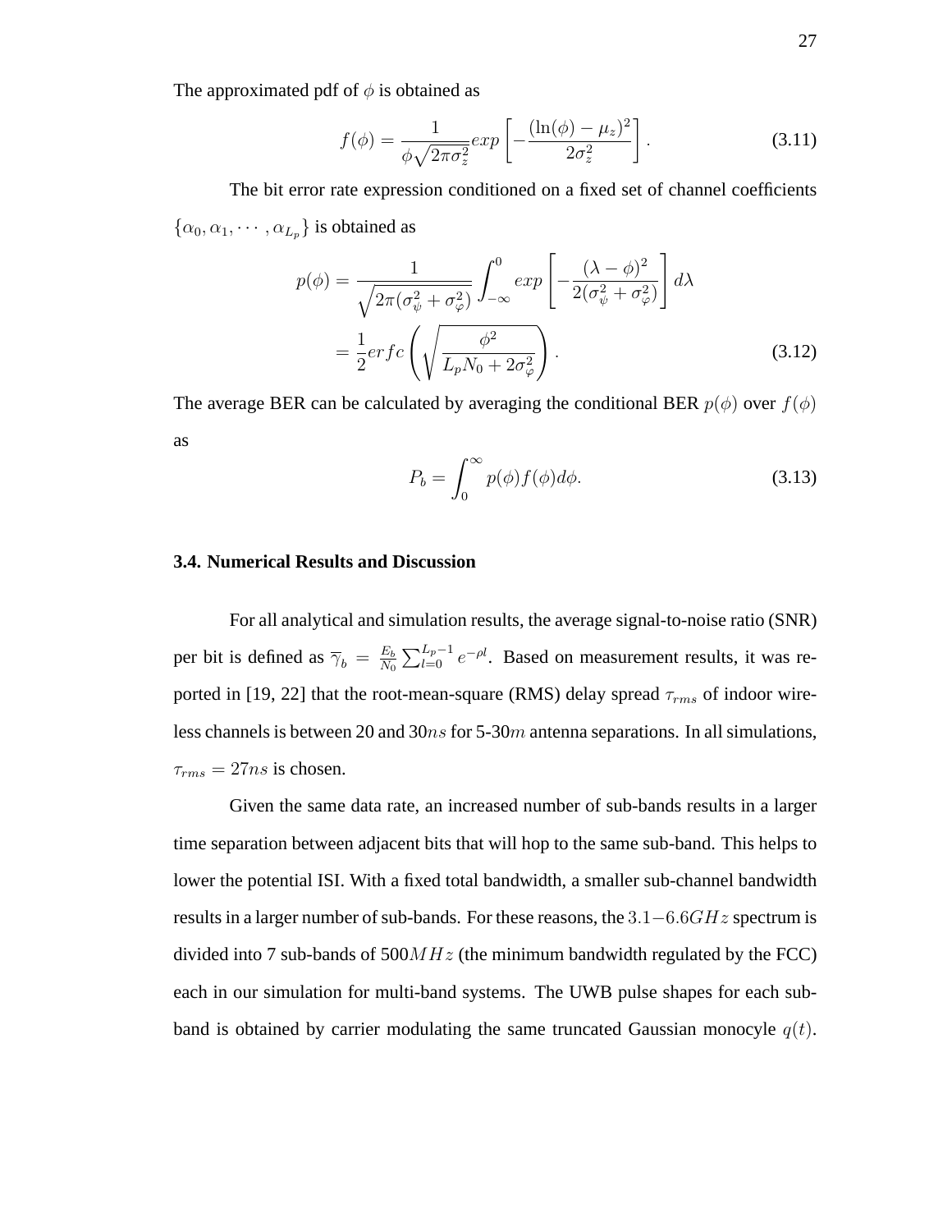The approximated pdf of $\phi$ is obtained as

$$f(\phi) = \frac{1}{\phi\sqrt{2\pi\sigma_z^2}} exp\left[-\frac{(\ln(\phi) - \mu_z)^2}{2\sigma_z^2}\right]. \tag{3.11}$$

The bit error rate expression conditioned on a fixed set of channel coefficients $\{\alpha_0, \alpha_1, \cdots, \alpha_{L_p}\}$ is obtained as

$$\begin{aligned}
p(\phi) &= \frac{1}{\sqrt{2\pi(\sigma_\psi^2 + \sigma_\varphi^2)}} \int_{-\infty}^{0} exp\left[-\frac{(\lambda - \phi)^2}{2(\sigma_\psi^2 + \sigma_\varphi^2)}\right] d\lambda \\
&= \frac{1}{2} erfc\left(\sqrt{\frac{\phi^2}{L_p N_0 + 2\sigma_\varphi^2}}\right).
\end{aligned} \tag{3.12}$$

The average BER can be calculated by averaging the conditional BER $p(\phi)$ over $f(\phi)$ as

$$P_b = \int_0^\infty p(\phi) f(\phi) d\phi. \tag{3.13}$$

### 3.4. Numerical Results and Discussion

For all analytical and simulation results, the average signal-to-noise ratio (SNR) per bit is defined as $\overline{\gamma}_b = \frac{E_b}{N_0}\sum_{l=0}^{L_p-1} e^{-\rho l}$. Based on measurement results, it was reported in [19, 22] that the root-mean-square (RMS) delay spread $\tau_{rms}$ of indoor wireless channels is between 20 and 30$ns$ for 5-30$m$ antenna separations. In all simulations, $\tau_{rms} = 27ns$ is chosen.

Given the same data rate, an increased number of sub-bands results in a larger time separation between adjacent bits that will hop to the same sub-band. This helps to lower the potential ISI. With a fixed total bandwidth, a smaller sub-channel bandwidth results in a larger number of sub-bands. For these reasons, the $3.1-6.6GHz$ spectrum is divided into 7 sub-bands of 500$MHz$ (the minimum bandwidth regulated by the FCC) each in our simulation for multi-band systems. The UWB pulse shapes for each sub-band is obtained by carrier modulating the same truncated Gaussian monocyle $q(t)$.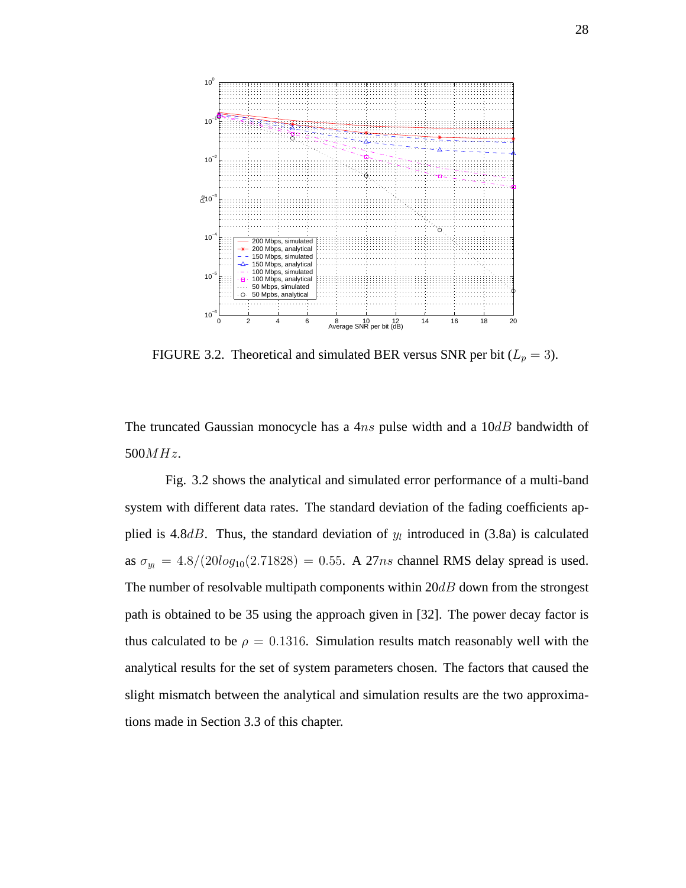FIGURE 3.2. Theoretical and simulated BER versus SNR per bit ($L_p = 3$).

The truncated Gaussian monocycle has a $4ns$ pulse width and a $10dB$ bandwidth of $500MHz$.

Fig. 3.2 shows the analytical and simulated error performance of a multi-band system with different data rates. The standard deviation of the fading coefficients applied is $4.8dB$. Thus, the standard deviation of $y_l$ introduced in (3.8a) is calculated as $\sigma_{y_l} = 4.8/(20log_{10}(2.71828) = 0.55$. A $27ns$ channel RMS delay spread is used. The number of resolvable multipath components within $20dB$ down from the strongest path is obtained to be 35 using the approach given in [32]. The power decay factor is thus calculated to be $\rho = 0.1316$. Simulation results match reasonably well with the analytical results for the set of system parameters chosen. The factors that caused the slight mismatch between the analytical and simulation results are the two approximations made in Section 3.3 of this chapter.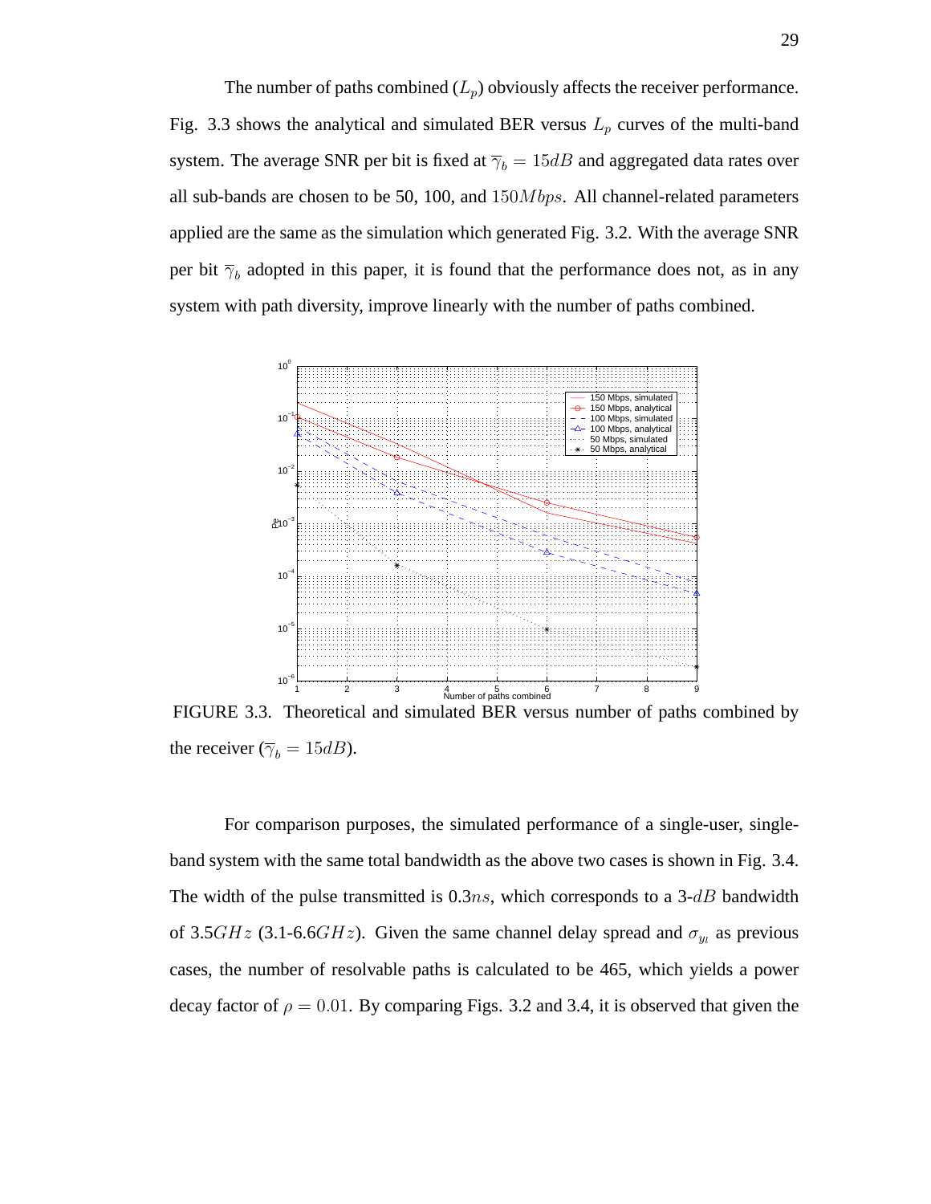The number of paths combined ($L_p$) obviously affects the receiver performance. Fig. 3.3 shows the analytical and simulated BER versus $L_p$ curves of the multi-band system. The average SNR per bit is fixed at $\overline{\gamma}_b = 15dB$ and aggregated data rates over all sub-bands are chosen to be 50, 100, and $150Mbps$. All channel-related parameters applied are the same as the simulation which generated Fig. 3.2. With the average SNR per bit $\overline{\gamma}_b$ adopted in this paper, it is found that the performance does not, as in any system with path diversity, improve linearly with the number of paths combined.

FIGURE 3.3. Theoretical and simulated BER versus number of paths combined by the receiver ($\overline{\gamma}_b = 15dB$).

For comparison purposes, the simulated performance of a single-user, single-band system with the same total bandwidth as the above two cases is shown in Fig. 3.4. The width of the pulse transmitted is 0.3$ns$, which corresponds to a 3-$dB$ bandwidth of 3.5$GHz$ (3.1-6.6$GHz$). Given the same channel delay spread and $\sigma_{y_l}$ as previous cases, the number of resolvable paths is calculated to be 465, which yields a power decay factor of $\rho = 0.01$. By comparing Figs. 3.2 and 3.4, it is observed that given the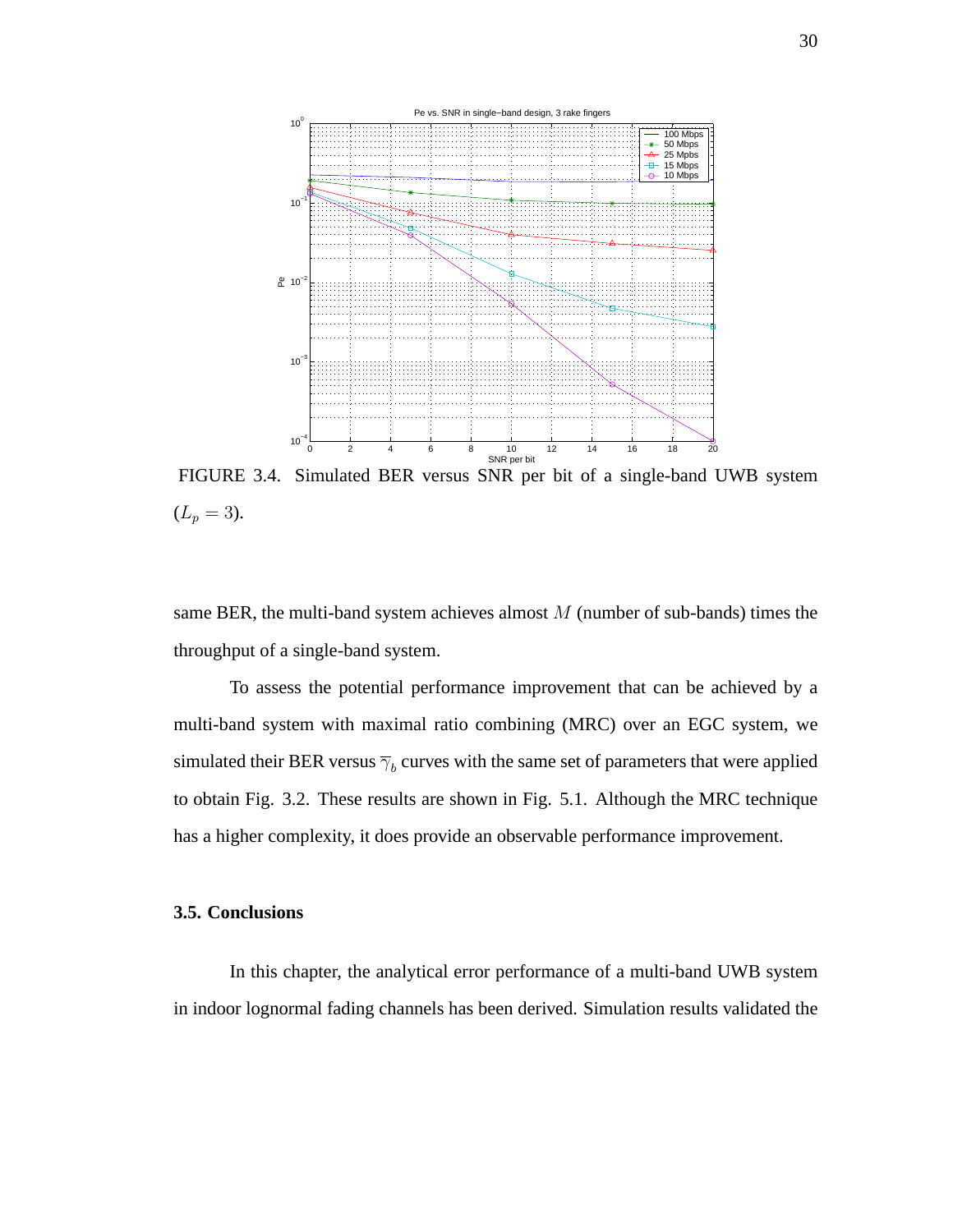FIGURE 3.4. Simulated BER versus SNR per bit of a single-band UWB system ($L_p = 3$).

same BER, the multi-band system achieves almost $M$ (number of sub-bands) times the throughput of a single-band system.

To assess the potential performance improvement that can be achieved by a multi-band system with maximal ratio combining (MRC) over an EGC system, we simulated their BER versus $\overline{\gamma}_b$ curves with the same set of parameters that were applied to obtain Fig. 3.2. These results are shown in Fig. 5.1. Although the MRC technique has a higher complexity, it does provide an observable performance improvement.

### 3.5. Conclusions

In this chapter, the analytical error performance of a multi-band UWB system in indoor lognormal fading channels has been derived. Simulation results validated the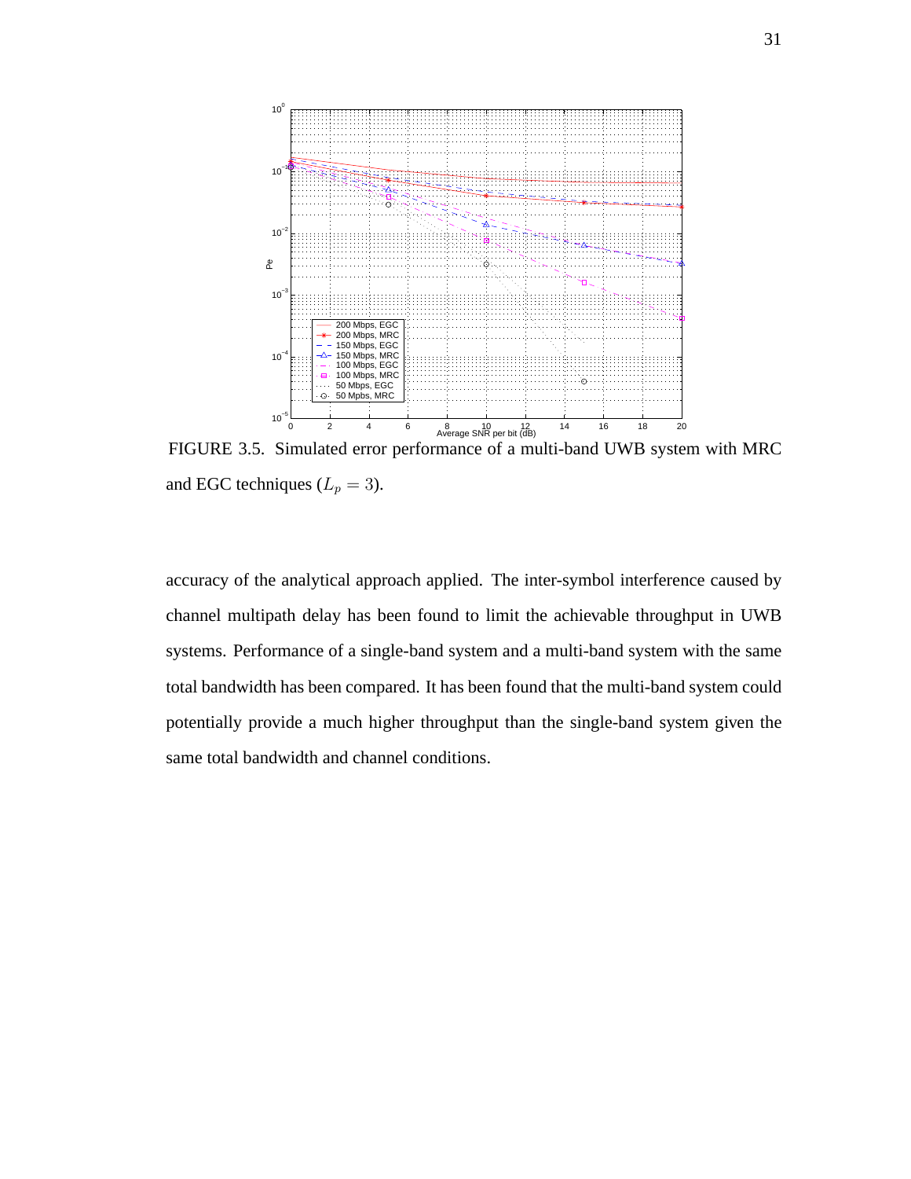FIGURE 3.5. Simulated error performance of a multi-band UWB system with MRC and EGC techniques ($L_p = 3$).

accuracy of the analytical approach applied. The inter-symbol interference caused by channel multipath delay has been found to limit the achievable throughput in UWB systems. Performance of a single-band system and a multi-band system with the same total bandwidth has been compared. It has been found that the multi-band system could potentially provide a much higher throughput than the single-band system given the same total bandwidth and channel conditions.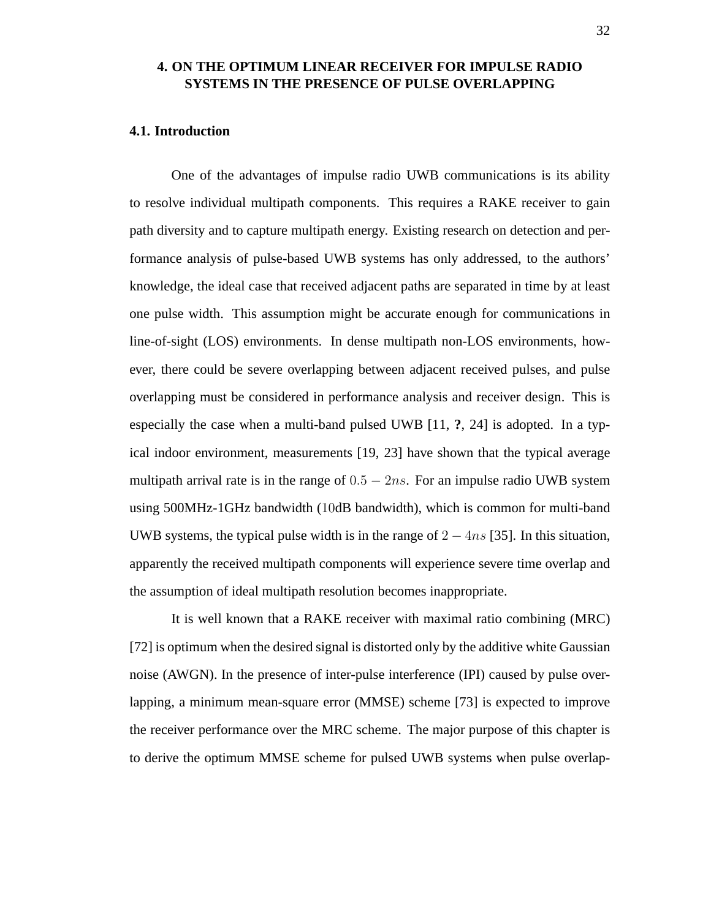# 4. ON THE OPTIMUM LINEAR RECEIVER FOR IMPULSE RADIO SYSTEMS IN THE PRESENCE OF PULSE OVERLAPPING

## 4.1. Introduction

One of the advantages of impulse radio UWB communications is its ability to resolve individual multipath components. This requires a RAKE receiver to gain path diversity and to capture multipath energy. Existing research on detection and performance analysis of pulse-based UWB systems has only addressed, to the authors' knowledge, the ideal case that received adjacent paths are separated in time by at least one pulse width. This assumption might be accurate enough for communications in line-of-sight (LOS) environments. In dense multipath non-LOS environments, however, there could be severe overlapping between adjacent received pulses, and pulse overlapping must be considered in performance analysis and receiver design. This is especially the case when a multi-band pulsed UWB [11, **?**, 24] is adopted. In a typical indoor environment, measurements [19, 23] have shown that the typical average multipath arrival rate is in the range of $0.5 - 2ns$. For an impulse radio UWB system using 500MHz-1GHz bandwidth ($10$dB bandwidth), which is common for multi-band UWB systems, the typical pulse width is in the range of $2 - 4ns$ [35]. In this situation, apparently the received multipath components will experience severe time overlap and the assumption of ideal multipath resolution becomes inappropriate.

It is well known that a RAKE receiver with maximal ratio combining (MRC) [72] is optimum when the desired signal is distorted only by the additive white Gaussian noise (AWGN). In the presence of inter-pulse interference (IPI) caused by pulse overlapping, a minimum mean-square error (MMSE) scheme [73] is expected to improve the receiver performance over the MRC scheme. The major purpose of this chapter is to derive the optimum MMSE scheme for pulsed UWB systems when pulse overlap-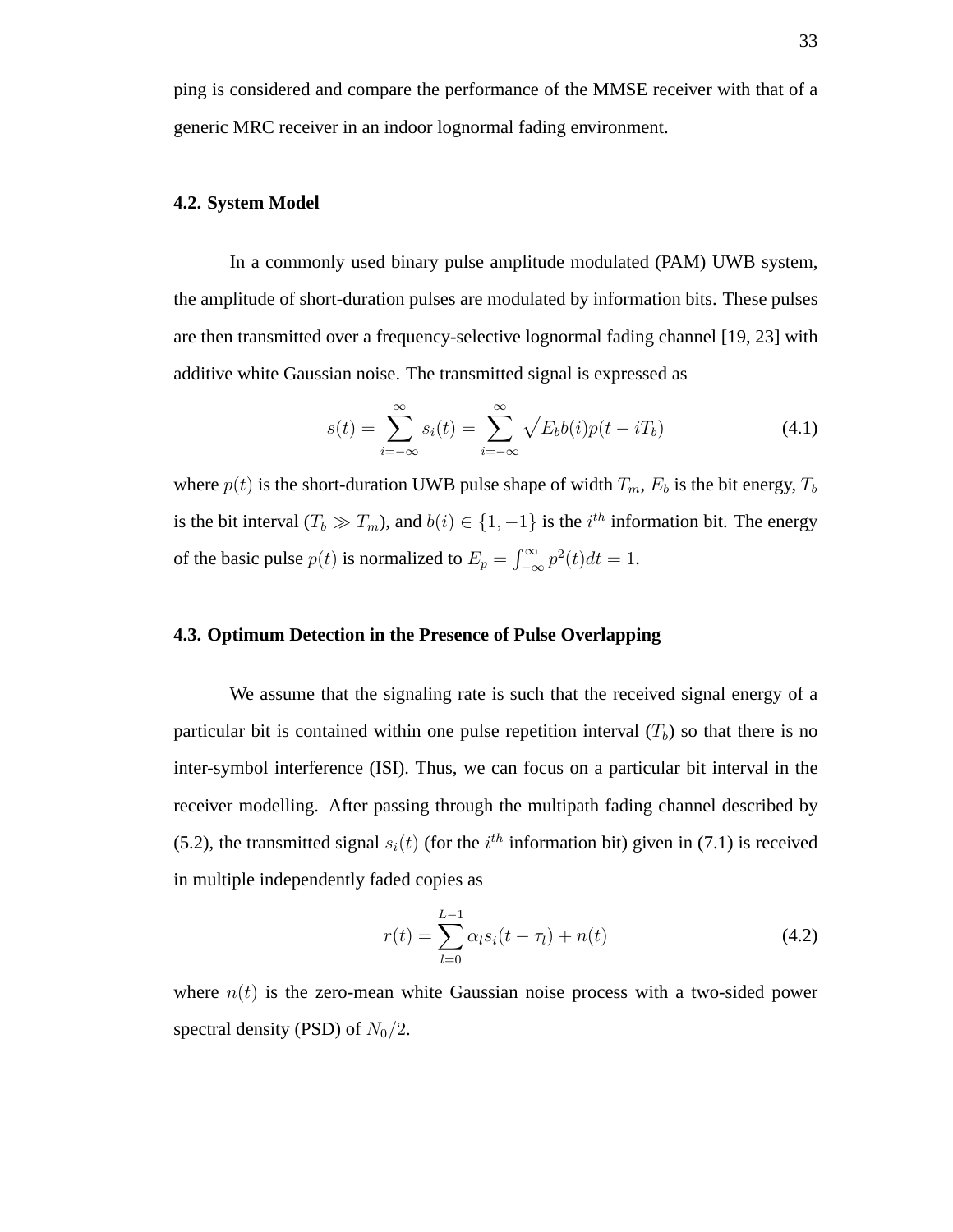ping is considered and compare the performance of the MMSE receiver with that of a generic MRC receiver in an indoor lognormal fading environment.

### 4.2. System Model

In a commonly used binary pulse amplitude modulated (PAM) UWB system, the amplitude of short-duration pulses are modulated by information bits. These pulses are then transmitted over a frequency-selective lognormal fading channel [19, 23] with additive white Gaussian noise. The transmitted signal is expressed as

$$s(t) = \sum_{i=-\infty}^{\infty} s_i(t) = \sum_{i=-\infty}^{\infty} \sqrt{E_b}b(i)p(t - iT_b) \tag{4.1}$$

where $p(t)$ is the short-duration UWB pulse shape of width $T_m$, $E_b$ is the bit energy, $T_b$ is the bit interval ($T_b \gg T_m$), and $b(i) \in \{1, -1\}$ is the $i^{th}$ information bit. The energy of the basic pulse $p(t)$ is normalized to $E_p = \int_{-\infty}^{\infty} p^2(t)dt = 1$.

### 4.3. Optimum Detection in the Presence of Pulse Overlapping

We assume that the signaling rate is such that the received signal energy of a particular bit is contained within one pulse repetition interval ($T_b$) so that there is no inter-symbol interference (ISI). Thus, we can focus on a particular bit interval in the receiver modelling. After passing through the multipath fading channel described by (5.2), the transmitted signal $s_i(t)$ (for the $i^{th}$ information bit) given in (7.1) is received in multiple independently faded copies as

$$r(t) = \sum_{l=0}^{L-1} \alpha_l s_i(t - \tau_l) + n(t) \tag{4.2}$$

where $n(t)$ is the zero-mean white Gaussian noise process with a two-sided power spectral density (PSD) of $N_0/2$.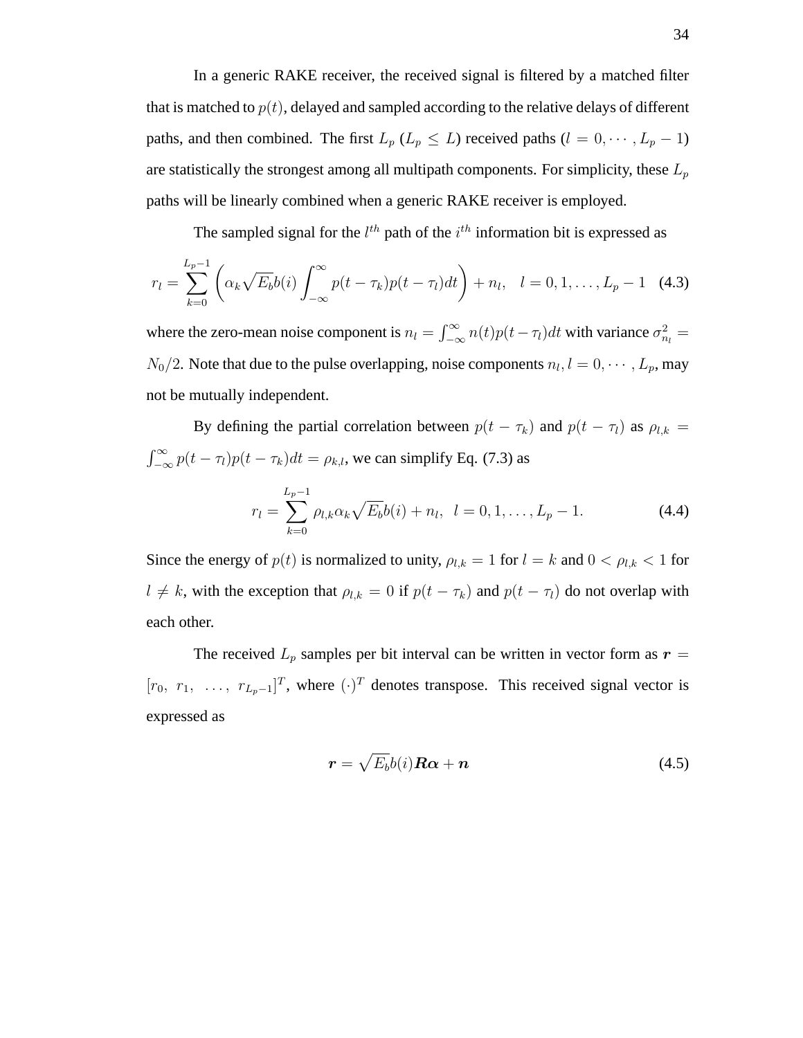In a generic RAKE receiver, the received signal is filtered by a matched filter that is matched to $p(t)$, delayed and sampled according to the relative delays of different paths, and then combined. The first $L_p$ ($L_p \leq L$) received paths ($l = 0, \cdots, L_p - 1$) are statistically the strongest among all multipath components. For simplicity, these $L_p$ paths will be linearly combined when a generic RAKE receiver is employed.

The sampled signal for the $l^{th}$ path of the $i^{th}$ information bit is expressed as

$$r_l = \sum_{k=0}^{L_p-1} \left( \alpha_k \sqrt{E_b} b(i) \int_{-\infty}^{\infty} p(t - \tau_k) p(t - \tau_l) dt \right) + n_l, \quad l = 0, 1, \ldots, L_p - 1 \quad (4.3)$$

where the zero-mean noise component is $n_l = \int_{-\infty}^{\infty} n(t) p(t - \tau_l) dt$ with variance $\sigma_{n_l}^2 = N_0/2$. Note that due to the pulse overlapping, noise components $n_l, l = 0, \cdots, L_p$, may not be mutually independent.

By defining the partial correlation between $p(t - \tau_k)$ and $p(t - \tau_l)$ as $\rho_{l,k} = \int_{-\infty}^{\infty} p(t - \tau_l) p(t - \tau_k) dt = \rho_{k,l}$, we can simplify Eq. (7.3) as

$$r_l = \sum_{k=0}^{L_p-1} \rho_{l,k} \alpha_k \sqrt{E_b} b(i) + n_l, \ \ l = 0, 1, \ldots, L_p - 1. \quad (4.4)$$

Since the energy of $p(t)$ is normalized to unity, $\rho_{l,k} = 1$ for $l = k$ and $0 < \rho_{l,k} < 1$ for $l \neq k$, with the exception that $\rho_{l,k} = 0$ if $p(t - \tau_k)$ and $p(t - \tau_l)$ do not overlap with each other.

The received $L_p$ samples per bit interval can be written in vector form as $\boldsymbol{r} = [r_0, \ r_1, \ \ldots, \ r_{L_p-1}]^T$, where $(\cdot)^T$ denotes transpose. This received signal vector is expressed as

$$\boldsymbol{r} = \sqrt{E_b} b(i) \boldsymbol{R} \boldsymbol{\alpha} + \boldsymbol{n} \quad (4.5)$$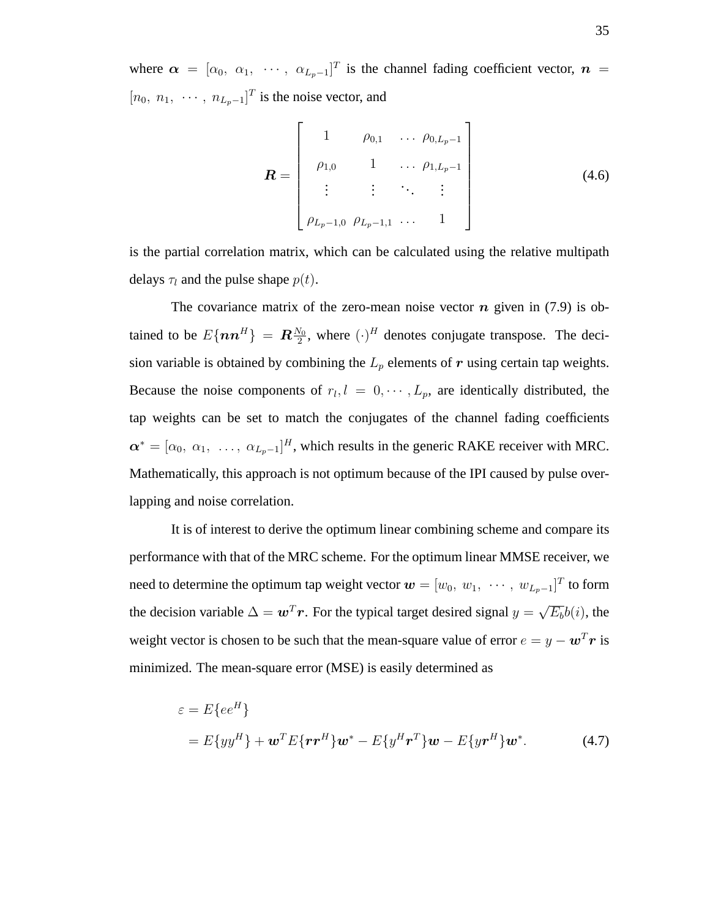where $\boldsymbol{\alpha} = [\alpha_0,\ \alpha_1,\ \cdots,\ \alpha_{L_p-1}]^T$ is the channel fading coefficient vector, $\boldsymbol{n} = [n_0,\ n_1,\ \cdots,\ n_{L_p-1}]^T$ is the noise vector, and

$$\boldsymbol{R} = \begin{bmatrix} 1 & \rho_{0,1} & \cdots & \rho_{0,L_p-1} \\ \rho_{1,0} & 1 & \cdots & \rho_{1,L_p-1} \\ \vdots & \vdots & \ddots & \vdots \\ \rho_{L_p-1,0} & \rho_{L_p-1,1} & \cdots & 1 \end{bmatrix} \tag{4.6}$$

is the partial correlation matrix, which can be calculated using the relative multipath delays $\tau_l$ and the pulse shape $p(t)$.

The covariance matrix of the zero-mean noise vector $\boldsymbol{n}$ given in (7.9) is obtained to be $E\{\boldsymbol{n}\boldsymbol{n}^H\} = \boldsymbol{R}\frac{N_0}{2}$, where $(\cdot)^H$ denotes conjugate transpose. The decision variable is obtained by combining the $L_p$ elements of $\boldsymbol{r}$ using certain tap weights. Because the noise components of $r_l, l = 0, \cdots, L_p$, are identically distributed, the tap weights can be set to match the conjugates of the channel fading coefficients $\boldsymbol{\alpha}^* = [\alpha_0,\ \alpha_1,\ \ldots,\ \alpha_{L_p-1}]^H$, which results in the generic RAKE receiver with MRC. Mathematically, this approach is not optimum because of the IPI caused by pulse overlapping and noise correlation.

It is of interest to derive the optimum linear combining scheme and compare its performance with that of the MRC scheme. For the optimum linear MMSE receiver, we need to determine the optimum tap weight vector $\boldsymbol{w} = [w_0,\ w_1,\ \cdots,\ w_{L_p-1}]^T$ to form the decision variable $\Delta = \boldsymbol{w}^T\boldsymbol{r}$. For the typical target desired signal $y = \sqrt{E_b}b(i)$, the weight vector is chosen to be such that the mean-square value of error $e = y - \boldsymbol{w}^T\boldsymbol{r}$ is minimized. The mean-square error (MSE) is easily determined as

$$\begin{aligned} \varepsilon &= E\{ee^H\} \\ &= E\{yy^H\} + \boldsymbol{w}^T E\{\boldsymbol{r}\boldsymbol{r}^H\}\boldsymbol{w}^* - E\{y^H\boldsymbol{r}^T\}\boldsymbol{w} - E\{y\boldsymbol{r}^H\}\boldsymbol{w}^*. \end{aligned} \tag{4.7}$$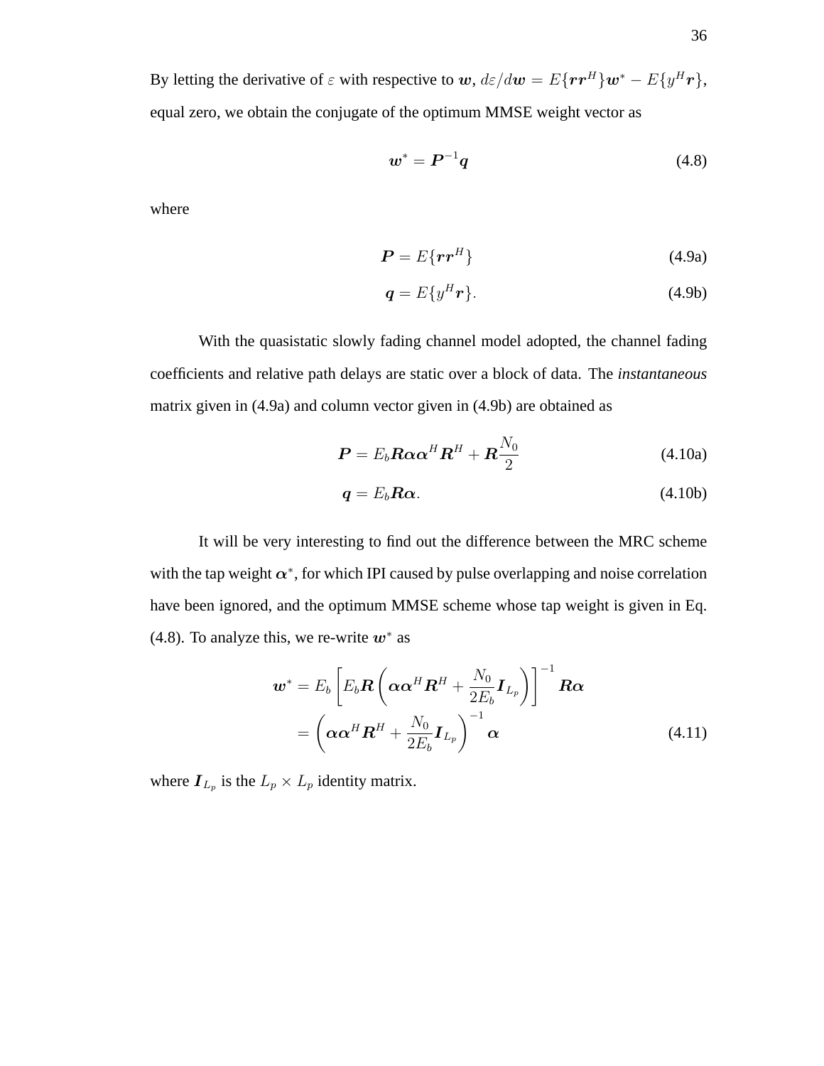By letting the derivative of $\varepsilon$ with respective to $\boldsymbol{w}$, $d\varepsilon/d\boldsymbol{w} = E\{\boldsymbol{r}\boldsymbol{r}^H\}\boldsymbol{w}^* - E\{y^H\boldsymbol{r}\}$, equal zero, we obtain the conjugate of the optimum MMSE weight vector as

$$\boldsymbol{w}^* = \boldsymbol{P}^{-1}\boldsymbol{q} \tag{4.8}$$

where

$$\boldsymbol{P} = E\{\boldsymbol{r}\boldsymbol{r}^H\} \tag{4.9a}$$

$$\boldsymbol{q} = E\{y^H\boldsymbol{r}\}. \tag{4.9b}$$

With the quasistatic slowly fading channel model adopted, the channel fading coefficients and relative path delays are static over a block of data. The *instantaneous* matrix given in (4.9a) and column vector given in (4.9b) are obtained as

$$\boldsymbol{P} = E_b\boldsymbol{R}\boldsymbol{\alpha}\boldsymbol{\alpha}^H\boldsymbol{R}^H + \boldsymbol{R}\frac{N_0}{2} \tag{4.10a}$$

$$\boldsymbol{q} = E_b\boldsymbol{R}\boldsymbol{\alpha}. \tag{4.10b}$$

It will be very interesting to find out the difference between the MRC scheme with the tap weight $\boldsymbol{\alpha}^*$, for which IPI caused by pulse overlapping and noise correlation have been ignored, and the optimum MMSE scheme whose tap weight is given in Eq. (4.8). To analyze this, we re-write $\boldsymbol{w}^*$ as

$$\begin{aligned}
\boldsymbol{w}^* &= E_b\left[E_b\boldsymbol{R}\left(\boldsymbol{\alpha}\boldsymbol{\alpha}^H\boldsymbol{R}^H + \frac{N_0}{2E_b}\boldsymbol{I}_{L_p}\right)\right]^{-1}\boldsymbol{R}\boldsymbol{\alpha} \\
&= \left(\boldsymbol{\alpha}\boldsymbol{\alpha}^H\boldsymbol{R}^H + \frac{N_0}{2E_b}\boldsymbol{I}_{L_p}\right)^{-1}\boldsymbol{\alpha}
\end{aligned} \tag{4.11}$$

where $\boldsymbol{I}_{L_p}$ is the $L_p \times L_p$ identity matrix.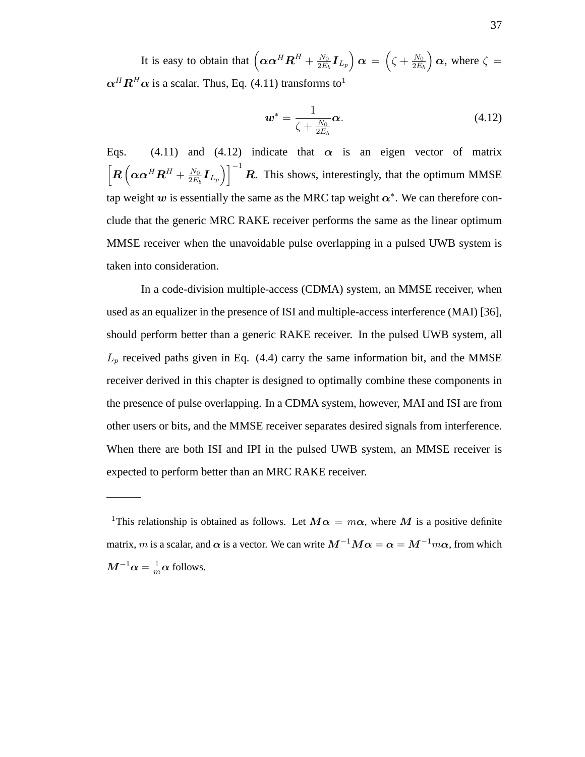It is easy to obtain that $\left(\boldsymbol{\alpha}\boldsymbol{\alpha}^H\boldsymbol{R}^H + \frac{N_0}{2E_b}\boldsymbol{I}_{L_p}\right)\boldsymbol{\alpha} = \left(\zeta + \frac{N_0}{2E_b}\right)\boldsymbol{\alpha}$, where $\zeta = \boldsymbol{\alpha}^H\boldsymbol{R}^H\boldsymbol{\alpha}$ is a scalar. Thus, Eq. (4.11) transforms to[1]

$$\boldsymbol{w}^* = \frac{1}{\zeta + \frac{N_0}{2E_b}}\boldsymbol{\alpha}. \tag{4.12}$$

Eqs. (4.11) and (4.12) indicate that $\boldsymbol{\alpha}$ is an eigen vector of matrix $\left[\boldsymbol{R}\left(\boldsymbol{\alpha}\boldsymbol{\alpha}^H\boldsymbol{R}^H + \frac{N_0}{2E_b}\boldsymbol{I}_{L_p}\right)\right]^{-1}\boldsymbol{R}$. This shows, interestingly, that the optimum MMSE tap weight $\boldsymbol{w}$ is essentially the same as the MRC tap weight $\boldsymbol{\alpha}^*$. We can therefore conclude that the generic MRC RAKE receiver performs the same as the linear optimum MMSE receiver when the unavoidable pulse overlapping in a pulsed UWB system is taken into consideration.

In a code-division multiple-access (CDMA) system, an MMSE receiver, when used as an equalizer in the presence of ISI and multiple-access interference (MAI) [36], should perform better than a generic RAKE receiver. In the pulsed UWB system, all $L_p$ received paths given in Eq. (4.4) carry the same information bit, and the MMSE receiver derived in this chapter is designed to optimally combine these components in the presence of pulse overlapping. In a CDMA system, however, MAI and ISI are from other users or bits, and the MMSE receiver separates desired signals from interference. When there are both ISI and IPI in the pulsed UWB system, an MMSE receiver is expected to perform better than an MRC RAKE receiver.

---

[1] This relationship is obtained as follows. Let $\boldsymbol{M}\boldsymbol{\alpha} = m\boldsymbol{\alpha}$, where $\boldsymbol{M}$ is a positive definite matrix, $m$ is a scalar, and $\boldsymbol{\alpha}$ is a vector. We can write $\boldsymbol{M}^{-1}\boldsymbol{M}\boldsymbol{\alpha} = \boldsymbol{\alpha} = \boldsymbol{M}^{-1}m\boldsymbol{\alpha}$, from which $\boldsymbol{M}^{-1}\boldsymbol{\alpha} = \frac{1}{m}\boldsymbol{\alpha}$ follows.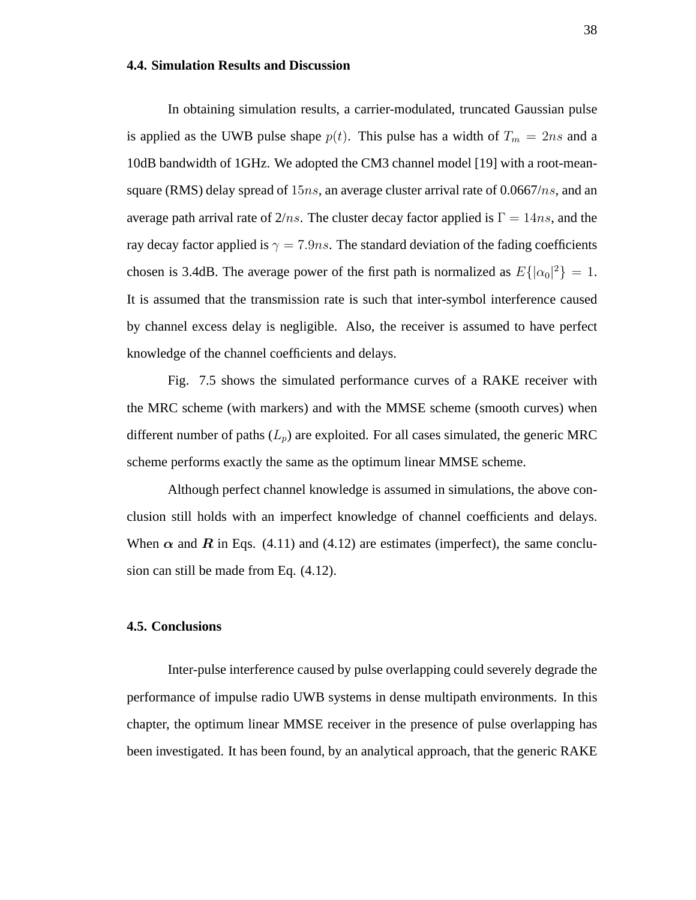### 4.4. Simulation Results and Discussion

In obtaining simulation results, a carrier-modulated, truncated Gaussian pulse is applied as the UWB pulse shape $p(t)$. This pulse has a width of $T_m = 2ns$ and a 10dB bandwidth of 1GHz. We adopted the CM3 channel model [19] with a root-mean-square (RMS) delay spread of $15ns$, an average cluster arrival rate of 0.0667/$ns$, and an average path arrival rate of 2/$ns$. The cluster decay factor applied is $\Gamma = 14ns$, and the ray decay factor applied is $\gamma = 7.9ns$. The standard deviation of the fading coefficients chosen is 3.4dB. The average power of the first path is normalized as $E\{|\alpha_0|^2\} = 1$. It is assumed that the transmission rate is such that inter-symbol interference caused by channel excess delay is negligible. Also, the receiver is assumed to have perfect knowledge of the channel coefficients and delays.

Fig. 7.5 shows the simulated performance curves of a RAKE receiver with the MRC scheme (with markers) and with the MMSE scheme (smooth curves) when different number of paths ($L_p$) are exploited. For all cases simulated, the generic MRC scheme performs exactly the same as the optimum linear MMSE scheme.

Although perfect channel knowledge is assumed in simulations, the above conclusion still holds with an imperfect knowledge of channel coefficients and delays. When $\boldsymbol{\alpha}$ and $\boldsymbol{R}$ in Eqs. (4.11) and (4.12) are estimates (imperfect), the same conclusion can still be made from Eq. (4.12).

### 4.5. Conclusions

Inter-pulse interference caused by pulse overlapping could severely degrade the performance of impulse radio UWB systems in dense multipath environments. In this chapter, the optimum linear MMSE receiver in the presence of pulse overlapping has been investigated. It has been found, by an analytical approach, that the generic RAKE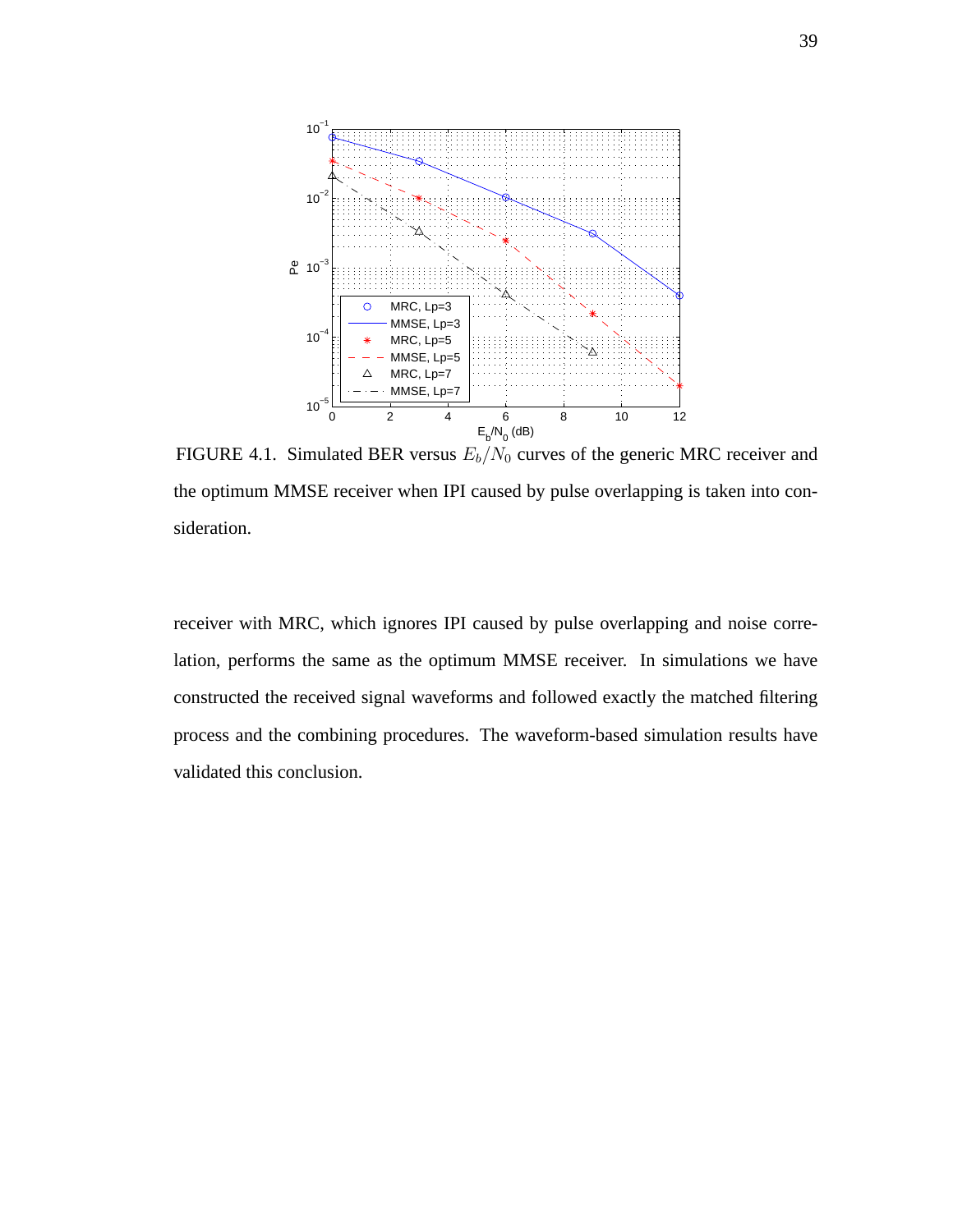FIGURE 4.1. Simulated BER versus $E_b/N_0$ curves of the generic MRC receiver and the optimum MMSE receiver when IPI caused by pulse overlapping is taken into consideration.

receiver with MRC, which ignores IPI caused by pulse overlapping and noise correlation, performs the same as the optimum MMSE receiver. In simulations we have constructed the received signal waveforms and followed exactly the matched filtering process and the combining procedures. The waveform-based simulation results have validated this conclusion.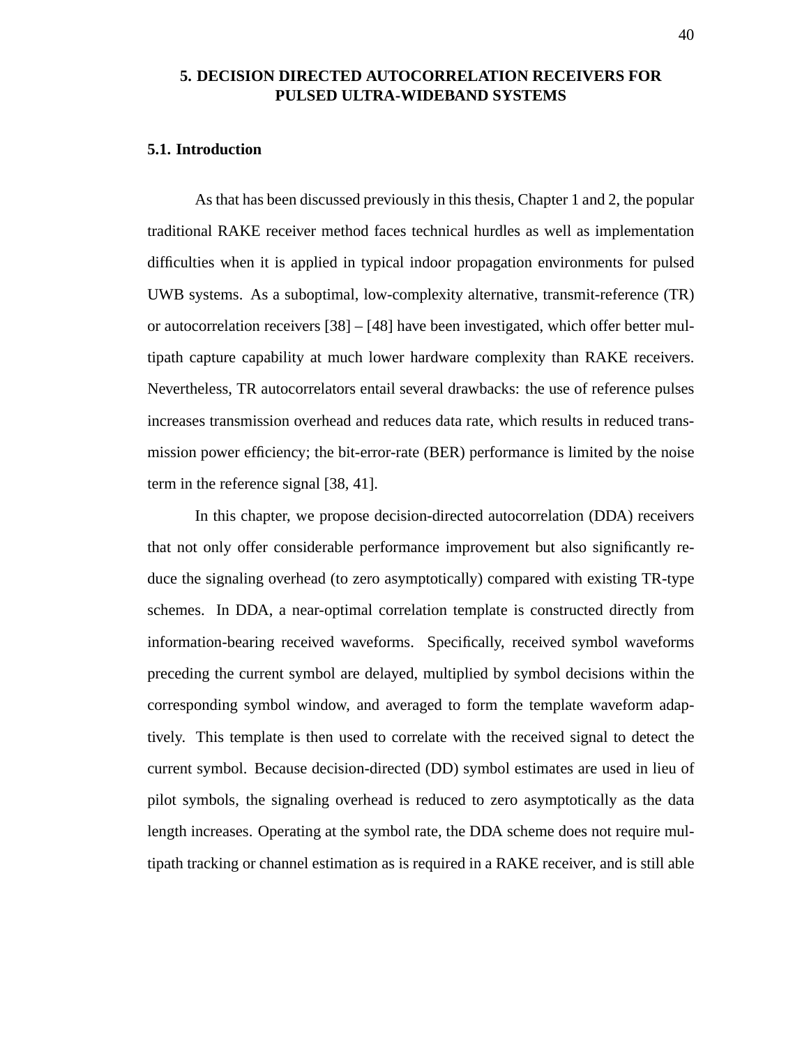# 5. DECISION DIRECTED AUTOCORRELATION RECEIVERS FOR PULSED ULTRA-WIDEBAND SYSTEMS

## 5.1. Introduction

As that has been discussed previously in this thesis, Chapter 1 and 2, the popular traditional RAKE receiver method faces technical hurdles as well as implementation difficulties when it is applied in typical indoor propagation environments for pulsed UWB systems. As a suboptimal, low-complexity alternative, transmit-reference (TR) or autocorrelation receivers [38] – [48] have been investigated, which offer better multipath capture capability at much lower hardware complexity than RAKE receivers. Nevertheless, TR autocorrelators entail several drawbacks: the use of reference pulses increases transmission overhead and reduces data rate, which results in reduced transmission power efficiency; the bit-error-rate (BER) performance is limited by the noise term in the reference signal [38, 41].

In this chapter, we propose decision-directed autocorrelation (DDA) receivers that not only offer considerable performance improvement but also significantly reduce the signaling overhead (to zero asymptotically) compared with existing TR-type schemes. In DDA, a near-optimal correlation template is constructed directly from information-bearing received waveforms. Specifically, received symbol waveforms preceding the current symbol are delayed, multiplied by symbol decisions within the corresponding symbol window, and averaged to form the template waveform adaptively. This template is then used to correlate with the received signal to detect the current symbol. Because decision-directed (DD) symbol estimates are used in lieu of pilot symbols, the signaling overhead is reduced to zero asymptotically as the data length increases. Operating at the symbol rate, the DDA scheme does not require multipath tracking or channel estimation as is required in a RAKE receiver, and is still able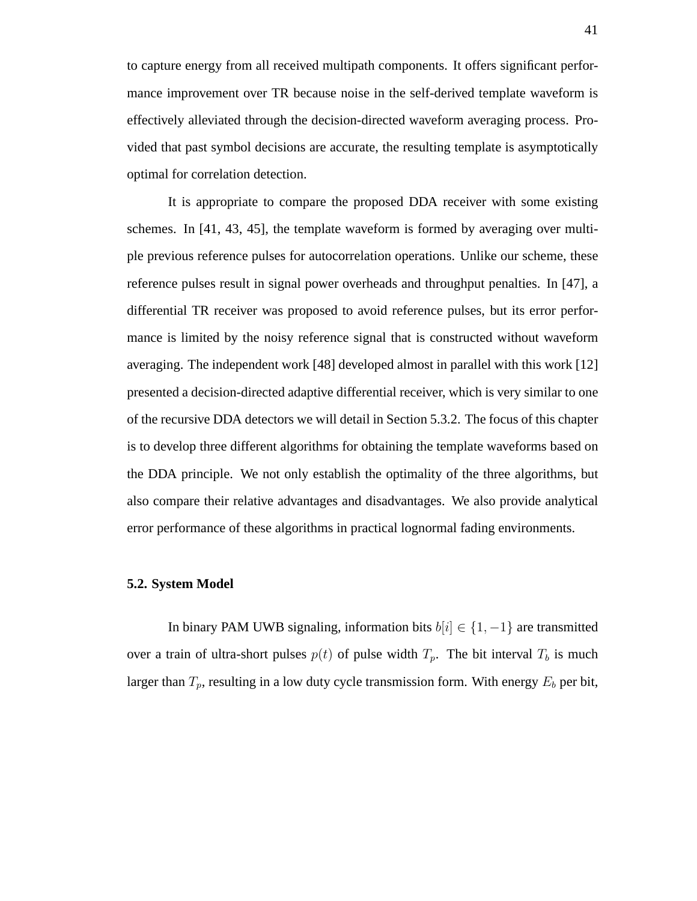to capture energy from all received multipath components. It offers significant performance improvement over TR because noise in the self-derived template waveform is effectively alleviated through the decision-directed waveform averaging process. Provided that past symbol decisions are accurate, the resulting template is asymptotically optimal for correlation detection.

It is appropriate to compare the proposed DDA receiver with some existing schemes. In [41, 43, 45], the template waveform is formed by averaging over multiple previous reference pulses for autocorrelation operations. Unlike our scheme, these reference pulses result in signal power overheads and throughput penalties. In [47], a differential TR receiver was proposed to avoid reference pulses, but its error performance is limited by the noisy reference signal that is constructed without waveform averaging. The independent work [48] developed almost in parallel with this work [12] presented a decision-directed adaptive differential receiver, which is very similar to one of the recursive DDA detectors we will detail in Section 5.3.2. The focus of this chapter is to develop three different algorithms for obtaining the template waveforms based on the DDA principle. We not only establish the optimality of the three algorithms, but also compare their relative advantages and disadvantages. We also provide analytical error performance of these algorithms in practical lognormal fading environments.

### 5.2. System Model

In binary PAM UWB signaling, information bits $b[i] \in \{1, -1\}$ are transmitted over a train of ultra-short pulses $p(t)$ of pulse width $T_p$. The bit interval $T_b$ is much larger than $T_p$, resulting in a low duty cycle transmission form. With energy $E_b$ per bit,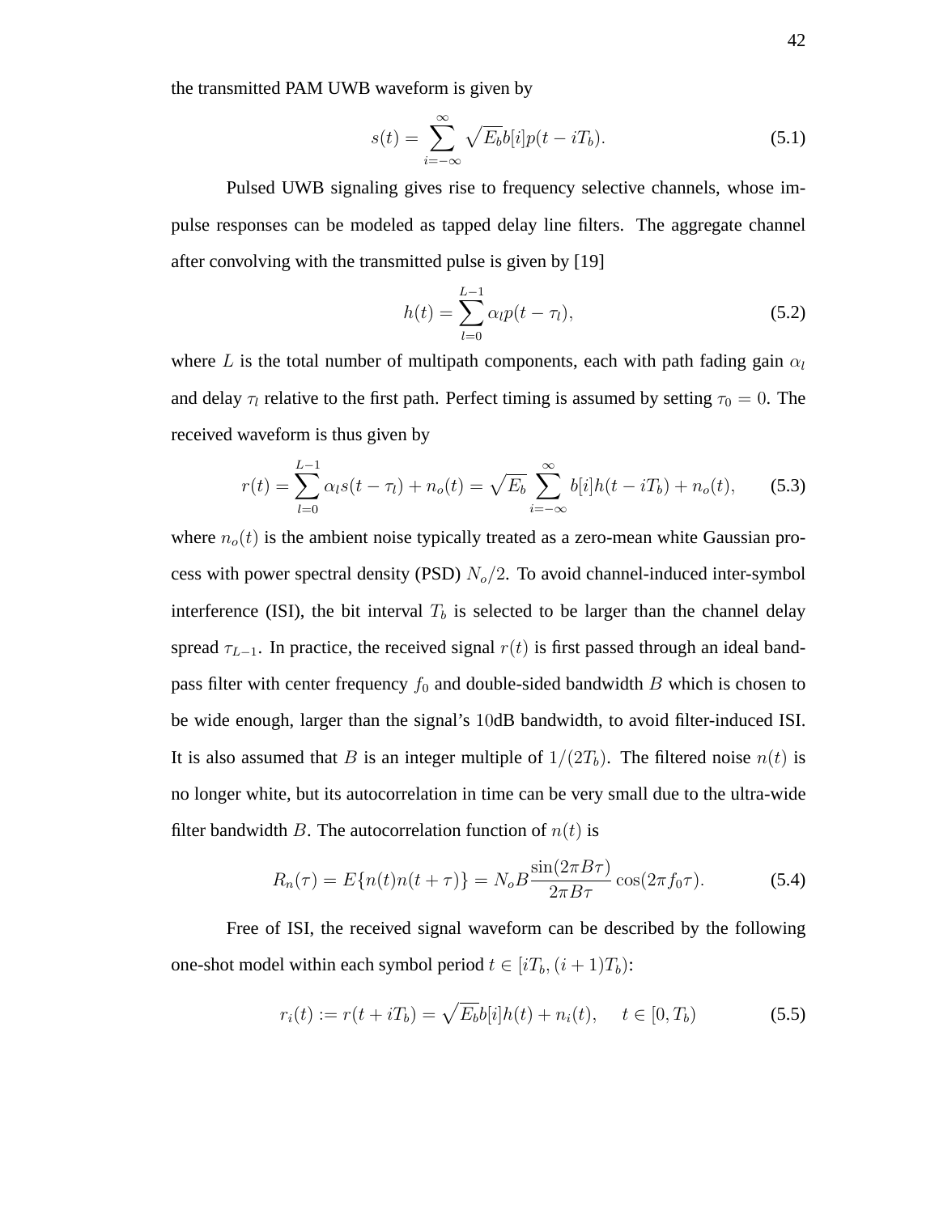the transmitted PAM UWB waveform is given by

$$s(t) = \sum_{i=-\infty}^{\infty} \sqrt{E_b} b[i] p(t - iT_b). \tag{5.1}$$

Pulsed UWB signaling gives rise to frequency selective channels, whose impulse responses can be modeled as tapped delay line filters. The aggregate channel after convolving with the transmitted pulse is given by [19]

$$h(t) = \sum_{l=0}^{L-1} \alpha_l p(t - \tau_l), \tag{5.2}$$

where $L$ is the total number of multipath components, each with path fading gain $\alpha_l$ and delay $\tau_l$ relative to the first path. Perfect timing is assumed by setting $\tau_0 = 0$. The received waveform is thus given by

$$r(t) = \sum_{l=0}^{L-1} \alpha_l s(t - \tau_l) + n_o(t) = \sqrt{E_b} \sum_{i=-\infty}^{\infty} b[i] h(t - iT_b) + n_o(t), \tag{5.3}$$

where $n_o(t)$ is the ambient noise typically treated as a zero-mean white Gaussian process with power spectral density (PSD) $N_o/2$. To avoid channel-induced inter-symbol interference (ISI), the bit interval $T_b$ is selected to be larger than the channel delay spread $\tau_{L-1}$. In practice, the received signal $r(t)$ is first passed through an ideal bandpass filter with center frequency $f_0$ and double-sided bandwidth $B$ which is chosen to be wide enough, larger than the signal's 10dB bandwidth, to avoid filter-induced ISI. It is also assumed that $B$ is an integer multiple of $1/(2T_b)$. The filtered noise $n(t)$ is no longer white, but its autocorrelation in time can be very small due to the ultra-wide filter bandwidth $B$. The autocorrelation function of $n(t)$ is

$$R_n(\tau) = E\{n(t)n(t + \tau)\} = N_o B \frac{\sin(2\pi B\tau)}{2\pi B\tau} \cos(2\pi f_0 \tau). \tag{5.4}$$

Free of ISI, the received signal waveform can be described by the following one-shot model within each symbol period $t \in [iT_b, (i + 1)T_b)$:

$$r_i(t) := r(t + iT_b) = \sqrt{E_b} b[i] h(t) + n_i(t), \quad t \in [0, T_b) \tag{5.5}$$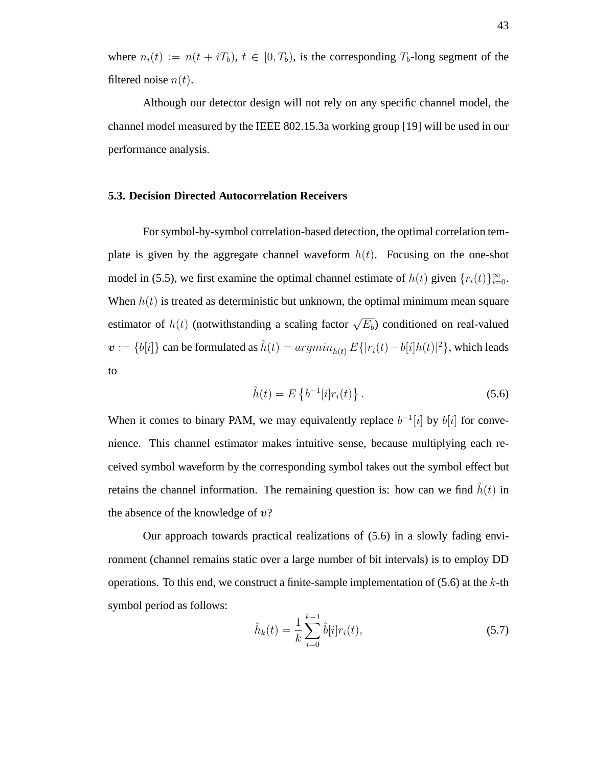where $n_i(t) := n(t + iT_b)$, $t \in [0, T_b)$, is the corresponding $T_b$-long segment of the filtered noise $n(t)$.

Although our detector design will not rely on any specific channel model, the channel model measured by the IEEE 802.15.3a working group [19] will be used in our performance analysis.

### 5.3. Decision Directed Autocorrelation Receivers

For symbol-by-symbol correlation-based detection, the optimal correlation template is given by the aggregate channel waveform $h(t)$. Focusing on the one-shot model in (5.5), we first examine the optimal channel estimate of $h(t)$ given $\{r_i(t)\}_{i=0}^{\infty}$. When $h(t)$ is treated as deterministic but unknown, the optimal minimum mean square estimator of $h(t)$ (notwithstanding a scaling factor $\sqrt{E_b}$) conditioned on real-valued $\boldsymbol{v} := \{b[i]\}$ can be formulated as $\hat{h}(t) = argmin_{h(t)} E\{|r_i(t) - b[i]h(t)|^2\}$, which leads to

$$\hat{h}(t) = E\left\{b^{-1}[i]r_i(t)\right\}. \tag{5.6}$$

When it comes to binary PAM, we may equivalently replace $b^{-1}[i]$ by $b[i]$ for convenience. This channel estimator makes intuitive sense, because multiplying each received symbol waveform by the corresponding symbol takes out the symbol effect but retains the channel information. The remaining question is: how can we find $\hat{h}(t)$ in the absence of the knowledge of $\boldsymbol{v}$?

Our approach towards practical realizations of (5.6) in a slowly fading environment (channel remains static over a large number of bit intervals) is to employ DD operations. To this end, we construct a finite-sample implementation of (5.6) at the $k$-th symbol period as follows:

$$\hat{h}_k(t) = \frac{1}{k}\sum_{i=0}^{k-1}\hat{b}[i]r_i(t), \tag{5.7}$$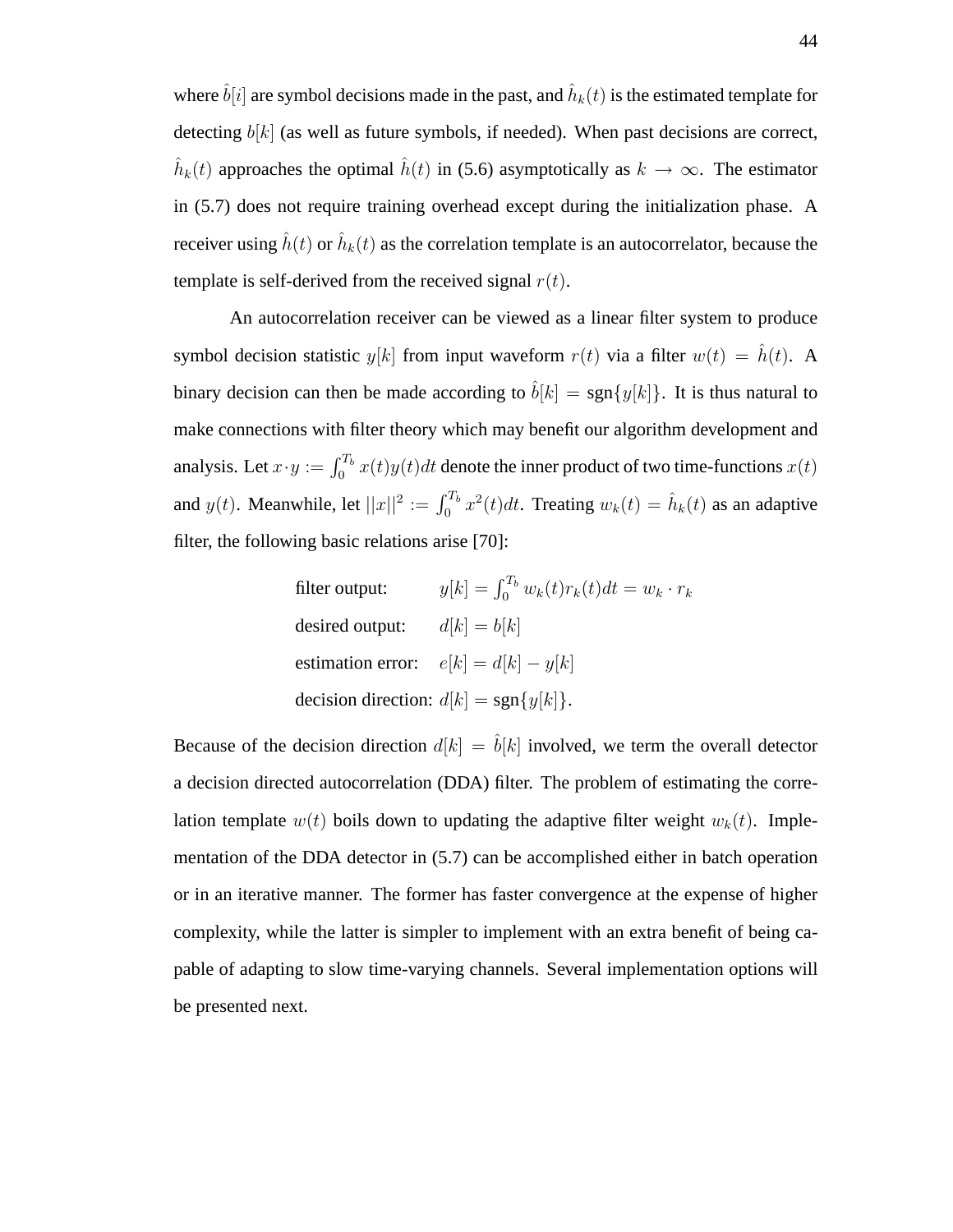where $\hat{b}[i]$ are symbol decisions made in the past, and $\hat{h}_k(t)$ is the estimated template for detecting $b[k]$ (as well as future symbols, if needed). When past decisions are correct, $\hat{h}_k(t)$ approaches the optimal $\hat{h}(t)$ in (5.6) asymptotically as $k \to \infty$. The estimator in (5.7) does not require training overhead except during the initialization phase. A receiver using $\hat{h}(t)$ or $\hat{h}_k(t)$ as the correlation template is an autocorrelator, because the template is self-derived from the received signal $r(t)$.

An autocorrelation receiver can be viewed as a linear filter system to produce symbol decision statistic $y[k]$ from input waveform $r(t)$ via a filter $w(t) = \hat{h}(t)$. A binary decision can then be made according to $\hat{b}[k] = \text{sgn}\{y[k]\}$. It is thus natural to make connections with filter theory which may benefit our algorithm development and analysis. Let $x \cdot y := \int_0^{T_b} x(t)y(t)dt$ denote the inner product of two time-functions $x(t)$ and $y(t)$. Meanwhile, let $||x||^2 := \int_0^{T_b} x^2(t)dt$. Treating $w_k(t) = \hat{h}_k(t)$ as an adaptive filter, the following basic relations arise [70]:

$$
\begin{aligned}
&\text{filter output:} && y[k] = \int_0^{T_b} w_k(t)r_k(t)dt = w_k \cdot r_k \\
&\text{desired output:} && d[k] = b[k] \\
&\text{estimation error:} && e[k] = d[k] - y[k] \\
&\text{decision direction:} && d[k] = \text{sgn}\{y[k]\}.
\end{aligned}
$$

Because of the decision direction $d[k] = \hat{b}[k]$ involved, we term the overall detector a decision directed autocorrelation (DDA) filter. The problem of estimating the correlation template $w(t)$ boils down to updating the adaptive filter weight $w_k(t)$. Implementation of the DDA detector in (5.7) can be accomplished either in batch operation or in an iterative manner. The former has faster convergence at the expense of higher complexity, while the latter is simpler to implement with an extra benefit of being capable of adapting to slow time-varying channels. Several implementation options will be presented next.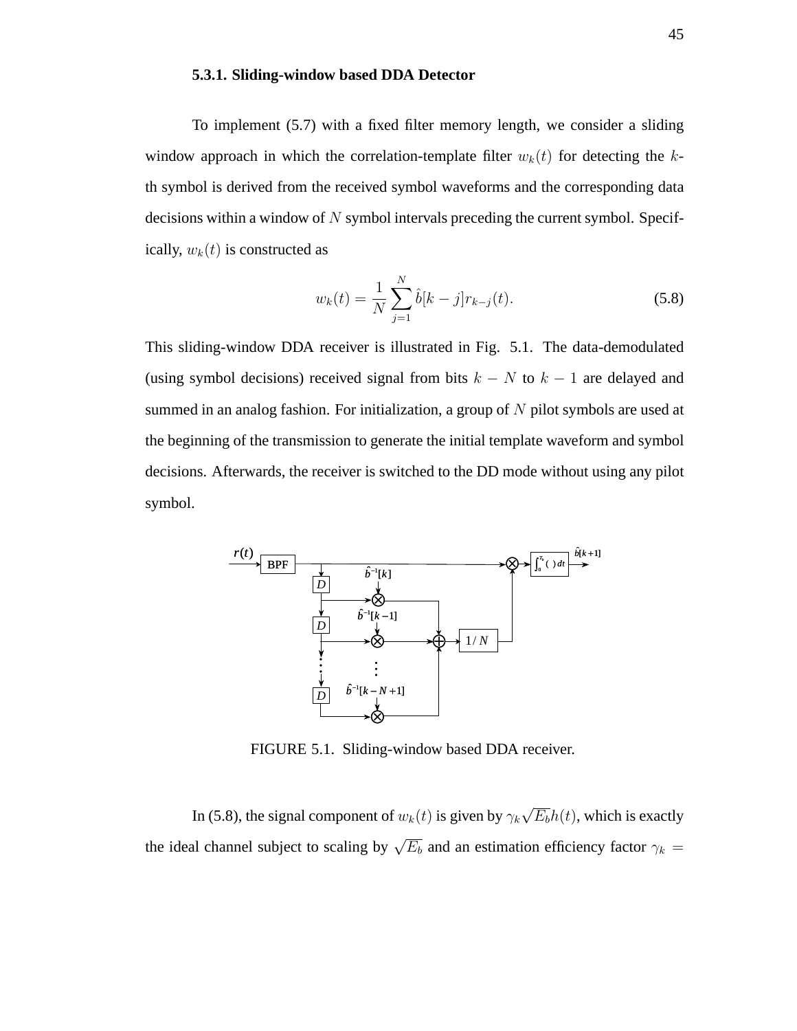### 5.3.1. Sliding-window based DDA Detector

To implement (5.7) with a fixed filter memory length, we consider a sliding window approach in which the correlation-template filter $w_k(t)$ for detecting the $k$-th symbol is derived from the received symbol waveforms and the corresponding data decisions within a window of $N$ symbol intervals preceding the current symbol. Specifically, $w_k(t)$ is constructed as

$$w_k(t) = \frac{1}{N}\sum_{j=1}^{N} \hat{b}[k-j] r_{k-j}(t). \tag{5.8}$$

This sliding-window DDA receiver is illustrated in Fig. 5.1. The data-demodulated (using symbol decisions) received signal from bits $k-N$ to $k-1$ are delayed and summed in an analog fashion. For initialization, a group of $N$ pilot symbols are used at the beginning of the transmission to generate the initial template waveform and symbol decisions. Afterwards, the receiver is switched to the DD mode without using any pilot symbol.

FIGURE 5.1. Sliding-window based DDA receiver.

In (5.8), the signal component of $w_k(t)$ is given by $\gamma_k \sqrt{E_b} h(t)$, which is exactly the ideal channel subject to scaling by $\sqrt{E_b}$ and an estimation efficiency factor $\gamma_k =$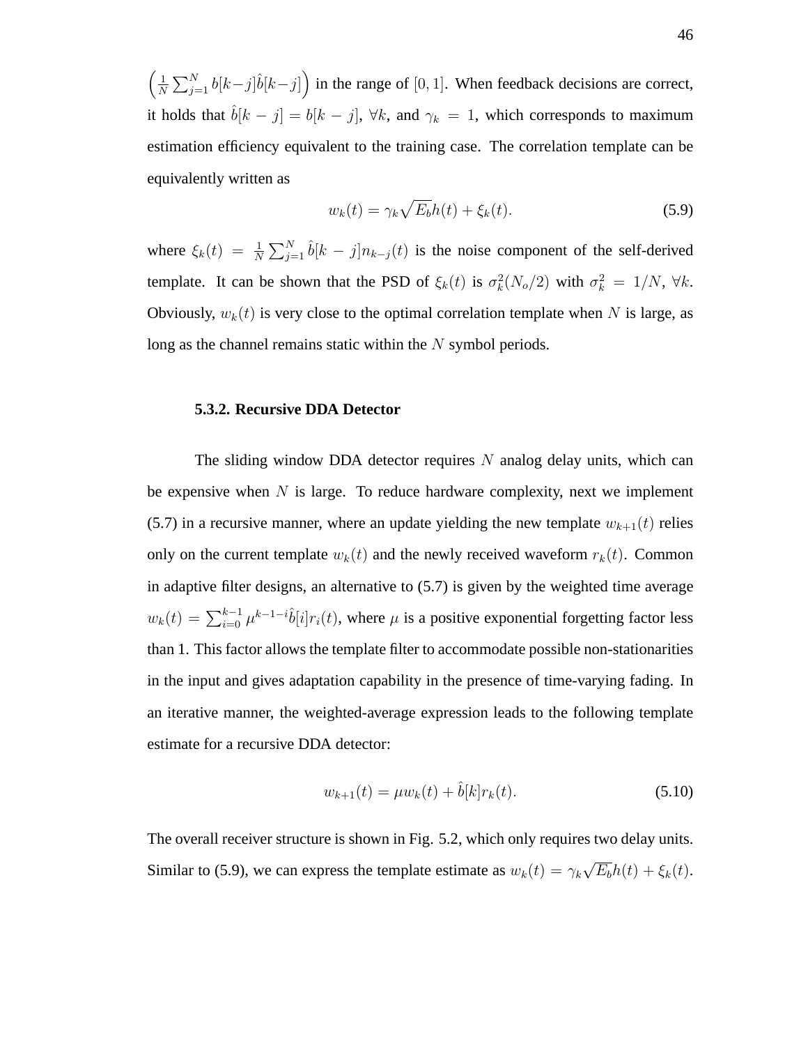$\left(\frac{1}{N}\sum_{j=1}^{N} b[k-j]\hat{b}[k-j]\right)$ in the range of $[0,1]$. When feedback decisions are correct, it holds that $\hat{b}[k-j] = b[k-j]$, $\forall k$, and $\gamma_k = 1$, which corresponds to maximum estimation efficiency equivalent to the training case. The correlation template can be equivalently written as

$$w_k(t) = \gamma_k \sqrt{E_b} h(t) + \xi_k(t). \tag{5.9}$$

where $\xi_k(t) = \frac{1}{N}\sum_{j=1}^{N} \hat{b}[k-j] n_{k-j}(t)$ is the noise component of the self-derived template. It can be shown that the PSD of $\xi_k(t)$ is $\sigma_k^2(N_o/2)$ with $\sigma_k^2 = 1/N$, $\forall k$. Obviously, $w_k(t)$ is very close to the optimal correlation template when $N$ is large, as long as the channel remains static within the $N$ symbol periods.

### 5.3.2. Recursive DDA Detector

The sliding window DDA detector requires $N$ analog delay units, which can be expensive when $N$ is large. To reduce hardware complexity, next we implement (5.7) in a recursive manner, where an update yielding the new template $w_{k+1}(t)$ relies only on the current template $w_k(t)$ and the newly received waveform $r_k(t)$. Common in adaptive filter designs, an alternative to (5.7) is given by the weighted time average $w_k(t) = \sum_{i=0}^{k-1} \mu^{k-1-i}\hat{b}[i] r_i(t)$, where $\mu$ is a positive exponential forgetting factor less than 1. This factor allows the template filter to accommodate possible non-stationarities in the input and gives adaptation capability in the presence of time-varying fading. In an iterative manner, the weighted-average expression leads to the following template estimate for a recursive DDA detector:

$$w_{k+1}(t) = \mu w_k(t) + \hat{b}[k] r_k(t). \tag{5.10}$$

The overall receiver structure is shown in Fig. 5.2, which only requires two delay units. Similar to (5.9), we can express the template estimate as $w_k(t) = \gamma_k \sqrt{E_b} h(t) + \xi_k(t)$.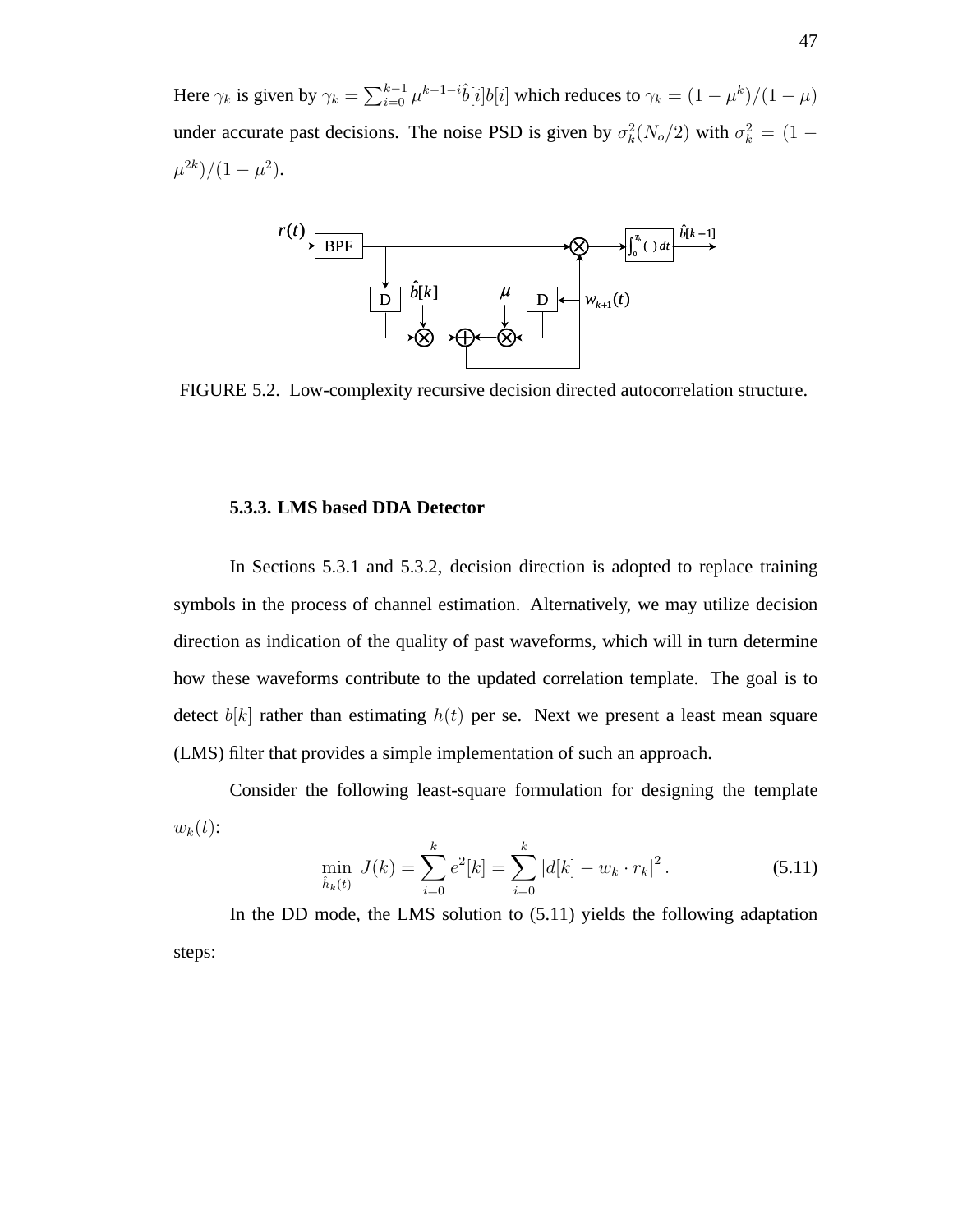Here $\gamma_k$ is given by $\gamma_k = \sum_{i=0}^{k-1} \mu^{k-1-i}\hat{b}[i]b[i]$ which reduces to $\gamma_k = (1-\mu^k)/(1-\mu)$ under accurate past decisions. The noise PSD is given by $\sigma_k^2(N_o/2)$ with $\sigma_k^2 = (1-\mu^{2k})/(1-\mu^2)$.

FIGURE 5.2. Low-complexity recursive decision directed autocorrelation structure.

### 5.3.3. LMS based DDA Detector

In Sections 5.3.1 and 5.3.2, decision direction is adopted to replace training symbols in the process of channel estimation. Alternatively, we may utilize decision direction as indication of the quality of past waveforms, which will in turn determine how these waveforms contribute to the updated correlation template. The goal is to detect $b[k]$ rather than estimating $h(t)$ per se. Next we present a least mean square (LMS) filter that provides a simple implementation of such an approach.

Consider the following least-square formulation for designing the template $w_k(t)$:

$$\min_{\hat{h}_k(t)} J(k) = \sum_{i=0}^{k} e^2[k] = \sum_{i=0}^{k} |d[k] - w_k \cdot r_k|^2 . \tag{5.11}$$

In the DD mode, the LMS solution to (5.11) yields the following adaptation steps: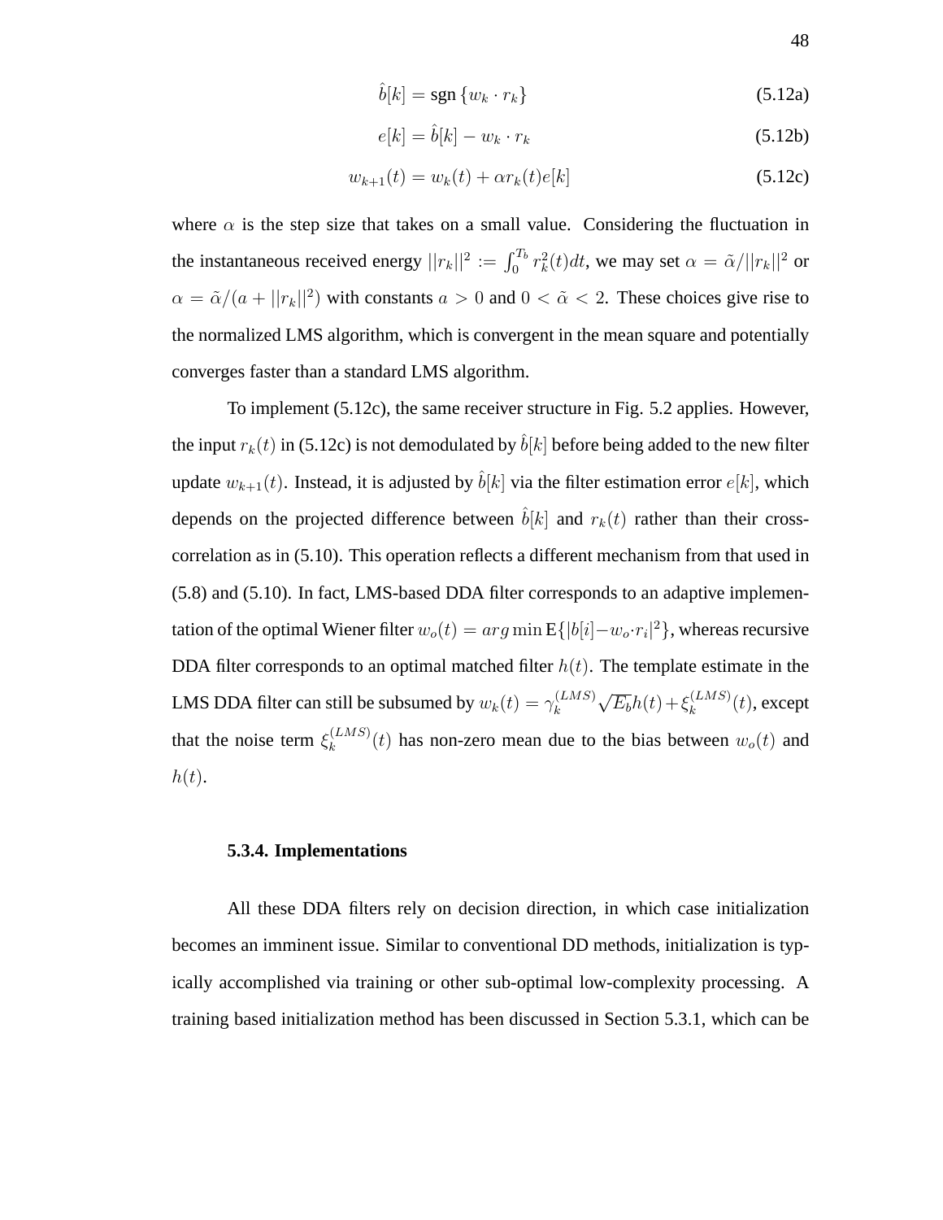$$\hat{b}[k] = \text{sgn}\{w_k \cdot r_k\} \tag{5.12a}$$

$$e[k] = \hat{b}[k] - w_k \cdot r_k \tag{5.12b}$$

$$w_{k+1}(t) = w_k(t) + \alpha r_k(t) e[k] \tag{5.12c}$$

where $\alpha$ is the step size that takes on a small value. Considering the fluctuation in the instantaneous received energy $||r_k||^2 := \int_0^{T_b} r_k^2(t)dt$, we may set $\alpha = \tilde{\alpha}/||r_k||^2$ or $\alpha = \tilde{\alpha}/(a + ||r_k||^2)$ with constants $a > 0$ and $0 < \tilde{\alpha} < 2$. These choices give rise to the normalized LMS algorithm, which is convergent in the mean square and potentially converges faster than a standard LMS algorithm.

To implement (5.12c), the same receiver structure in Fig. 5.2 applies. However, the input $r_k(t)$ in (5.12c) is not demodulated by $\hat{b}[k]$ before being added to the new filter update $w_{k+1}(t)$. Instead, it is adjusted by $\hat{b}[k]$ via the filter estimation error $e[k]$, which depends on the projected difference between $\hat{b}[k]$ and $r_k(t)$ rather than their cross-correlation as in (5.10). This operation reflects a different mechanism from that used in (5.8) and (5.10). In fact, LMS-based DDA filter corresponds to an adaptive implementation of the optimal Wiener filter $w_o(t) = arg \min \mathrm{E}\{|b[i] - w_o \cdot r_i|^2\}$, whereas recursive DDA filter corresponds to an optimal matched filter $h(t)$. The template estimate in the LMS DDA filter can still be subsumed by $w_k(t) = \gamma_k^{(LMS)} \sqrt{E_b} h(t) + \xi_k^{(LMS)}(t)$, except that the noise term $\xi_k^{(LMS)}(t)$ has non-zero mean due to the bias between $w_o(t)$ and $h(t)$.

### 5.3.4. Implementations

All these DDA filters rely on decision direction, in which case initialization becomes an imminent issue. Similar to conventional DD methods, initialization is typically accomplished via training or other sub-optimal low-complexity processing. A training based initialization method has been discussed in Section 5.3.1, which can be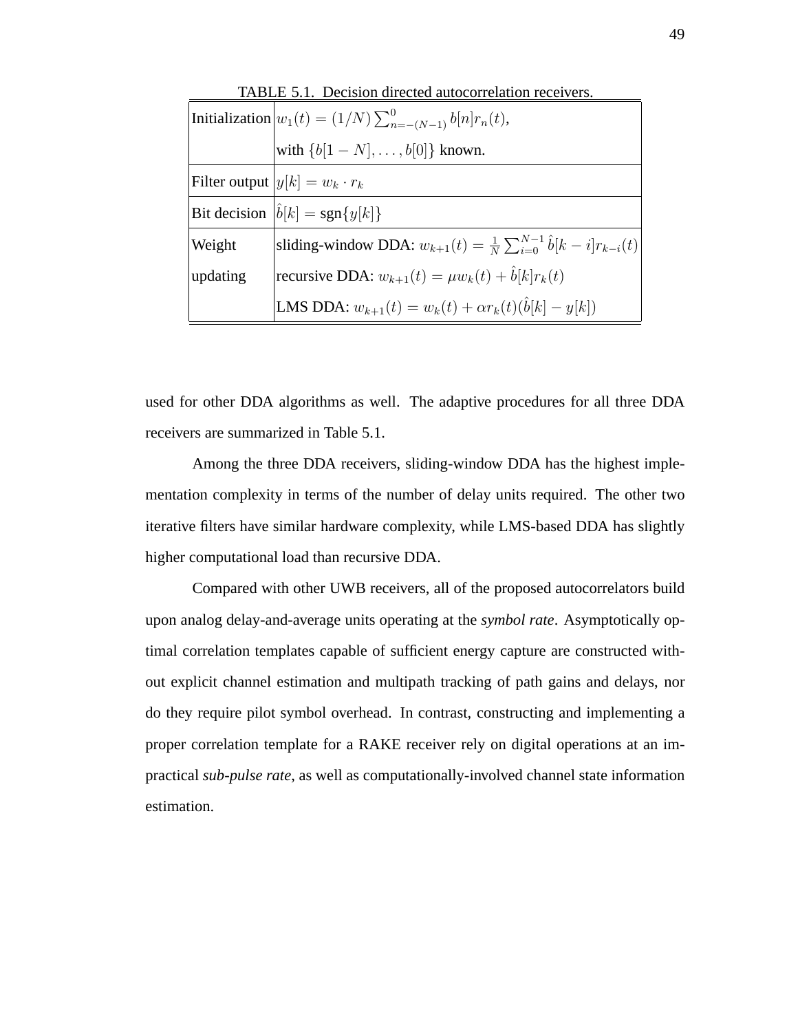TABLE 5.1. Decision directed autocorrelation receivers.

| | |
|---|---|
| Initialization | $w_1(t) = (1/N)\sum_{n=-(N-1)}^{0} b[n]r_n(t)$, |
| | with $\{b[1-N], \ldots, b[0]\}$ known. |
| Filter output | $y[k] = w_k \cdot r_k$ |
| Bit decision | $\hat{b}[k] = \text{sgn}\{y[k]\}$ |
| Weight | sliding-window DDA: $w_{k+1}(t) = \frac{1}{N}\sum_{i=0}^{N-1} \hat{b}[k-i]r_{k-i}(t)$ |
| updating | recursive DDA: $w_{k+1}(t) = \mu w_k(t) + \hat{b}[k]r_k(t)$ |
| | LMS DDA: $w_{k+1}(t) = w_k(t) + \alpha r_k(t)(\hat{b}[k] - y[k])$ |

used for other DDA algorithms as well. The adaptive procedures for all three DDA receivers are summarized in Table 5.1.

Among the three DDA receivers, sliding-window DDA has the highest implementation complexity in terms of the number of delay units required. The other two iterative filters have similar hardware complexity, while LMS-based DDA has slightly higher computational load than recursive DDA.

Compared with other UWB receivers, all of the proposed autocorrelators build upon analog delay-and-average units operating at the *symbol rate*. Asymptotically optimal correlation templates capable of sufficient energy capture are constructed without explicit channel estimation and multipath tracking of path gains and delays, nor do they require pilot symbol overhead. In contrast, constructing and implementing a proper correlation template for a RAKE receiver rely on digital operations at an impractical *sub-pulse rate*, as well as computationally-involved channel state information estimation.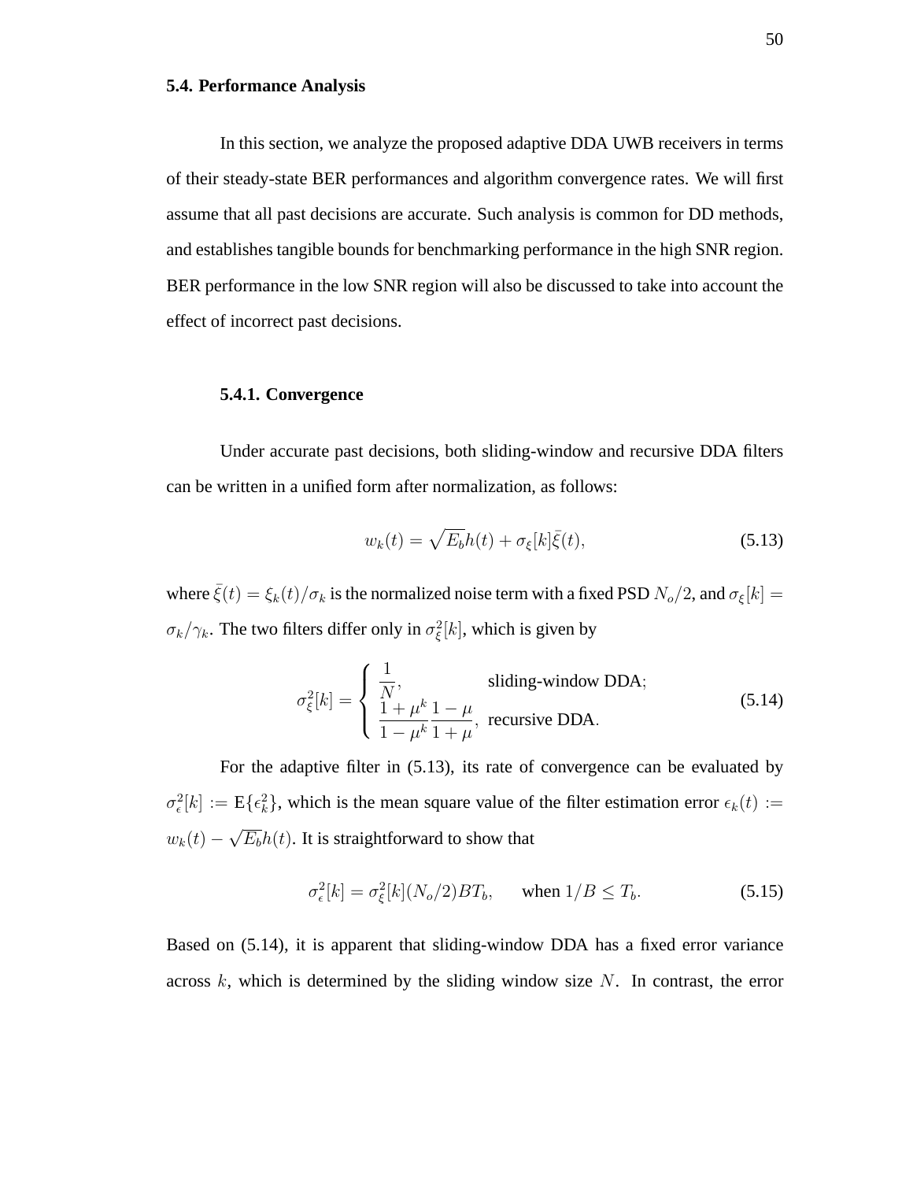## 5.4. Performance Analysis

In this section, we analyze the proposed adaptive DDA UWB receivers in terms of their steady-state BER performances and algorithm convergence rates. We will first assume that all past decisions are accurate. Such analysis is common for DD methods, and establishes tangible bounds for benchmarking performance in the high SNR region. BER performance in the low SNR region will also be discussed to take into account the effect of incorrect past decisions.

### 5.4.1. Convergence

Under accurate past decisions, both sliding-window and recursive DDA filters can be written in a unified form after normalization, as follows:

$$w_k(t) = \sqrt{E_b}h(t) + \sigma_\xi[k]\bar{\xi}(t), \tag{5.13}$$

where $\bar{\xi}(t) = \xi_k(t)/\sigma_k$ is the normalized noise term with a fixed PSD $N_o/2$, and $\sigma_\xi[k] = \sigma_k/\gamma_k$. The two filters differ only in $\sigma_\xi^2[k]$, which is given by

$$\sigma_\xi^2[k] = \begin{cases} \dfrac{1}{N}, & \text{sliding-window DDA;} \\ \dfrac{1+\mu^k}{1-\mu^k}\dfrac{1-\mu}{1+\mu}, & \text{recursive DDA.} \end{cases} \tag{5.14}$$

For the adaptive filter in (5.13), its rate of convergence can be evaluated by $\sigma_\epsilon^2[k] := \mathrm{E}\{\epsilon_k^2\}$, which is the mean square value of the filter estimation error $\epsilon_k(t) := w_k(t) - \sqrt{E_b}h(t)$. It is straightforward to show that

$$\sigma_\epsilon^2[k] = \sigma_\xi^2[k](N_o/2)BT_b, \qquad \text{when } 1/B \leq T_b. \tag{5.15}$$

Based on (5.14), it is apparent that sliding-window DDA has a fixed error variance across $k$, which is determined by the sliding window size $N$. In contrast, the error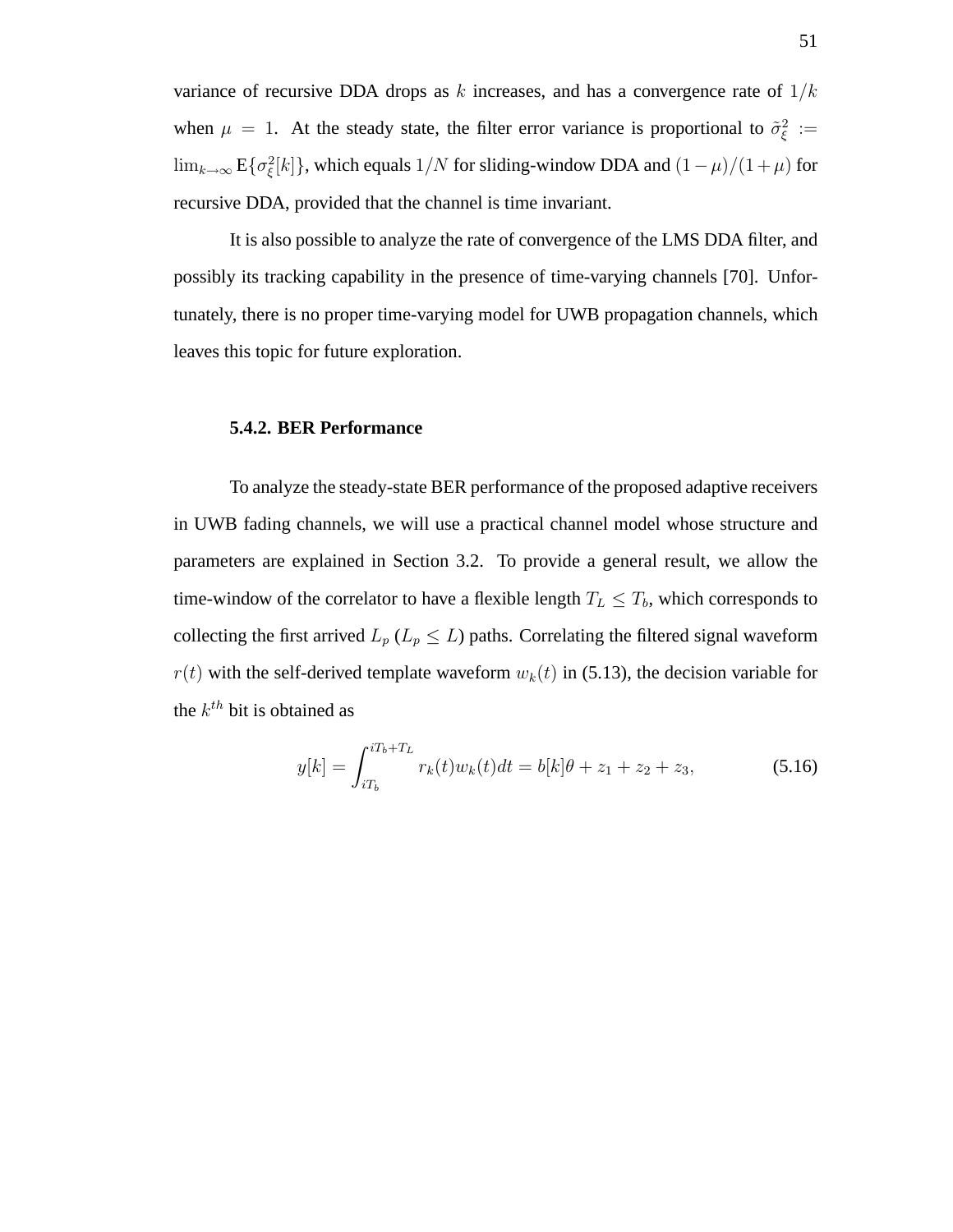variance of recursive DDA drops as $k$ increases, and has a convergence rate of $1/k$ when $\mu = 1$. At the steady state, the filter error variance is proportional to $\tilde{\sigma}_\xi^2 := \lim_{k\to\infty} \mathrm{E}\{\sigma_\xi^2[k]\}$, which equals $1/N$ for sliding-window DDA and $(1-\mu)/(1+\mu)$ for recursive DDA, provided that the channel is time invariant.

It is also possible to analyze the rate of convergence of the LMS DDA filter, and possibly its tracking capability in the presence of time-varying channels [70]. Unfortunately, there is no proper time-varying model for UWB propagation channels, which leaves this topic for future exploration.

### 5.4.2. BER Performance

To analyze the steady-state BER performance of the proposed adaptive receivers in UWB fading channels, we will use a practical channel model whose structure and parameters are explained in Section 3.2. To provide a general result, we allow the time-window of the correlator to have a flexible length $T_L \leq T_b$, which corresponds to collecting the first arrived $L_p$ ($L_p \leq L$) paths. Correlating the filtered signal waveform $r(t)$ with the self-derived template waveform $w_k(t)$ in (5.13), the decision variable for the $k^{th}$ bit is obtained as

$$y[k] = \int_{iT_b}^{iT_b+T_L} r_k(t)w_k(t)dt = b[k]\theta + z_1 + z_2 + z_3, \tag{5.16}$$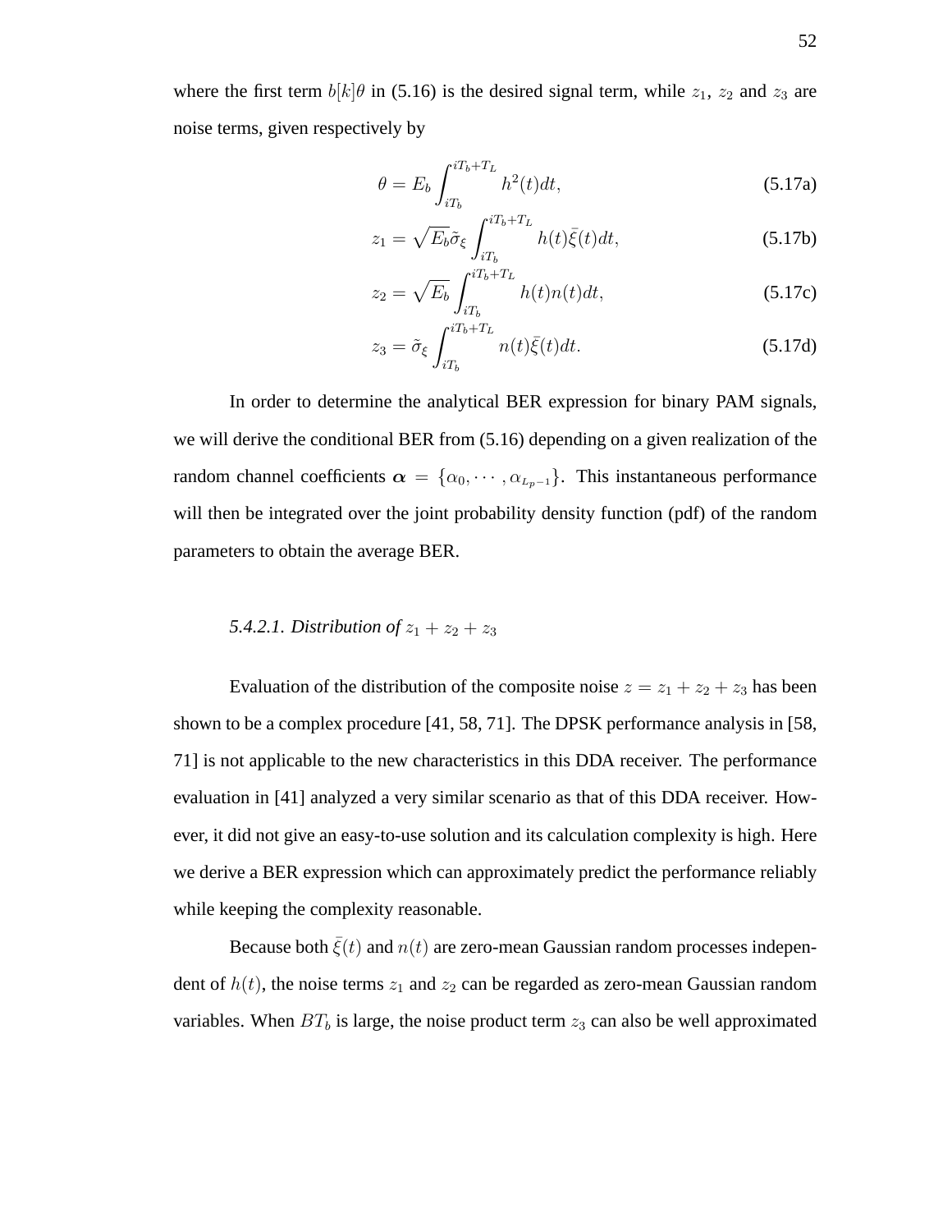where the first term $b[k]\theta$ in (5.16) is the desired signal term, while $z_1$, $z_2$ and $z_3$ are noise terms, given respectively by

$$\theta = E_b \int_{iT_b}^{iT_b+T_L} h^2(t)dt, \tag{5.17a}$$

$$z_1 = \sqrt{E_b}\tilde{\sigma}_\xi \int_{iT_b}^{iT_b+T_L} h(t)\bar{\xi}(t)dt, \tag{5.17b}$$

$$z_2 = \sqrt{E_b} \int_{iT_b}^{iT_b+T_L} h(t)n(t)dt, \tag{5.17c}$$

$$z_3 = \tilde{\sigma}_\xi \int_{iT_b}^{iT_b+T_L} n(t)\bar{\xi}(t)dt. \tag{5.17d}$$

In order to determine the analytical BER expression for binary PAM signals, we will derive the conditional BER from (5.16) depending on a given realization of the random channel coefficients $\boldsymbol{\alpha} = \{\alpha_0, \cdots, \alpha_{L_p-1}\}$. This instantaneous performance will then be integrated over the joint probability density function (pdf) of the random parameters to obtain the average BER.

#### *5.4.2.1. Distribution of* $z_1 + z_2 + z_3$

Evaluation of the distribution of the composite noise $z = z_1 + z_2 + z_3$ has been shown to be a complex procedure [41, 58, 71]. The DPSK performance analysis in [58, 71] is not applicable to the new characteristics in this DDA receiver. The performance evaluation in [41] analyzed a very similar scenario as that of this DDA receiver. However, it did not give an easy-to-use solution and its calculation complexity is high. Here we derive a BER expression which can approximately predict the performance reliably while keeping the complexity reasonable.

Because both $\bar{\xi}(t)$ and $n(t)$ are zero-mean Gaussian random processes independent of $h(t)$, the noise terms $z_1$ and $z_2$ can be regarded as zero-mean Gaussian random variables. When $BT_b$ is large, the noise product term $z_3$ can also be well approximated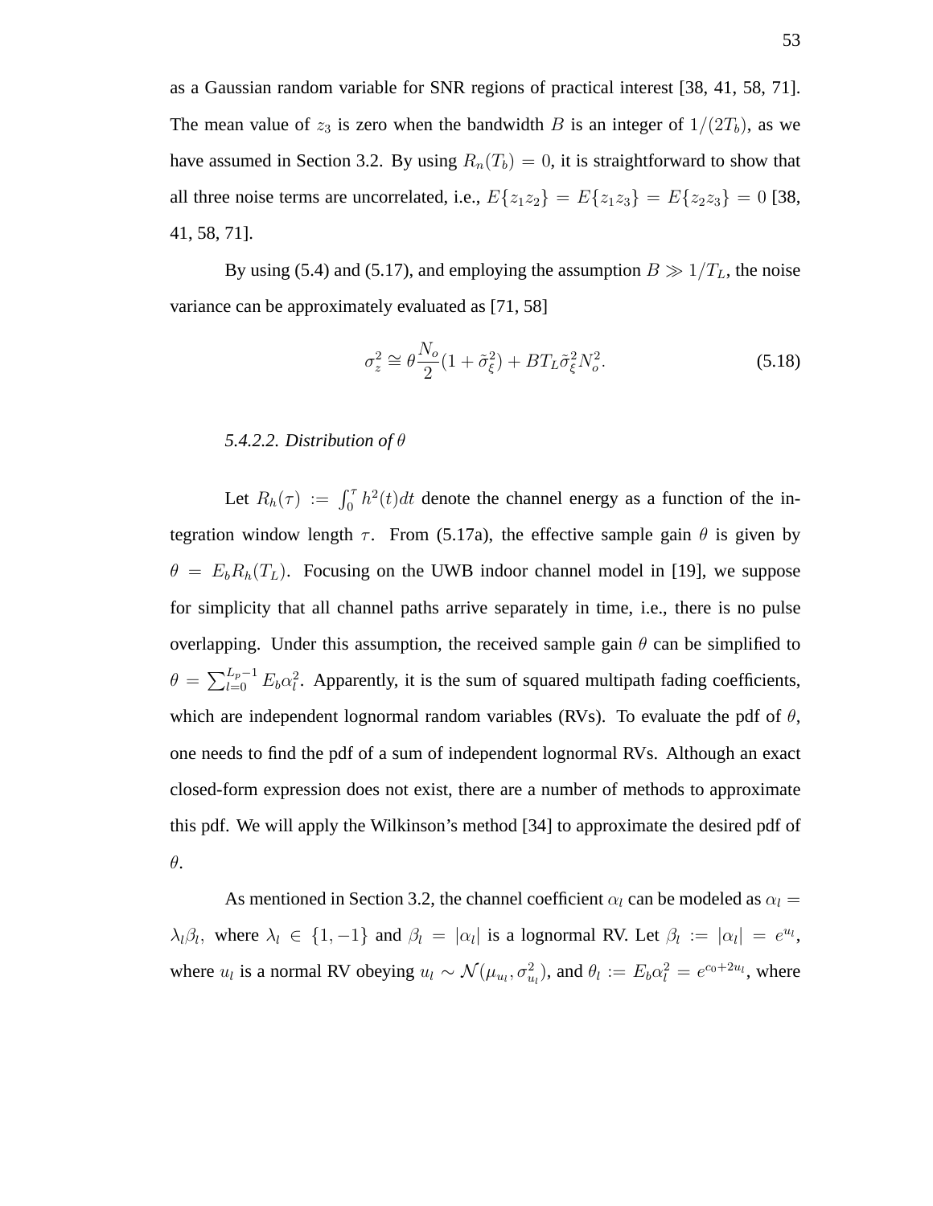as a Gaussian random variable for SNR regions of practical interest [38, 41, 58, 71]. The mean value of $z_3$ is zero when the bandwidth $B$ is an integer of $1/(2T_b)$, as we have assumed in Section 3.2. By using $R_n(T_b) = 0$, it is straightforward to show that all three noise terms are uncorrelated, i.e., $E\{z_1 z_2\} = E\{z_1 z_3\} = E\{z_2 z_3\} = 0$ [38, 41, 58, 71].

By using (5.4) and (5.17), and employing the assumption $B \gg 1/T_L$, the noise variance can be approximately evaluated as [71, 58]

$$\sigma_z^2 \cong \theta \frac{N_o}{2}(1 + \tilde{\sigma}_\xi^2) + BT_L \tilde{\sigma}_\xi^2 N_o^2. \tag{5.18}$$

#### *5.4.2.2. Distribution of $\theta$*

Let $R_h(\tau) := \int_0^\tau h^2(t)dt$ denote the channel energy as a function of the integration window length $\tau$. From (5.17a), the effective sample gain $\theta$ is given by $\theta = E_b R_h(T_L)$. Focusing on the UWB indoor channel model in [19], we suppose for simplicity that all channel paths arrive separately in time, i.e., there is no pulse overlapping. Under this assumption, the received sample gain $\theta$ can be simplified to $\theta = \sum_{l=0}^{L_p-1} E_b \alpha_l^2$. Apparently, it is the sum of squared multipath fading coefficients, which are independent lognormal random variables (RVs). To evaluate the pdf of $\theta$, one needs to find the pdf of a sum of independent lognormal RVs. Although an exact closed-form expression does not exist, there are a number of methods to approximate this pdf. We will apply the Wilkinson's method [34] to approximate the desired pdf of $\theta$.

As mentioned in Section 3.2, the channel coefficient $\alpha_l$ can be modeled as $\alpha_l = \lambda_l \beta_l$, where $\lambda_l \in \{1, -1\}$ and $\beta_l = |\alpha_l|$ is a lognormal RV. Let $\beta_l := |\alpha_l| = e^{u_l}$, where $u_l$ is a normal RV obeying $u_l \sim \mathcal{N}(\mu_{u_l}, \sigma_{u_l}^2)$, and $\theta_l := E_b \alpha_l^2 = e^{c_0 + 2u_l}$, where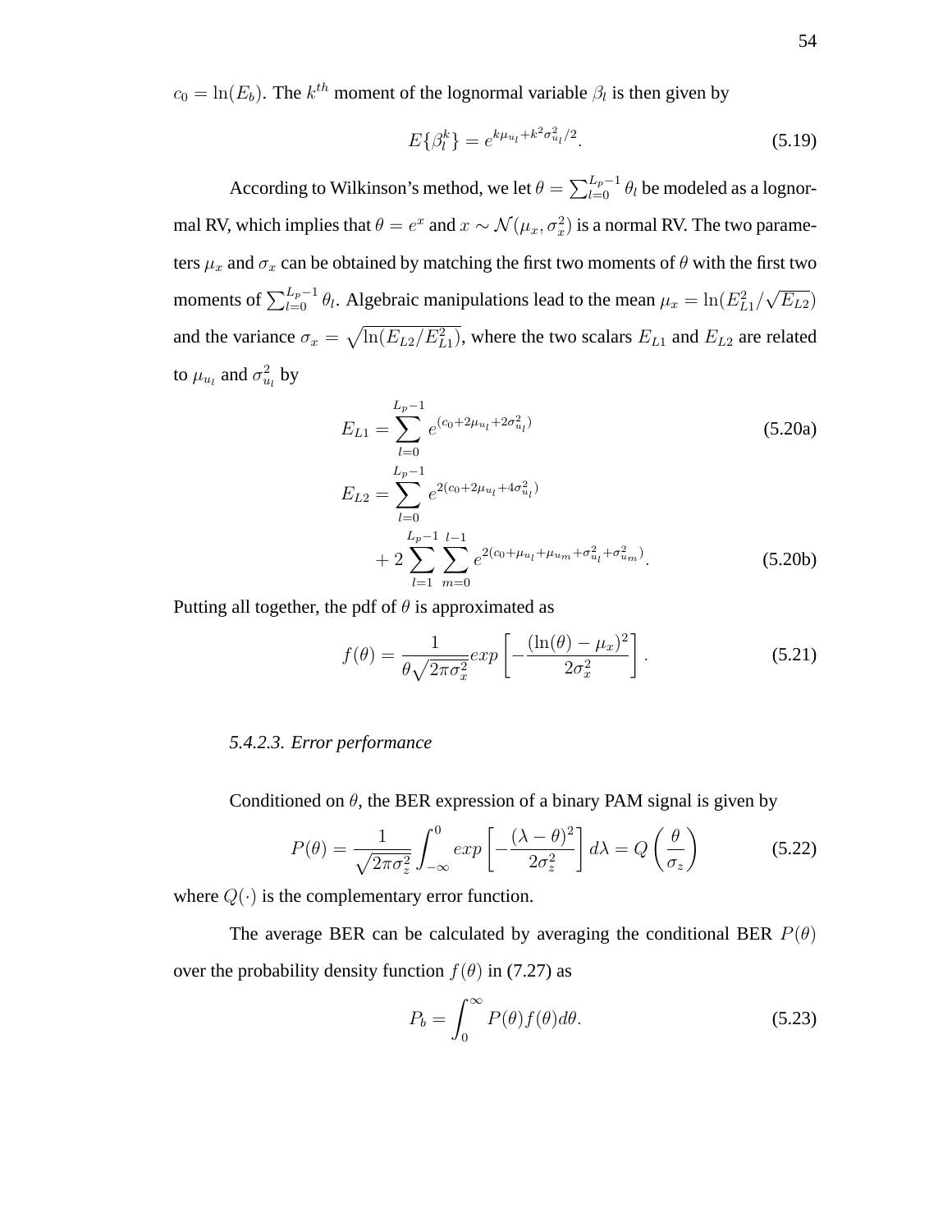$c_0 = \ln(E_b)$. The $k^{th}$ moment of the lognormal variable $\beta_l$ is then given by

$$E\{\beta_l^k\} = e^{k\mu_{u_l} + k^2\sigma_{u_l}^2/2}. \tag{5.19}$$

According to Wilkinson's method, we let $\theta = \sum_{l=0}^{L_p-1} \theta_l$ be modeled as a lognormal RV, which implies that $\theta = e^x$ and $x \sim \mathcal{N}(\mu_x, \sigma_x^2)$ is a normal RV. The two parameters $\mu_x$ and $\sigma_x$ can be obtained by matching the first two moments of $\theta$ with the first two moments of $\sum_{l=0}^{L_p-1} \theta_l$. Algebraic manipulations lead to the mean $\mu_x = \ln(E_{L1}^2/\sqrt{E_{L2}})$ and the variance $\sigma_x = \sqrt{\ln(E_{L2}/E_{L1}^2)}$, where the two scalars $E_{L1}$ and $E_{L2}$ are related to $\mu_{u_l}$ and $\sigma_{u_l}^2$ by

$$E_{L1} = \sum_{l=0}^{L_p-1} e^{(c_0 + 2\mu_{u_l} + 2\sigma_{u_l}^2)} \tag{5.20a}$$

$$E_{L2} = \sum_{l=0}^{L_p-1} e^{2(c_0 + 2\mu_{u_l} + 4\sigma_{u_l}^2)} + 2\sum_{l=1}^{L_p-1}\sum_{m=0}^{l-1} e^{2(c_0 + \mu_{u_l} + \mu_{u_m} + \sigma_{u_l}^2 + \sigma_{u_m}^2)}. \tag{5.20b}$$

Putting all together, the pdf of $\theta$ is approximated as

$$f(\theta) = \frac{1}{\theta\sqrt{2\pi\sigma_x^2}} exp\left[-\frac{(\ln(\theta) - \mu_x)^2}{2\sigma_x^2}\right]. \tag{5.21}$$

*5.4.2.3. Error performance*

Conditioned on $\theta$, the BER expression of a binary PAM signal is given by

$$P(\theta) = \frac{1}{\sqrt{2\pi\sigma_z^2}} \int_{-\infty}^{0} exp\left[-\frac{(\lambda - \theta)^2}{2\sigma_z^2}\right] d\lambda = Q\left(\frac{\theta}{\sigma_z}\right) \tag{5.22}$$

where $Q(\cdot)$ is the complementary error function.

The average BER can be calculated by averaging the conditional BER $P(\theta)$ over the probability density function $f(\theta)$ in (7.27) as

$$P_b = \int_0^\infty P(\theta) f(\theta) d\theta. \tag{5.23}$$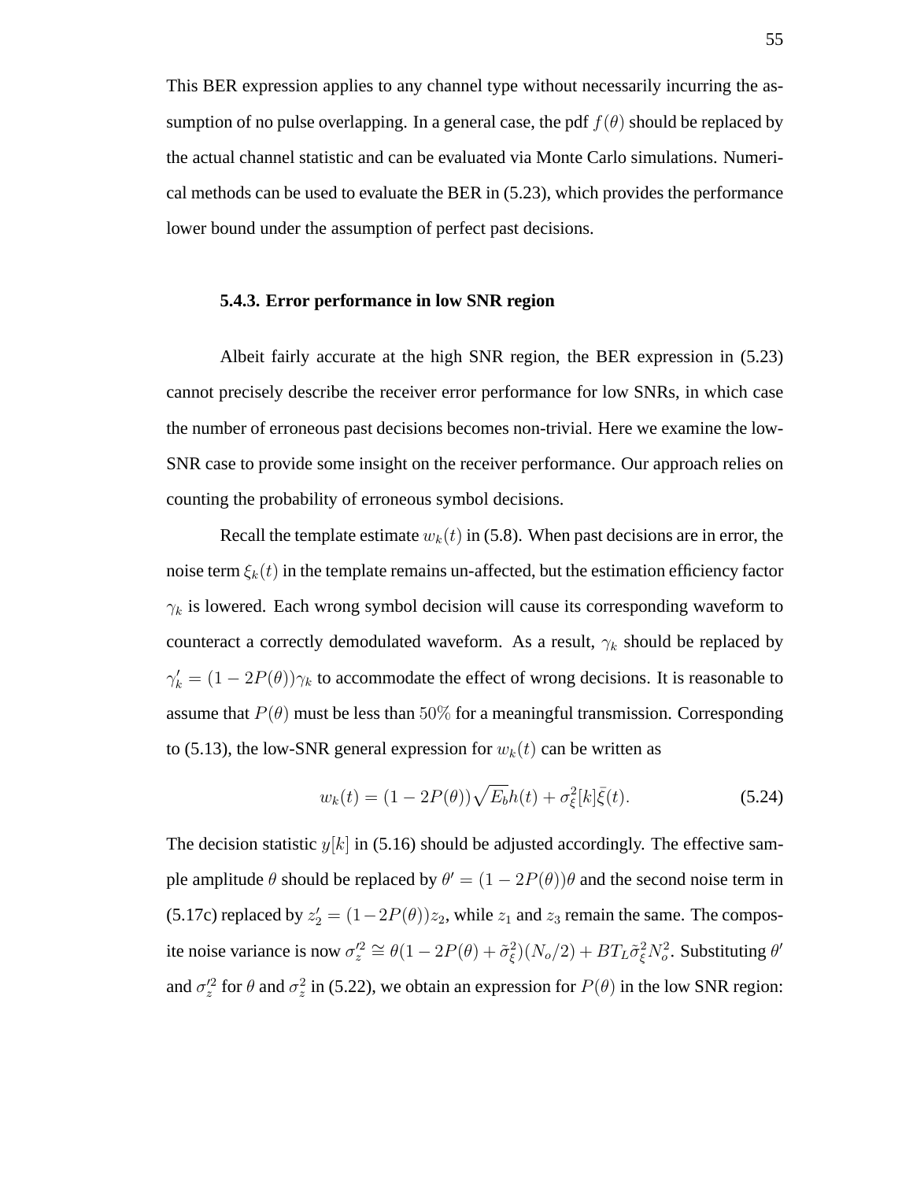This BER expression applies to any channel type without necessarily incurring the assumption of no pulse overlapping. In a general case, the pdf $f(\theta)$ should be replaced by the actual channel statistic and can be evaluated via Monte Carlo simulations. Numerical methods can be used to evaluate the BER in (5.23), which provides the performance lower bound under the assumption of perfect past decisions.

### 5.4.3. Error performance in low SNR region

Albeit fairly accurate at the high SNR region, the BER expression in (5.23) cannot precisely describe the receiver error performance for low SNRs, in which case the number of erroneous past decisions becomes non-trivial. Here we examine the low-SNR case to provide some insight on the receiver performance. Our approach relies on counting the probability of erroneous symbol decisions.

Recall the template estimate $w_k(t)$ in (5.8). When past decisions are in error, the noise term $\xi_k(t)$ in the template remains un-affected, but the estimation efficiency factor $\gamma_k$ is lowered. Each wrong symbol decision will cause its corresponding waveform to counteract a correctly demodulated waveform. As a result, $\gamma_k$ should be replaced by $\gamma_k' = (1 - 2P(\theta))\gamma_k$ to accommodate the effect of wrong decisions. It is reasonable to assume that $P(\theta)$ must be less than $50\%$ for a meaningful transmission. Corresponding to (5.13), the low-SNR general expression for $w_k(t)$ can be written as

$$w_k(t) = (1 - 2P(\theta))\sqrt{E_b}h(t) + \sigma_\xi^2[k]\bar{\xi}(t). \tag{5.24}$$

The decision statistic $y[k]$ in (5.16) should be adjusted accordingly. The effective sample amplitude $\theta$ should be replaced by $\theta' = (1 - 2P(\theta))\theta$ and the second noise term in (5.17c) replaced by $z_2' = (1-2P(\theta))z_2$, while $z_1$ and $z_3$ remain the same. The composite noise variance is now $\sigma_z'^2 \cong \theta(1 - 2P(\theta) + \tilde{\sigma}_\xi^2)(N_o/2) + BT_L\tilde{\sigma}_\xi^2 N_o^2$. Substituting $\theta'$ and $\sigma_z'^2$ for $\theta$ and $\sigma_z^2$ in (5.22), we obtain an expression for $P(\theta)$ in the low SNR region: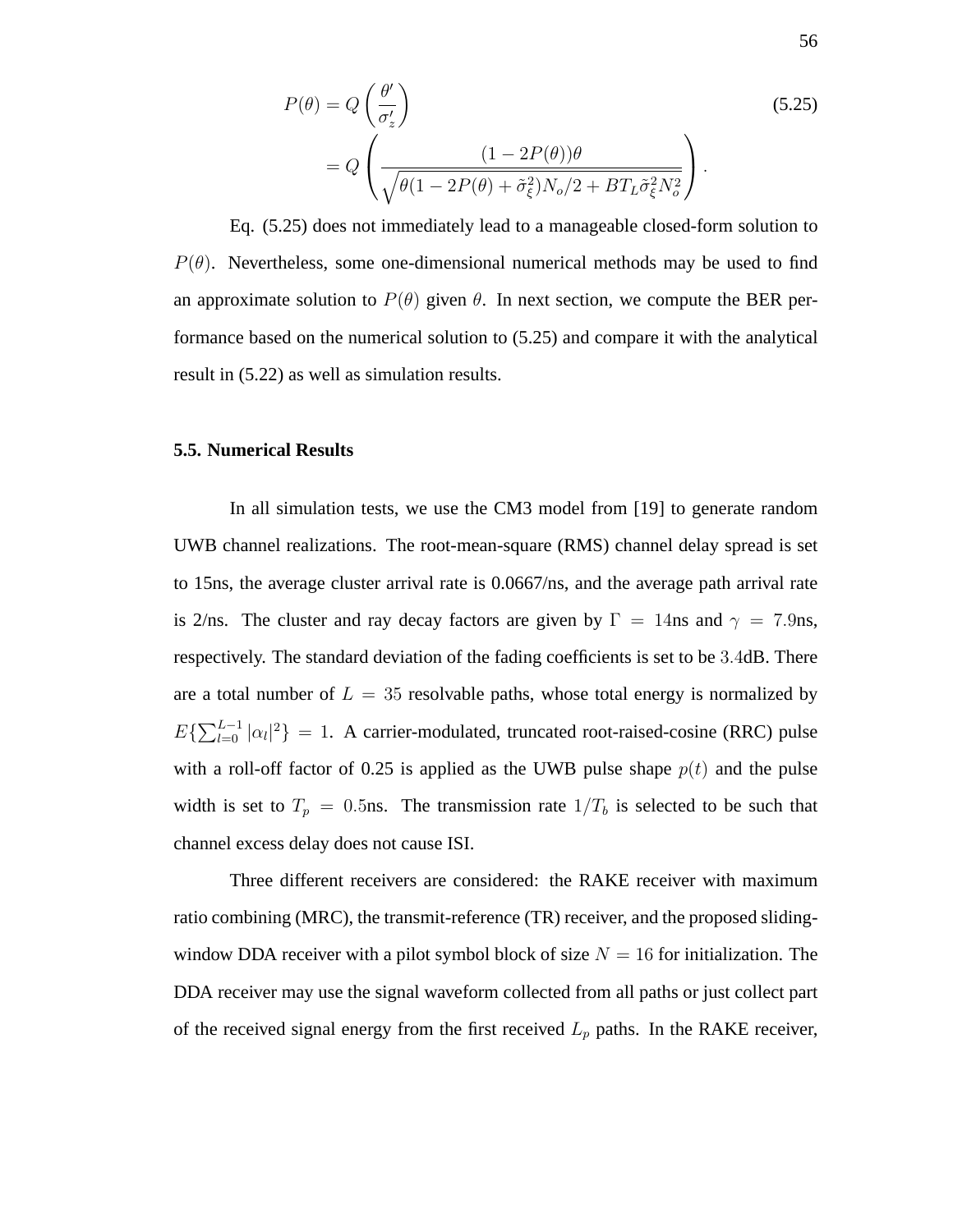$$P(\theta) = Q\left(\frac{\theta'}{\sigma'_z}\right) \tag{5.25}$$
$$= Q\left(\frac{(1-2P(\theta))\theta}{\sqrt{\theta(1-2P(\theta)+\tilde{\sigma}_\xi^2)N_o/2 + BT_L\tilde{\sigma}_\xi^2 N_o^2}}\right).$$

Eq. (5.25) does not immediately lead to a manageable closed-form solution to $P(\theta)$. Nevertheless, some one-dimensional numerical methods may be used to find an approximate solution to $P(\theta)$ given $\theta$. In next section, we compute the BER performance based on the numerical solution to (5.25) and compare it with the analytical result in (5.22) as well as simulation results.

### 5.5. Numerical Results

In all simulation tests, we use the CM3 model from [19] to generate random UWB channel realizations. The root-mean-square (RMS) channel delay spread is set to 15ns, the average cluster arrival rate is 0.0667/ns, and the average path arrival rate is 2/ns. The cluster and ray decay factors are given by $\Gamma = 14$ns and $\gamma = 7.9$ns, respectively. The standard deviation of the fading coefficients is set to be $3.4$dB. There are a total number of $L = 35$ resolvable paths, whose total energy is normalized by $E\{\sum_{l=0}^{L-1} |\alpha_l|^2\} = 1$. A carrier-modulated, truncated root-raised-cosine (RRC) pulse with a roll-off factor of 0.25 is applied as the UWB pulse shape $p(t)$ and the pulse width is set to $T_p = 0.5$ns. The transmission rate $1/T_b$ is selected to be such that channel excess delay does not cause ISI.

Three different receivers are considered: the RAKE receiver with maximum ratio combining (MRC), the transmit-reference (TR) receiver, and the proposed sliding-window DDA receiver with a pilot symbol block of size $N = 16$ for initialization. The DDA receiver may use the signal waveform collected from all paths or just collect part of the received signal energy from the first received $L_p$ paths. In the RAKE receiver,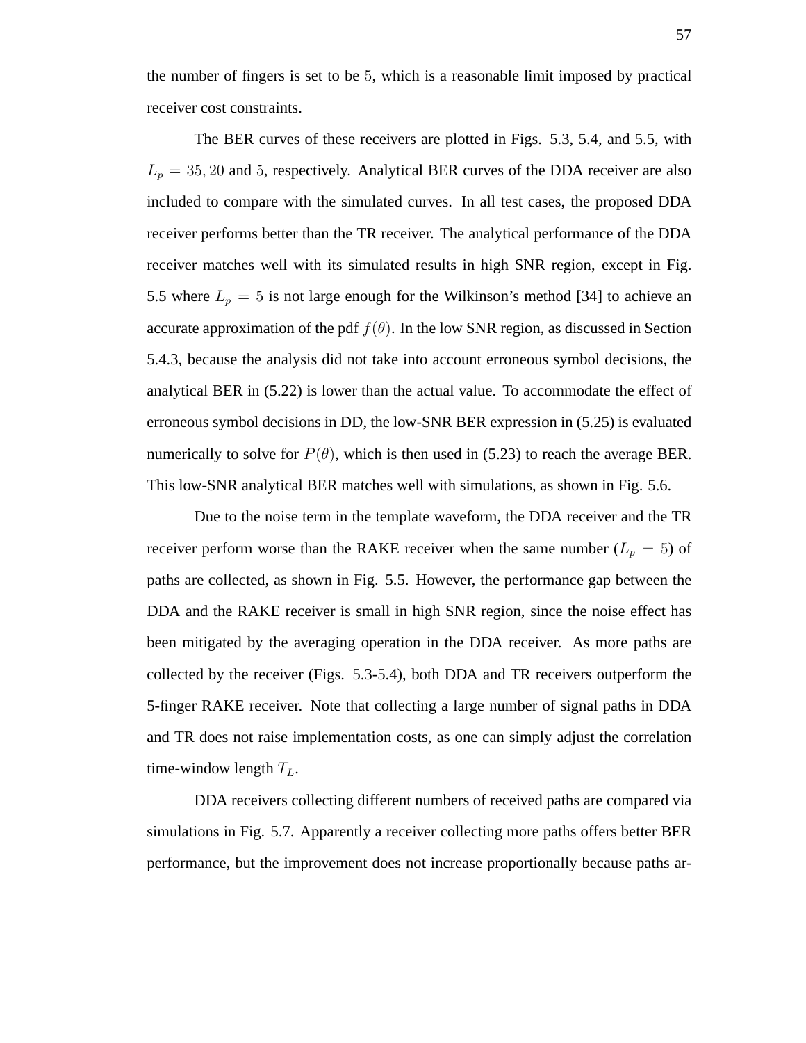the number of fingers is set to be $5$, which is a reasonable limit imposed by practical receiver cost constraints.

The BER curves of these receivers are plotted in Figs. 5.3, 5.4, and 5.5, with $L_p = 35, 20$ and $5$, respectively. Analytical BER curves of the DDA receiver are also included to compare with the simulated curves. In all test cases, the proposed DDA receiver performs better than the TR receiver. The analytical performance of the DDA receiver matches well with its simulated results in high SNR region, except in Fig. 5.5 where $L_p = 5$ is not large enough for the Wilkinson's method [34] to achieve an accurate approximation of the pdf $f(\theta)$. In the low SNR region, as discussed in Section 5.4.3, because the analysis did not take into account erroneous symbol decisions, the analytical BER in (5.22) is lower than the actual value. To accommodate the effect of erroneous symbol decisions in DD, the low-SNR BER expression in (5.25) is evaluated numerically to solve for $P(\theta)$, which is then used in (5.23) to reach the average BER. This low-SNR analytical BER matches well with simulations, as shown in Fig. 5.6.

Due to the noise term in the template waveform, the DDA receiver and the TR receiver perform worse than the RAKE receiver when the same number ($L_p = 5$) of paths are collected, as shown in Fig. 5.5. However, the performance gap between the DDA and the RAKE receiver is small in high SNR region, since the noise effect has been mitigated by the averaging operation in the DDA receiver. As more paths are collected by the receiver (Figs. 5.3-5.4), both DDA and TR receivers outperform the 5-finger RAKE receiver. Note that collecting a large number of signal paths in DDA and TR does not raise implementation costs, as one can simply adjust the correlation time-window length $T_L$.

DDA receivers collecting different numbers of received paths are compared via simulations in Fig. 5.7. Apparently a receiver collecting more paths offers better BER performance, but the improvement does not increase proportionally because paths ar-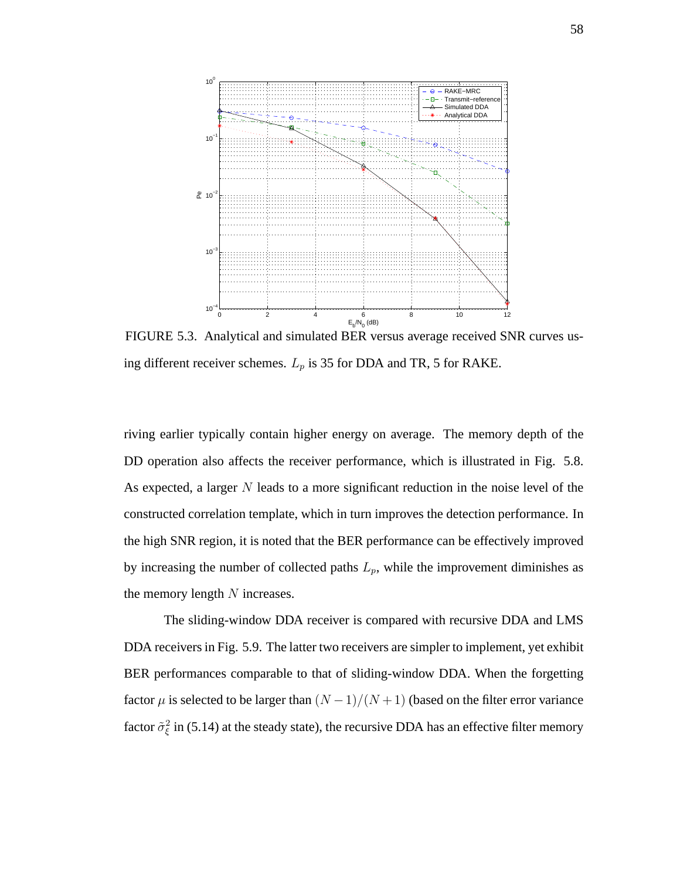FIGURE 5.3. Analytical and simulated BER versus average received SNR curves using different receiver schemes. $L_p$ is 35 for DDA and TR, 5 for RAKE.

riving earlier typically contain higher energy on average. The memory depth of the DD operation also affects the receiver performance, which is illustrated in Fig. 5.8. As expected, a larger $N$ leads to a more significant reduction in the noise level of the constructed correlation template, which in turn improves the detection performance. In the high SNR region, it is noted that the BER performance can be effectively improved by increasing the number of collected paths $L_p$, while the improvement diminishes as the memory length $N$ increases.

The sliding-window DDA receiver is compared with recursive DDA and LMS DDA receivers in Fig. 5.9. The latter two receivers are simpler to implement, yet exhibit BER performances comparable to that of sliding-window DDA. When the forgetting factor $\mu$ is selected to be larger than $(N-1)/(N+1)$ (based on the filter error variance factor $\tilde{\sigma}_{\xi}^2$ in (5.14) at the steady state), the recursive DDA has an effective filter memory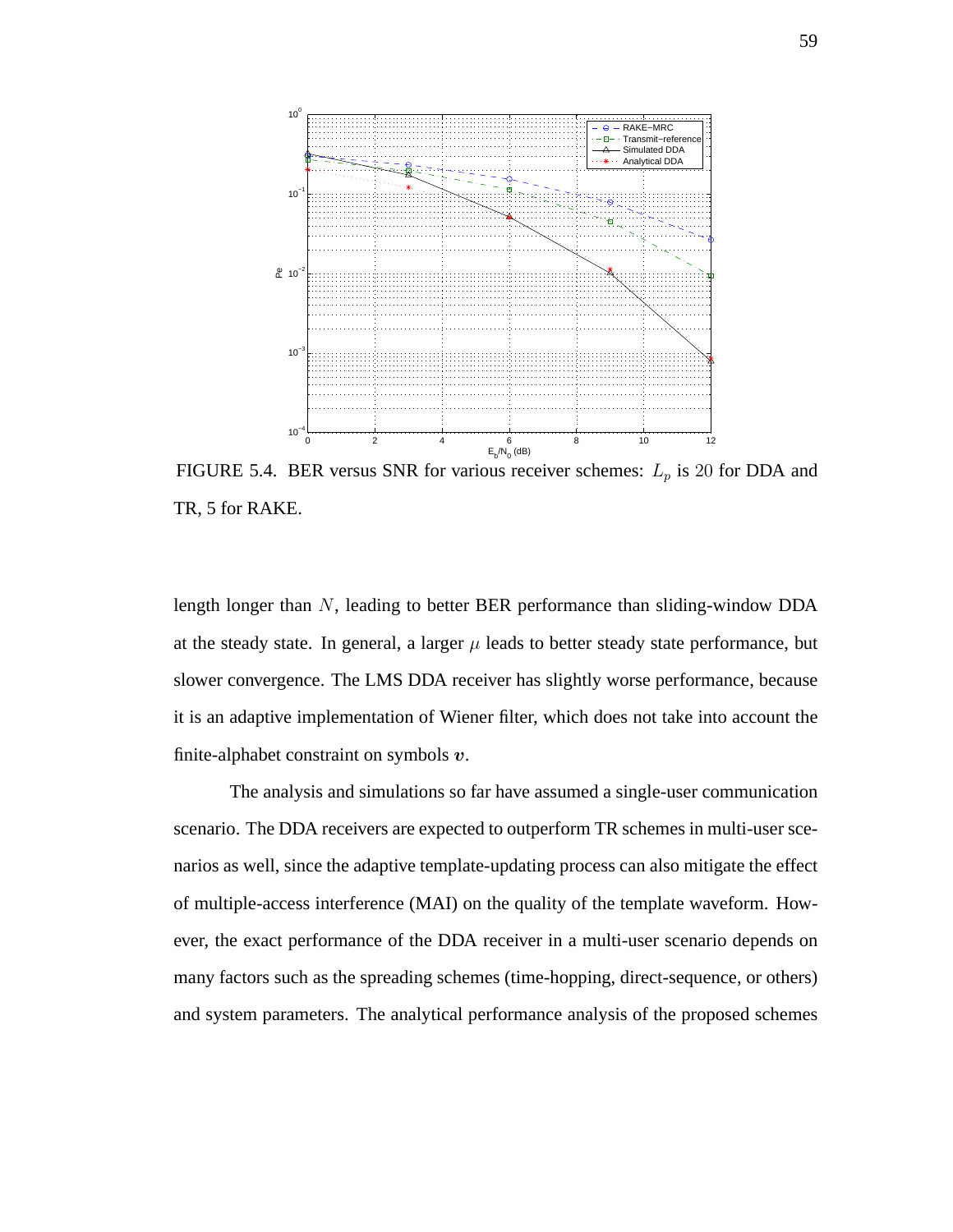FIGURE 5.4. BER versus SNR for various receiver schemes: $L_p$ is $20$ for DDA and TR, 5 for RAKE.

length longer than $N$, leading to better BER performance than sliding-window DDA at the steady state. In general, a larger $\mu$ leads to better steady state performance, but slower convergence. The LMS DDA receiver has slightly worse performance, because it is an adaptive implementation of Wiener filter, which does not take into account the finite-alphabet constraint on symbols $\boldsymbol{v}$.

The analysis and simulations so far have assumed a single-user communication scenario. The DDA receivers are expected to outperform TR schemes in multi-user scenarios as well, since the adaptive template-updating process can also mitigate the effect of multiple-access interference (MAI) on the quality of the template waveform. However, the exact performance of the DDA receiver in a multi-user scenario depends on many factors such as the spreading schemes (time-hopping, direct-sequence, or others) and system parameters. The analytical performance analysis of the proposed schemes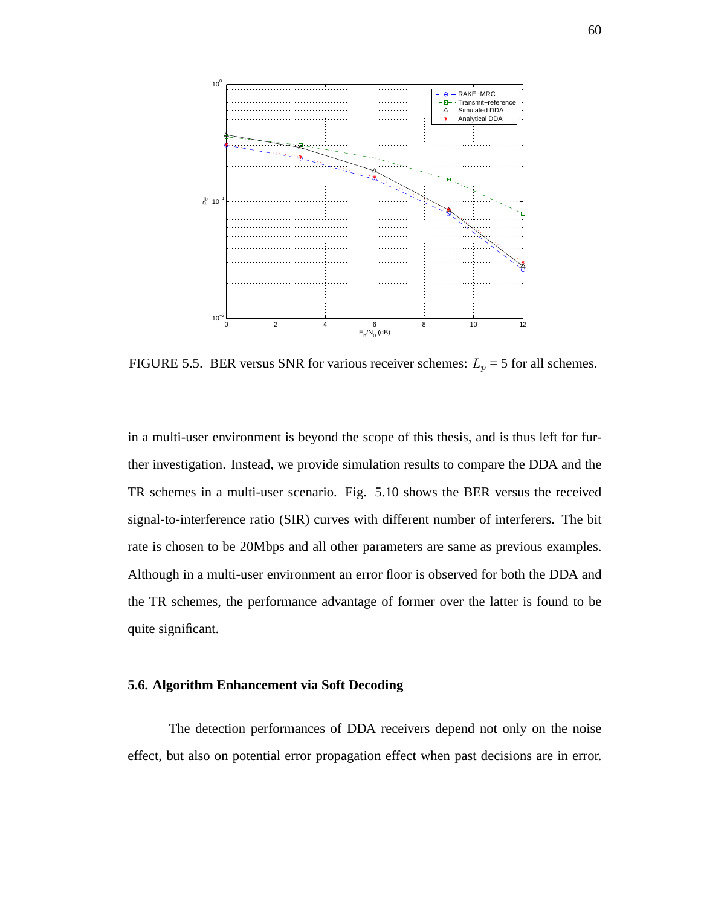FIGURE 5.5. BER versus SNR for various receiver schemes: $L_p$ = 5 for all schemes.

in a multi-user environment is beyond the scope of this thesis, and is thus left for further investigation. Instead, we provide simulation results to compare the DDA and the TR schemes in a multi-user scenario. Fig. 5.10 shows the BER versus the received signal-to-interference ratio (SIR) curves with different number of interferers. The bit rate is chosen to be 20Mbps and all other parameters are same as previous examples. Although in a multi-user environment an error floor is observed for both the DDA and the TR schemes, the performance advantage of former over the latter is found to be quite significant.

### 5.6. Algorithm Enhancement via Soft Decoding

The detection performances of DDA receivers depend not only on the noise effect, but also on potential error propagation effect when past decisions are in error.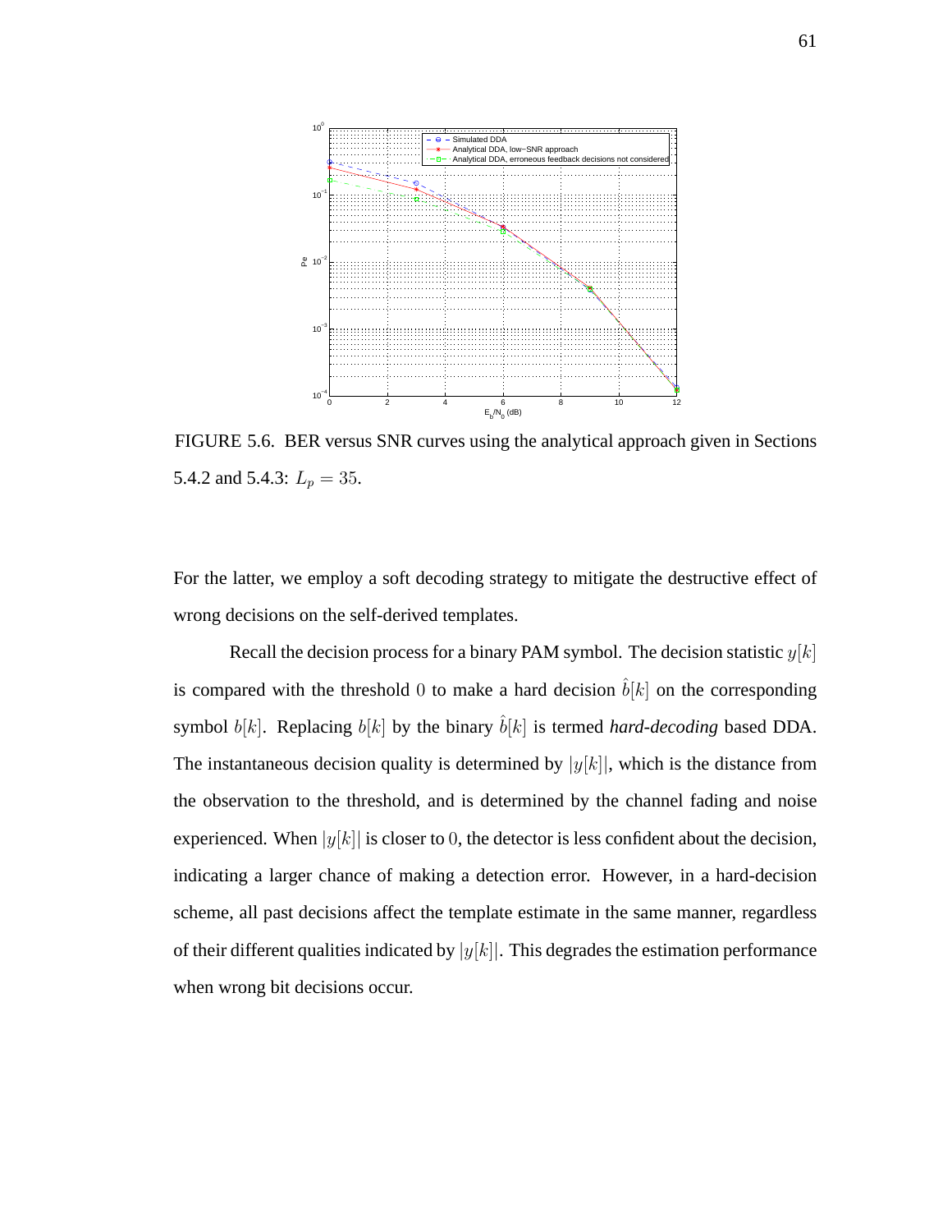FIGURE 5.6. BER versus SNR curves using the analytical approach given in Sections 5.4.2 and 5.4.3: $L_p = 35$.

For the latter, we employ a soft decoding strategy to mitigate the destructive effect of wrong decisions on the self-derived templates.

Recall the decision process for a binary PAM symbol. The decision statistic $y[k]$ is compared with the threshold $0$ to make a hard decision $\hat{b}[k]$ on the corresponding symbol $b[k]$. Replacing $b[k]$ by the binary $\hat{b}[k]$ is termed ***hard-decoding*** based DDA. The instantaneous decision quality is determined by $|y[k]|$, which is the distance from the observation to the threshold, and is determined by the channel fading and noise experienced. When $|y[k]|$ is closer to $0$, the detector is less confident about the decision, indicating a larger chance of making a detection error. However, in a hard-decision scheme, all past decisions affect the template estimate in the same manner, regardless of their different qualities indicated by $|y[k]|$. This degrades the estimation performance when wrong bit decisions occur.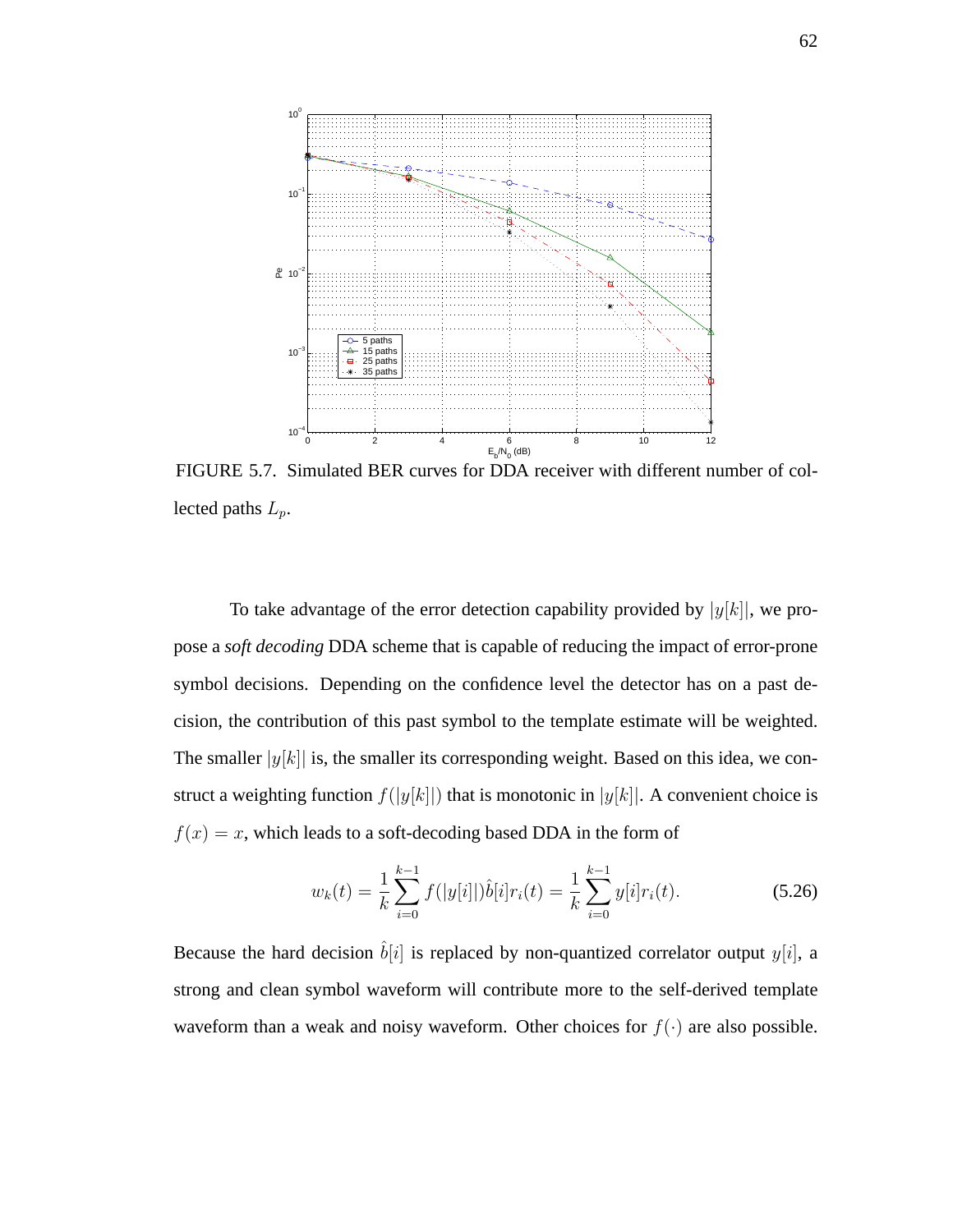FIGURE 5.7. Simulated BER curves for DDA receiver with different number of collected paths $L_p$.

To take advantage of the error detection capability provided by $|y[k]|$, we propose a *soft decoding* DDA scheme that is capable of reducing the impact of error-prone symbol decisions. Depending on the confidence level the detector has on a past decision, the contribution of this past symbol to the template estimate will be weighted. The smaller $|y[k]|$ is, the smaller its corresponding weight. Based on this idea, we construct a weighting function $f(|y[k]|)$ that is monotonic in $|y[k]|$. A convenient choice is $f(x) = x$, which leads to a soft-decoding based DDA in the form of

$$w_k(t) = \frac{1}{k}\sum_{i=0}^{k-1} f(|y[i]|)\hat{b}[i]r_i(t) = \frac{1}{k}\sum_{i=0}^{k-1} y[i]r_i(t). \tag{5.26}$$

Because the hard decision $\hat{b}[i]$ is replaced by non-quantized correlator output $y[i]$, a strong and clean symbol waveform will contribute more to the self-derived template waveform than a weak and noisy waveform. Other choices for $f(\cdot)$ are also possible.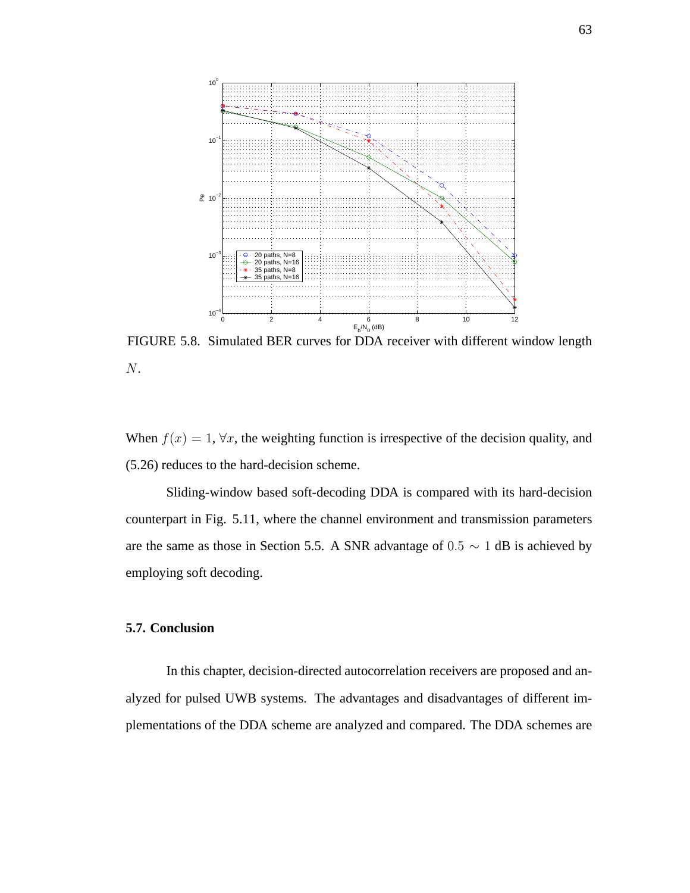FIGURE 5.8. Simulated BER curves for DDA receiver with different window length $N$.

When $f(x) = 1, \forall x$, the weighting function is irrespective of the decision quality, and (5.26) reduces to the hard-decision scheme.

Sliding-window based soft-decoding DDA is compared with its hard-decision counterpart in Fig. 5.11, where the channel environment and transmission parameters are the same as those in Section 5.5. A SNR advantage of $0.5 \sim 1$ dB is achieved by employing soft decoding.

### 5.7. Conclusion

In this chapter, decision-directed autocorrelation receivers are proposed and analyzed for pulsed UWB systems. The advantages and disadvantages of different implementations of the DDA scheme are analyzed and compared. The DDA schemes are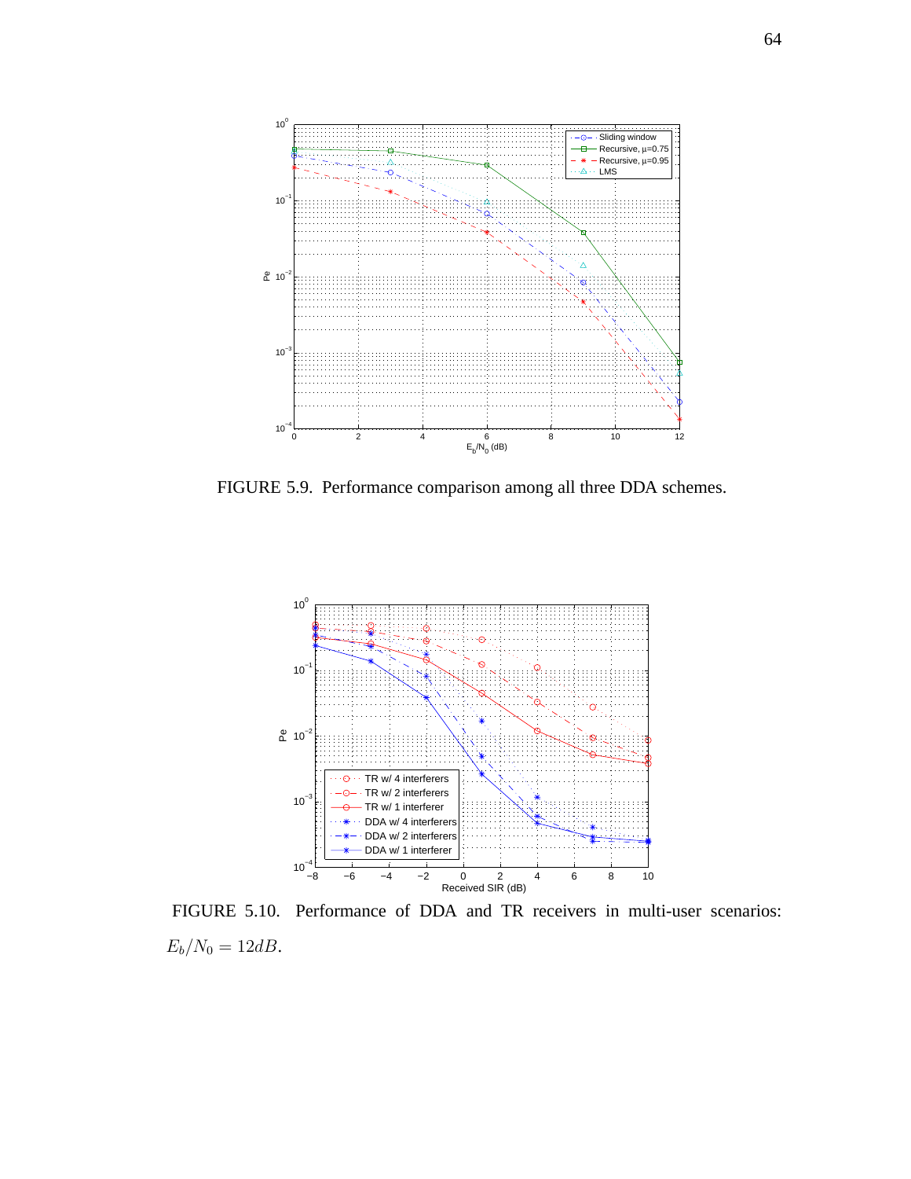FIGURE 5.9. Performance comparison among all three DDA schemes.

FIGURE 5.10. Performance of DDA and TR receivers in multi-user scenarios: $E_b/N_0 = 12dB$.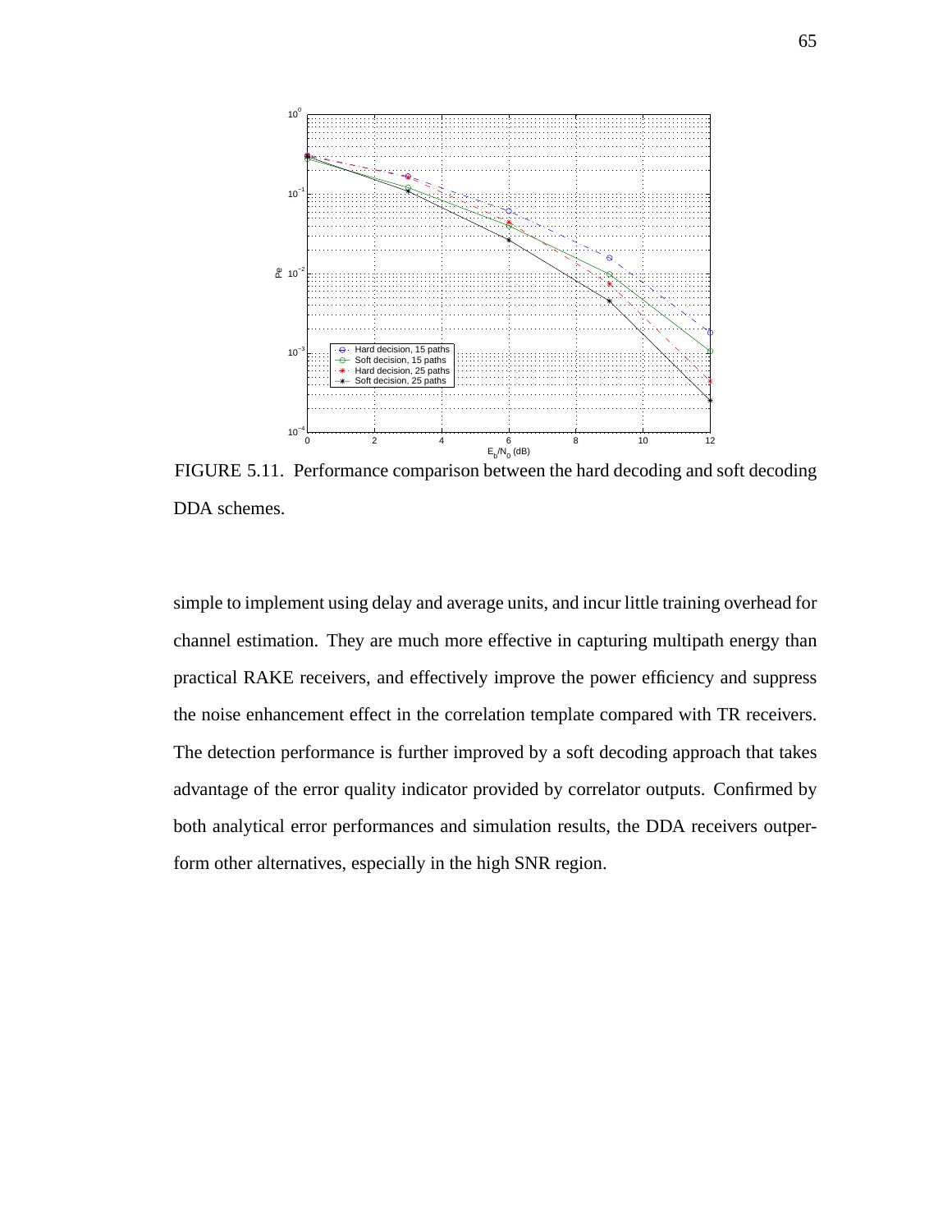FIGURE 5.11. Performance comparison between the hard decoding and soft decoding DDA schemes.

simple to implement using delay and average units, and incur little training overhead for channel estimation. They are much more effective in capturing multipath energy than practical RAKE receivers, and effectively improve the power efficiency and suppress the noise enhancement effect in the correlation template compared with TR receivers. The detection performance is further improved by a soft decoding approach that takes advantage of the error quality indicator provided by correlator outputs. Confirmed by both analytical error performances and simulation results, the DDA receivers outperform other alternatives, especially in the high SNR region.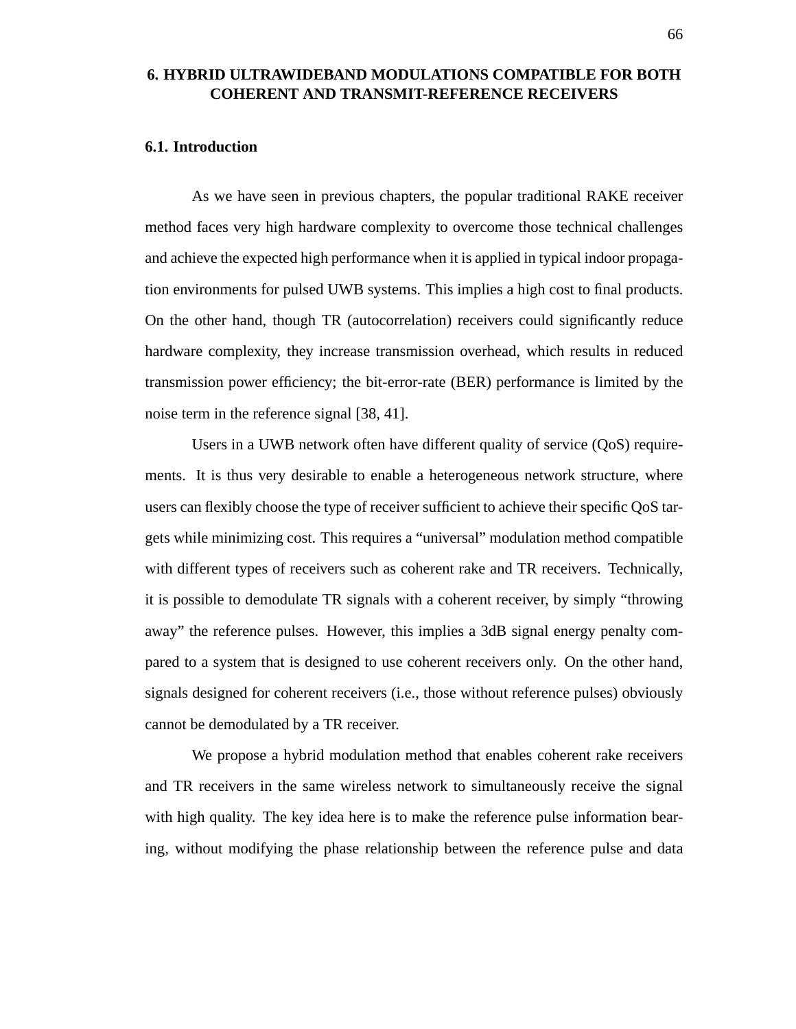# 6. HYBRID ULTRAWIDEBAND MODULATIONS COMPATIBLE FOR BOTH COHERENT AND TRANSMIT-REFERENCE RECEIVERS

## 6.1. Introduction

As we have seen in previous chapters, the popular traditional RAKE receiver method faces very high hardware complexity to overcome those technical challenges and achieve the expected high performance when it is applied in typical indoor propagation environments for pulsed UWB systems. This implies a high cost to final products. On the other hand, though TR (autocorrelation) receivers could significantly reduce hardware complexity, they increase transmission overhead, which results in reduced transmission power efficiency; the bit-error-rate (BER) performance is limited by the noise term in the reference signal [38, 41].

Users in a UWB network often have different quality of service (QoS) requirements. It is thus very desirable to enable a heterogeneous network structure, where users can flexibly choose the type of receiver sufficient to achieve their specific QoS targets while minimizing cost. This requires a "universal" modulation method compatible with different types of receivers such as coherent rake and TR receivers. Technically, it is possible to demodulate TR signals with a coherent receiver, by simply "throwing away" the reference pulses. However, this implies a 3dB signal energy penalty compared to a system that is designed to use coherent receivers only. On the other hand, signals designed for coherent receivers (i.e., those without reference pulses) obviously cannot be demodulated by a TR receiver.

We propose a hybrid modulation method that enables coherent rake receivers and TR receivers in the same wireless network to simultaneously receive the signal with high quality. The key idea here is to make the reference pulse information bearing, without modifying the phase relationship between the reference pulse and data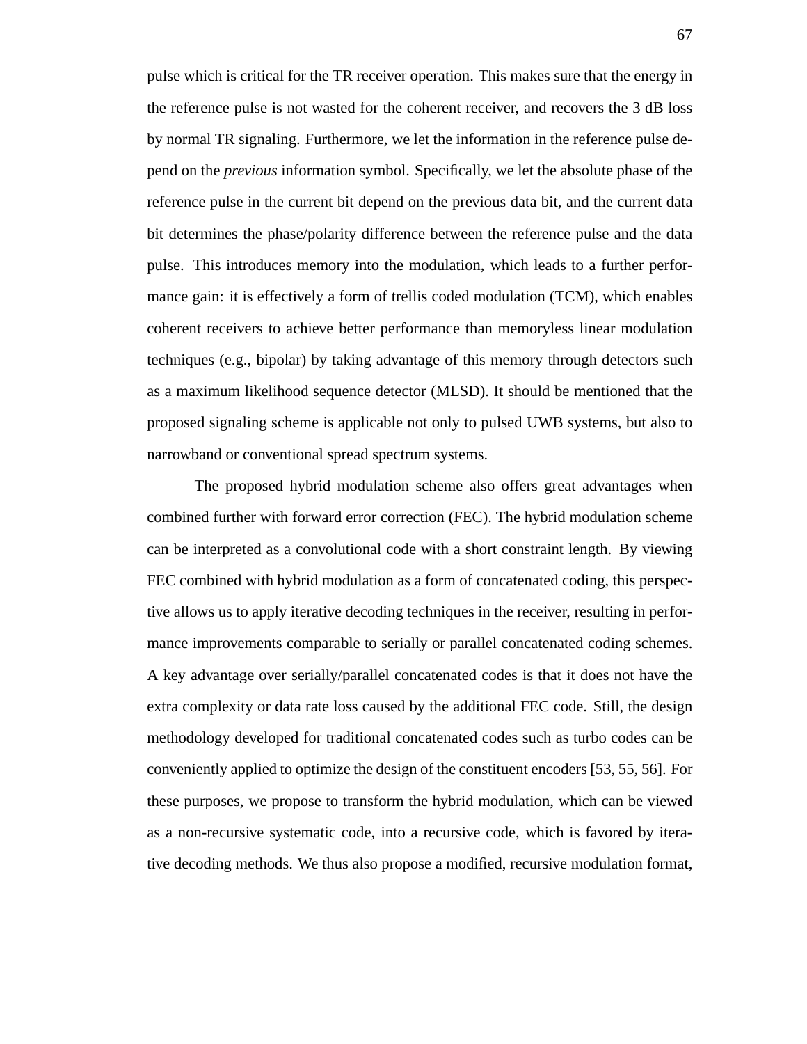pulse which is critical for the TR receiver operation. This makes sure that the energy in the reference pulse is not wasted for the coherent receiver, and recovers the 3 dB loss by normal TR signaling. Furthermore, we let the information in the reference pulse depend on the *previous* information symbol. Specifically, we let the absolute phase of the reference pulse in the current bit depend on the previous data bit, and the current data bit determines the phase/polarity difference between the reference pulse and the data pulse. This introduces memory into the modulation, which leads to a further performance gain: it is effectively a form of trellis coded modulation (TCM), which enables coherent receivers to achieve better performance than memoryless linear modulation techniques (e.g., bipolar) by taking advantage of this memory through detectors such as a maximum likelihood sequence detector (MLSD). It should be mentioned that the proposed signaling scheme is applicable not only to pulsed UWB systems, but also to narrowband or conventional spread spectrum systems.

The proposed hybrid modulation scheme also offers great advantages when combined further with forward error correction (FEC). The hybrid modulation scheme can be interpreted as a convolutional code with a short constraint length. By viewing FEC combined with hybrid modulation as a form of concatenated coding, this perspective allows us to apply iterative decoding techniques in the receiver, resulting in performance improvements comparable to serially or parallel concatenated coding schemes. A key advantage over serially/parallel concatenated codes is that it does not have the extra complexity or data rate loss caused by the additional FEC code. Still, the design methodology developed for traditional concatenated codes such as turbo codes can be conveniently applied to optimize the design of the constituent encoders [53, 55, 56]. For these purposes, we propose to transform the hybrid modulation, which can be viewed as a non-recursive systematic code, into a recursive code, which is favored by iterative decoding methods. We thus also propose a modified, recursive modulation format,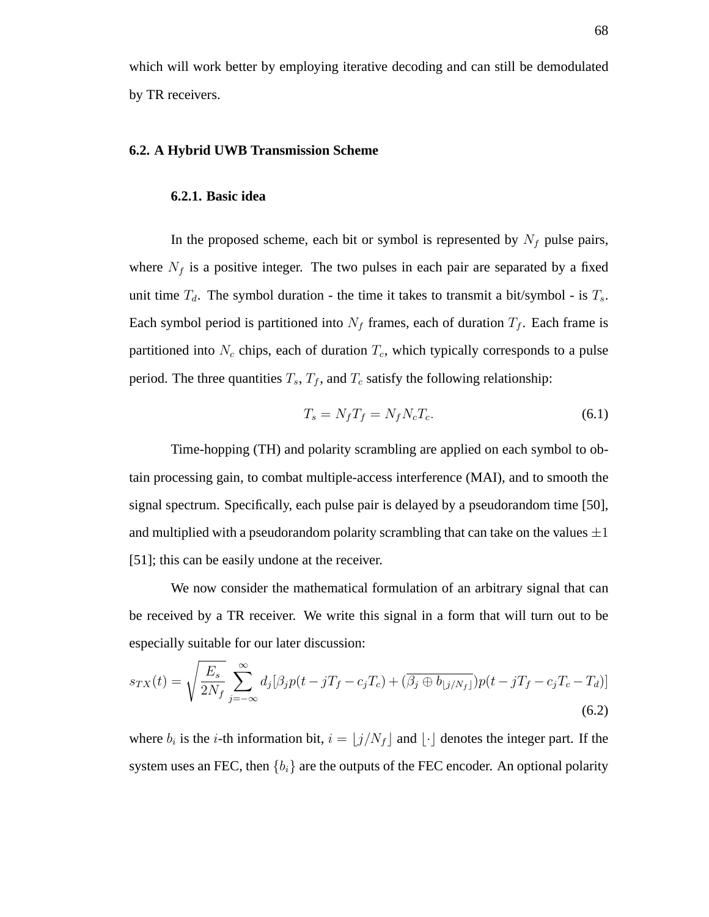which will work better by employing iterative decoding and can still be demodulated by TR receivers.

## 6.2. A Hybrid UWB Transmission Scheme

### 6.2.1. Basic idea

In the proposed scheme, each bit or symbol is represented by $N_f$ pulse pairs, where $N_f$ is a positive integer. The two pulses in each pair are separated by a fixed unit time $T_d$. The symbol duration - the time it takes to transmit a bit/symbol - is $T_s$. Each symbol period is partitioned into $N_f$ frames, each of duration $T_f$. Each frame is partitioned into $N_c$ chips, each of duration $T_c$, which typically corresponds to a pulse period. The three quantities $T_s$, $T_f$, and $T_c$ satisfy the following relationship:

$$T_s = N_f T_f = N_f N_c T_c. \tag{6.1}$$

Time-hopping (TH) and polarity scrambling are applied on each symbol to obtain processing gain, to combat multiple-access interference (MAI), and to smooth the signal spectrum. Specifically, each pulse pair is delayed by a pseudorandom time [50], and multiplied with a pseudorandom polarity scrambling that can take on the values $\pm 1$ [51]; this can be easily undone at the receiver.

We now consider the mathematical formulation of an arbitrary signal that can be received by a TR receiver. We write this signal in a form that will turn out to be especially suitable for our later discussion:

$$s_{TX}(t) = \sqrt{\frac{E_s}{2N_f}} \sum_{j=-\infty}^{\infty} d_j [\beta_j p(t - jT_f - c_j T_c) + (\overline{\beta_j \oplus b_{\lfloor j/N_f \rfloor}}) p(t - jT_f - c_j T_c - T_d)] \tag{6.2}$$

where $b_i$ is the $i$-th information bit, $i = \lfloor j/N_f \rfloor$ and $\lfloor \cdot \rfloor$ denotes the integer part. If the system uses an FEC, then $\{b_i\}$ are the outputs of the FEC encoder. An optional polarity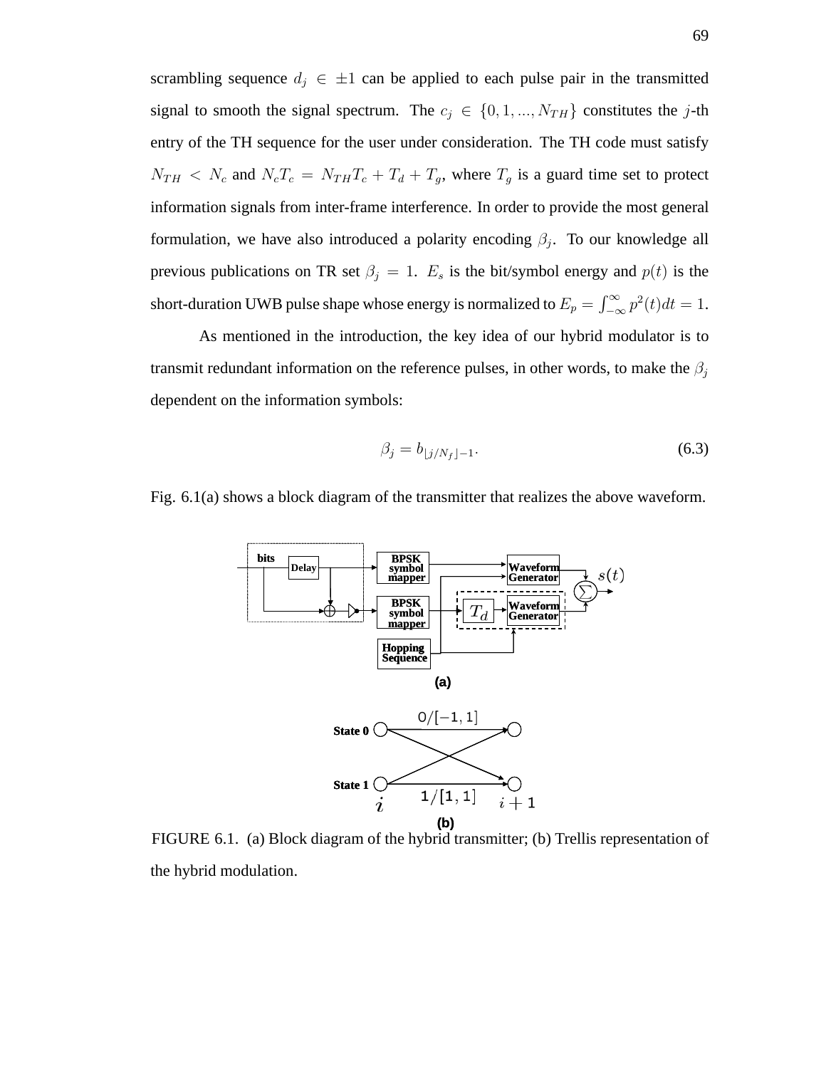scrambling sequence $d_j \in \pm 1$ can be applied to each pulse pair in the transmitted signal to smooth the signal spectrum. The $c_j \in \{0, 1, ..., N_{TH}\}$ constitutes the $j$-th entry of the TH sequence for the user under consideration. The TH code must satisfy $N_{TH} < N_c$ and $N_c T_c = N_{TH} T_c + T_d + T_g$, where $T_g$ is a guard time set to protect information signals from inter-frame interference. In order to provide the most general formulation, we have also introduced a polarity encoding $\beta_j$. To our knowledge all previous publications on TR set $\beta_j = 1$. $E_s$ is the bit/symbol energy and $p(t)$ is the short-duration UWB pulse shape whose energy is normalized to $E_p = \int_{-\infty}^{\infty} p^2(t)dt = 1$.

As mentioned in the introduction, the key idea of our hybrid modulator is to transmit redundant information on the reference pulses, in other words, to make the $\beta_j$ dependent on the information symbols:

$$\beta_j = b_{\lfloor j/N_f \rfloor - 1}. \tag{6.3}$$

Fig. 6.1(a) shows a block diagram of the transmitter that realizes the above waveform.

FIGURE 6.1. (a) Block diagram of the hybrid transmitter; (b) Trellis representation of the hybrid modulation.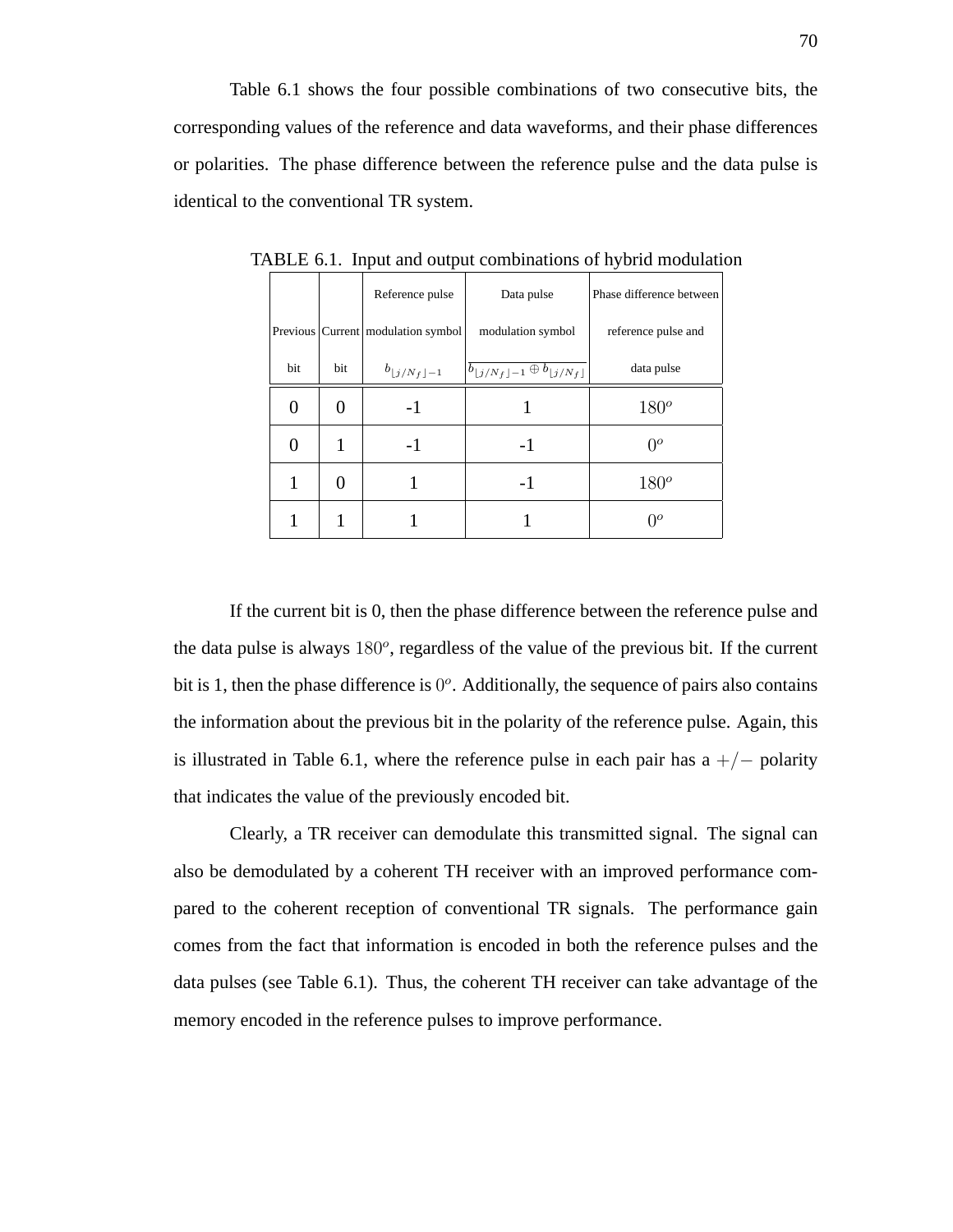Table 6.1 shows the four possible combinations of two consecutive bits, the corresponding values of the reference and data waveforms, and their phase differences or polarities. The phase difference between the reference pulse and the data pulse is identical to the conventional TR system.

TABLE 6.1. Input and output combinations of hybrid modulation

| Previous bit | Current bit | Reference pulse modulation symbol $b_{\lfloor j/N_f \rfloor - 1}$ | Data pulse modulation symbol $\overline{b_{\lfloor j/N_f \rfloor - 1} \oplus b_{\lfloor j/N_f \rfloor}}$ | Phase difference between reference pulse and data pulse |
|---|---|---|---|---|
| 0 | 0 | -1 | 1 | $180^o$ |
| 0 | 1 | -1 | -1 | $0^o$ |
| 1 | 0 | 1 | -1 | $180^o$ |
| 1 | 1 | 1 | 1 | $0^o$ |

If the current bit is 0, then the phase difference between the reference pulse and the data pulse is always $180^o$, regardless of the value of the previous bit. If the current bit is 1, then the phase difference is $0^o$. Additionally, the sequence of pairs also contains the information about the previous bit in the polarity of the reference pulse. Again, this is illustrated in Table 6.1, where the reference pulse in each pair has a $+/-$ polarity that indicates the value of the previously encoded bit.

Clearly, a TR receiver can demodulate this transmitted signal. The signal can also be demodulated by a coherent TH receiver with an improved performance compared to the coherent reception of conventional TR signals. The performance gain comes from the fact that information is encoded in both the reference pulses and the data pulses (see Table 6.1). Thus, the coherent TH receiver can take advantage of the memory encoded in the reference pulses to improve performance.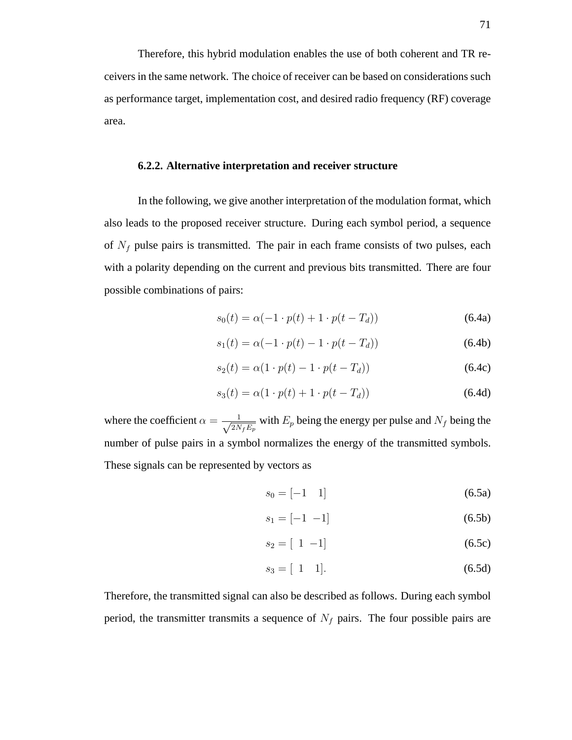Therefore, this hybrid modulation enables the use of both coherent and TR receivers in the same network. The choice of receiver can be based on considerations such as performance target, implementation cost, and desired radio frequency (RF) coverage area.

### 6.2.2. Alternative interpretation and receiver structure

In the following, we give another interpretation of the modulation format, which also leads to the proposed receiver structure. During each symbol period, a sequence of $N_f$ pulse pairs is transmitted. The pair in each frame consists of two pulses, each with a polarity depending on the current and previous bits transmitted. There are four possible combinations of pairs:

$$s_0(t) = \alpha(-1 \cdot p(t) + 1 \cdot p(t - T_d)) \tag{6.4a}$$

$$s_1(t) = \alpha(-1 \cdot p(t) - 1 \cdot p(t - T_d)) \tag{6.4b}$$

$$s_2(t) = \alpha(1 \cdot p(t) - 1 \cdot p(t - T_d)) \tag{6.4c}$$

$$s_3(t) = \alpha(1 \cdot p(t) + 1 \cdot p(t - T_d)) \tag{6.4d}$$

where the coefficient $\alpha = \frac{1}{\sqrt{2N_f E_p}}$ with $E_p$ being the energy per pulse and $N_f$ being the number of pulse pairs in a symbol normalizes the energy of the transmitted symbols. These signals can be represented by vectors as

$$s_0 = [-1 \quad 1] \tag{6.5a}$$

$$s_1 = [-1 \ -1] \tag{6.5b}$$

$$s_2 = [\ 1 \ -1] \tag{6.5c}$$

$$s_3 = [\ 1 \quad 1]. \tag{6.5d}$$

Therefore, the transmitted signal can also be described as follows. During each symbol period, the transmitter transmits a sequence of $N_f$ pairs. The four possible pairs are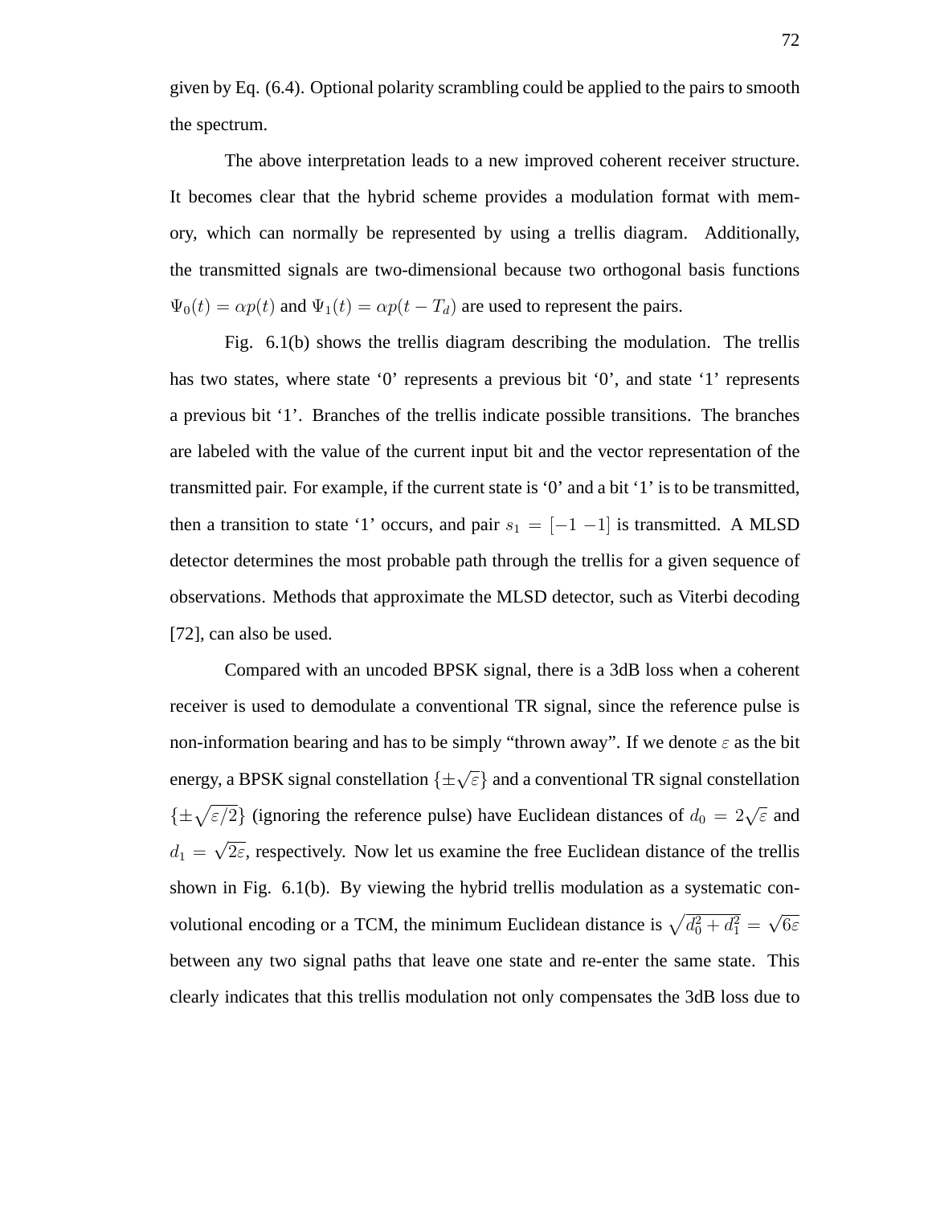given by Eq. (6.4). Optional polarity scrambling could be applied to the pairs to smooth the spectrum.

The above interpretation leads to a new improved coherent receiver structure. It becomes clear that the hybrid scheme provides a modulation format with memory, which can normally be represented by using a trellis diagram. Additionally, the transmitted signals are two-dimensional because two orthogonal basis functions $\Psi_0(t) = \alpha p(t)$ and $\Psi_1(t) = \alpha p(t - T_d)$ are used to represent the pairs.

Fig. 6.1(b) shows the trellis diagram describing the modulation. The trellis has two states, where state '0' represents a previous bit '0', and state '1' represents a previous bit '1'. Branches of the trellis indicate possible transitions. The branches are labeled with the value of the current input bit and the vector representation of the transmitted pair. For example, if the current state is '0' and a bit '1' is to be transmitted, then a transition to state '1' occurs, and pair $s_1 = [-1\ -1]$ is transmitted. A MLSD detector determines the most probable path through the trellis for a given sequence of observations. Methods that approximate the MLSD detector, such as Viterbi decoding [72], can also be used.

Compared with an uncoded BPSK signal, there is a 3dB loss when a coherent receiver is used to demodulate a conventional TR signal, since the reference pulse is non-information bearing and has to be simply "thrown away". If we denote $\varepsilon$ as the bit energy, a BPSK signal constellation $\{\pm\sqrt{\varepsilon}\}$ and a conventional TR signal constellation $\{\pm\sqrt{\varepsilon/2}\}$ (ignoring the reference pulse) have Euclidean distances of $d_0 = 2\sqrt{\varepsilon}$ and $d_1 = \sqrt{2\varepsilon}$, respectively. Now let us examine the free Euclidean distance of the trellis shown in Fig. 6.1(b). By viewing the hybrid trellis modulation as a systematic convolutional encoding or a TCM, the minimum Euclidean distance is $\sqrt{d_0^2 + d_1^2} = \sqrt{6\varepsilon}$ between any two signal paths that leave one state and re-enter the same state. This clearly indicates that this trellis modulation not only compensates the 3dB loss due to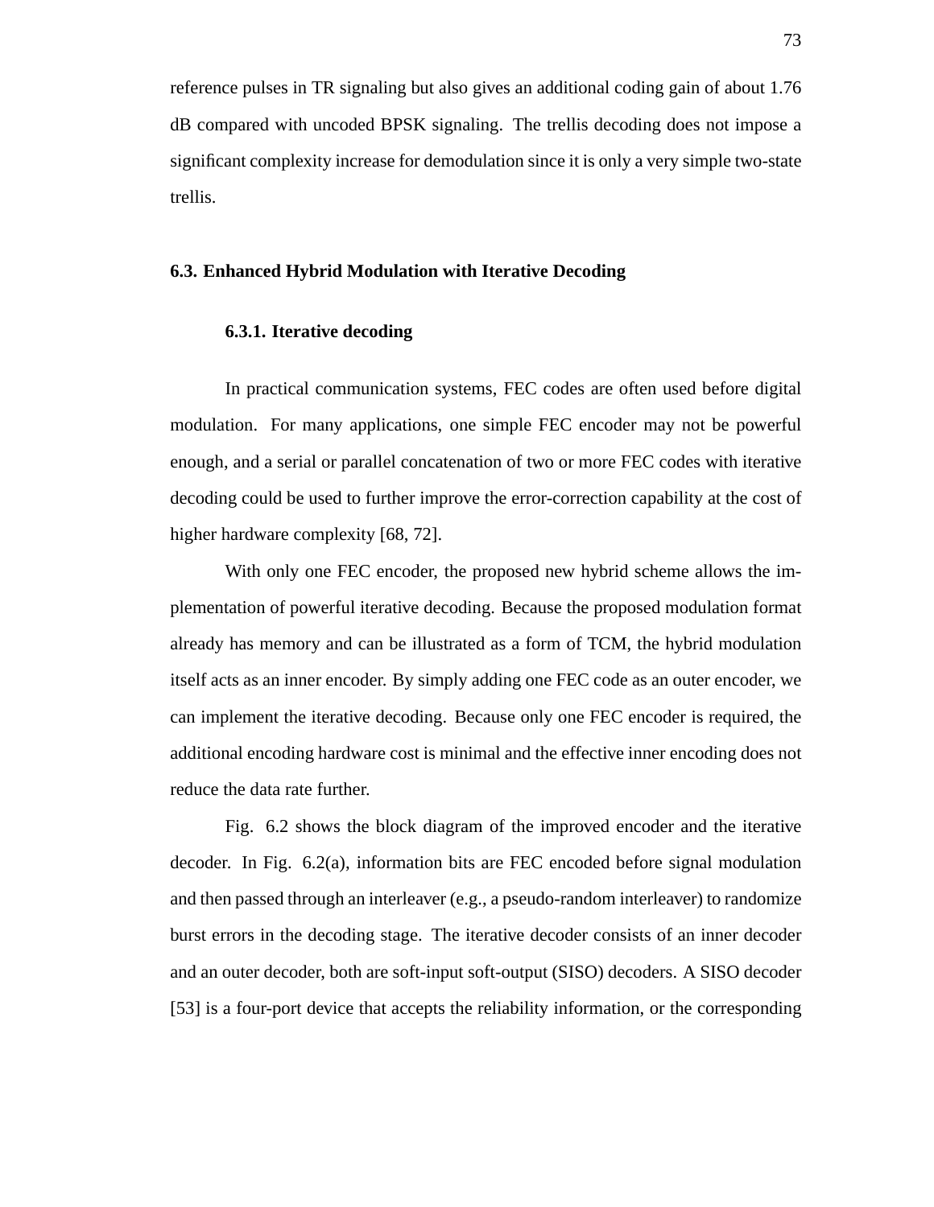reference pulses in TR signaling but also gives an additional coding gain of about 1.76 dB compared with uncoded BPSK signaling. The trellis decoding does not impose a significant complexity increase for demodulation since it is only a very simple two-state trellis.

## 6.3. Enhanced Hybrid Modulation with Iterative Decoding

### 6.3.1. Iterative decoding

In practical communication systems, FEC codes are often used before digital modulation. For many applications, one simple FEC encoder may not be powerful enough, and a serial or parallel concatenation of two or more FEC codes with iterative decoding could be used to further improve the error-correction capability at the cost of higher hardware complexity [68, 72].

With only one FEC encoder, the proposed new hybrid scheme allows the implementation of powerful iterative decoding. Because the proposed modulation format already has memory and can be illustrated as a form of TCM, the hybrid modulation itself acts as an inner encoder. By simply adding one FEC code as an outer encoder, we can implement the iterative decoding. Because only one FEC encoder is required, the additional encoding hardware cost is minimal and the effective inner encoding does not reduce the data rate further.

Fig. 6.2 shows the block diagram of the improved encoder and the iterative decoder. In Fig. 6.2(a), information bits are FEC encoded before signal modulation and then passed through an interleaver (e.g., a pseudo-random interleaver) to randomize burst errors in the decoding stage. The iterative decoder consists of an inner decoder and an outer decoder, both are soft-input soft-output (SISO) decoders. A SISO decoder [53] is a four-port device that accepts the reliability information, or the corresponding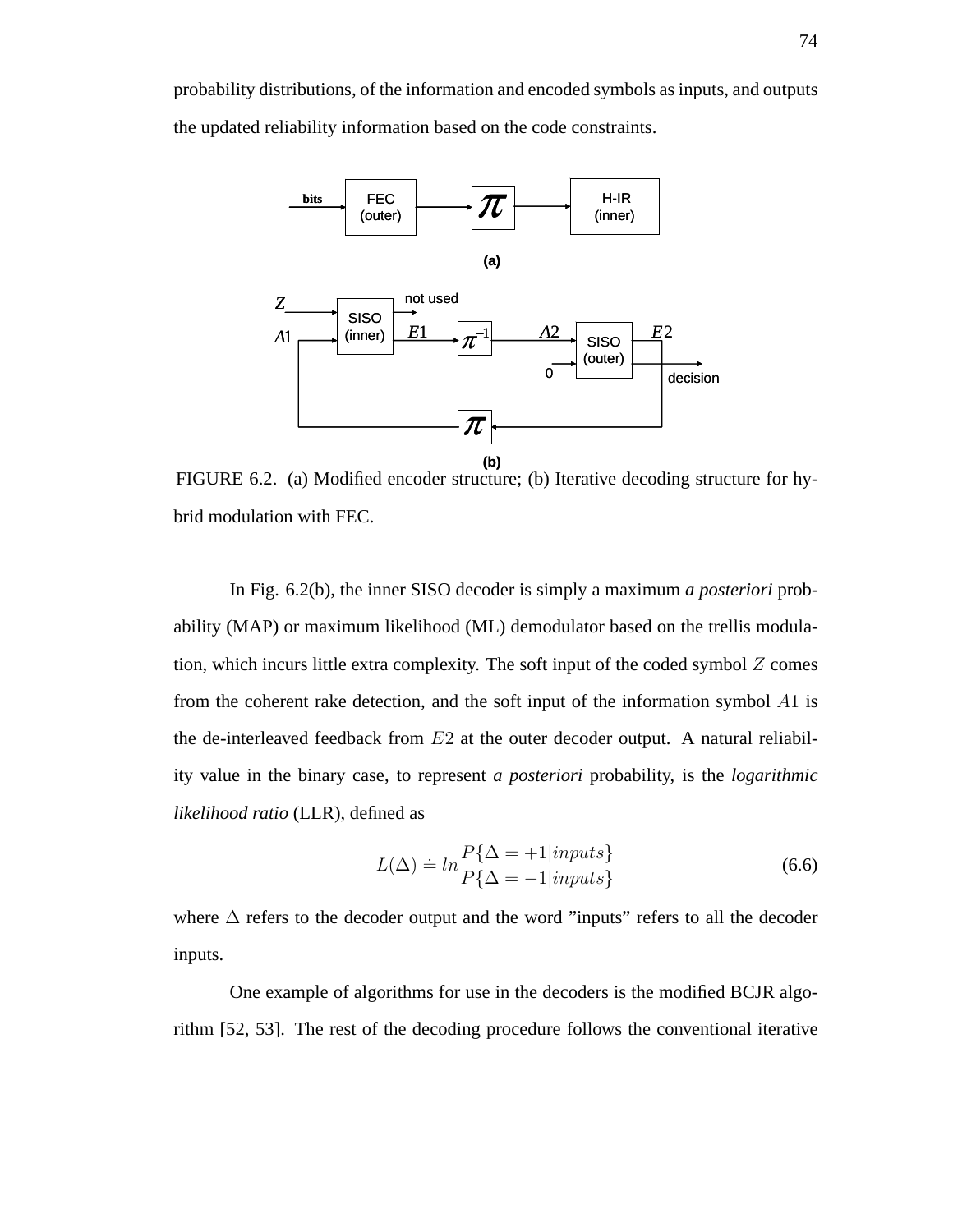probability distributions, of the information and encoded symbols as inputs, and outputs the updated reliability information based on the code constraints.

FIGURE 6.2. (a) Modified encoder structure; (b) Iterative decoding structure for hybrid modulation with FEC.

In Fig. 6.2(b), the inner SISO decoder is simply a maximum *a posteriori* probability (MAP) or maximum likelihood (ML) demodulator based on the trellis modulation, which incurs little extra complexity. The soft input of the coded symbol $Z$ comes from the coherent rake detection, and the soft input of the information symbol $A1$ is the de-interleaved feedback from $E2$ at the outer decoder output. A natural reliability value in the binary case, to represent *a posteriori* probability, is the *logarithmic likelihood ratio* (LLR), defined as

$$L(\Delta) \doteq ln \frac{P\{\Delta = +1|inputs\}}{P\{\Delta = -1|inputs\}} \tag{6.6}$$

where $\Delta$ refers to the decoder output and the word "inputs" refers to all the decoder inputs.

One example of algorithms for use in the decoders is the modified BCJR algorithm [52, 53]. The rest of the decoding procedure follows the conventional iterative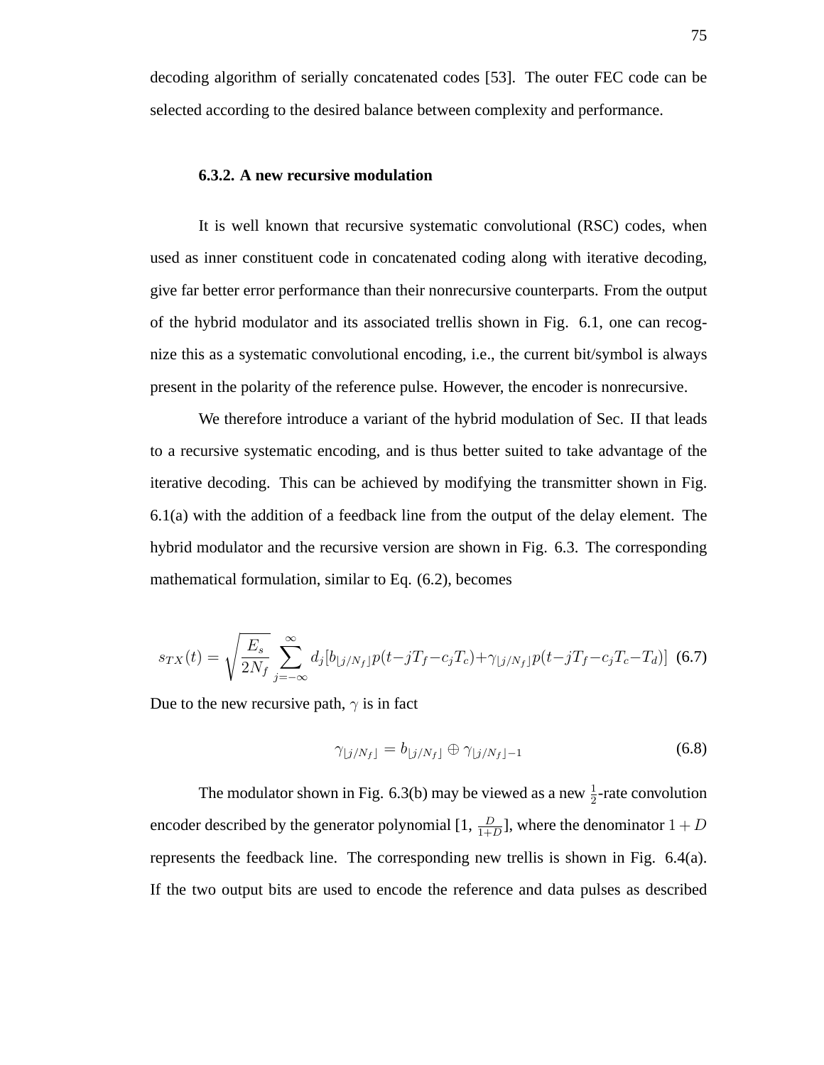decoding algorithm of serially concatenated codes [53]. The outer FEC code can be selected according to the desired balance between complexity and performance.

### 6.3.2. A new recursive modulation

It is well known that recursive systematic convolutional (RSC) codes, when used as inner constituent code in concatenated coding along with iterative decoding, give far better error performance than their nonrecursive counterparts. From the output of the hybrid modulator and its associated trellis shown in Fig. 6.1, one can recognize this as a systematic convolutional encoding, i.e., the current bit/symbol is always present in the polarity of the reference pulse. However, the encoder is nonrecursive.

We therefore introduce a variant of the hybrid modulation of Sec. II that leads to a recursive systematic encoding, and is thus better suited to take advantage of the iterative decoding. This can be achieved by modifying the transmitter shown in Fig. 6.1(a) with the addition of a feedback line from the output of the delay element. The hybrid modulator and the recursive version are shown in Fig. 6.3. The corresponding mathematical formulation, similar to Eq. (6.2), becomes

$$s_{TX}(t) = \sqrt{\frac{E_s}{2N_f}} \sum_{j=-\infty}^{\infty} d_j [b_{\lfloor j/N_f \rfloor} p(t - jT_f - c_j T_c) + \gamma_{\lfloor j/N_f \rfloor} p(t - jT_f - c_j T_c - T_d)] \quad (6.7)$$

Due to the new recursive path, $\gamma$ is in fact

$$\gamma_{\lfloor j/N_f \rfloor} = b_{\lfloor j/N_f \rfloor} \oplus \gamma_{\lfloor j/N_f \rfloor - 1} \quad (6.8)$$

The modulator shown in Fig. 6.3(b) may be viewed as a new $\frac{1}{2}$-rate convolution encoder described by the generator polynomial [1, $\frac{D}{1+D}$], where the denominator $1 + D$ represents the feedback line. The corresponding new trellis is shown in Fig. 6.4(a). If the two output bits are used to encode the reference and data pulses as described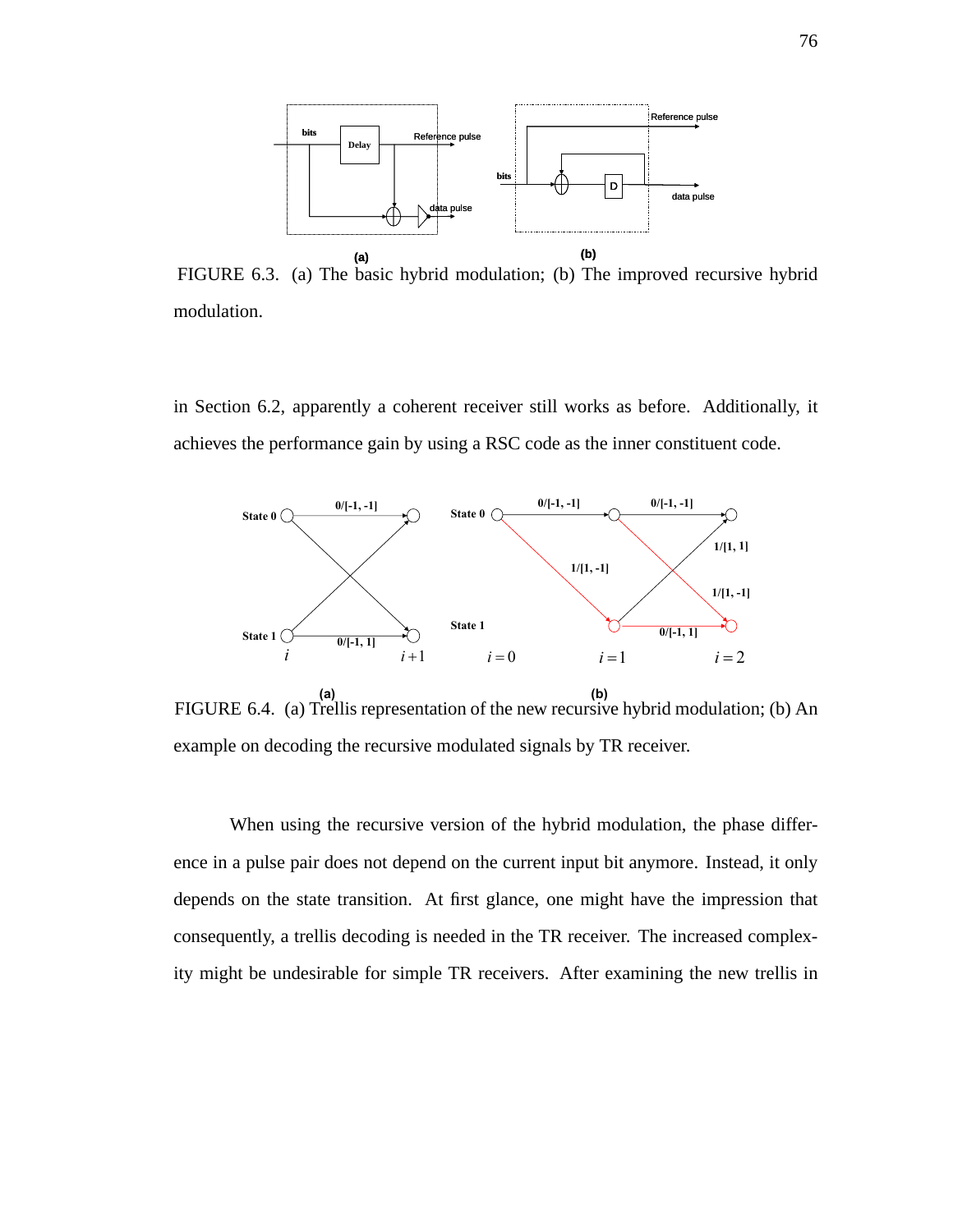FIGURE 6.3. (a) The basic hybrid modulation; (b) The improved recursive hybrid modulation.

in Section 6.2, apparently a coherent receiver still works as before. Additionally, it achieves the performance gain by using a RSC code as the inner constituent code.

FIGURE 6.4. (a) Trellis representation of the new recursive hybrid modulation; (b) An example on decoding the recursive modulated signals by TR receiver.

When using the recursive version of the hybrid modulation, the phase difference in a pulse pair does not depend on the current input bit anymore. Instead, it only depends on the state transition. At first glance, one might have the impression that consequently, a trellis decoding is needed in the TR receiver. The increased complexity might be undesirable for simple TR receivers. After examining the new trellis in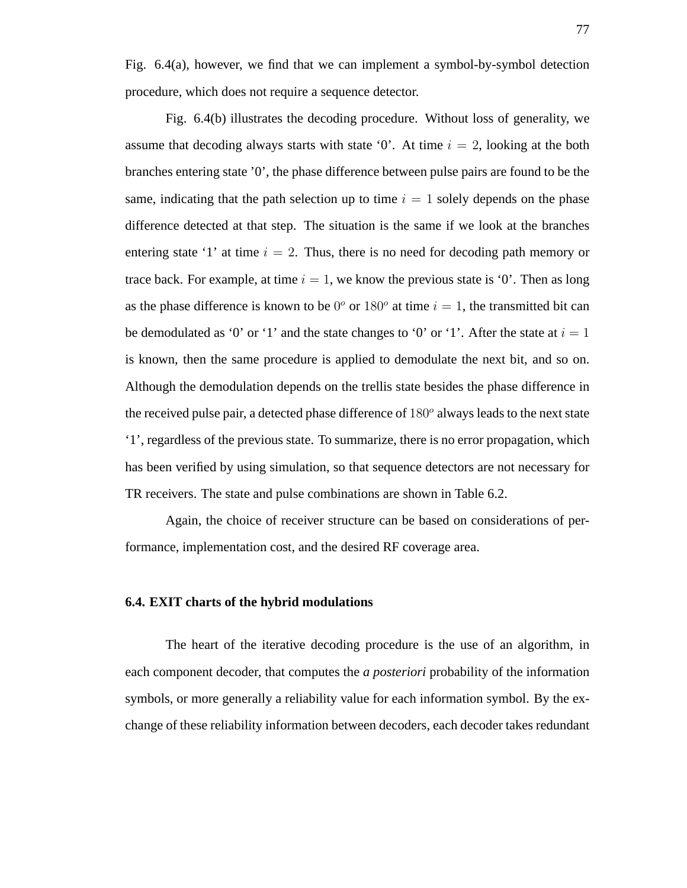Fig. 6.4(a), however, we find that we can implement a symbol-by-symbol detection procedure, which does not require a sequence detector.

Fig. 6.4(b) illustrates the decoding procedure. Without loss of generality, we assume that decoding always starts with state '0'. At time $i = 2$, looking at the both branches entering state '0', the phase difference between pulse pairs are found to be the same, indicating that the path selection up to time $i = 1$ solely depends on the phase difference detected at that step. The situation is the same if we look at the branches entering state '1' at time $i = 2$. Thus, there is no need for decoding path memory or trace back. For example, at time $i = 1$, we know the previous state is '0'. Then as long as the phase difference is known to be $0^o$ or $180^o$ at time $i = 1$, the transmitted bit can be demodulated as '0' or '1' and the state changes to '0' or '1'. After the state at $i = 1$ is known, then the same procedure is applied to demodulate the next bit, and so on. Although the demodulation depends on the trellis state besides the phase difference in the received pulse pair, a detected phase difference of $180^o$ always leads to the next state '1', regardless of the previous state. To summarize, there is no error propagation, which has been verified by using simulation, so that sequence detectors are not necessary for TR receivers. The state and pulse combinations are shown in Table 6.2.

Again, the choice of receiver structure can be based on considerations of performance, implementation cost, and the desired RF coverage area.

### 6.4. EXIT charts of the hybrid modulations

The heart of the iterative decoding procedure is the use of an algorithm, in each component decoder, that computes the *a posteriori* probability of the information symbols, or more generally a reliability value for each information symbol. By the exchange of these reliability information between decoders, each decoder takes redundant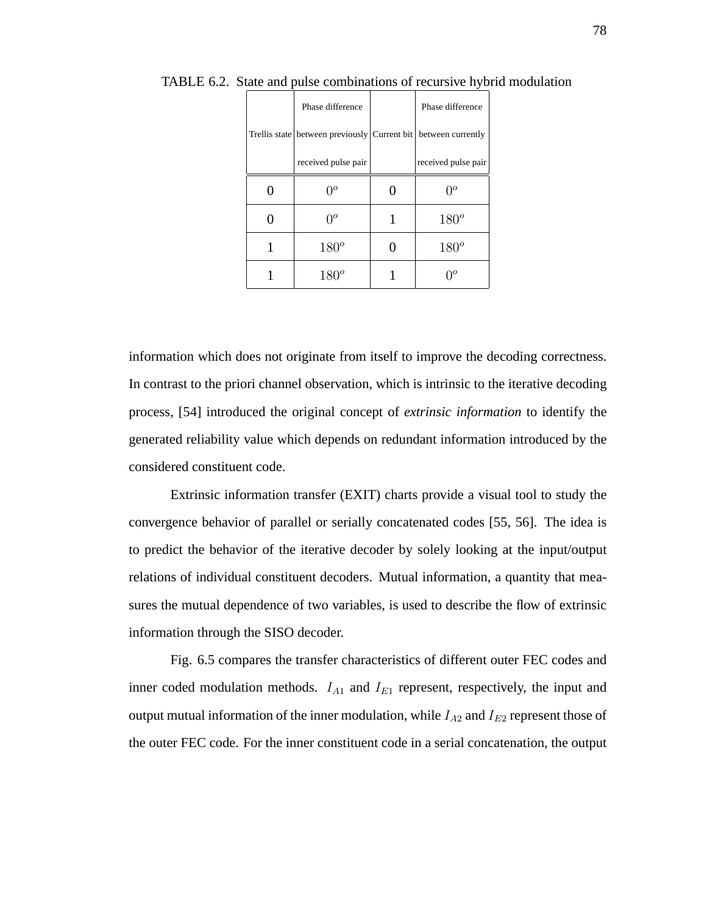TABLE 6.2. State and pulse combinations of recursive hybrid modulation

| Trellis state | Phase difference between previously received pulse pair | Current bit | Phase difference between currently received pulse pair |
|---|---|---|---|
| 0 | $0^o$ | 0 | $0^o$ |
| 0 | $0^o$ | 1 | $180^o$ |
| 1 | $180^o$ | 0 | $180^o$ |
| 1 | $180^o$ | 1 | $0^o$ |

information which does not originate from itself to improve the decoding correctness. In contrast to the priori channel observation, which is intrinsic to the iterative decoding process, [54] introduced the original concept of *extrinsic information* to identify the generated reliability value which depends on redundant information introduced by the considered constituent code.

Extrinsic information transfer (EXIT) charts provide a visual tool to study the convergence behavior of parallel or serially concatenated codes [55, 56]. The idea is to predict the behavior of the iterative decoder by solely looking at the input/output relations of individual constituent decoders. Mutual information, a quantity that measures the mutual dependence of two variables, is used to describe the flow of extrinsic information through the SISO decoder.

Fig. 6.5 compares the transfer characteristics of different outer FEC codes and inner coded modulation methods. $I_{A1}$ and $I_{E1}$ represent, respectively, the input and output mutual information of the inner modulation, while $I_{A2}$ and $I_{E2}$ represent those of the outer FEC code. For the inner constituent code in a serial concatenation, the output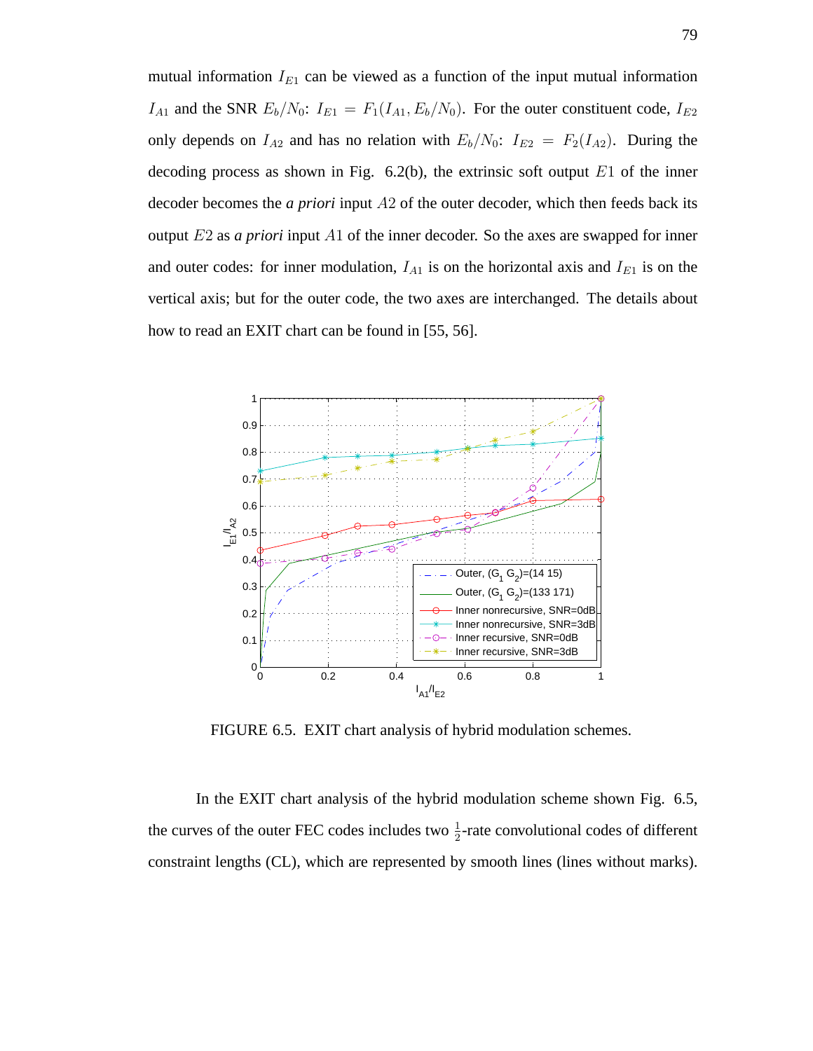mutual information $I_{E1}$ can be viewed as a function of the input mutual information $I_{A1}$ and the SNR $E_b/N_0$: $I_{E1} = F_1(I_{A1}, E_b/N_0)$. For the outer constituent code, $I_{E2}$ only depends on $I_{A2}$ and has no relation with $E_b/N_0$: $I_{E2} = F_2(I_{A2})$. During the decoding process as shown in Fig. 6.2(b), the extrinsic soft output $E1$ of the inner decoder becomes the *a priori* input $A2$ of the outer decoder, which then feeds back its output $E2$ as *a priori* input $A1$ of the inner decoder. So the axes are swapped for inner and outer codes: for inner modulation, $I_{A1}$ is on the horizontal axis and $I_{E1}$ is on the vertical axis; but for the outer code, the two axes are interchanged. The details about how to read an EXIT chart can be found in [55, 56].

FIGURE 6.5. EXIT chart analysis of hybrid modulation schemes.

In the EXIT chart analysis of the hybrid modulation scheme shown Fig. 6.5, the curves of the outer FEC codes includes two $\frac{1}{2}$-rate convolutional codes of different constraint lengths (CL), which are represented by smooth lines (lines without marks).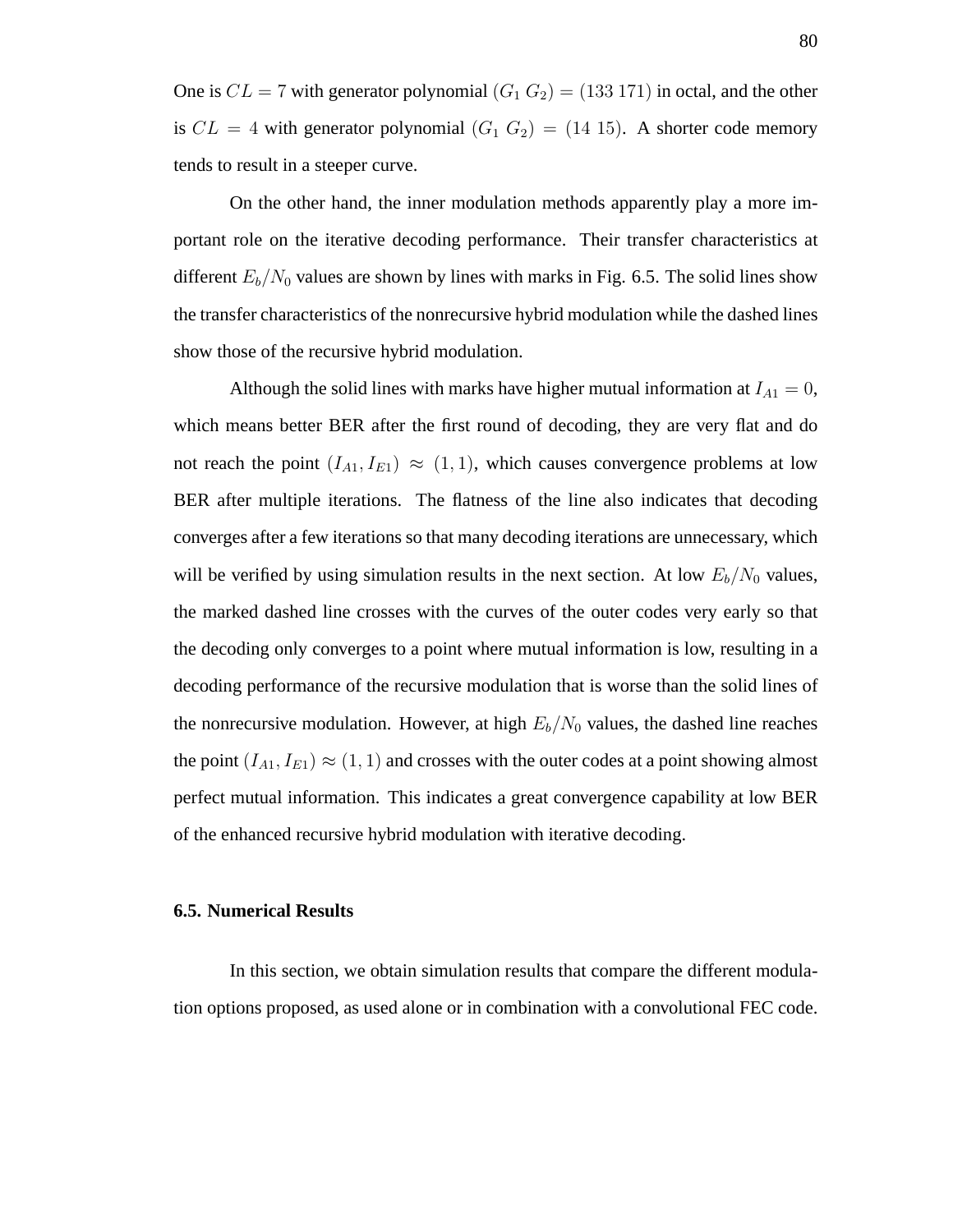One is $CL = 7$ with generator polynomial $(G_1\ G_2) = (133\ 171)$ in octal, and the other is $CL = 4$ with generator polynomial $(G_1\ G_2) = (14\ 15)$. A shorter code memory tends to result in a steeper curve.

On the other hand, the inner modulation methods apparently play a more important role on the iterative decoding performance. Their transfer characteristics at different $E_b/N_0$ values are shown by lines with marks in Fig. 6.5. The solid lines show the transfer characteristics of the nonrecursive hybrid modulation while the dashed lines show those of the recursive hybrid modulation.

Although the solid lines with marks have higher mutual information at $I_{A1} = 0$, which means better BER after the first round of decoding, they are very flat and do not reach the point $(I_{A1}, I_{E1}) \approx (1, 1)$, which causes convergence problems at low BER after multiple iterations. The flatness of the line also indicates that decoding converges after a few iterations so that many decoding iterations are unnecessary, which will be verified by using simulation results in the next section. At low $E_b/N_0$ values, the marked dashed line crosses with the curves of the outer codes very early so that the decoding only converges to a point where mutual information is low, resulting in a decoding performance of the recursive modulation that is worse than the solid lines of the nonrecursive modulation. However, at high $E_b/N_0$ values, the dashed line reaches the point $(I_{A1}, I_{E1}) \approx (1, 1)$ and crosses with the outer codes at a point showing almost perfect mutual information. This indicates a great convergence capability at low BER of the enhanced recursive hybrid modulation with iterative decoding.

### 6.5. Numerical Results

In this section, we obtain simulation results that compare the different modulation options proposed, as used alone or in combination with a convolutional FEC code.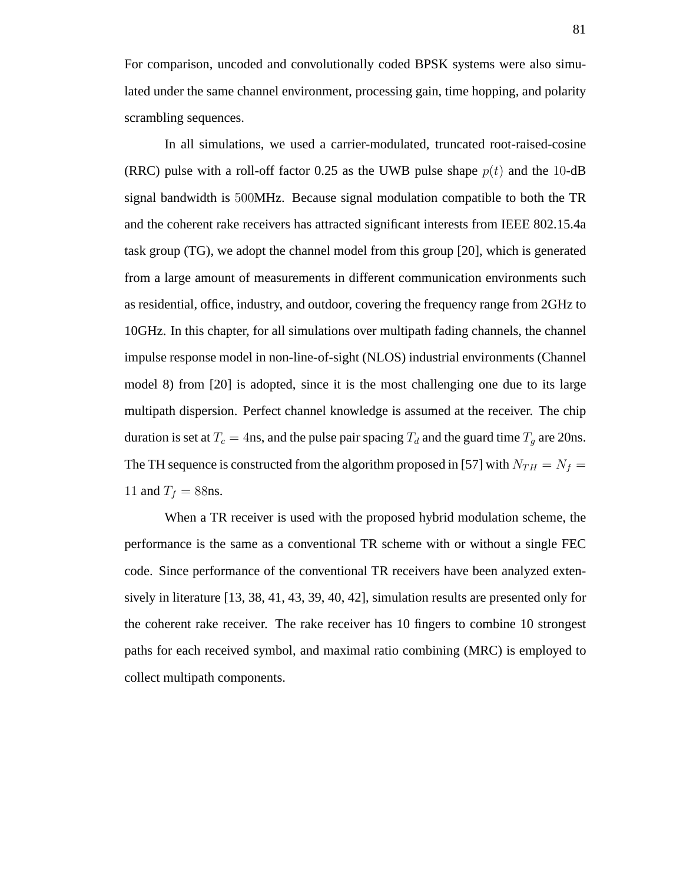For comparison, uncoded and convolutionally coded BPSK systems were also simulated under the same channel environment, processing gain, time hopping, and polarity scrambling sequences.

In all simulations, we used a carrier-modulated, truncated root-raised-cosine (RRC) pulse with a roll-off factor 0.25 as the UWB pulse shape $p(t)$ and the $10$-dB signal bandwidth is $500$MHz. Because signal modulation compatible to both the TR and the coherent rake receivers has attracted significant interests from IEEE 802.15.4a task group (TG), we adopt the channel model from this group [20], which is generated from a large amount of measurements in different communication environments such as residential, office, industry, and outdoor, covering the frequency range from 2GHz to 10GHz. In this chapter, for all simulations over multipath fading channels, the channel impulse response model in non-line-of-sight (NLOS) industrial environments (Channel model 8) from [20] is adopted, since it is the most challenging one due to its large multipath dispersion. Perfect channel knowledge is assumed at the receiver. The chip duration is set at $T_c = 4$ns, and the pulse pair spacing $T_d$ and the guard time $T_g$ are 20ns. The TH sequence is constructed from the algorithm proposed in [57] with $N_{TH} = N_f = 11$ and $T_f = 88$ns.

When a TR receiver is used with the proposed hybrid modulation scheme, the performance is the same as a conventional TR scheme with or without a single FEC code. Since performance of the conventional TR receivers have been analyzed extensively in literature [13, 38, 41, 43, 39, 40, 42], simulation results are presented only for the coherent rake receiver. The rake receiver has 10 fingers to combine 10 strongest paths for each received symbol, and maximal ratio combining (MRC) is employed to collect multipath components.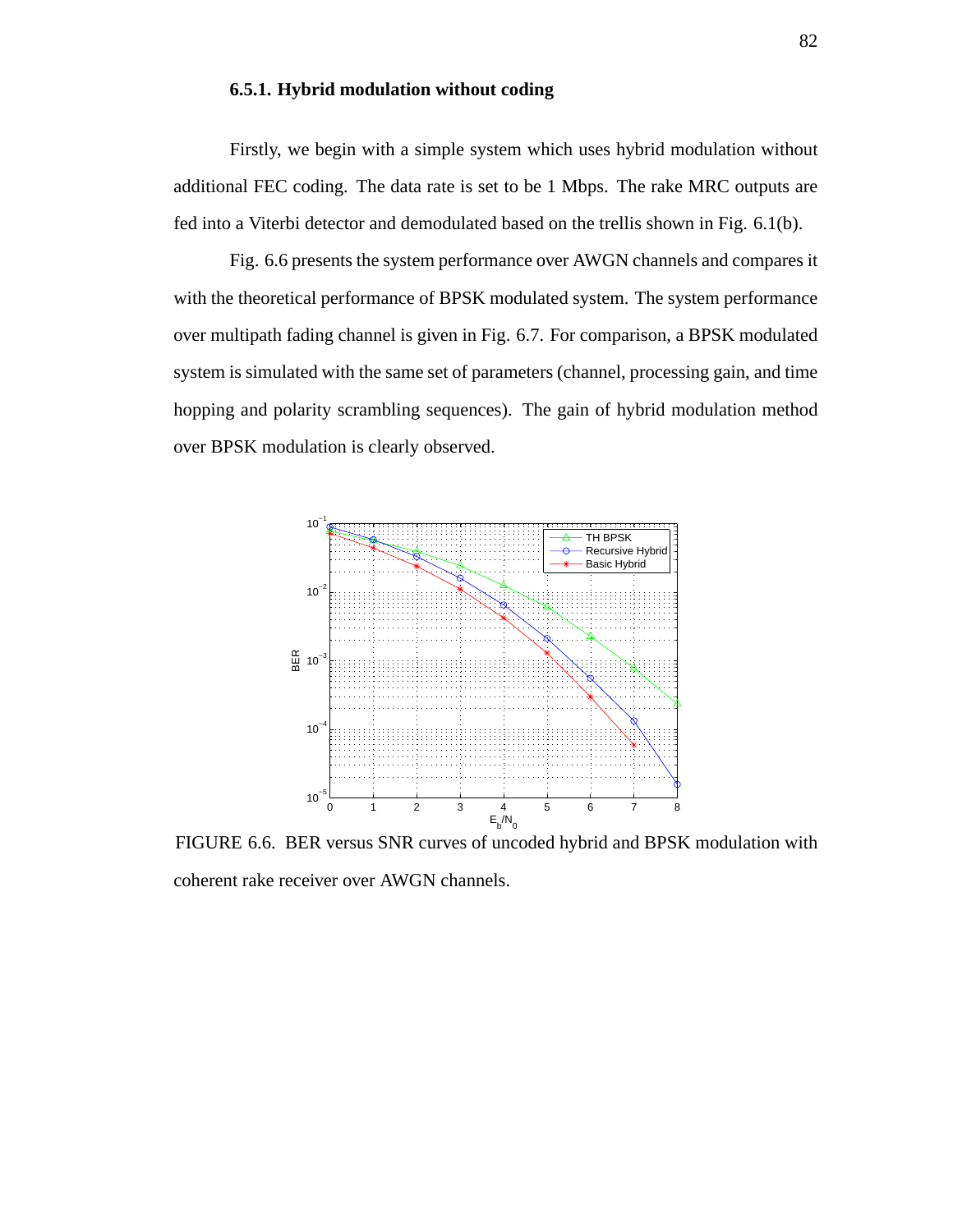### 6.5.1. Hybrid modulation without coding

Firstly, we begin with a simple system which uses hybrid modulation without additional FEC coding. The data rate is set to be 1 Mbps. The rake MRC outputs are fed into a Viterbi detector and demodulated based on the trellis shown in Fig. 6.1(b).

Fig. 6.6 presents the system performance over AWGN channels and compares it with the theoretical performance of BPSK modulated system. The system performance over multipath fading channel is given in Fig. 6.7. For comparison, a BPSK modulated system is simulated with the same set of parameters (channel, processing gain, and time hopping and polarity scrambling sequences). The gain of hybrid modulation method over BPSK modulation is clearly observed.

FIGURE 6.6. BER versus SNR curves of uncoded hybrid and BPSK modulation with coherent rake receiver over AWGN channels.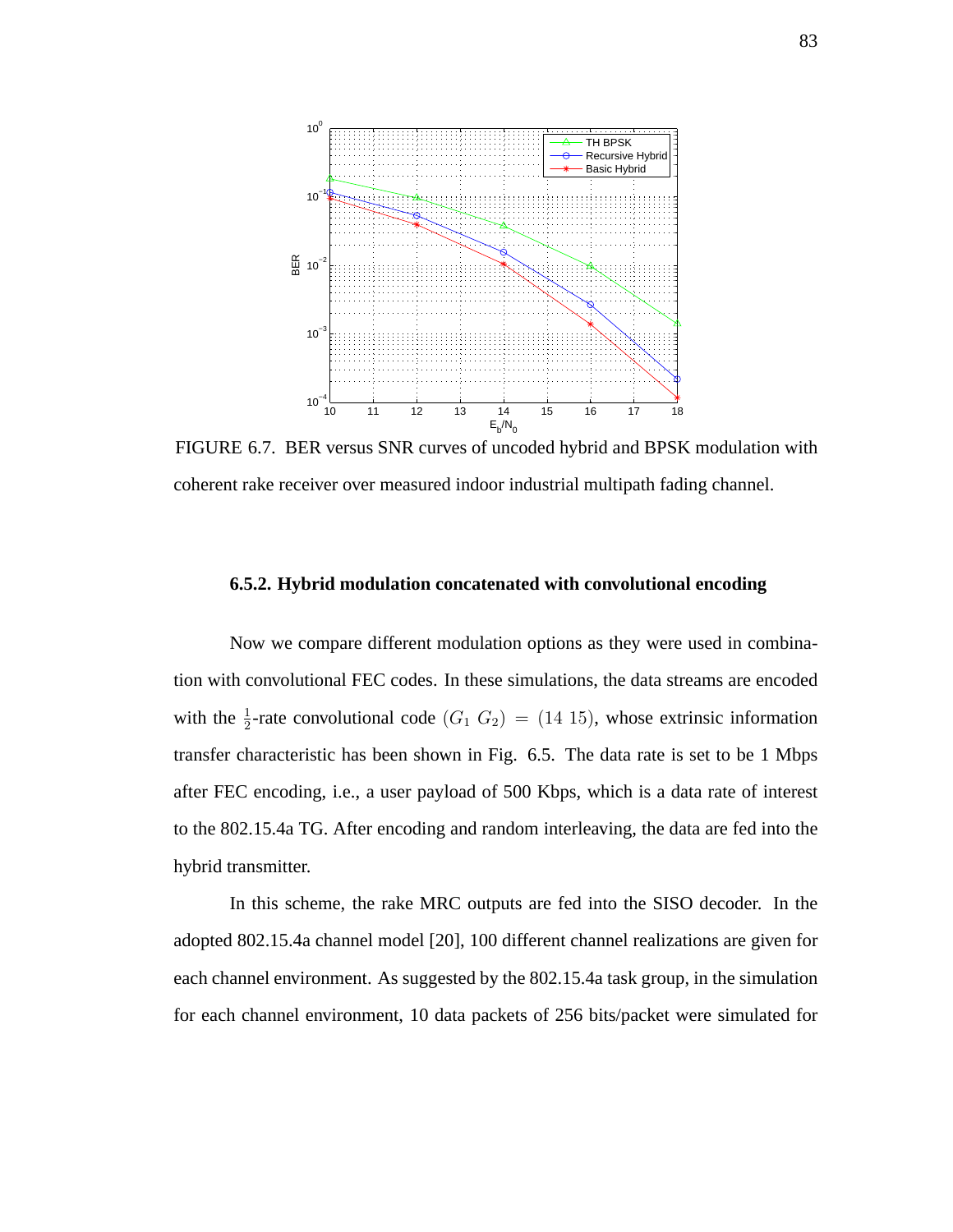FIGURE 6.7. BER versus SNR curves of uncoded hybrid and BPSK modulation with coherent rake receiver over measured indoor industrial multipath fading channel.

### 6.5.2. Hybrid modulation concatenated with convolutional encoding

Now we compare different modulation options as they were used in combination with convolutional FEC codes. In these simulations, the data streams are encoded with the $\frac{1}{2}$-rate convolutional code $(G_1\ G_2) = (14\ 15)$, whose extrinsic information transfer characteristic has been shown in Fig. 6.5. The data rate is set to be 1 Mbps after FEC encoding, i.e., a user payload of 500 Kbps, which is a data rate of interest to the 802.15.4a TG. After encoding and random interleaving, the data are fed into the hybrid transmitter.

In this scheme, the rake MRC outputs are fed into the SISO decoder. In the adopted 802.15.4a channel model [20], 100 different channel realizations are given for each channel environment. As suggested by the 802.15.4a task group, in the simulation for each channel environment, 10 data packets of 256 bits/packet were simulated for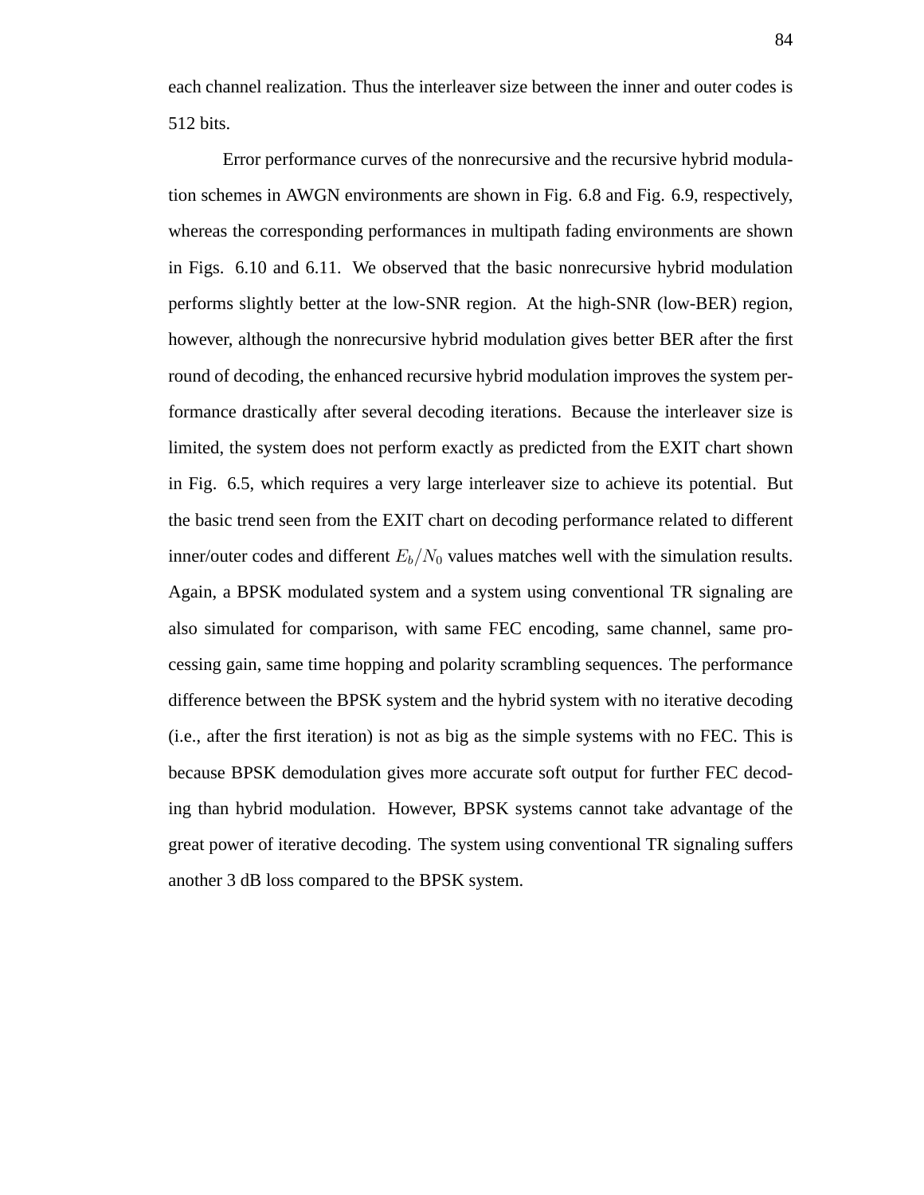each channel realization. Thus the interleaver size between the inner and outer codes is 512 bits.

Error performance curves of the nonrecursive and the recursive hybrid modulation schemes in AWGN environments are shown in Fig. 6.8 and Fig. 6.9, respectively, whereas the corresponding performances in multipath fading environments are shown in Figs. 6.10 and 6.11. We observed that the basic nonrecursive hybrid modulation performs slightly better at the low-SNR region. At the high-SNR (low-BER) region, however, although the nonrecursive hybrid modulation gives better BER after the first round of decoding, the enhanced recursive hybrid modulation improves the system performance drastically after several decoding iterations. Because the interleaver size is limited, the system does not perform exactly as predicted from the EXIT chart shown in Fig. 6.5, which requires a very large interleaver size to achieve its potential. But the basic trend seen from the EXIT chart on decoding performance related to different inner/outer codes and different $E_b/N_0$ values matches well with the simulation results. Again, a BPSK modulated system and a system using conventional TR signaling are also simulated for comparison, with same FEC encoding, same channel, same processing gain, same time hopping and polarity scrambling sequences. The performance difference between the BPSK system and the hybrid system with no iterative decoding (i.e., after the first iteration) is not as big as the simple systems with no FEC. This is because BPSK demodulation gives more accurate soft output for further FEC decoding than hybrid modulation. However, BPSK systems cannot take advantage of the great power of iterative decoding. The system using conventional TR signaling suffers another 3 dB loss compared to the BPSK system.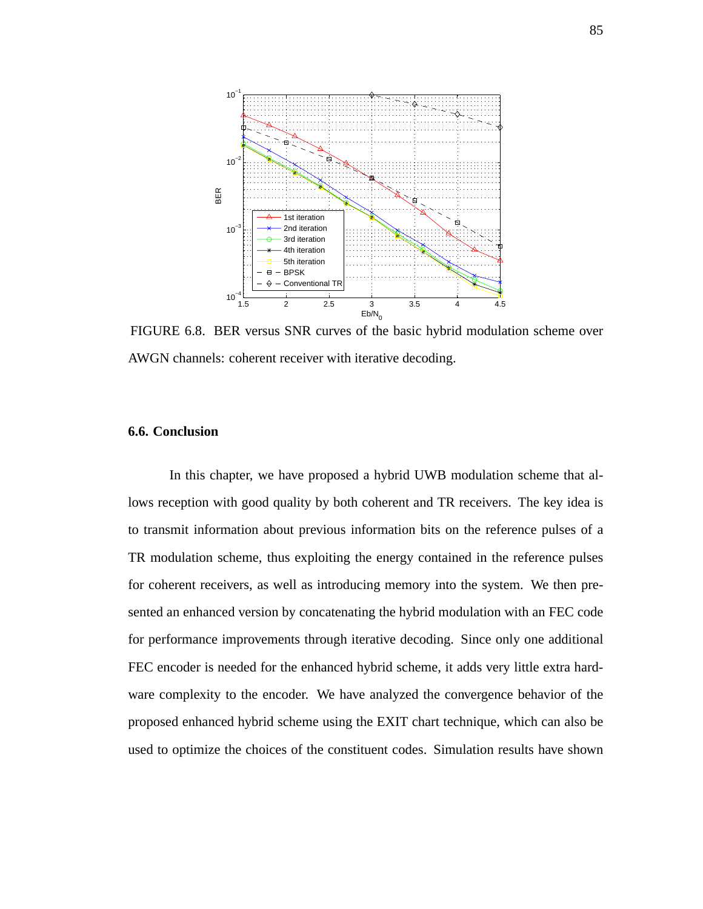FIGURE 6.8. BER versus SNR curves of the basic hybrid modulation scheme over AWGN channels: coherent receiver with iterative decoding.

### 6.6. Conclusion

In this chapter, we have proposed a hybrid UWB modulation scheme that allows reception with good quality by both coherent and TR receivers. The key idea is to transmit information about previous information bits on the reference pulses of a TR modulation scheme, thus exploiting the energy contained in the reference pulses for coherent receivers, as well as introducing memory into the system. We then presented an enhanced version by concatenating the hybrid modulation with an FEC code for performance improvements through iterative decoding. Since only one additional FEC encoder is needed for the enhanced hybrid scheme, it adds very little extra hardware complexity to the encoder. We have analyzed the convergence behavior of the proposed enhanced hybrid scheme using the EXIT chart technique, which can also be used to optimize the choices of the constituent codes. Simulation results have shown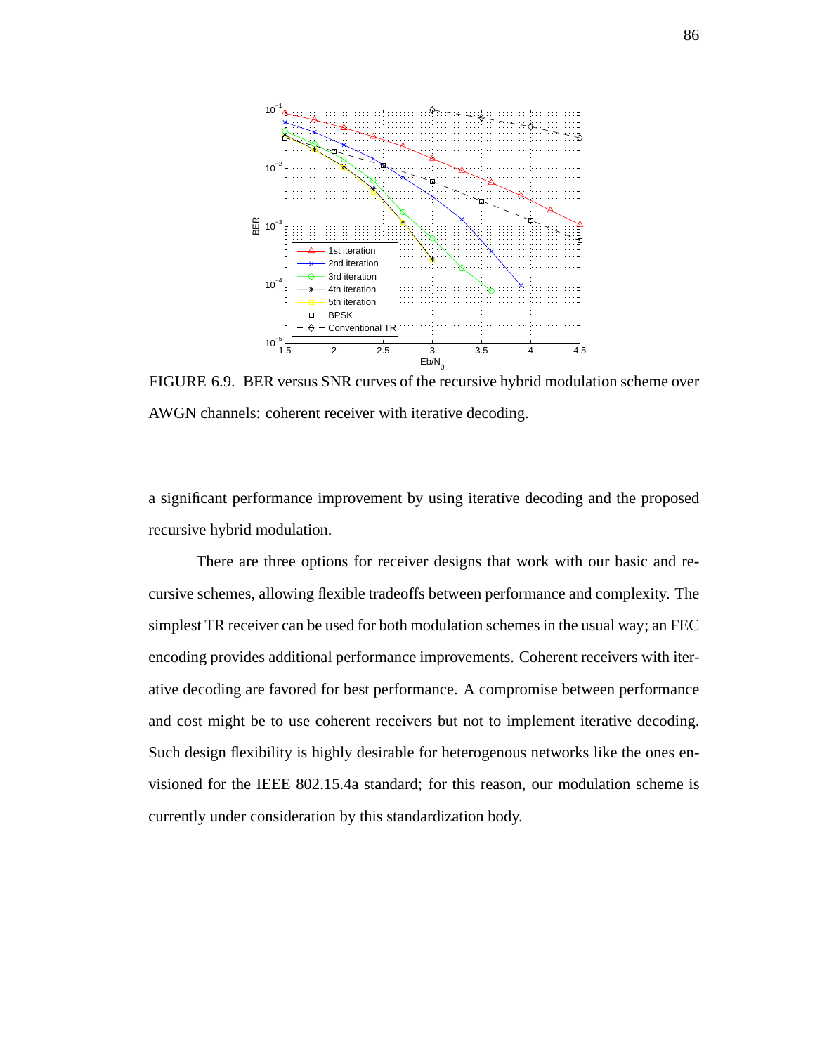FIGURE 6.9. BER versus SNR curves of the recursive hybrid modulation scheme over AWGN channels: coherent receiver with iterative decoding.

a significant performance improvement by using iterative decoding and the proposed recursive hybrid modulation.

There are three options for receiver designs that work with our basic and recursive schemes, allowing flexible tradeoffs between performance and complexity. The simplest TR receiver can be used for both modulation schemes in the usual way; an FEC encoding provides additional performance improvements. Coherent receivers with iterative decoding are favored for best performance. A compromise between performance and cost might be to use coherent receivers but not to implement iterative decoding. Such design flexibility is highly desirable for heterogenous networks like the ones envisioned for the IEEE 802.15.4a standard; for this reason, our modulation scheme is currently under consideration by this standardization body.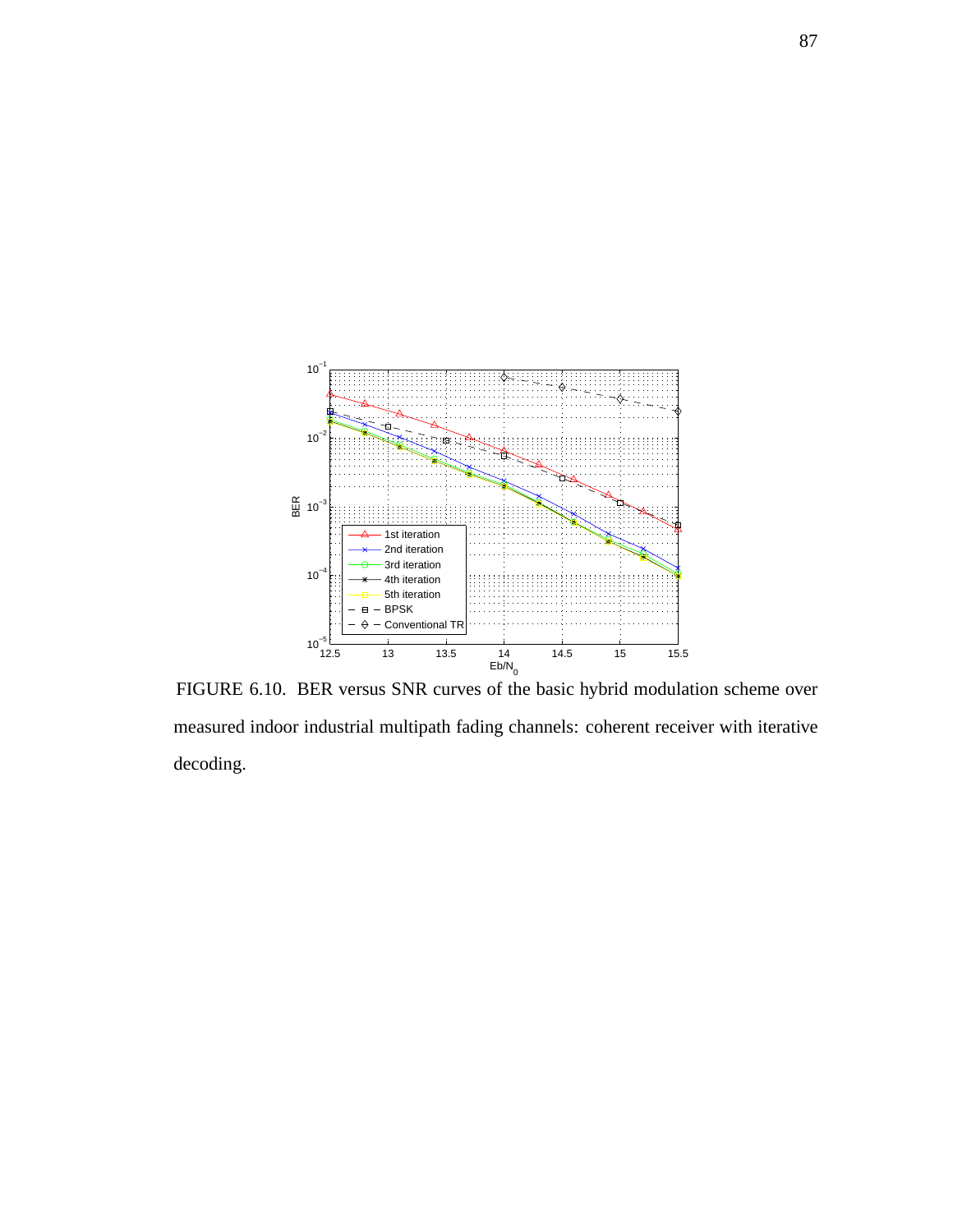FIGURE 6.10. BER versus SNR curves of the basic hybrid modulation scheme over measured indoor industrial multipath fading channels: coherent receiver with iterative decoding.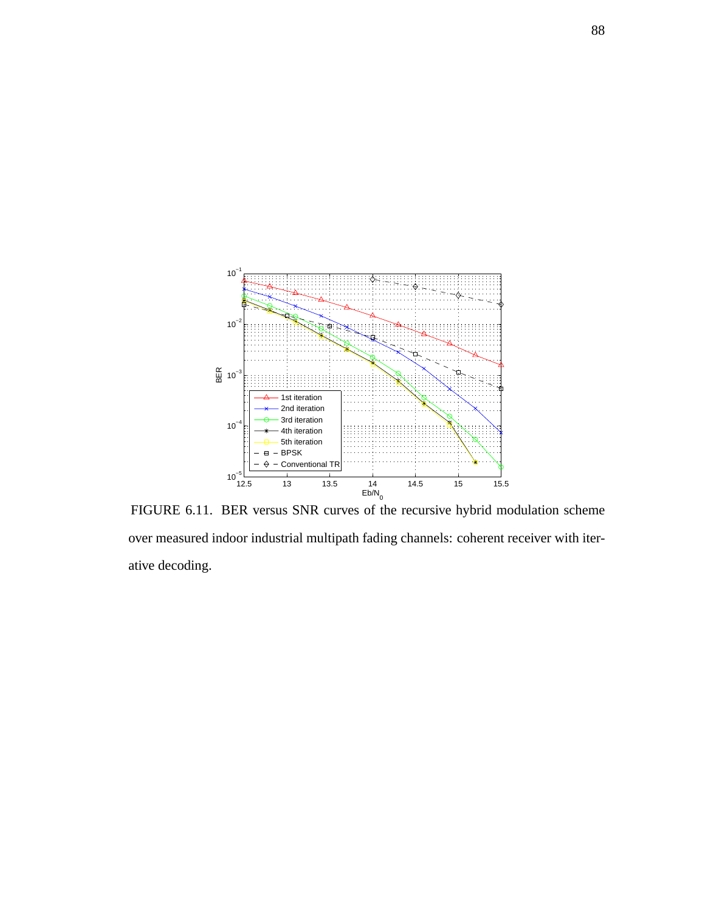FIGURE 6.11. BER versus SNR curves of the recursive hybrid modulation scheme over measured indoor industrial multipath fading channels: coherent receiver with iterative decoding.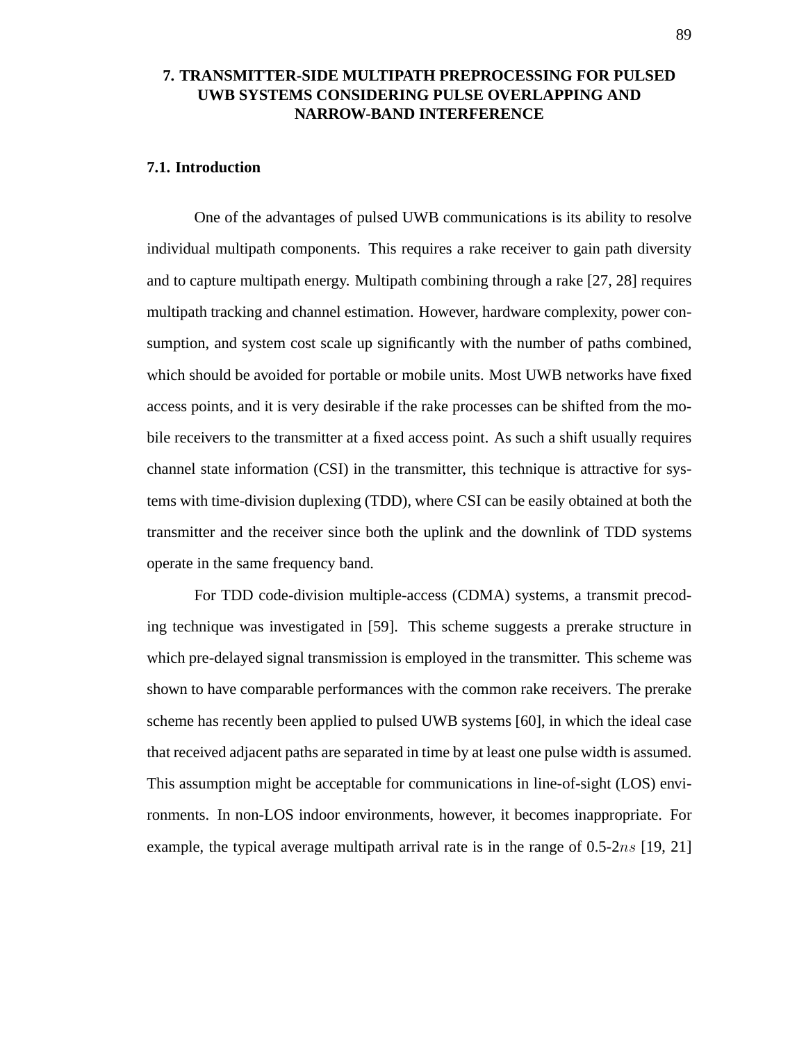# 7. TRANSMITTER-SIDE MULTIPATH PREPROCESSING FOR PULSED UWB SYSTEMS CONSIDERING PULSE OVERLAPPING AND NARROW-BAND INTERFERENCE

## 7.1. Introduction

One of the advantages of pulsed UWB communications is its ability to resolve individual multipath components. This requires a rake receiver to gain path diversity and to capture multipath energy. Multipath combining through a rake [27, 28] requires multipath tracking and channel estimation. However, hardware complexity, power consumption, and system cost scale up significantly with the number of paths combined, which should be avoided for portable or mobile units. Most UWB networks have fixed access points, and it is very desirable if the rake processes can be shifted from the mobile receivers to the transmitter at a fixed access point. As such a shift usually requires channel state information (CSI) in the transmitter, this technique is attractive for systems with time-division duplexing (TDD), where CSI can be easily obtained at both the transmitter and the receiver since both the uplink and the downlink of TDD systems operate in the same frequency band.

For TDD code-division multiple-access (CDMA) systems, a transmit precoding technique was investigated in [59]. This scheme suggests a prerake structure in which pre-delayed signal transmission is employed in the transmitter. This scheme was shown to have comparable performances with the common rake receivers. The prerake scheme has recently been applied to pulsed UWB systems [60], in which the ideal case that received adjacent paths are separated in time by at least one pulse width is assumed. This assumption might be acceptable for communications in line-of-sight (LOS) environments. In non-LOS indoor environments, however, it becomes inappropriate. For example, the typical average multipath arrival rate is in the range of 0.5-2$ns$ [19, 21]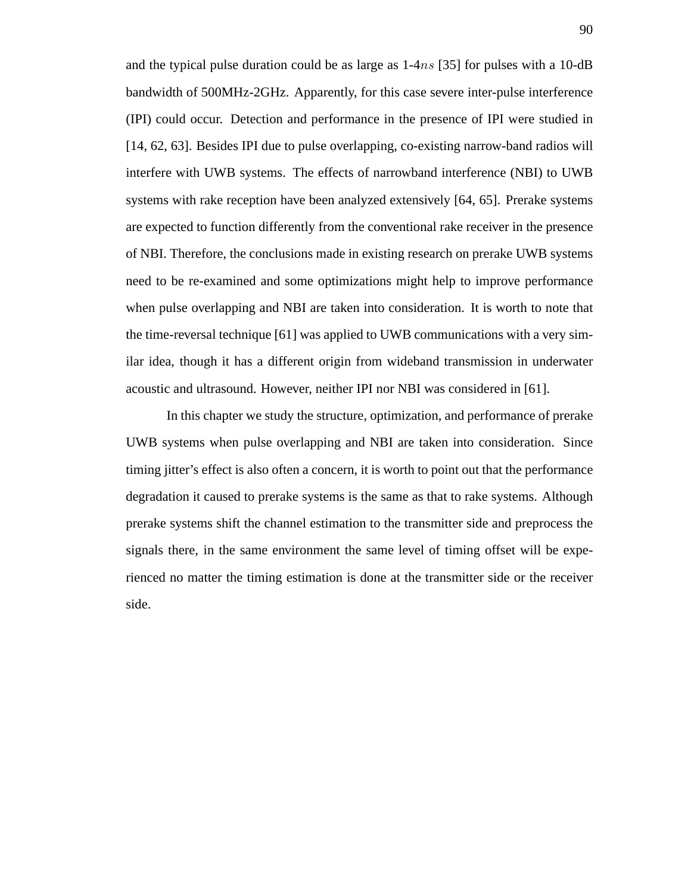and the typical pulse duration could be as large as 1-4$ns$ [35] for pulses with a 10-dB bandwidth of 500MHz-2GHz. Apparently, for this case severe inter-pulse interference (IPI) could occur. Detection and performance in the presence of IPI were studied in [14, 62, 63]. Besides IPI due to pulse overlapping, co-existing narrow-band radios will interfere with UWB systems. The effects of narrowband interference (NBI) to UWB systems with rake reception have been analyzed extensively [64, 65]. Prerake systems are expected to function differently from the conventional rake receiver in the presence of NBI. Therefore, the conclusions made in existing research on prerake UWB systems need to be re-examined and some optimizations might help to improve performance when pulse overlapping and NBI are taken into consideration. It is worth to note that the time-reversal technique [61] was applied to UWB communications with a very similar idea, though it has a different origin from wideband transmission in underwater acoustic and ultrasound. However, neither IPI nor NBI was considered in [61].

In this chapter we study the structure, optimization, and performance of prerake UWB systems when pulse overlapping and NBI are taken into consideration. Since timing jitter's effect is also often a concern, it is worth to point out that the performance degradation it caused to prerake systems is the same as that to rake systems. Although prerake systems shift the channel estimation to the transmitter side and preprocess the signals there, in the same environment the same level of timing offset will be experienced no matter the timing estimation is done at the transmitter side or the receiver side.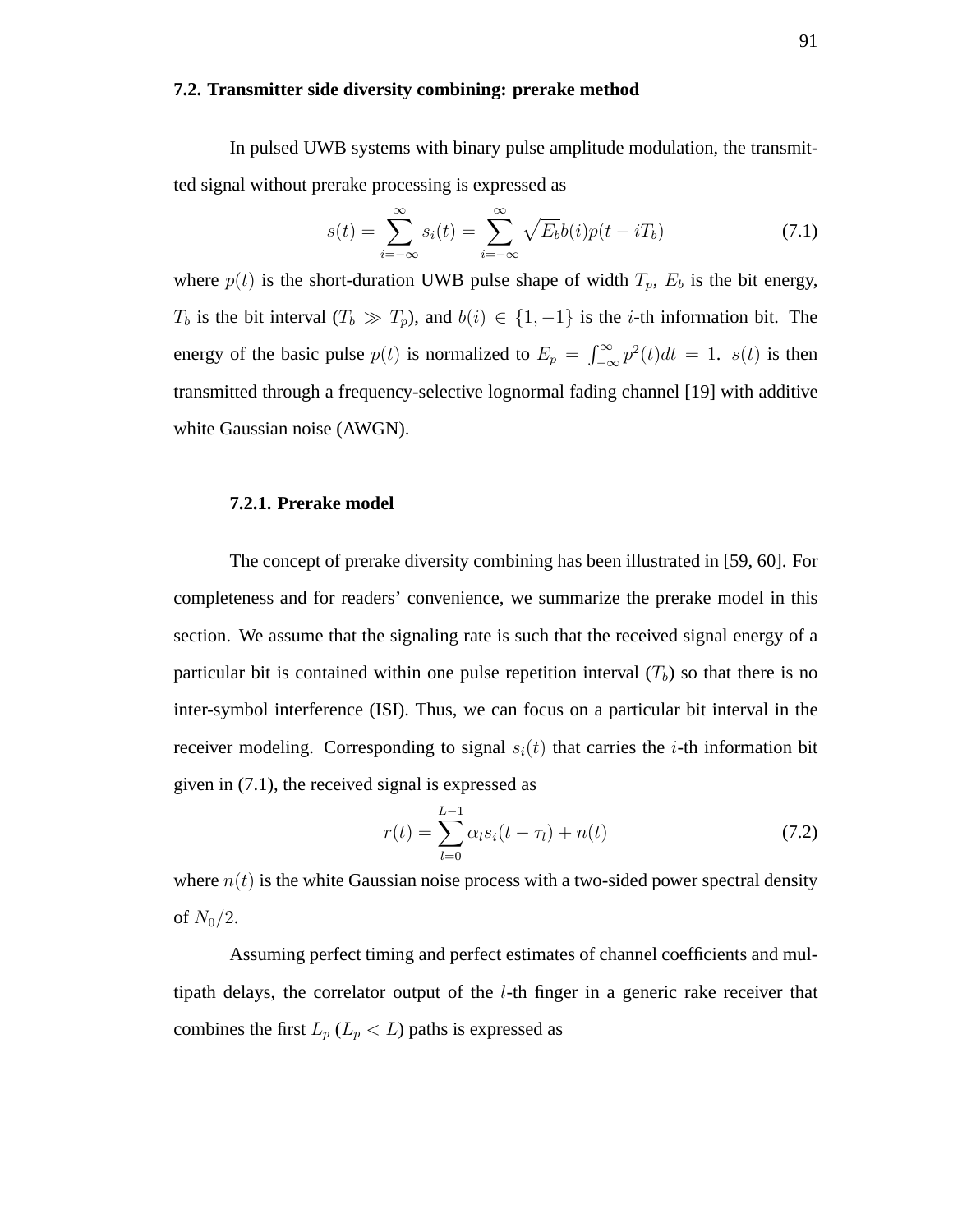## 7.2. Transmitter side diversity combining: prerake method

In pulsed UWB systems with binary pulse amplitude modulation, the transmitted signal without prerake processing is expressed as

$$s(t) = \sum_{i=-\infty}^{\infty} s_i(t) = \sum_{i=-\infty}^{\infty} \sqrt{E_b} b(i) p(t - iT_b) \tag{7.1}$$

where $p(t)$ is the short-duration UWB pulse shape of width $T_p$, $E_b$ is the bit energy, $T_b$ is the bit interval ($T_b \gg T_p$), and $b(i) \in \{1, -1\}$ is the $i$-th information bit. The energy of the basic pulse $p(t)$ is normalized to $E_p = \int_{-\infty}^{\infty} p^2(t)dt = 1$. $s(t)$ is then transmitted through a frequency-selective lognormal fading channel [19] with additive white Gaussian noise (AWGN).

### 7.2.1. Prerake model

The concept of prerake diversity combining has been illustrated in [59, 60]. For completeness and for readers' convenience, we summarize the prerake model in this section. We assume that the signaling rate is such that the received signal energy of a particular bit is contained within one pulse repetition interval ($T_b$) so that there is no inter-symbol interference (ISI). Thus, we can focus on a particular bit interval in the receiver modeling. Corresponding to signal $s_i(t)$ that carries the $i$-th information bit given in (7.1), the received signal is expressed as

$$r(t) = \sum_{l=0}^{L-1} \alpha_l s_i(t - \tau_l) + n(t) \tag{7.2}$$

where $n(t)$ is the white Gaussian noise process with a two-sided power spectral density of $N_0/2$.

Assuming perfect timing and perfect estimates of channel coefficients and multipath delays, the correlator output of the $l$-th finger in a generic rake receiver that combines the first $L_p$ ($L_p < L$) paths is expressed as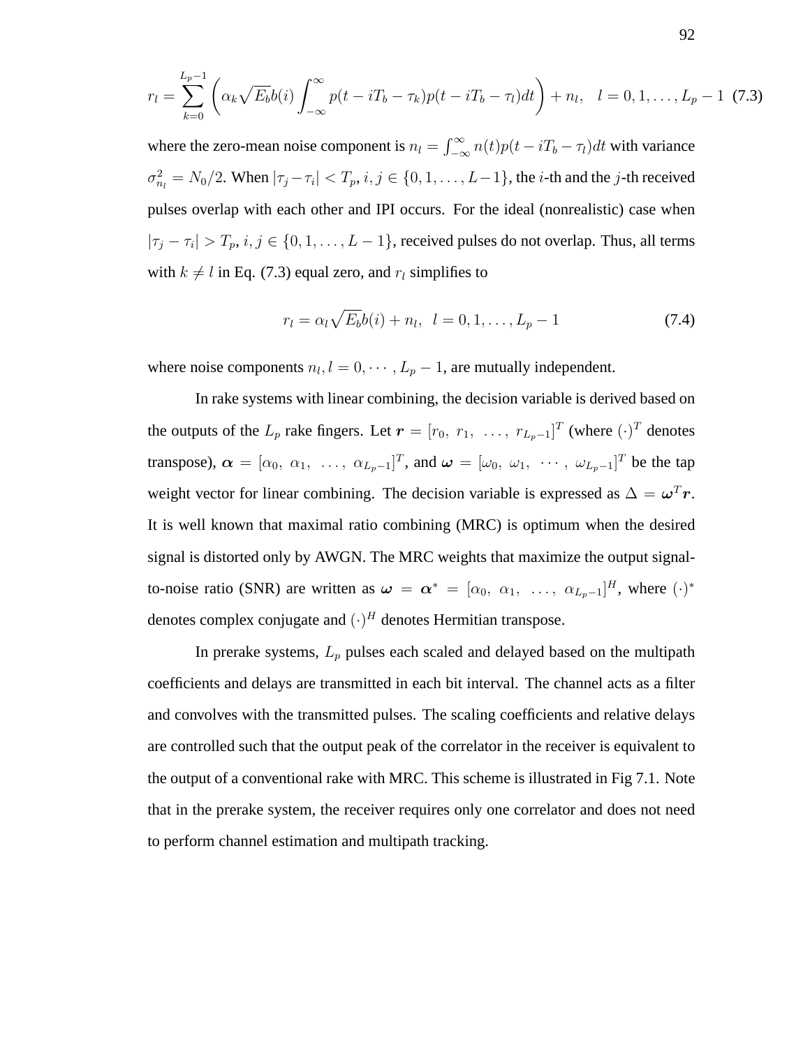$$r_l = \sum_{k=0}^{L_p-1} \left( \alpha_k \sqrt{E_b} b(i) \int_{-\infty}^{\infty} p(t - iT_b - \tau_k) p(t - iT_b - \tau_l) dt \right) + n_l, \quad l = 0, 1, \ldots, L_p - 1 \quad (7.3)$$

where the zero-mean noise component is $n_l = \int_{-\infty}^{\infty} n(t) p(t - iT_b - \tau_l) dt$ with variance $\sigma_{n_l}^2 = N_0/2$. When $|\tau_j - \tau_i| < T_p$, $i, j \in \{0, 1, \ldots, L-1\}$, the $i$-th and the $j$-th received pulses overlap with each other and IPI occurs. For the ideal (nonrealistic) case when $|\tau_j - \tau_i| > T_p$, $i, j \in \{0, 1, \ldots, L-1\}$, received pulses do not overlap. Thus, all terms with $k \neq l$ in Eq. (7.3) equal zero, and $r_l$ simplifies to

$$r_l = \alpha_l \sqrt{E_b} b(i) + n_l, \quad l = 0, 1, \ldots, L_p - 1 \quad (7.4)$$

where noise components $n_l, l = 0, \cdots, L_p - 1$, are mutually independent.

In rake systems with linear combining, the decision variable is derived based on the outputs of the $L_p$ rake fingers. Let $\boldsymbol{r} = [r_0,\ r_1,\ \ldots,\ r_{L_p-1}]^T$ (where $(\cdot)^T$ denotes transpose), $\boldsymbol{\alpha} = [\alpha_0,\ \alpha_1,\ \ldots,\ \alpha_{L_p-1}]^T$, and $\boldsymbol{\omega} = [\omega_0,\ \omega_1,\ \cdots,\ \omega_{L_p-1}]^T$ be the tap weight vector for linear combining. The decision variable is expressed as $\Delta = \boldsymbol{\omega}^T \boldsymbol{r}$. It is well known that maximal ratio combining (MRC) is optimum when the desired signal is distorted only by AWGN. The MRC weights that maximize the output signal-to-noise ratio (SNR) are written as $\boldsymbol{\omega} = \boldsymbol{\alpha}^* = [\alpha_0,\ \alpha_1,\ \ldots,\ \alpha_{L_p-1}]^H$, where $(\cdot)^*$ denotes complex conjugate and $(\cdot)^H$ denotes Hermitian transpose.

In prerake systems, $L_p$ pulses each scaled and delayed based on the multipath coefficients and delays are transmitted in each bit interval. The channel acts as a filter and convolves with the transmitted pulses. The scaling coefficients and relative delays are controlled such that the output peak of the correlator in the receiver is equivalent to the output of a conventional rake with MRC. This scheme is illustrated in Fig 7.1. Note that in the prerake system, the receiver requires only one correlator and does not need to perform channel estimation and multipath tracking.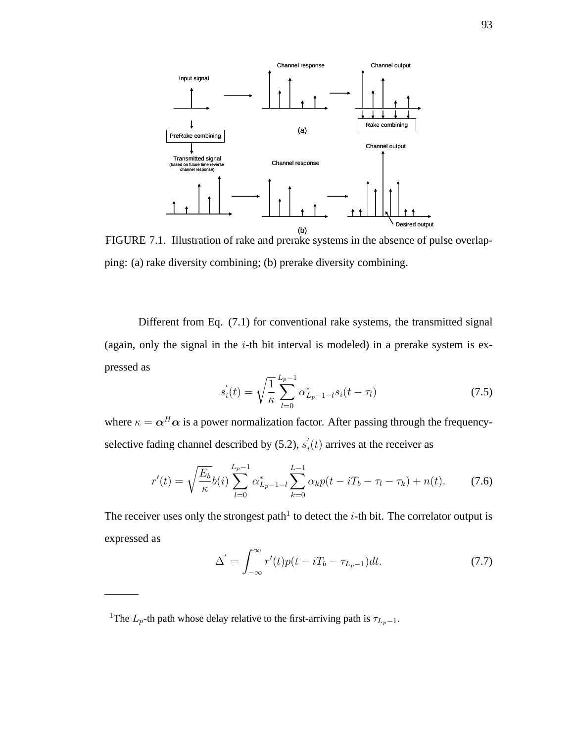FIGURE 7.1. Illustration of rake and prerake systems in the absence of pulse overlapping: (a) rake diversity combining; (b) prerake diversity combining.

Different from Eq. (7.1) for conventional rake systems, the transmitted signal (again, only the signal in the $i$-th bit interval is modeled) in a prerake system is expressed as

$$s_i^{'}(t) = \sqrt{\frac{1}{\kappa}} \sum_{l=0}^{L_p-1} \alpha_{L_p-1-l}^{*} s_i(t - \tau_l) \tag{7.5}$$

where $\kappa = \boldsymbol{\alpha}^H \boldsymbol{\alpha}$ is a power normalization factor. After passing through the frequency-selective fading channel described by (5.2), $s_i^{'}(t)$ arrives at the receiver as

$$r'(t) = \sqrt{\frac{E_b}{\kappa}} b(i) \sum_{l=0}^{L_p-1} \alpha_{L_p-1-l}^{*} \sum_{k=0}^{L-1} \alpha_k p(t - iT_b - \tau_l - \tau_k) + n(t). \tag{7.6}$$

The receiver uses only the strongest path[1] to detect the $i$-th bit. The correlator output is expressed as

$$\Delta^{'} = \int_{-\infty}^{\infty} r'(t) p(t - iT_b - \tau_{L_p-1}) dt. \tag{7.7}$$

---

[1]The $L_p$-th path whose delay relative to the first-arriving path is $\tau_{L_p-1}$.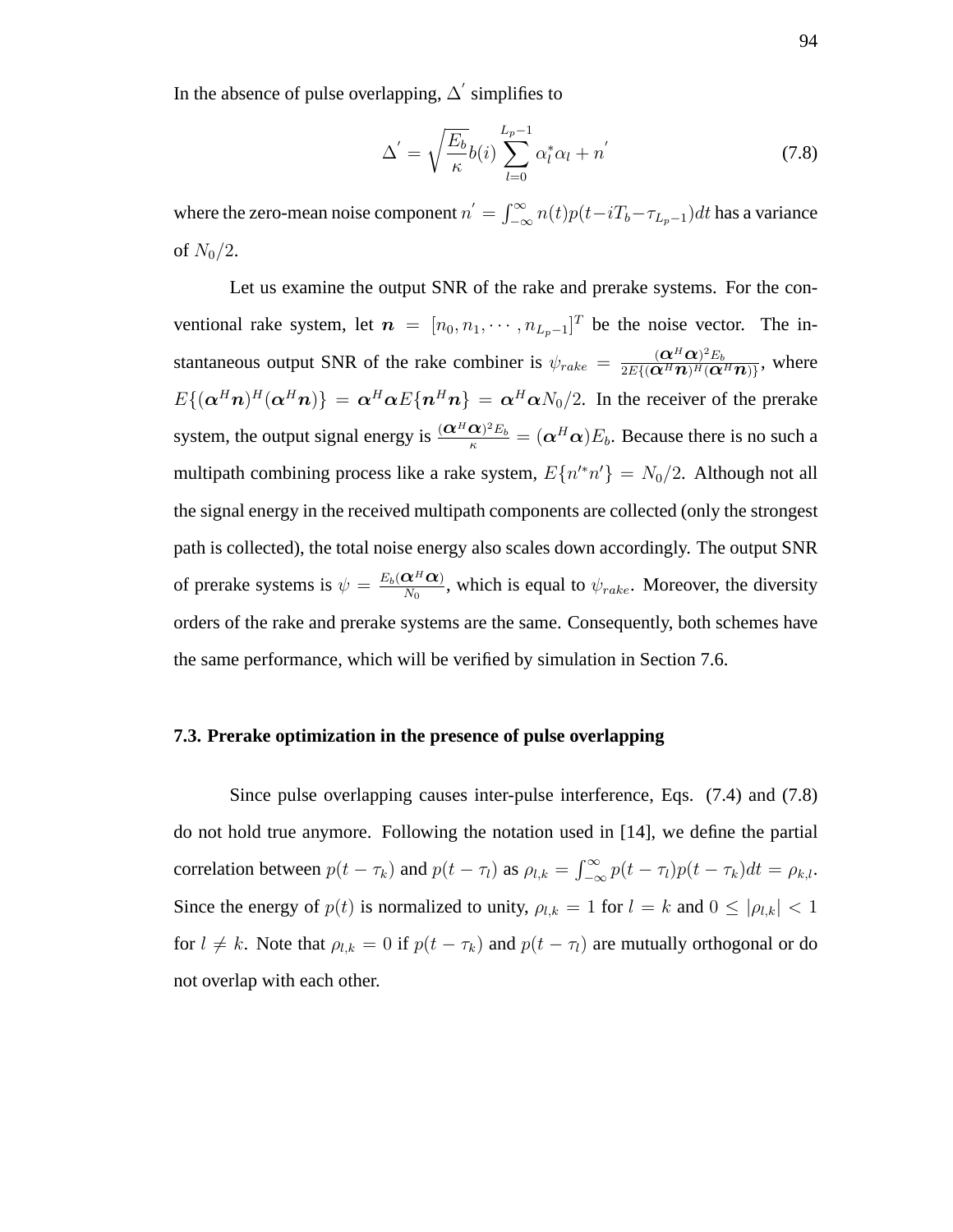In the absence of pulse overlapping, $\Delta^{'}$ simplifies to

$$\Delta^{'} = \sqrt{\frac{E_b}{\kappa}} b(i) \sum_{l=0}^{L_p-1} \alpha_l^* \alpha_l + n^{'} \tag{7.8}$$

where the zero-mean noise component $n^{'} = \int_{-\infty}^{\infty} n(t)p(t - iT_b - \tau_{L_p-1})dt$ has a variance of $N_0/2$.

Let us examine the output SNR of the rake and prerake systems. For the conventional rake system, let $\boldsymbol{n} = [n_0, n_1, \cdots, n_{L_p-1}]^T$ be the noise vector. The instantaneous output SNR of the rake combiner is $\psi_{rake} = \frac{(\boldsymbol{\alpha}^H \boldsymbol{\alpha})^2 E_b}{2E\{(\boldsymbol{\alpha}^H \boldsymbol{n})^H (\boldsymbol{\alpha}^H \boldsymbol{n})\}}$, where $E\{(\boldsymbol{\alpha}^H \boldsymbol{n})^H (\boldsymbol{\alpha}^H \boldsymbol{n})\} = \boldsymbol{\alpha}^H \boldsymbol{\alpha} E\{\boldsymbol{n}^H \boldsymbol{n}\} = \boldsymbol{\alpha}^H \boldsymbol{\alpha} N_0/2$. In the receiver of the prerake system, the output signal energy is $\frac{(\boldsymbol{\alpha}^H \boldsymbol{\alpha})^2 E_b}{\kappa} = (\boldsymbol{\alpha}^H \boldsymbol{\alpha}) E_b$. Because there is no such a multipath combining process like a rake system, $E\{n'^* n'\} = N_0/2$. Although not all the signal energy in the received multipath components are collected (only the strongest path is collected), the total noise energy also scales down accordingly. The output SNR of prerake systems is $\psi = \frac{E_b(\boldsymbol{\alpha}^H \boldsymbol{\alpha})}{N_0}$, which is equal to $\psi_{rake}$. Moreover, the diversity orders of the rake and prerake systems are the same. Consequently, both schemes have the same performance, which will be verified by simulation in Section 7.6.

### 7.3. Prerake optimization in the presence of pulse overlapping

Since pulse overlapping causes inter-pulse interference, Eqs. (7.4) and (7.8) do not hold true anymore. Following the notation used in [14], we define the partial correlation between $p(t - \tau_k)$ and $p(t - \tau_l)$ as $\rho_{l,k} = \int_{-\infty}^{\infty} p(t - \tau_l)p(t - \tau_k)dt = \rho_{k,l}$. Since the energy of $p(t)$ is normalized to unity, $\rho_{l,k} = 1$ for $l = k$ and $0 \leq |\rho_{l,k}| < 1$ for $l \neq k$. Note that $\rho_{l,k} = 0$ if $p(t - \tau_k)$ and $p(t - \tau_l)$ are mutually orthogonal or do not overlap with each other.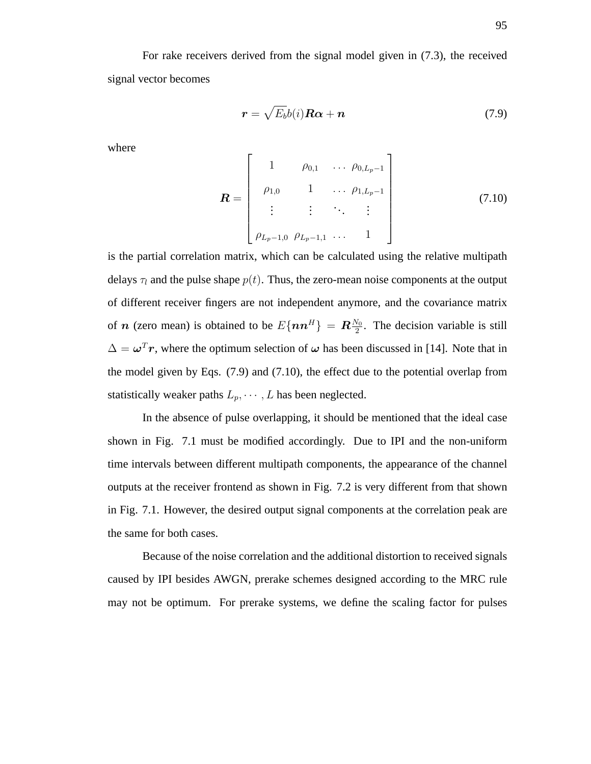For rake receivers derived from the signal model given in (7.3), the received signal vector becomes

$$\boldsymbol{r} = \sqrt{E_b}b(i)\boldsymbol{R}\boldsymbol{\alpha} + \boldsymbol{n} \tag{7.9}$$

where

$$\boldsymbol{R} = \begin{bmatrix} 1 & \rho_{0,1} & \cdots & \rho_{0,L_p-1} \\ \rho_{1,0} & 1 & \cdots & \rho_{1,L_p-1} \\ \vdots & \vdots & \ddots & \vdots \\ \rho_{L_p-1,0} & \rho_{L_p-1,1} & \cdots & 1 \end{bmatrix} \tag{7.10}$$

is the partial correlation matrix, which can be calculated using the relative multipath delays $\tau_l$ and the pulse shape $p(t)$. Thus, the zero-mean noise components at the output of different receiver fingers are not independent anymore, and the covariance matrix of $\boldsymbol{n}$ (zero mean) is obtained to be $E\{\boldsymbol{n}\boldsymbol{n}^H\} = \boldsymbol{R}\frac{N_0}{2}$. The decision variable is still $\Delta = \boldsymbol{\omega}^T\boldsymbol{r}$, where the optimum selection of $\boldsymbol{\omega}$ has been discussed in [14]. Note that in the model given by Eqs. (7.9) and (7.10), the effect due to the potential overlap from statistically weaker paths $L_p, \cdots, L$ has been neglected.

In the absence of pulse overlapping, it should be mentioned that the ideal case shown in Fig. 7.1 must be modified accordingly. Due to IPI and the non-uniform time intervals between different multipath components, the appearance of the channel outputs at the receiver frontend as shown in Fig. 7.2 is very different from that shown in Fig. 7.1. However, the desired output signal components at the correlation peak are the same for both cases.

Because of the noise correlation and the additional distortion to received signals caused by IPI besides AWGN, prerake schemes designed according to the MRC rule may not be optimum. For prerake systems, we define the scaling factor for pulses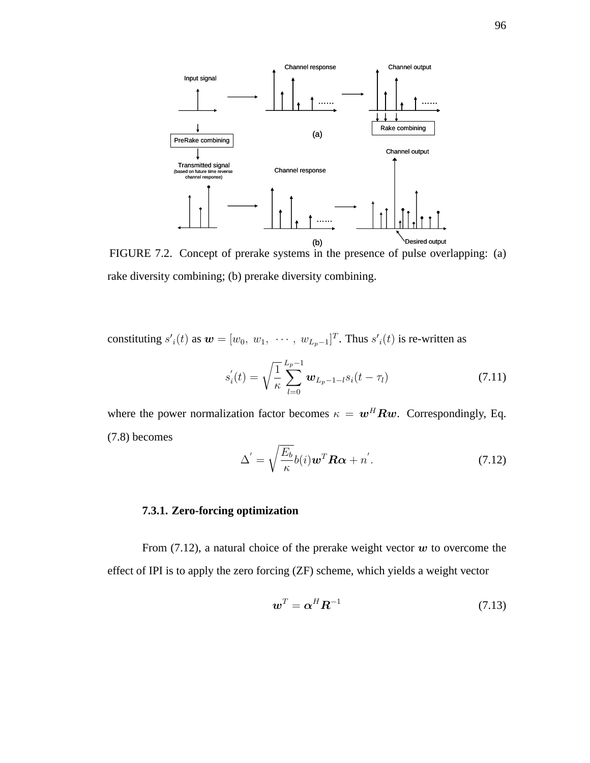FIGURE 7.2. Concept of prerake systems in the presence of pulse overlapping: (a) rake diversity combining; (b) prerake diversity combining.

constituting $s'_i(t)$ as $\boldsymbol{w} = [w_0,\ w_1,\ \cdots,\ w_{L_p-1}]^T$. Thus $s'_i(t)$ is re-written as

$$s_i^{'}(t) = \sqrt{\frac{1}{\kappa}} \sum_{l=0}^{L_p-1} \boldsymbol{w}_{L_p-1-l} s_i(t - \tau_l) \tag{7.11}$$

where the power normalization factor becomes $\kappa = \boldsymbol{w}^H \boldsymbol{R} \boldsymbol{w}$. Correspondingly, Eq. (7.8) becomes

$$\Delta^{'} = \sqrt{\frac{E_b}{\kappa}} b(i) \boldsymbol{w}^T \boldsymbol{R} \boldsymbol{\alpha} + n^{'}. \tag{7.12}$$

### 7.3.1. Zero-forcing optimization

From (7.12), a natural choice of the prerake weight vector $\boldsymbol{w}$ to overcome the effect of IPI is to apply the zero forcing (ZF) scheme, which yields a weight vector

$$\boldsymbol{w}^T = \boldsymbol{\alpha}^H \boldsymbol{R}^{-1} \tag{7.13}$$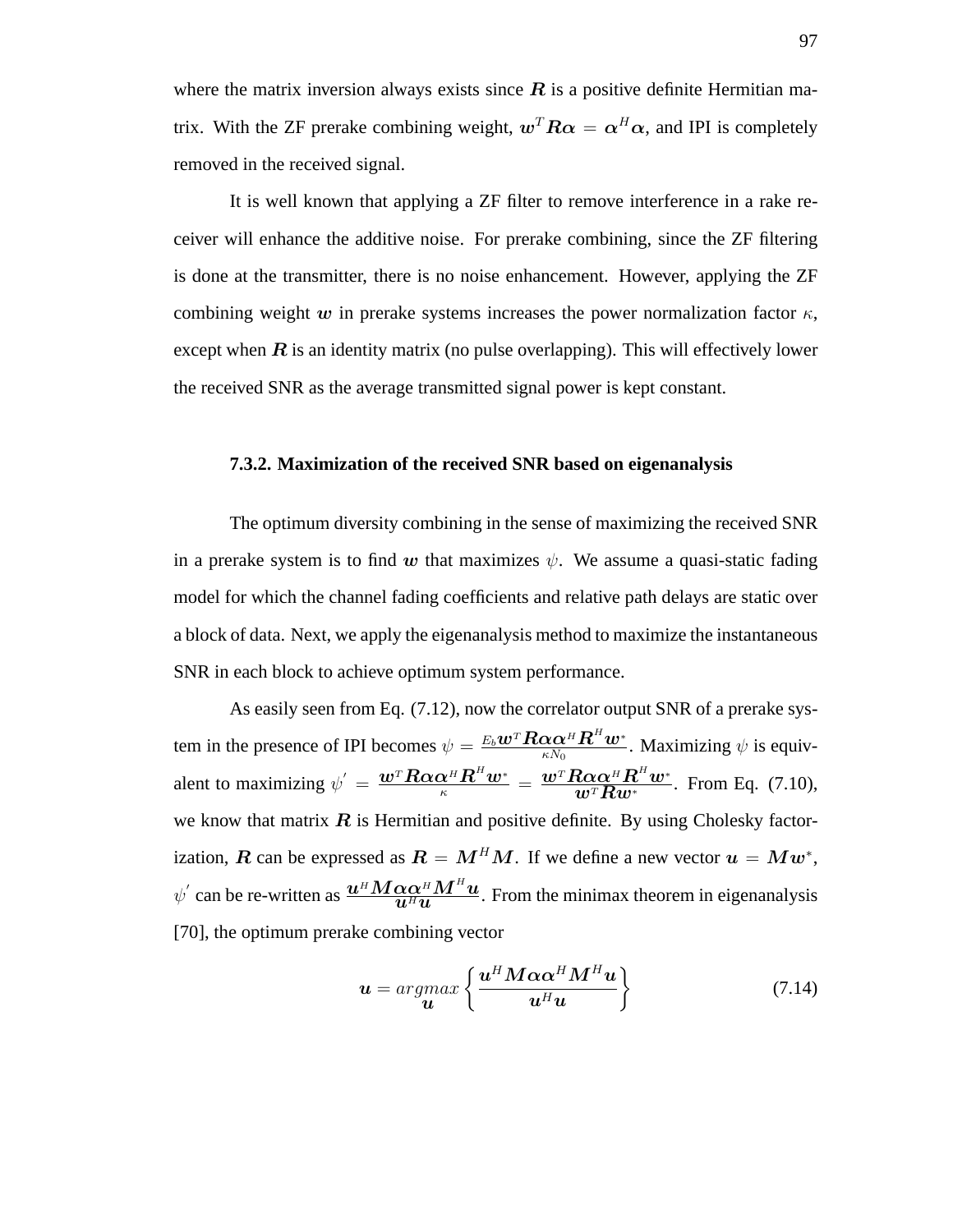where the matrix inversion always exists since $\boldsymbol{R}$ is a positive definite Hermitian matrix. With the ZF prerake combining weight, $\boldsymbol{w}^T\boldsymbol{R}\boldsymbol{\alpha} = \boldsymbol{\alpha}^H\boldsymbol{\alpha}$, and IPI is completely removed in the received signal.

It is well known that applying a ZF filter to remove interference in a rake receiver will enhance the additive noise. For prerake combining, since the ZF filtering is done at the transmitter, there is no noise enhancement. However, applying the ZF combining weight $\boldsymbol{w}$ in prerake systems increases the power normalization factor $\kappa$, except when $\boldsymbol{R}$ is an identity matrix (no pulse overlapping). This will effectively lower the received SNR as the average transmitted signal power is kept constant.

### 7.3.2. Maximization of the received SNR based on eigenanalysis

The optimum diversity combining in the sense of maximizing the received SNR in a prerake system is to find $\boldsymbol{w}$ that maximizes $\psi$. We assume a quasi-static fading model for which the channel fading coefficients and relative path delays are static over a block of data. Next, we apply the eigenanalysis method to maximize the instantaneous SNR in each block to achieve optimum system performance.

As easily seen from Eq. (7.12), now the correlator output SNR of a prerake system in the presence of IPI becomes $\psi = \frac{E_b \boldsymbol{w}^T\boldsymbol{R}\boldsymbol{\alpha}\boldsymbol{\alpha}^H\boldsymbol{R}^H\boldsymbol{w}^*}{\kappa N_0}$. Maximizing $\psi$ is equivalent to maximizing $\psi' = \frac{\boldsymbol{w}^T\boldsymbol{R}\boldsymbol{\alpha}\boldsymbol{\alpha}^H\boldsymbol{R}^H\boldsymbol{w}^*}{\kappa} = \frac{\boldsymbol{w}^T\boldsymbol{R}\boldsymbol{\alpha}\boldsymbol{\alpha}^H\boldsymbol{R}^H\boldsymbol{w}^*}{\boldsymbol{w}^T\boldsymbol{R}\boldsymbol{w}^*}$. From Eq. (7.10), we know that matrix $\boldsymbol{R}$ is Hermitian and positive definite. By using Cholesky factorization, $\boldsymbol{R}$ can be expressed as $\boldsymbol{R} = \boldsymbol{M}^H\boldsymbol{M}$. If we define a new vector $\boldsymbol{u} = \boldsymbol{M}\boldsymbol{w}^*$, $\psi'$ can be re-written as $\frac{\boldsymbol{u}^H\boldsymbol{M}\boldsymbol{\alpha}\boldsymbol{\alpha}^H\boldsymbol{M}^H\boldsymbol{u}}{\boldsymbol{u}^H\boldsymbol{u}}$. From the minimax theorem in eigenanalysis [70], the optimum prerake combining vector

$$\boldsymbol{u} = \underset{\boldsymbol{u}}{argmax}\left\{\frac{\boldsymbol{u}^H\boldsymbol{M}\boldsymbol{\alpha}\boldsymbol{\alpha}^H\boldsymbol{M}^H\boldsymbol{u}}{\boldsymbol{u}^H\boldsymbol{u}}\right\} \tag{7.14}$$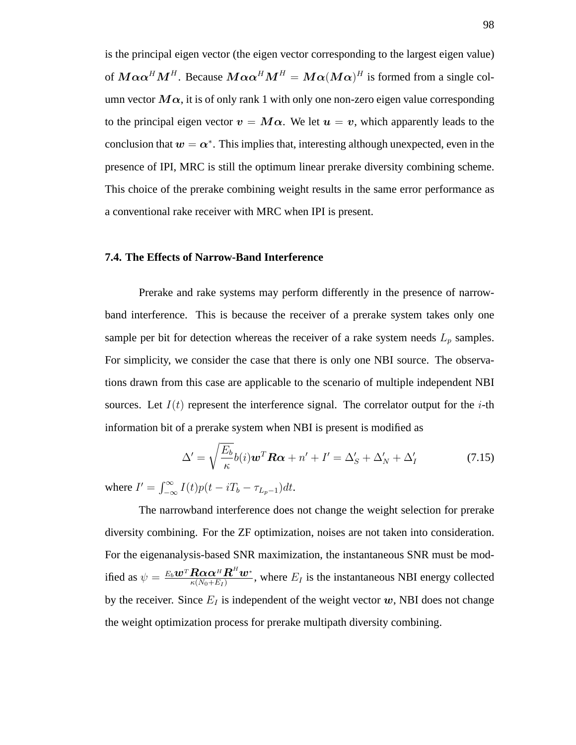is the principal eigen vector (the eigen vector corresponding to the largest eigen value) of $\boldsymbol{M}\boldsymbol{\alpha}\boldsymbol{\alpha}^H\boldsymbol{M}^H$. Because $\boldsymbol{M}\boldsymbol{\alpha}\boldsymbol{\alpha}^H\boldsymbol{M}^H = \boldsymbol{M}\boldsymbol{\alpha}(\boldsymbol{M}\boldsymbol{\alpha})^H$ is formed from a single column vector $\boldsymbol{M}\boldsymbol{\alpha}$, it is of only rank 1 with only one non-zero eigen value corresponding to the principal eigen vector $\boldsymbol{v} = \boldsymbol{M}\boldsymbol{\alpha}$. We let $\boldsymbol{u} = \boldsymbol{v}$, which apparently leads to the conclusion that $\boldsymbol{w} = \boldsymbol{\alpha}^*$. This implies that, interesting although unexpected, even in the presence of IPI, MRC is still the optimum linear prerake diversity combining scheme. This choice of the prerake combining weight results in the same error performance as a conventional rake receiver with MRC when IPI is present.

### 7.4. The Effects of Narrow-Band Interference

Prerake and rake systems may perform differently in the presence of narrowband interference. This is because the receiver of a prerake system takes only one sample per bit for detection whereas the receiver of a rake system needs $L_p$ samples. For simplicity, we consider the case that there is only one NBI source. The observations drawn from this case are applicable to the scenario of multiple independent NBI sources. Let $I(t)$ represent the interference signal. The correlator output for the $i$-th information bit of a prerake system when NBI is present is modified as

$$\Delta' = \sqrt{\frac{E_b}{\kappa}}b(i)\boldsymbol{w}^T\boldsymbol{R}\boldsymbol{\alpha} + n' + I' = \Delta'_S + \Delta'_N + \Delta'_I \tag{7.15}$$

where $I' = \int_{-\infty}^{\infty} I(t)p(t - iT_b - \tau_{L_p-1})dt$.

The narrowband interference does not change the weight selection for prerake diversity combining. For the ZF optimization, noises are not taken into consideration. For the eigenanalysis-based SNR maximization, the instantaneous SNR must be modified as $\psi = \frac{E_b\boldsymbol{w}^T\boldsymbol{R}\boldsymbol{\alpha}\boldsymbol{\alpha}^H\boldsymbol{R}^H\boldsymbol{w}^*}{\kappa(N_0+E_I)}$, where $E_I$ is the instantaneous NBI energy collected by the receiver. Since $E_I$ is independent of the weight vector $\boldsymbol{w}$, NBI does not change the weight optimization process for prerake multipath diversity combining.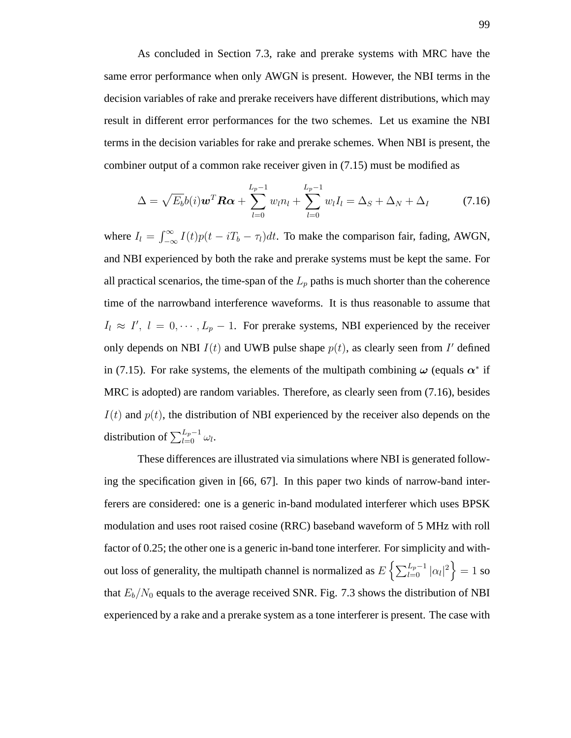As concluded in Section 7.3, rake and prerake systems with MRC have the same error performance when only AWGN is present. However, the NBI terms in the decision variables of rake and prerake receivers have different distributions, which may result in different error performances for the two schemes. Let us examine the NBI terms in the decision variables for rake and prerake schemes. When NBI is present, the combiner output of a common rake receiver given in (7.15) must be modified as

$$\Delta = \sqrt{E_b}b(i)\boldsymbol{w}^T\boldsymbol{R}\boldsymbol{\alpha} + \sum_{l=0}^{L_p-1} w_l n_l + \sum_{l=0}^{L_p-1} w_l I_l = \Delta_S + \Delta_N + \Delta_I \tag{7.16}$$

where $I_l = \int_{-\infty}^{\infty} I(t)p(t - iT_b - \tau_l)dt$. To make the comparison fair, fading, AWGN, and NBI experienced by both the rake and prerake systems must be kept the same. For all practical scenarios, the time-span of the $L_p$ paths is much shorter than the coherence time of the narrowband interference waveforms. It is thus reasonable to assume that $I_l \approx I',\ l = 0, \cdots, L_p - 1$. For prerake systems, NBI experienced by the receiver only depends on NBI $I(t)$ and UWB pulse shape $p(t)$, as clearly seen from $I'$ defined in (7.15). For rake systems, the elements of the multipath combining $\boldsymbol{\omega}$ (equals $\boldsymbol{\alpha}^*$ if MRC is adopted) are random variables. Therefore, as clearly seen from (7.16), besides $I(t)$ and $p(t)$, the distribution of NBI experienced by the receiver also depends on the distribution of $\sum_{l=0}^{L_p-1} \omega_l$.

These differences are illustrated via simulations where NBI is generated following the specification given in [66, 67]. In this paper two kinds of narrow-band interferers are considered: one is a generic in-band modulated interferer which uses BPSK modulation and uses root raised cosine (RRC) baseband waveform of 5 MHz with roll factor of 0.25; the other one is a generic in-band tone interferer. For simplicity and without loss of generality, the multipath channel is normalized as $E\left\{\sum_{l=0}^{L_p-1} |\alpha_l|^2\right\} = 1$ so that $E_b/N_0$ equals to the average received SNR. Fig. 7.3 shows the distribution of NBI experienced by a rake and a prerake system as a tone interferer is present. The case with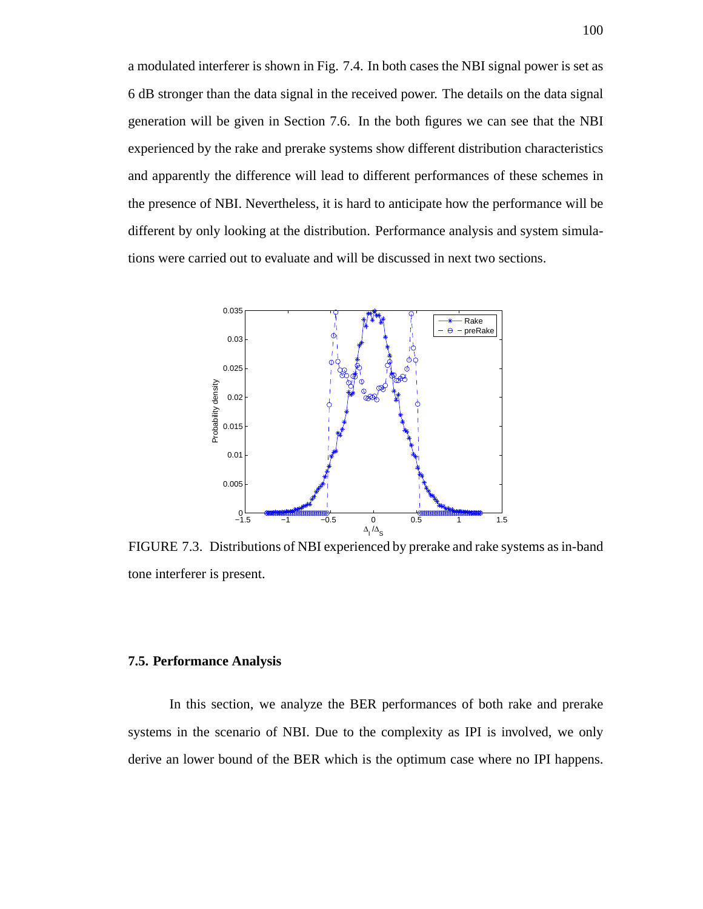a modulated interferer is shown in Fig. 7.4. In both cases the NBI signal power is set as 6 dB stronger than the data signal in the received power. The details on the data signal generation will be given in Section 7.6. In the both figures we can see that the NBI experienced by the rake and prerake systems show different distribution characteristics and apparently the difference will lead to different performances of these schemes in the presence of NBI. Nevertheless, it is hard to anticipate how the performance will be different by only looking at the distribution. Performance analysis and system simulations were carried out to evaluate and will be discussed in next two sections.

FIGURE 7.3. Distributions of NBI experienced by prerake and rake systems as in-band tone interferer is present.

### 7.5. Performance Analysis

In this section, we analyze the BER performances of both rake and prerake systems in the scenario of NBI. Due to the complexity as IPI is involved, we only derive an lower bound of the BER which is the optimum case where no IPI happens.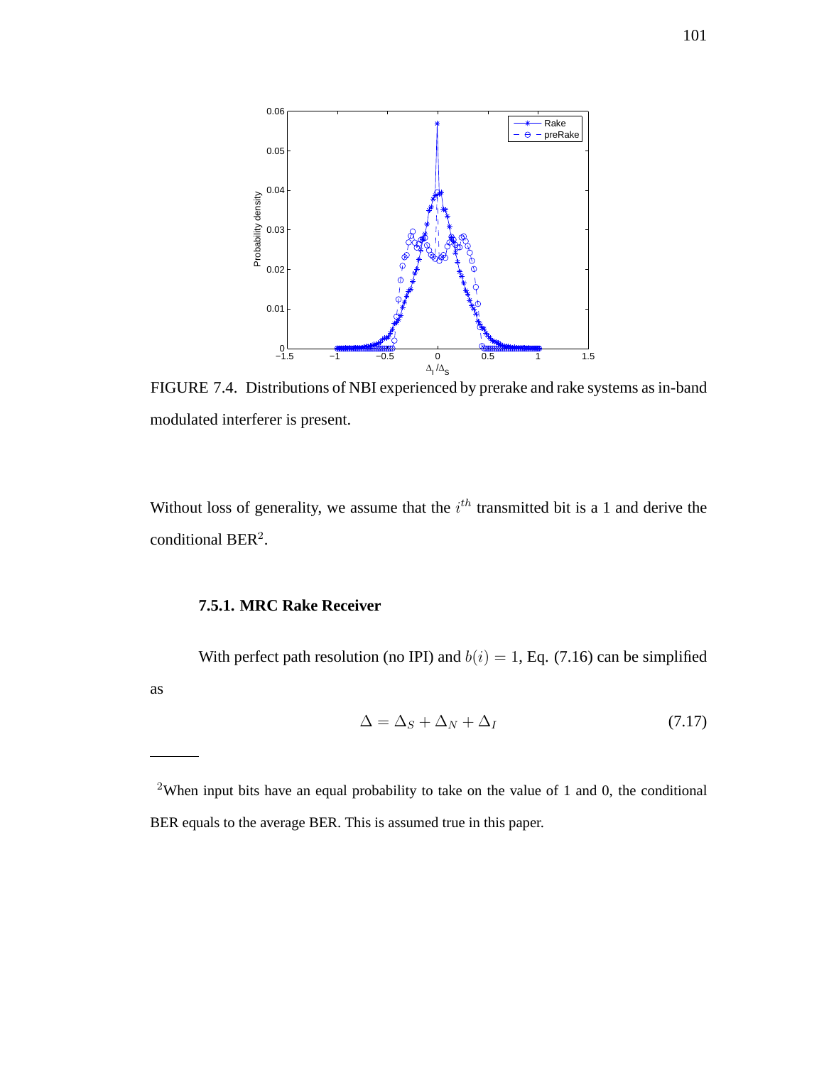FIGURE 7.4. Distributions of NBI experienced by prerake and rake systems as in-band modulated interferer is present.

Without loss of generality, we assume that the $i^{th}$ transmitted bit is a 1 and derive the conditional BER[2].

### 7.5.1. MRC Rake Receiver

With perfect path resolution (no IPI) and $b(i) = 1$, Eq. (7.16) can be simplified as

$$\Delta = \Delta_S + \Delta_N + \Delta_I \tag{7.17}$$

---

[2]When input bits have an equal probability to take on the value of 1 and 0, the conditional BER equals to the average BER. This is assumed true in this paper.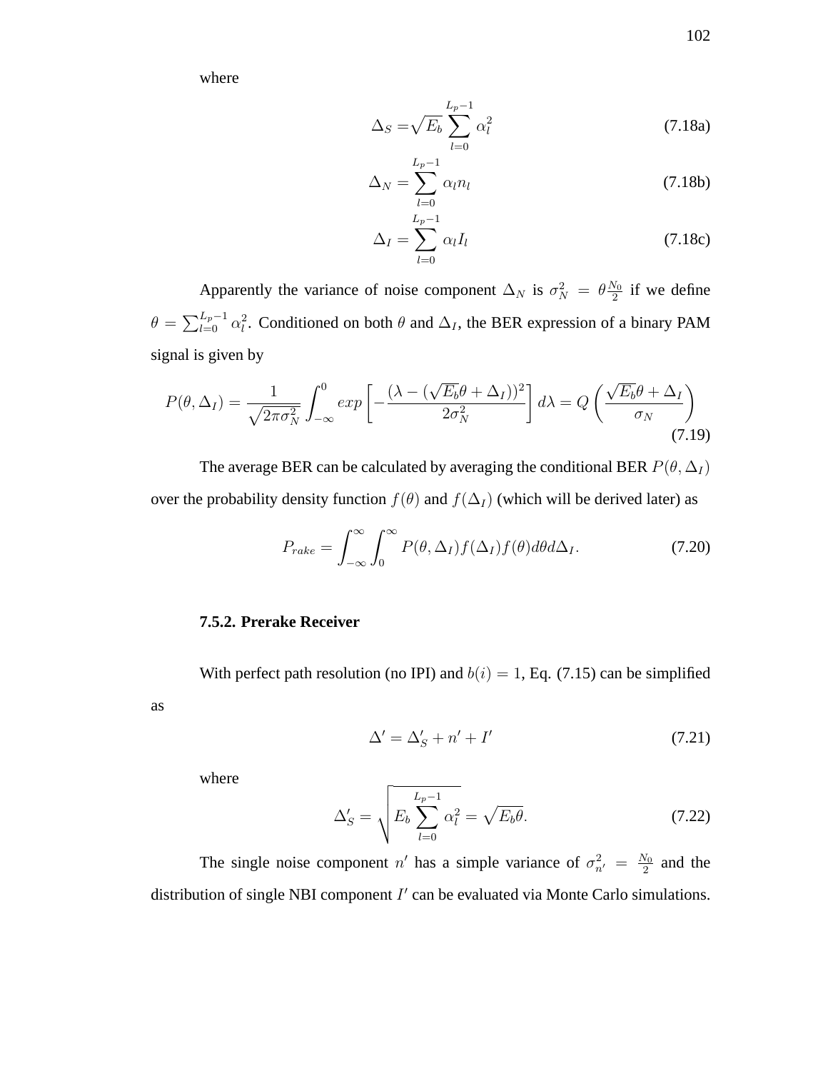where

$$\Delta_S = \sqrt{E_b} \sum_{l=0}^{L_p-1} \alpha_l^2 \tag{7.18a}$$

$$\Delta_N = \sum_{l=0}^{L_p-1} \alpha_l n_l \tag{7.18b}$$

$$\Delta_I = \sum_{l=0}^{L_p-1} \alpha_l I_l \tag{7.18c}$$

Apparently the variance of noise component $\Delta_N$ is $\sigma_N^2 = \theta \frac{N_0}{2}$ if we define $\theta = \sum_{l=0}^{L_p-1} \alpha_l^2$. Conditioned on both $\theta$ and $\Delta_I$, the BER expression of a binary PAM signal is given by

$$P(\theta, \Delta_I) = \frac{1}{\sqrt{2\pi\sigma_N^2}} \int_{-\infty}^{0} exp\left[-\frac{(\lambda - (\sqrt{E_b}\theta + \Delta_I))^2}{2\sigma_N^2}\right] d\lambda = Q\left(\frac{\sqrt{E_b}\theta + \Delta_I}{\sigma_N}\right) \tag{7.19}$$

The average BER can be calculated by averaging the conditional BER $P(\theta, \Delta_I)$ over the probability density function $f(\theta)$ and $f(\Delta_I)$ (which will be derived later) as

$$P_{rake} = \int_{-\infty}^{\infty} \int_{0}^{\infty} P(\theta, \Delta_I) f(\Delta_I) f(\theta) d\theta d\Delta_I. \tag{7.20}$$

### 7.5.2. Prerake Receiver

With perfect path resolution (no IPI) and $b(i) = 1$, Eq. (7.15) can be simplified as

$$\Delta' = \Delta'_S + n' + I' \tag{7.21}$$

where

$$\Delta'_S = \sqrt{E_b \sum_{l=0}^{L_p-1} \alpha_l^2} = \sqrt{E_b \theta}. \tag{7.22}$$

The single noise component $n'$ has a simple variance of $\sigma_{n'}^2 = \frac{N_0}{2}$ and the distribution of single NBI component $I'$ can be evaluated via Monte Carlo simulations.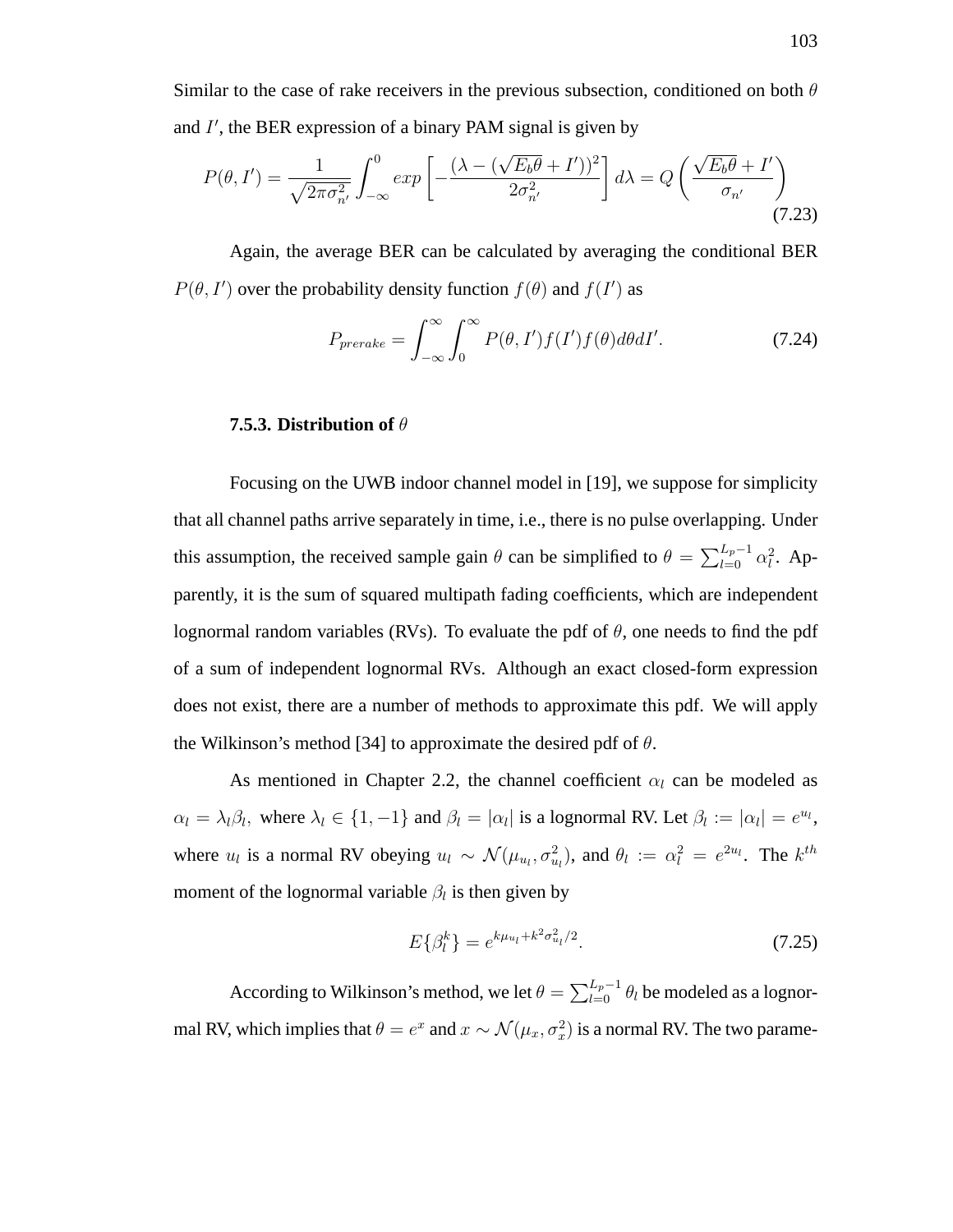Similar to the case of rake receivers in the previous subsection, conditioned on both $\theta$ and $I'$, the BER expression of a binary PAM signal is given by

$$P(\theta, I') = \frac{1}{\sqrt{2\pi\sigma_{n'}^2}} \int_{-\infty}^{0} exp\left[-\frac{(\lambda - (\sqrt{E_b\theta} + I'))^2}{2\sigma_{n'}^2}\right] d\lambda = Q\left(\frac{\sqrt{E_b\theta} + I'}{\sigma_{n'}}\right) \tag{7.23}$$

Again, the average BER can be calculated by averaging the conditional BER $P(\theta, I')$ over the probability density function $f(\theta)$ and $f(I')$ as

$$P_{prerake} = \int_{-\infty}^{\infty}\int_{0}^{\infty} P(\theta, I') f(I') f(\theta) d\theta dI'. \tag{7.24}$$

### 7.5.3. Distribution of $\theta$

Focusing on the UWB indoor channel model in [19], we suppose for simplicity that all channel paths arrive separately in time, i.e., there is no pulse overlapping. Under this assumption, the received sample gain $\theta$ can be simplified to $\theta = \sum_{l=0}^{L_p-1} \alpha_l^2$. Apparently, it is the sum of squared multipath fading coefficients, which are independent lognormal random variables (RVs). To evaluate the pdf of $\theta$, one needs to find the pdf of a sum of independent lognormal RVs. Although an exact closed-form expression does not exist, there are a number of methods to approximate this pdf. We will apply the Wilkinson's method [34] to approximate the desired pdf of $\theta$.

As mentioned in Chapter 2.2, the channel coefficient $\alpha_l$ can be modeled as $\alpha_l = \lambda_l \beta_l,$ where $\lambda_l \in \{1, -1\}$ and $\beta_l = |\alpha_l|$ is a lognormal RV. Let $\beta_l := |\alpha_l| = e^{u_l}$, where $u_l$ is a normal RV obeying $u_l \sim \mathcal{N}(\mu_{u_l}, \sigma_{u_l}^2)$, and $\theta_l := \alpha_l^2 = e^{2u_l}$. The $k^{th}$ moment of the lognormal variable $\beta_l$ is then given by

$$E\{\beta_l^k\} = e^{k\mu_{u_l} + k^2\sigma_{u_l}^2/2}. \tag{7.25}$$

According to Wilkinson's method, we let $\theta = \sum_{l=0}^{L_p-1} \theta_l$ be modeled as a lognormal RV, which implies that $\theta = e^x$ and $x \sim \mathcal{N}(\mu_x, \sigma_x^2)$ is a normal RV. The two parame-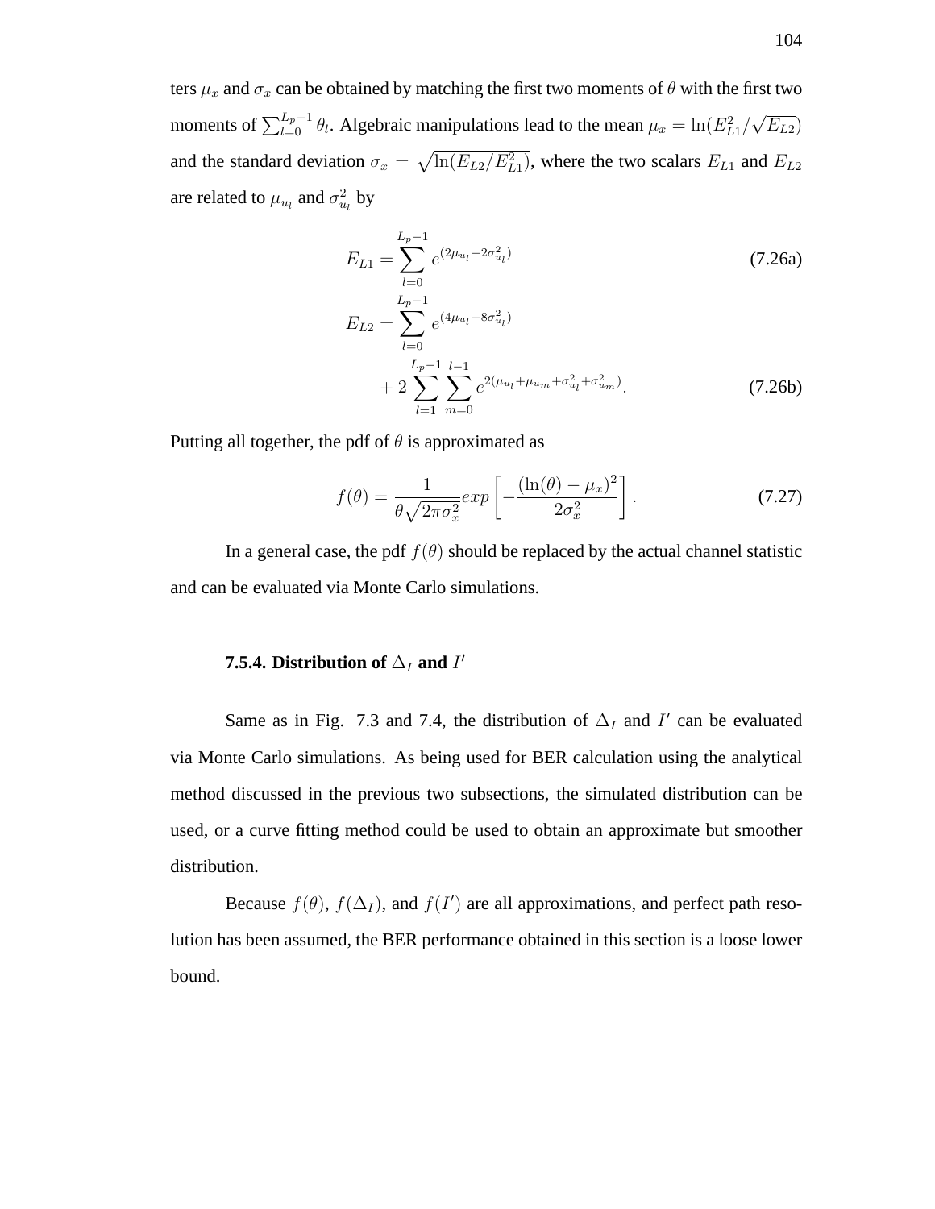ters $\mu_x$ and $\sigma_x$ can be obtained by matching the first two moments of $\theta$ with the first two moments of $\sum_{l=0}^{L_p-1} \theta_l$. Algebraic manipulations lead to the mean $\mu_x = \ln(E_{L1}^2/\sqrt{E_{L2}})$ and the standard deviation $\sigma_x = \sqrt{\ln(E_{L2}/E_{L1}^2)}$, where the two scalars $E_{L1}$ and $E_{L2}$ are related to $\mu_{u_l}$ and $\sigma_{u_l}^2$ by

$$E_{L1} = \sum_{l=0}^{L_p-1} e^{(2\mu_{u_l}+2\sigma_{u_l}^2)} \tag{7.26a}$$

$$E_{L2} = \sum_{l=0}^{L_p-1} e^{(4\mu_{u_l}+8\sigma_{u_l}^2)} + 2\sum_{l=1}^{L_p-1}\sum_{m=0}^{l-1} e^{2(\mu_{u_l}+\mu_{u_m}+\sigma_{u_l}^2+\sigma_{u_m}^2)}. \tag{7.26b}$$

Putting all together, the pdf of $\theta$ is approximated as

$$f(\theta) = \frac{1}{\theta\sqrt{2\pi\sigma_x^2}} exp\left[-\frac{(\ln(\theta)-\mu_x)^2}{2\sigma_x^2}\right]. \tag{7.27}$$

In a general case, the pdf $f(\theta)$ should be replaced by the actual channel statistic and can be evaluated via Monte Carlo simulations.

#### 7.5.4. Distribution of $\Delta_I$ and $I'$

Same as in Fig. 7.3 and 7.4, the distribution of $\Delta_I$ and $I'$ can be evaluated via Monte Carlo simulations. As being used for BER calculation using the analytical method discussed in the previous two subsections, the simulated distribution can be used, or a curve fitting method could be used to obtain an approximate but smoother distribution.

Because $f(\theta)$, $f(\Delta_I)$, and $f(I')$ are all approximations, and perfect path resolution has been assumed, the BER performance obtained in this section is a loose lower bound.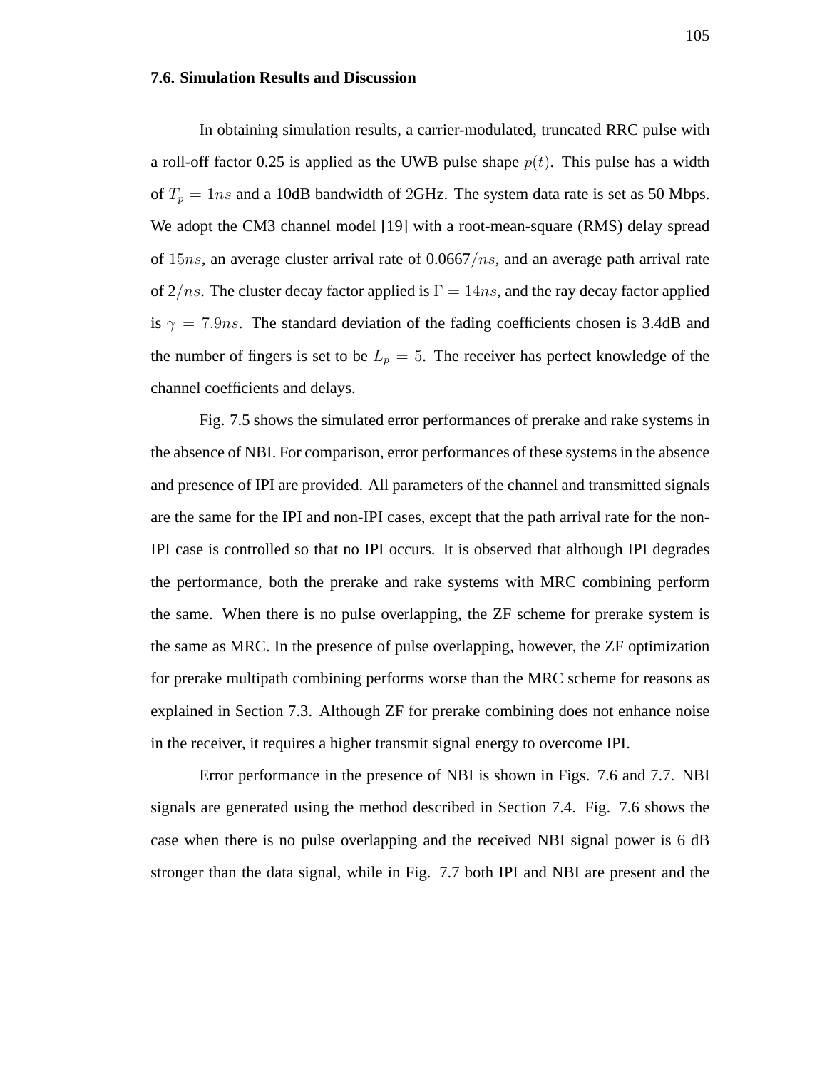### 7.6. Simulation Results and Discussion

In obtaining simulation results, a carrier-modulated, truncated RRC pulse with a roll-off factor 0.25 is applied as the UWB pulse shape $p(t)$. This pulse has a width of $T_p = 1ns$ and a 10dB bandwidth of 2GHz. The system data rate is set as 50 Mbps. We adopt the CM3 channel model [19] with a root-mean-square (RMS) delay spread of $15ns$, an average cluster arrival rate of 0.0667$/ns$, and an average path arrival rate of 2$/ns$. The cluster decay factor applied is $\Gamma = 14ns$, and the ray decay factor applied is $\gamma = 7.9ns$. The standard deviation of the fading coefficients chosen is 3.4dB and the number of fingers is set to be $L_p = 5$. The receiver has perfect knowledge of the channel coefficients and delays.

Fig. 7.5 shows the simulated error performances of prerake and rake systems in the absence of NBI. For comparison, error performances of these systems in the absence and presence of IPI are provided. All parameters of the channel and transmitted signals are the same for the IPI and non-IPI cases, except that the path arrival rate for the non-IPI case is controlled so that no IPI occurs. It is observed that although IPI degrades the performance, both the prerake and rake systems with MRC combining perform the same. When there is no pulse overlapping, the ZF scheme for prerake system is the same as MRC. In the presence of pulse overlapping, however, the ZF optimization for prerake multipath combining performs worse than the MRC scheme for reasons as explained in Section 7.3. Although ZF for prerake combining does not enhance noise in the receiver, it requires a higher transmit signal energy to overcome IPI.

Error performance in the presence of NBI is shown in Figs. 7.6 and 7.7. NBI signals are generated using the method described in Section 7.4. Fig. 7.6 shows the case when there is no pulse overlapping and the received NBI signal power is 6 dB stronger than the data signal, while in Fig. 7.7 both IPI and NBI are present and the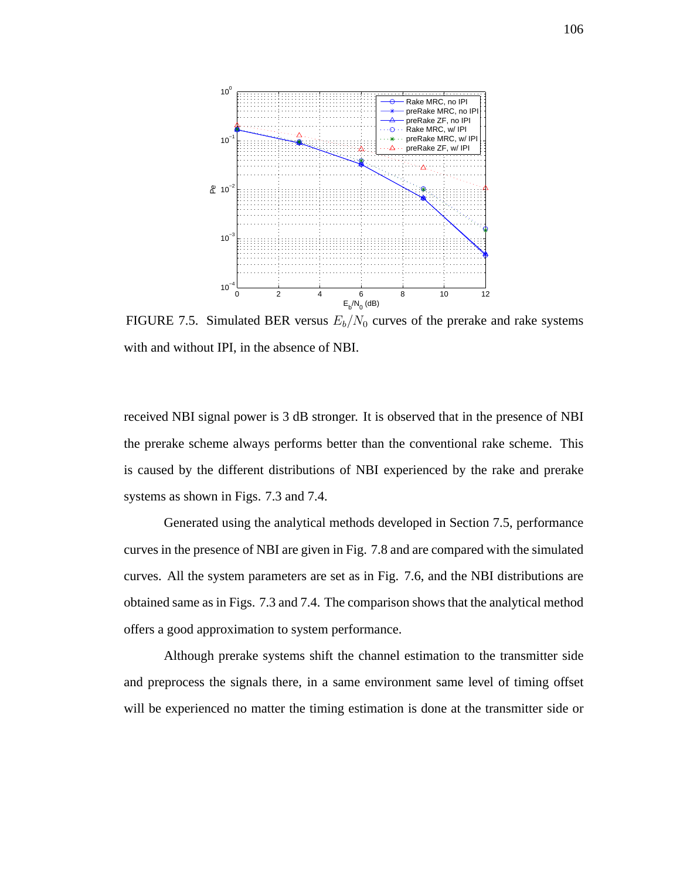FIGURE 7.5. Simulated BER versus $E_b/N_0$ curves of the prerake and rake systems with and without IPI, in the absence of NBI.

received NBI signal power is 3 dB stronger. It is observed that in the presence of NBI the prerake scheme always performs better than the conventional rake scheme. This is caused by the different distributions of NBI experienced by the rake and prerake systems as shown in Figs. 7.3 and 7.4.

Generated using the analytical methods developed in Section 7.5, performance curves in the presence of NBI are given in Fig. 7.8 and are compared with the simulated curves. All the system parameters are set as in Fig. 7.6, and the NBI distributions are obtained same as in Figs. 7.3 and 7.4. The comparison shows that the analytical method offers a good approximation to system performance.

Although prerake systems shift the channel estimation to the transmitter side and preprocess the signals there, in a same environment same level of timing offset will be experienced no matter the timing estimation is done at the transmitter side or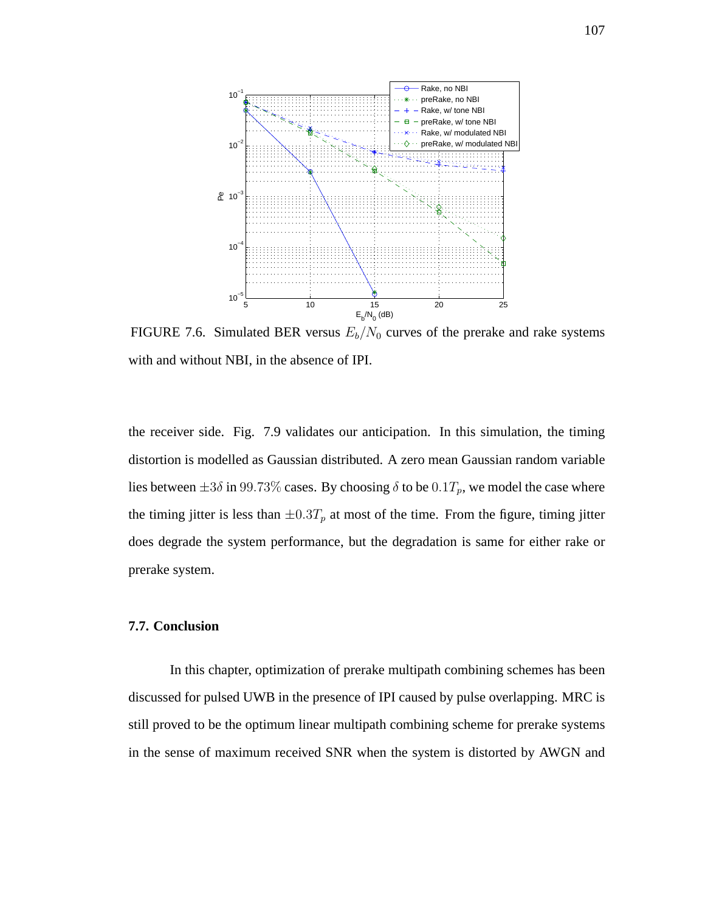FIGURE 7.6. Simulated BER versus $E_b/N_0$ curves of the prerake and rake systems with and without NBI, in the absence of IPI.

the receiver side. Fig. 7.9 validates our anticipation. In this simulation, the timing distortion is modelled as Gaussian distributed. A zero mean Gaussian random variable lies between $\pm 3\delta$ in $99.73\%$ cases. By choosing $\delta$ to be $0.1T_p$, we model the case where the timing jitter is less than $\pm 0.3T_p$ at most of the time. From the figure, timing jitter does degrade the system performance, but the degradation is same for either rake or prerake system.

### 7.7. Conclusion

In this chapter, optimization of prerake multipath combining schemes has been discussed for pulsed UWB in the presence of IPI caused by pulse overlapping. MRC is still proved to be the optimum linear multipath combining scheme for prerake systems in the sense of maximum received SNR when the system is distorted by AWGN and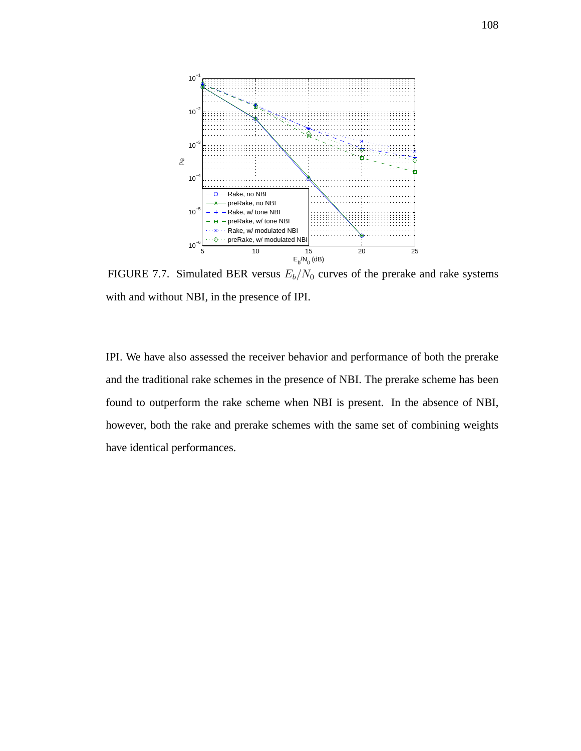FIGURE 7.7. Simulated BER versus $E_b/N_0$ curves of the prerake and rake systems with and without NBI, in the presence of IPI.

IPI. We have also assessed the receiver behavior and performance of both the prerake and the traditional rake schemes in the presence of NBI. The prerake scheme has been found to outperform the rake scheme when NBI is present. In the absence of NBI, however, both the rake and prerake schemes with the same set of combining weights have identical performances.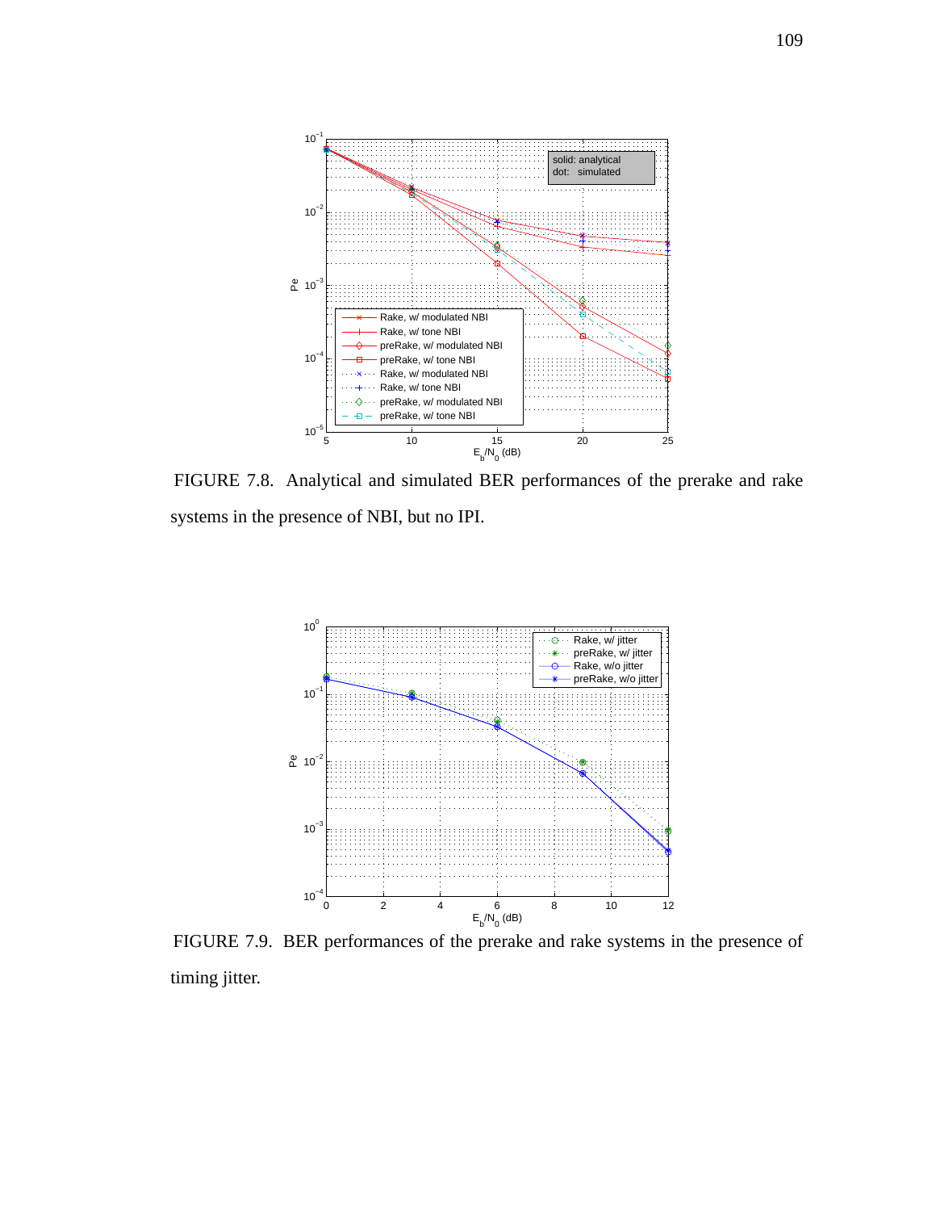FIGURE 7.8. Analytical and simulated BER performances of the prerake and rake systems in the presence of NBI, but no IPI.

FIGURE 7.9. BER performances of the prerake and rake systems in the presence of timing jitter.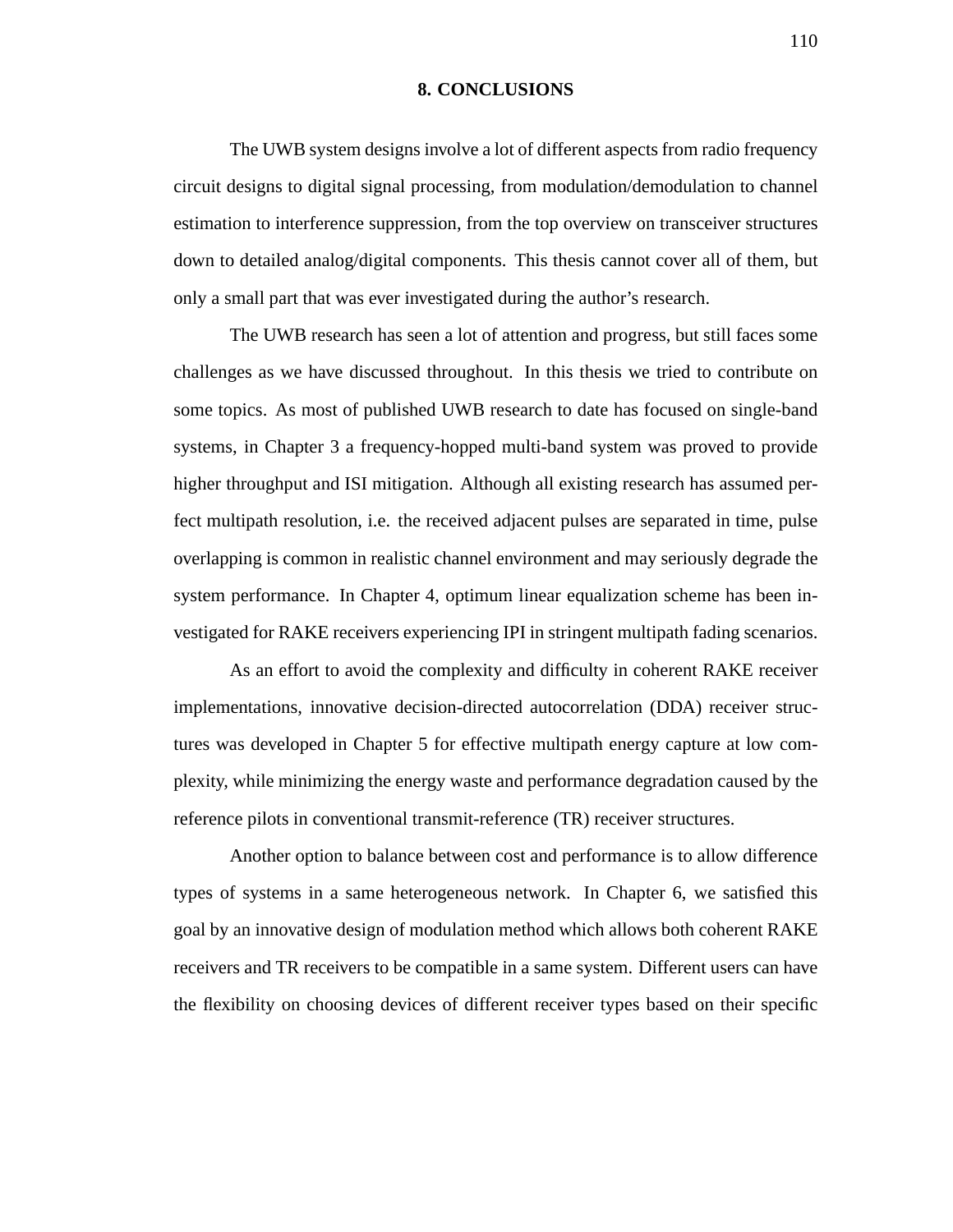# 8. CONCLUSIONS

The UWB system designs involve a lot of different aspects from radio frequency circuit designs to digital signal processing, from modulation/demodulation to channel estimation to interference suppression, from the top overview on transceiver structures down to detailed analog/digital components. This thesis cannot cover all of them, but only a small part that was ever investigated during the author's research.

The UWB research has seen a lot of attention and progress, but still faces some challenges as we have discussed throughout. In this thesis we tried to contribute on some topics. As most of published UWB research to date has focused on single-band systems, in Chapter 3 a frequency-hopped multi-band system was proved to provide higher throughput and ISI mitigation. Although all existing research has assumed perfect multipath resolution, i.e. the received adjacent pulses are separated in time, pulse overlapping is common in realistic channel environment and may seriously degrade the system performance. In Chapter 4, optimum linear equalization scheme has been investigated for RAKE receivers experiencing IPI in stringent multipath fading scenarios.

As an effort to avoid the complexity and difficulty in coherent RAKE receiver implementations, innovative decision-directed autocorrelation (DDA) receiver structures was developed in Chapter 5 for effective multipath energy capture at low complexity, while minimizing the energy waste and performance degradation caused by the reference pilots in conventional transmit-reference (TR) receiver structures.

Another option to balance between cost and performance is to allow difference types of systems in a same heterogeneous network. In Chapter 6, we satisfied this goal by an innovative design of modulation method which allows both coherent RAKE receivers and TR receivers to be compatible in a same system. Different users can have the flexibility on choosing devices of different receiver types based on their specific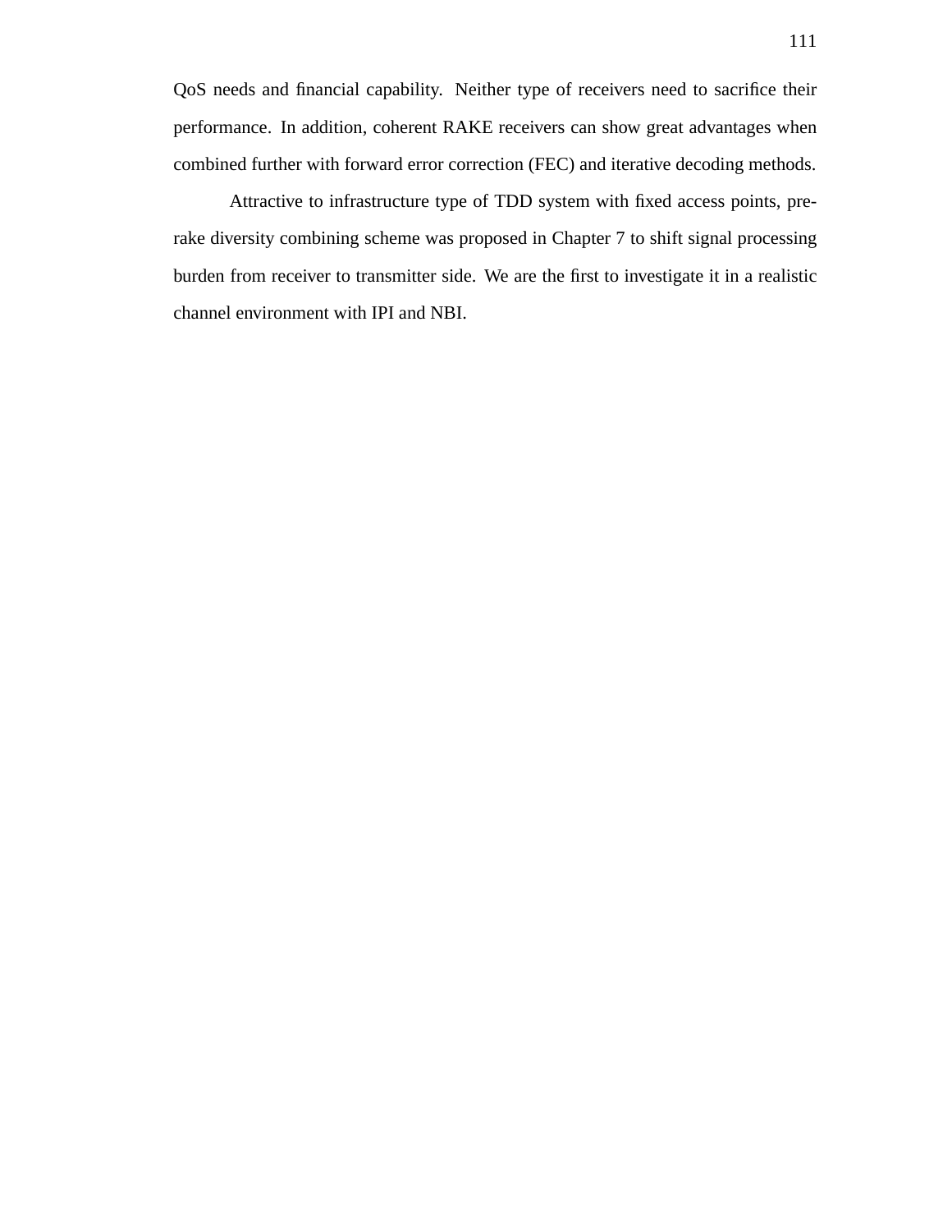QoS needs and financial capability. Neither type of receivers need to sacrifice their performance. In addition, coherent RAKE receivers can show great advantages when combined further with forward error correction (FEC) and iterative decoding methods.

Attractive to infrastructure type of TDD system with fixed access points, pre-rake diversity combining scheme was proposed in Chapter 7 to shift signal processing burden from receiver to transmitter side. We are the first to investigate it in a realistic channel environment with IPI and NBI.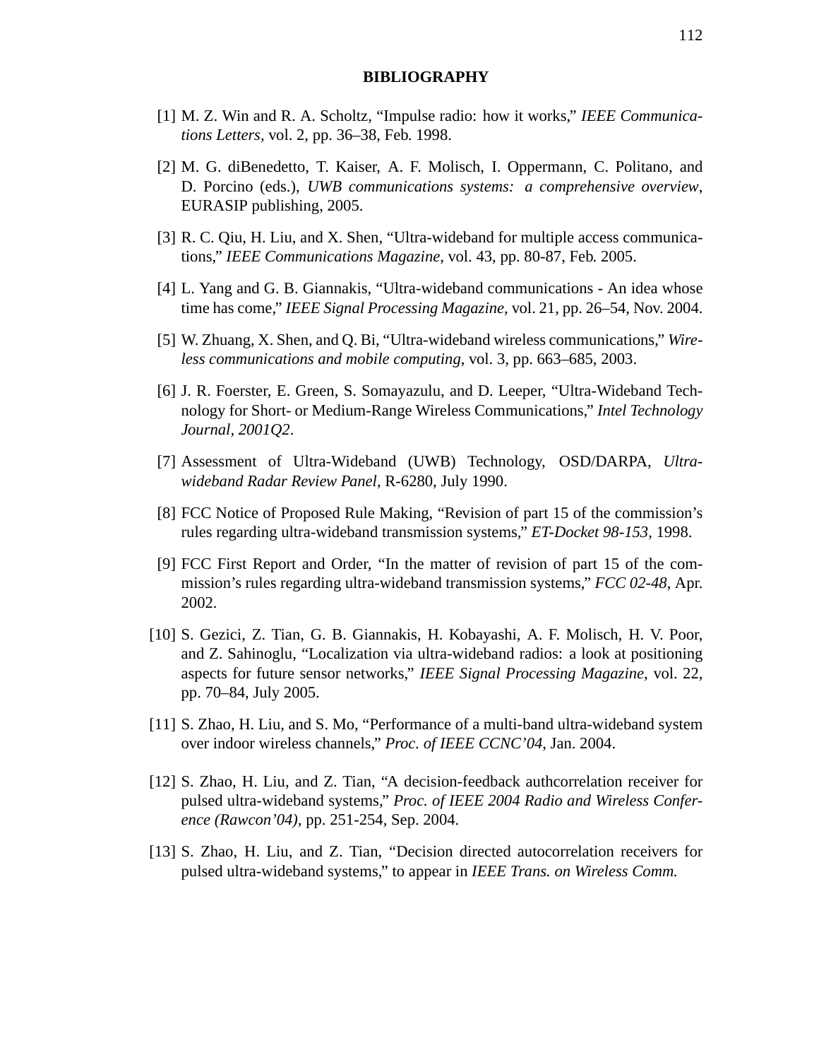# BIBLIOGRAPHY

[1] M. Z. Win and R. A. Scholtz, "Impulse radio: how it works," *IEEE Communications Letters*, vol. 2, pp. 36–38, Feb. 1998.

[2] M. G. diBenedetto, T. Kaiser, A. F. Molisch, I. Oppermann, C. Politano, and D. Porcino (eds.), *UWB communications systems: a comprehensive overview*, EURASIP publishing, 2005.

[3] R. C. Qiu, H. Liu, and X. Shen, "Ultra-wideband for multiple access communications," *IEEE Communications Magazine*, vol. 43, pp. 80-87, Feb. 2005.

[4] L. Yang and G. B. Giannakis, "Ultra-wideband communications - An idea whose time has come," *IEEE Signal Processing Magazine*, vol. 21, pp. 26–54, Nov. 2004.

[5] W. Zhuang, X. Shen, and Q. Bi, "Ultra-wideband wireless communications," *Wireless communications and mobile computing*, vol. 3, pp. 663–685, 2003.

[6] J. R. Foerster, E. Green, S. Somayazulu, and D. Leeper, "Ultra-Wideband Technology for Short- or Medium-Range Wireless Communications," *Intel Technology Journal, 2001Q2*.

[7] Assessment of Ultra-Wideband (UWB) Technology, OSD/DARPA, *Ultra-wideband Radar Review Panel*, R-6280, July 1990.

[8] FCC Notice of Proposed Rule Making, "Revision of part 15 of the commission's rules regarding ultra-wideband transmission systems," *ET-Docket 98-153*, 1998.

[9] FCC First Report and Order, "In the matter of revision of part 15 of the commission's rules regarding ultra-wideband transmission systems," *FCC 02-48*, Apr. 2002.

[10] S. Gezici, Z. Tian, G. B. Giannakis, H. Kobayashi, A. F. Molisch, H. V. Poor, and Z. Sahinoglu, "Localization via ultra-wideband radios: a look at positioning aspects for future sensor networks," *IEEE Signal Processing Magazine*, vol. 22, pp. 70–84, July 2005.

[11] S. Zhao, H. Liu, and S. Mo, "Performance of a multi-band ultra-wideband system over indoor wireless channels," *Proc. of IEEE CCNC'04*, Jan. 2004.

[12] S. Zhao, H. Liu, and Z. Tian, "A decision-feedback authcorrelation receiver for pulsed ultra-wideband systems," *Proc. of IEEE 2004 Radio and Wireless Conference (Rawcon'04)*, pp. 251-254, Sep. 2004.

[13] S. Zhao, H. Liu, and Z. Tian, "Decision directed autocorrelation receivers for pulsed ultra-wideband systems," to appear in *IEEE Trans. on Wireless Comm.*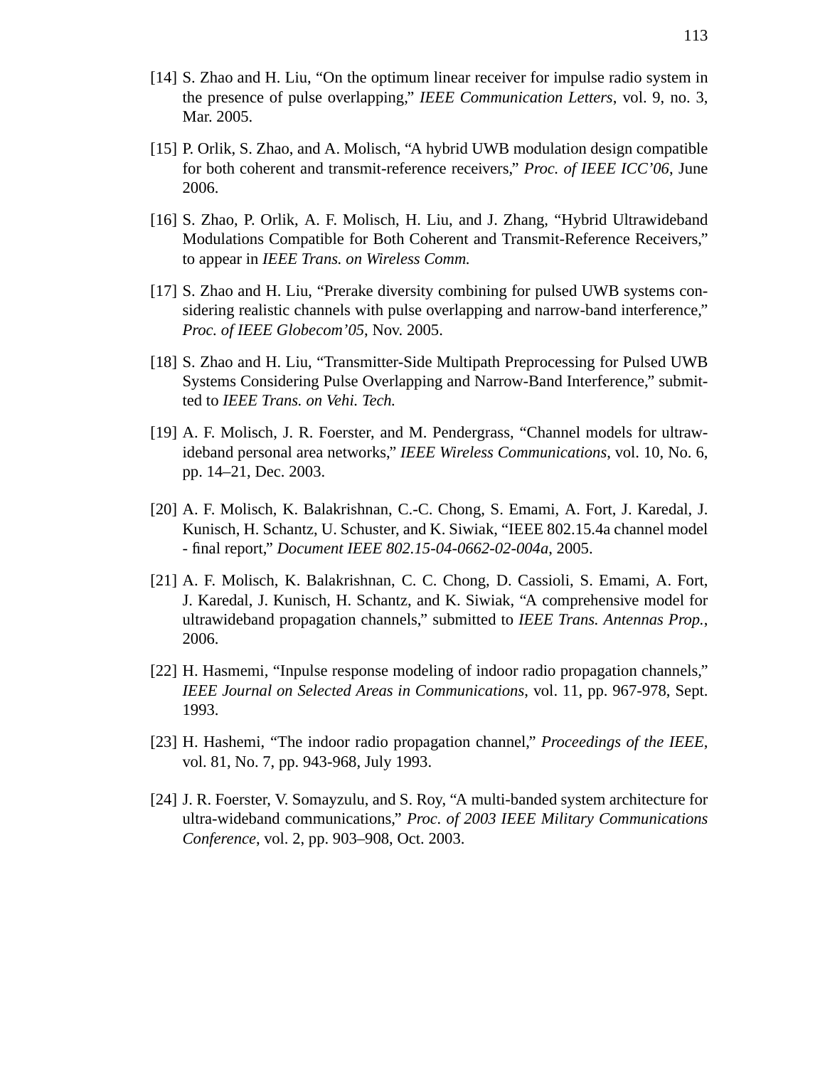[14] S. Zhao and H. Liu, “On the optimum linear receiver for impulse radio system in the presence of pulse overlapping,” *IEEE Communication Letters*, vol. 9, no. 3, Mar. 2005.

[15] P. Orlik, S. Zhao, and A. Molisch, “A hybrid UWB modulation design compatible for both coherent and transmit-reference receivers,” *Proc. of IEEE ICC’06*, June 2006.

[16] S. Zhao, P. Orlik, A. F. Molisch, H. Liu, and J. Zhang, “Hybrid Ultrawideband Modulations Compatible for Both Coherent and Transmit-Reference Receivers,” to appear in *IEEE Trans. on Wireless Comm.*

[17] S. Zhao and H. Liu, “Prerake diversity combining for pulsed UWB systems considering realistic channels with pulse overlapping and narrow-band interference,” *Proc. of IEEE Globecom’05*, Nov. 2005.

[18] S. Zhao and H. Liu, “Transmitter-Side Multipath Preprocessing for Pulsed UWB Systems Considering Pulse Overlapping and Narrow-Band Interference,” submitted to *IEEE Trans. on Vehi. Tech.*

[19] A. F. Molisch, J. R. Foerster, and M. Pendergrass, “Channel models for ultrawideband personal area networks,” *IEEE Wireless Communications*, vol. 10, No. 6, pp. 14–21, Dec. 2003.

[20] A. F. Molisch, K. Balakrishnan, C.-C. Chong, S. Emami, A. Fort, J. Karedal, J. Kunisch, H. Schantz, U. Schuster, and K. Siwiak, “IEEE 802.15.4a channel model - final report,” *Document IEEE 802.15-04-0662-02-004a*, 2005.

[21] A. F. Molisch, K. Balakrishnan, C. C. Chong, D. Cassioli, S. Emami, A. Fort, J. Karedal, J. Kunisch, H. Schantz, and K. Siwiak, “A comprehensive model for ultrawideband propagation channels,” submitted to *IEEE Trans. Antennas Prop.*, 2006.

[22] H. Hasmemi, “Inpulse response modeling of indoor radio propagation channels,” *IEEE Journal on Selected Areas in Communications*, vol. 11, pp. 967-978, Sept. 1993.

[23] H. Hashemi, “The indoor radio propagation channel,” *Proceedings of the IEEE*, vol. 81, No. 7, pp. 943-968, July 1993.

[24] J. R. Foerster, V. Somayzulu, and S. Roy, “A multi-banded system architecture for ultra-wideband communications,” *Proc. of 2003 IEEE Military Communications Conference*, vol. 2, pp. 903–908, Oct. 2003.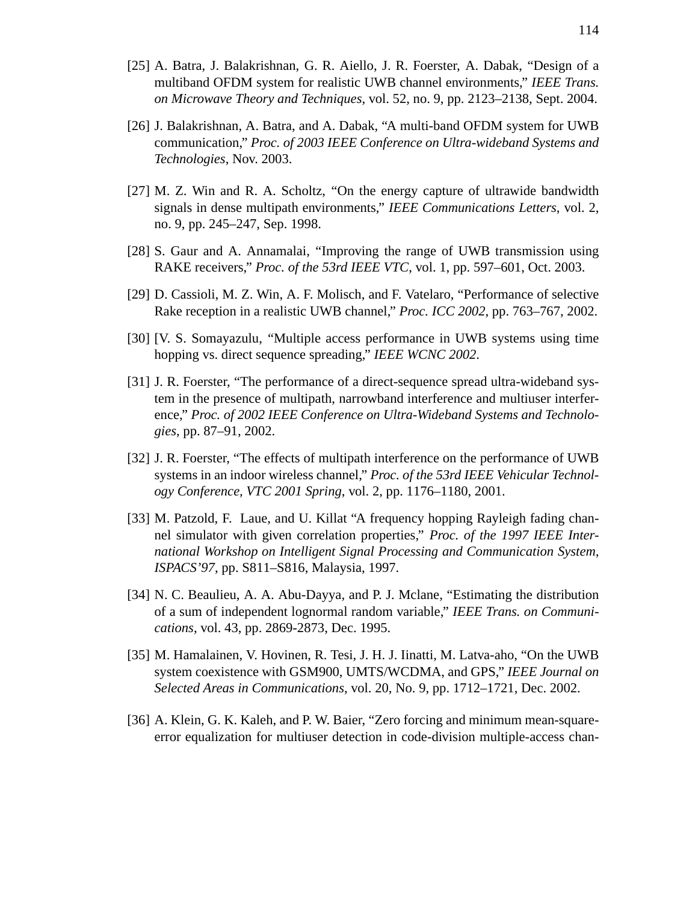[25] A. Batra, J. Balakrishnan, G. R. Aiello, J. R. Foerster, A. Dabak, “Design of a multiband OFDM system for realistic UWB channel environments,” *IEEE Trans. on Microwave Theory and Techniques*, vol. 52, no. 9, pp. 2123–2138, Sept. 2004.

[26] J. Balakrishnan, A. Batra, and A. Dabak, “A multi-band OFDM system for UWB communication,” *Proc. of 2003 IEEE Conference on Ultra-wideband Systems and Technologies*, Nov. 2003.

[27] M. Z. Win and R. A. Scholtz, “On the energy capture of ultrawide bandwidth signals in dense multipath environments,” *IEEE Communications Letters*, vol. 2, no. 9, pp. 245–247, Sep. 1998.

[28] S. Gaur and A. Annamalai, “Improving the range of UWB transmission using RAKE receivers,” *Proc. of the 53rd IEEE VTC*, vol. 1, pp. 597–601, Oct. 2003.

[29] D. Cassioli, M. Z. Win, A. F. Molisch, and F. Vatelaro, “Performance of selective Rake reception in a realistic UWB channel,” *Proc. ICC 2002*, pp. 763–767, 2002.

[30] [V. S. Somayazulu, “Multiple access performance in UWB systems using time hopping vs. direct sequence spreading,” *IEEE WCNC 2002*.

[31] J. R. Foerster, “The performance of a direct-sequence spread ultra-wideband system in the presence of multipath, narrowband interference and multiuser interference,” *Proc. of 2002 IEEE Conference on Ultra-Wideband Systems and Technologies*, pp. 87–91, 2002.

[32] J. R. Foerster, “The effects of multipath interference on the performance of UWB systems in an indoor wireless channel,” *Proc. of the 53rd IEEE Vehicular Technology Conference, VTC 2001 Spring*, vol. 2, pp. 1176–1180, 2001.

[33] M. Patzold, F. Laue, and U. Killat “A frequency hopping Rayleigh fading channel simulator with given correlation properties,” *Proc. of the 1997 IEEE International Workshop on Intelligent Signal Processing and Communication System, ISPACS’97*, pp. S811–S816, Malaysia, 1997.

[34] N. C. Beaulieu, A. A. Abu-Dayya, and P. J. Mclane, “Estimating the distribution of a sum of independent lognormal random variable,” *IEEE Trans. on Communications*, vol. 43, pp. 2869-2873, Dec. 1995.

[35] M. Hamalainen, V. Hovinen, R. Tesi, J. H. J. Iinatti, M. Latva-aho, “On the UWB system coexistence with GSM900, UMTS/WCDMA, and GPS,” *IEEE Journal on Selected Areas in Communications*, vol. 20, No. 9, pp. 1712–1721, Dec. 2002.

[36] A. Klein, G. K. Kaleh, and P. W. Baier, “Zero forcing and minimum mean-square-error equalization for multiuser detection in code-division multiple-access chan-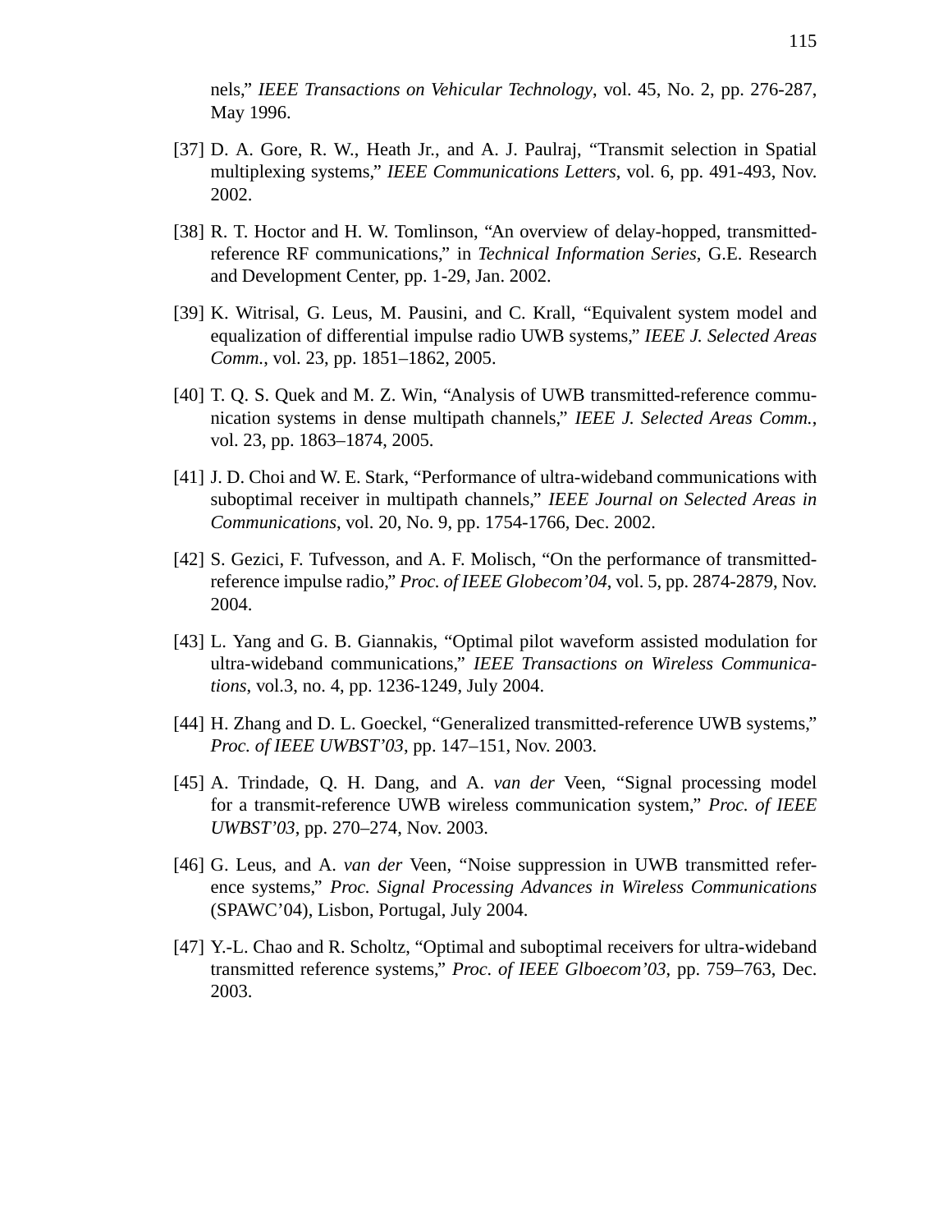nels," *IEEE Transactions on Vehicular Technology*, vol. 45, No. 2, pp. 276-287, May 1996.

[37] D. A. Gore, R. W., Heath Jr., and A. J. Paulraj, "Transmit selection in Spatial multiplexing systems," *IEEE Communications Letters*, vol. 6, pp. 491-493, Nov. 2002.

[38] R. T. Hoctor and H. W. Tomlinson, "An overview of delay-hopped, transmitted-reference RF communications," in *Technical Information Series*, G.E. Research and Development Center, pp. 1-29, Jan. 2002.

[39] K. Witrisal, G. Leus, M. Pausini, and C. Krall, "Equivalent system model and equalization of differential impulse radio UWB systems," *IEEE J. Selected Areas Comm.*, vol. 23, pp. 1851–1862, 2005.

[40] T. Q. S. Quek and M. Z. Win, "Analysis of UWB transmitted-reference communication systems in dense multipath channels," *IEEE J. Selected Areas Comm.*, vol. 23, pp. 1863–1874, 2005.

[41] J. D. Choi and W. E. Stark, "Performance of ultra-wideband communications with suboptimal receiver in multipath channels," *IEEE Journal on Selected Areas in Communications*, vol. 20, No. 9, pp. 1754-1766, Dec. 2002.

[42] S. Gezici, F. Tufvesson, and A. F. Molisch, "On the performance of transmitted-reference impulse radio," *Proc. of IEEE Globecom'04*, vol. 5, pp. 2874-2879, Nov. 2004.

[43] L. Yang and G. B. Giannakis, "Optimal pilot waveform assisted modulation for ultra-wideband communications," *IEEE Transactions on Wireless Communications*, vol.3, no. 4, pp. 1236-1249, July 2004.

[44] H. Zhang and D. L. Goeckel, "Generalized transmitted-reference UWB systems," *Proc. of IEEE UWBST'03*, pp. 147–151, Nov. 2003.

[45] A. Trindade, Q. H. Dang, and A. *van der* Veen, "Signal processing model for a transmit-reference UWB wireless communication system," *Proc. of IEEE UWBST'03*, pp. 270–274, Nov. 2003.

[46] G. Leus, and A. *van der* Veen, "Noise suppression in UWB transmitted reference systems," *Proc. Signal Processing Advances in Wireless Communications* (SPAWC'04), Lisbon, Portugal, July 2004.

[47] Y.-L. Chao and R. Scholtz, "Optimal and suboptimal receivers for ultra-wideband transmitted reference systems," *Proc. of IEEE Glboecom'03*, pp. 759–763, Dec. 2003.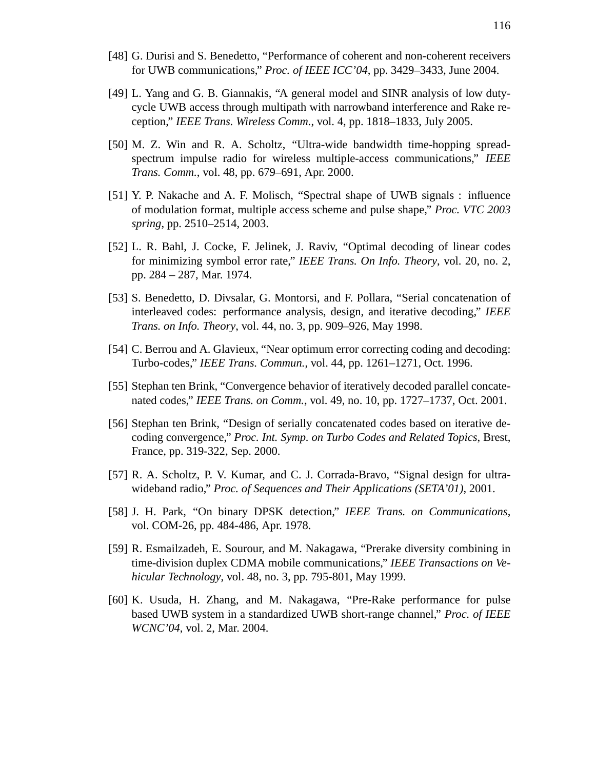[48] G. Durisi and S. Benedetto, "Performance of coherent and non-coherent receivers for UWB communications," *Proc. of IEEE ICC'04*, pp. 3429–3433, June 2004.

[49] L. Yang and G. B. Giannakis, "A general model and SINR analysis of low duty-cycle UWB access through multipath with narrowband interference and Rake reception," *IEEE Trans. Wireless Comm.*, vol. 4, pp. 1818–1833, July 2005.

[50] M. Z. Win and R. A. Scholtz, "Ultra-wide bandwidth time-hopping spread-spectrum impulse radio for wireless multiple-access communications," *IEEE Trans. Comm.*, vol. 48, pp. 679–691, Apr. 2000.

[51] Y. P. Nakache and A. F. Molisch, "Spectral shape of UWB signals : influence of modulation format, multiple access scheme and pulse shape," *Proc. VTC 2003 spring*, pp. 2510–2514, 2003.

[52] L. R. Bahl, J. Cocke, F. Jelinek, J. Raviv, "Optimal decoding of linear codes for minimizing symbol error rate," *IEEE Trans. On Info. Theory*, vol. 20, no. 2, pp. 284 – 287, Mar. 1974.

[53] S. Benedetto, D. Divsalar, G. Montorsi, and F. Pollara, "Serial concatenation of interleaved codes: performance analysis, design, and iterative decoding," *IEEE Trans. on Info. Theory*, vol. 44, no. 3, pp. 909–926, May 1998.

[54] C. Berrou and A. Glavieux, "Near optimum error correcting coding and decoding: Turbo-codes," *IEEE Trans. Commun.*, vol. 44, pp. 1261–1271, Oct. 1996.

[55] Stephan ten Brink, "Convergence behavior of iteratively decoded parallel concatenated codes," *IEEE Trans. on Comm.*, vol. 49, no. 10, pp. 1727–1737, Oct. 2001.

[56] Stephan ten Brink, "Design of serially concatenated codes based on iterative decoding convergence," *Proc. Int. Symp. on Turbo Codes and Related Topics*, Brest, France, pp. 319-322, Sep. 2000.

[57] R. A. Scholtz, P. V. Kumar, and C. J. Corrada-Bravo, "Signal design for ultra-wideband radio," *Proc. of Sequences and Their Applications (SETA'01)*, 2001.

[58] J. H. Park, "On binary DPSK detection," *IEEE Trans. on Communications*, vol. COM-26, pp. 484-486, Apr. 1978.

[59] R. Esmailzadeh, E. Sourour, and M. Nakagawa, "Prerake diversity combining in time-division duplex CDMA mobile communications," *IEEE Transactions on Vehicular Technology*, vol. 48, no. 3, pp. 795-801, May 1999.

[60] K. Usuda, H. Zhang, and M. Nakagawa, "Pre-Rake performance for pulse based UWB system in a standardized UWB short-range channel," *Proc. of IEEE WCNC'04*, vol. 2, Mar. 2004.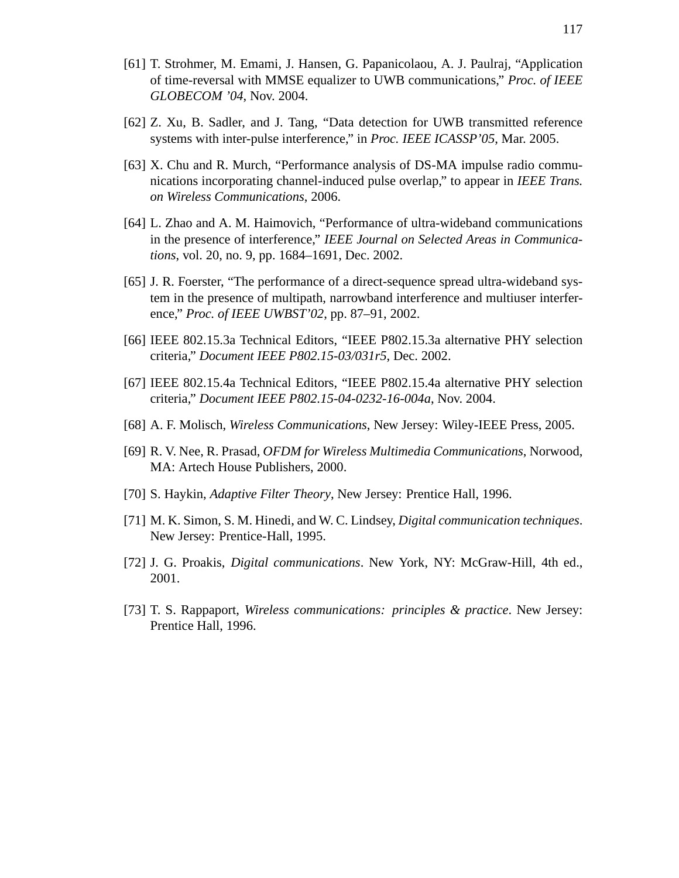[61] T. Strohmer, M. Emami, J. Hansen, G. Papanicolaou, A. J. Paulraj, "Application of time-reversal with MMSE equalizer to UWB communications," *Proc. of IEEE GLOBECOM '04*, Nov. 2004.

[62] Z. Xu, B. Sadler, and J. Tang, "Data detection for UWB transmitted reference systems with inter-pulse interference," in *Proc. IEEE ICASSP'05*, Mar. 2005.

[63] X. Chu and R. Murch, "Performance analysis of DS-MA impulse radio communications incorporating channel-induced pulse overlap," to appear in *IEEE Trans. on Wireless Communications*, 2006.

[64] L. Zhao and A. M. Haimovich, "Performance of ultra-wideband communications in the presence of interference," *IEEE Journal on Selected Areas in Communications*, vol. 20, no. 9, pp. 1684–1691, Dec. 2002.

[65] J. R. Foerster, "The performance of a direct-sequence spread ultra-wideband system in the presence of multipath, narrowband interference and multiuser interference," *Proc. of IEEE UWBST'02*, pp. 87–91, 2002.

[66] IEEE 802.15.3a Technical Editors, "IEEE P802.15.3a alternative PHY selection criteria," *Document IEEE P802.15-03/031r5*, Dec. 2002.

[67] IEEE 802.15.4a Technical Editors, "IEEE P802.15.4a alternative PHY selection criteria," *Document IEEE P802.15-04-0232-16-004a*, Nov. 2004.

[68] A. F. Molisch, *Wireless Communications*, New Jersey: Wiley-IEEE Press, 2005.

[69] R. V. Nee, R. Prasad, *OFDM for Wireless Multimedia Communications*, Norwood, MA: Artech House Publishers, 2000.

[70] S. Haykin, *Adaptive Filter Theory*, New Jersey: Prentice Hall, 1996.

[71] M. K. Simon, S. M. Hinedi, and W. C. Lindsey, *Digital communication techniques*. New Jersey: Prentice-Hall, 1995.

[72] J. G. Proakis, *Digital communications*. New York, NY: McGraw-Hill, 4th ed., 2001.

[73] T. S. Rappaport, *Wireless communications: principles & practice*. New Jersey: Prentice Hall, 1996.